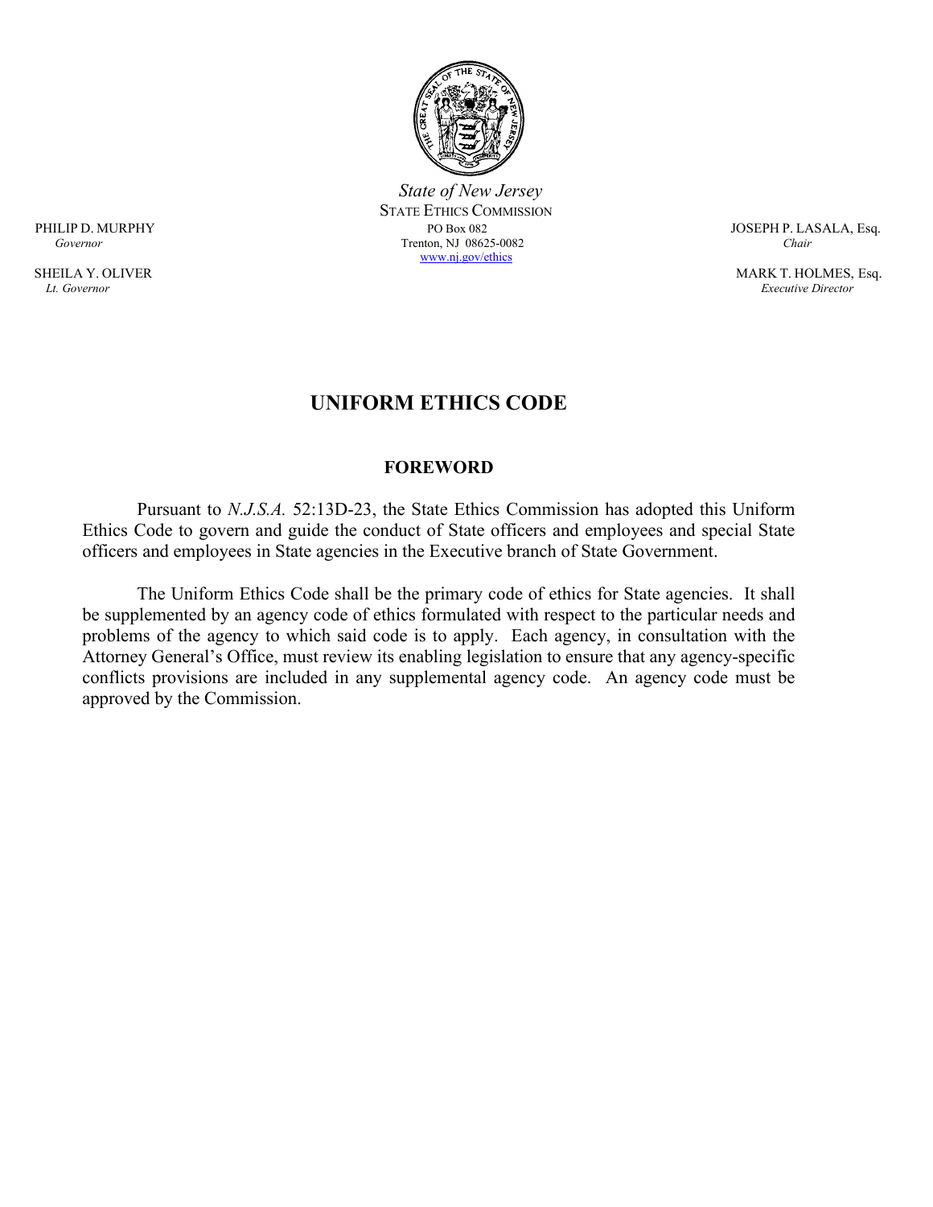*State of New Jersey*

STATE ETHICS COMMISSION

PO Box 082

Trenton, NJ 08625-0082

www.nj.gov/ethics

PHILIP D. MURPHY
*Governor*

SHEILA Y. OLIVER
*Lt. Governor*

JOSEPH P. LASALA, Esq.
*Chair*

MARK T. HOLMES, Esq.
*Executive Director*

# UNIFORM ETHICS CODE

## FOREWORD

Pursuant to *N.J.S.A.* 52:13D-23, the State Ethics Commission has adopted this Uniform Ethics Code to govern and guide the conduct of State officers and employees and special State officers and employees in State agencies in the Executive branch of State Government.

The Uniform Ethics Code shall be the primary code of ethics for State agencies. It shall be supplemented by an agency code of ethics formulated with respect to the particular needs and problems of the agency to which said code is to apply. Each agency, in consultation with the Attorney General's Office, must review its enabling legislation to ensure that any agency-specific conflicts provisions are included in any supplemental agency code. An agency code must be approved by the Commission.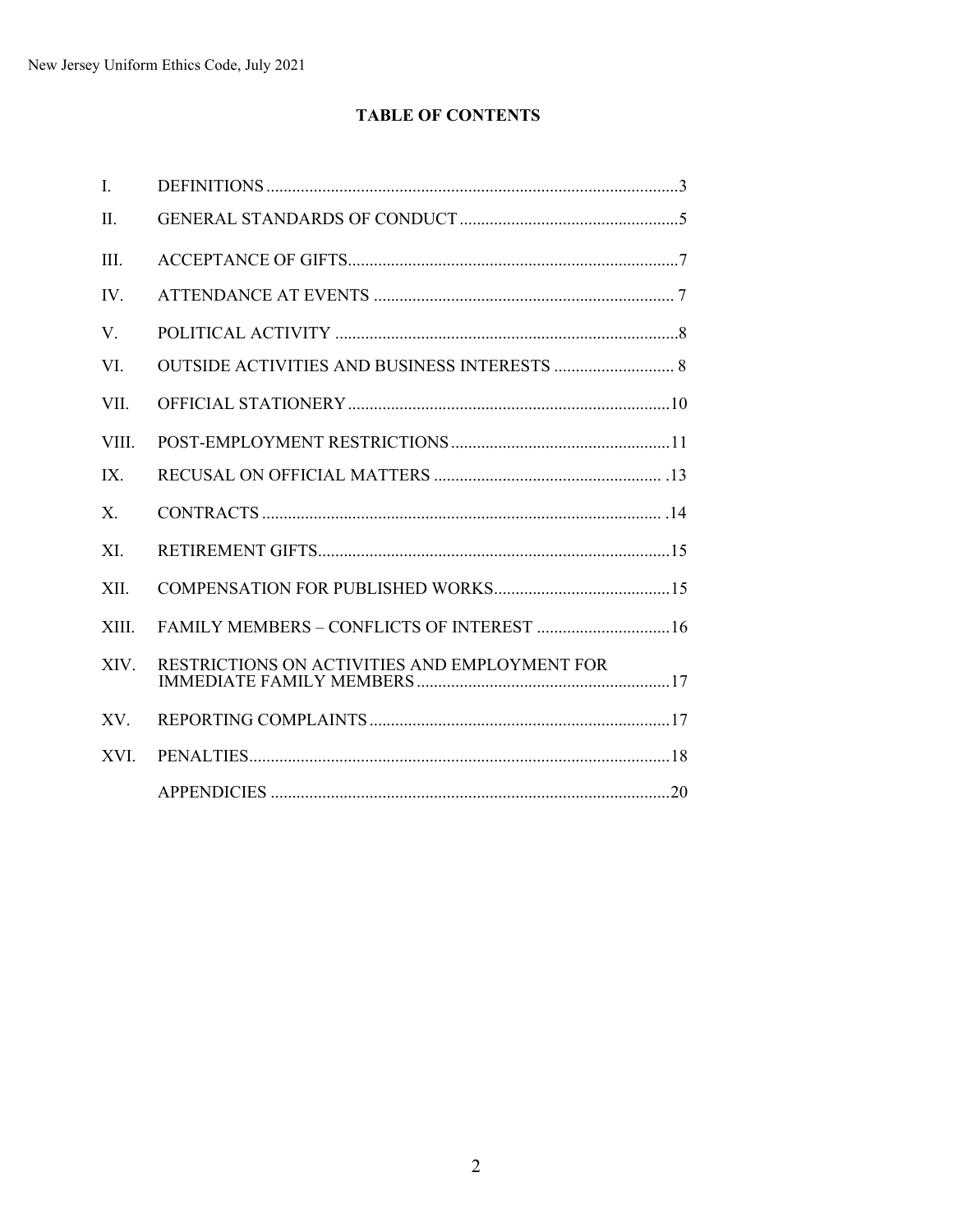## TABLE OF CONTENTS

| | | |
|---|---|---|
| I. | DEFINITIONS | 3 |
| II. | GENERAL STANDARDS OF CONDUCT | 5 |
| III. | ACCEPTANCE OF GIFTS | 7 |
| IV. | ATTENDANCE AT EVENTS | 7 |
| V. | POLITICAL ACTIVITY | 8 |
| VI. | OUTSIDE ACTIVITIES AND BUSINESS INTERESTS | 8 |
| VII. | OFFICIAL STATIONERY | 10 |
| VIII. | POST-EMPLOYMENT RESTRICTIONS | 11 |
| IX. | RECUSAL ON OFFICIAL MATTERS | 13 |
| X. | CONTRACTS | 14 |
| XI. | RETIREMENT GIFTS | 15 |
| XII. | COMPENSATION FOR PUBLISHED WORKS | 15 |
| XIII. | FAMILY MEMBERS – CONFLICTS OF INTEREST | 16 |
| XIV. | RESTRICTIONS ON ACTIVITIES AND EMPLOYMENT FOR IMMEDIATE FAMILY MEMBERS | 17 |
| XV. | REPORTING COMPLAINTS | 17 |
| XVI. | PENALTIES | 18 |
| | APPENDICIES | 20 |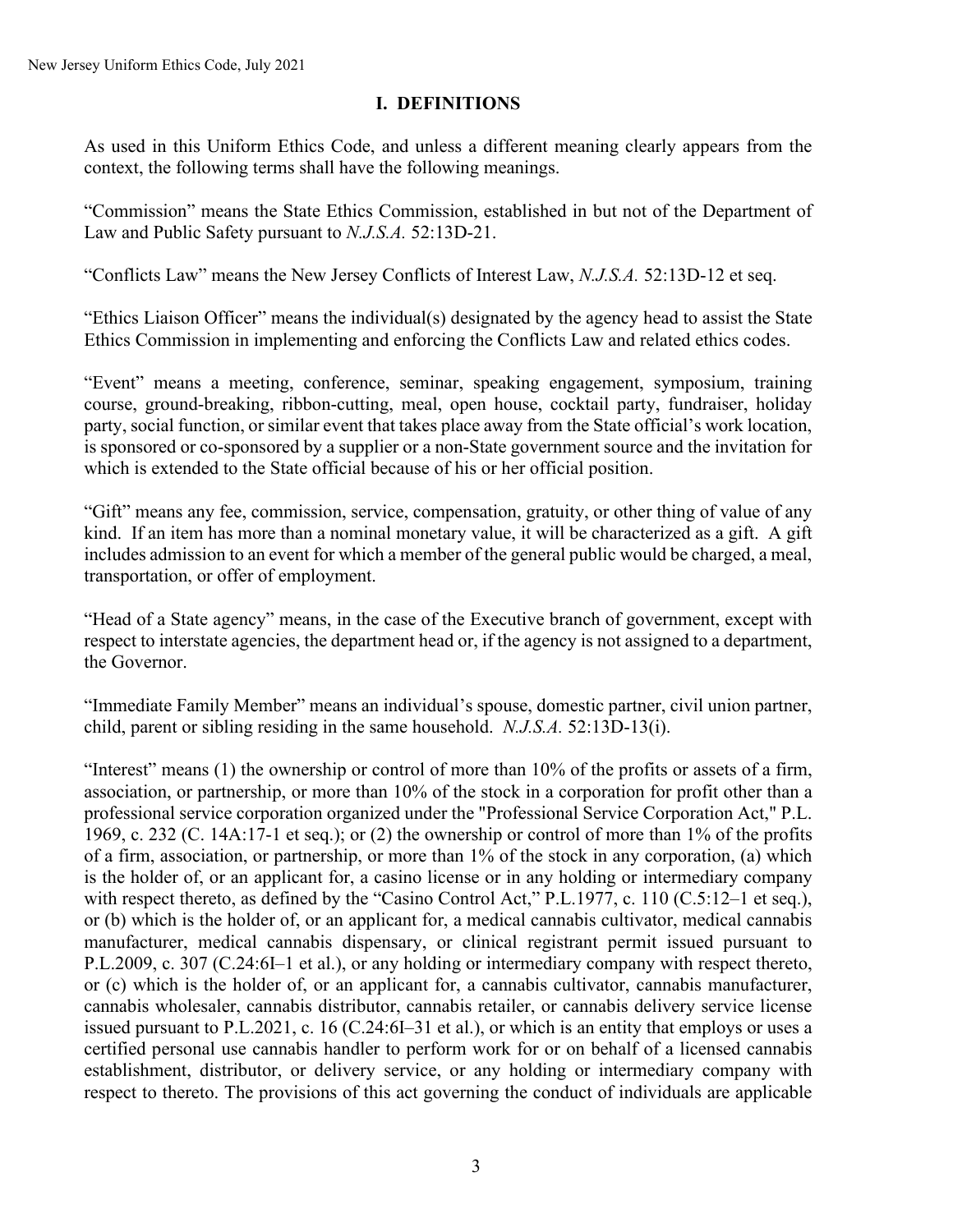## I. DEFINITIONS

As used in this Uniform Ethics Code, and unless a different meaning clearly appears from the context, the following terms shall have the following meanings.

"Commission" means the State Ethics Commission, established in but not of the Department of Law and Public Safety pursuant to *N.J.S.A.* 52:13D-21.

"Conflicts Law" means the New Jersey Conflicts of Interest Law, *N.J.S.A.* 52:13D-12 et seq.

"Ethics Liaison Officer" means the individual(s) designated by the agency head to assist the State Ethics Commission in implementing and enforcing the Conflicts Law and related ethics codes.

"Event" means a meeting, conference, seminar, speaking engagement, symposium, training course, ground-breaking, ribbon-cutting, meal, open house, cocktail party, fundraiser, holiday party, social function, or similar event that takes place away from the State official's work location, is sponsored or co-sponsored by a supplier or a non-State government source and the invitation for which is extended to the State official because of his or her official position.

"Gift" means any fee, commission, service, compensation, gratuity, or other thing of value of any kind. If an item has more than a nominal monetary value, it will be characterized as a gift. A gift includes admission to an event for which a member of the general public would be charged, a meal, transportation, or offer of employment.

"Head of a State agency" means, in the case of the Executive branch of government, except with respect to interstate agencies, the department head or, if the agency is not assigned to a department, the Governor.

"Immediate Family Member" means an individual's spouse, domestic partner, civil union partner, child, parent or sibling residing in the same household. *N.J.S.A.* 52:13D-13(i).

"Interest" means (1) the ownership or control of more than 10% of the profits or assets of a firm, association, or partnership, or more than 10% of the stock in a corporation for profit other than a professional service corporation organized under the "Professional Service Corporation Act," P.L. 1969, c. 232 (C. 14A:17-1 et seq.); or (2) the ownership or control of more than 1% of the profits of a firm, association, or partnership, or more than 1% of the stock in any corporation, (a) which is the holder of, or an applicant for, a casino license or in any holding or intermediary company with respect thereto, as defined by the "Casino Control Act," P.L.1977, c. 110 (C.5:12–1 et seq.), or (b) which is the holder of, or an applicant for, a medical cannabis cultivator, medical cannabis manufacturer, medical cannabis dispensary, or clinical registrant permit issued pursuant to P.L.2009, c. 307 (C.24:6I–1 et al.), or any holding or intermediary company with respect thereto, or (c) which is the holder of, or an applicant for, a cannabis cultivator, cannabis manufacturer, cannabis wholesaler, cannabis distributor, cannabis retailer, or cannabis delivery service license issued pursuant to P.L.2021, c. 16 (C.24:6I–31 et al.), or which is an entity that employs or uses a certified personal use cannabis handler to perform work for or on behalf of a licensed cannabis establishment, distributor, or delivery service, or any holding or intermediary company with respect to thereto. The provisions of this act governing the conduct of individuals are applicable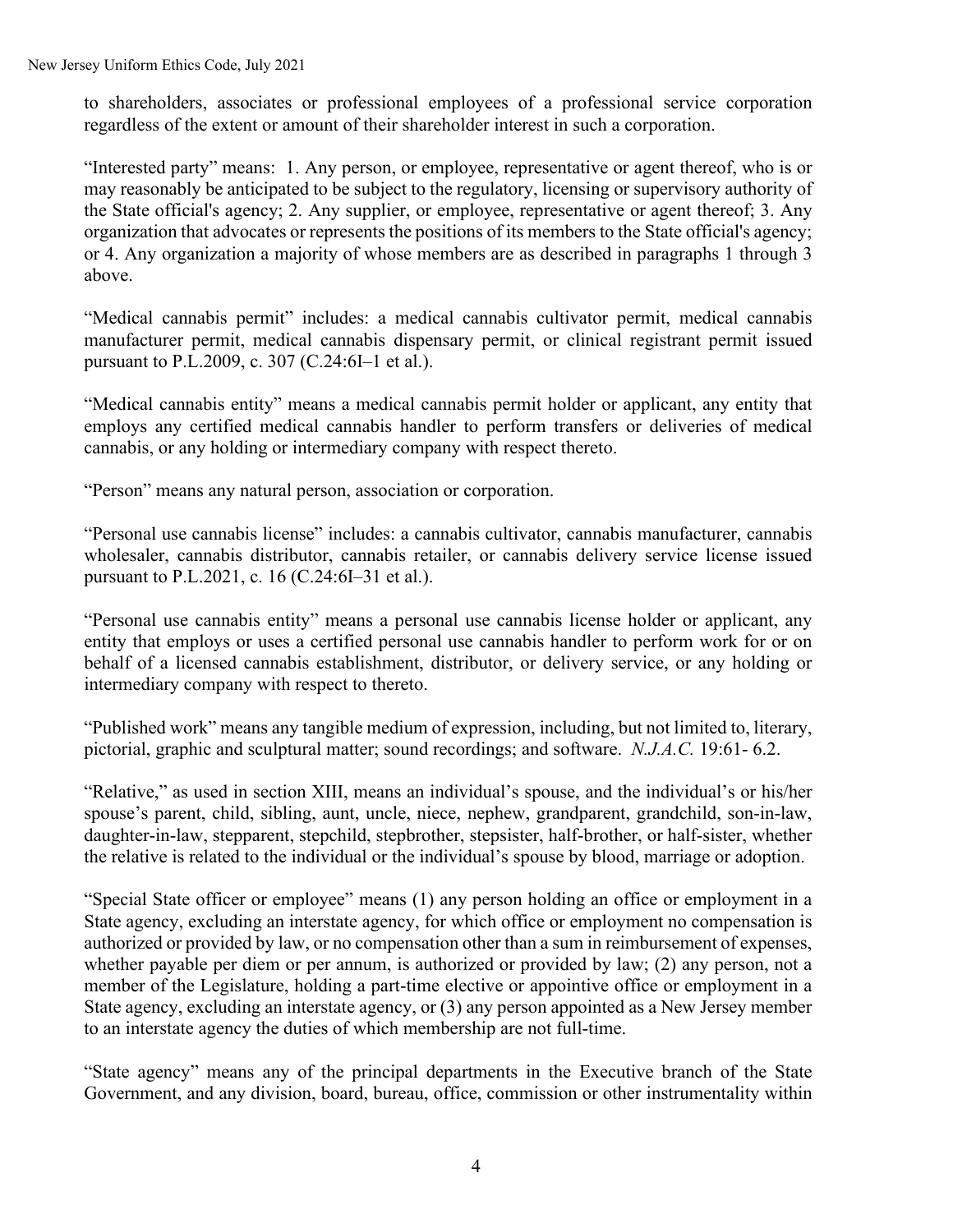to shareholders, associates or professional employees of a professional service corporation regardless of the extent or amount of their shareholder interest in such a corporation.

"Interested party" means: 1. Any person, or employee, representative or agent thereof, who is or may reasonably be anticipated to be subject to the regulatory, licensing or supervisory authority of the State official's agency; 2. Any supplier, or employee, representative or agent thereof; 3. Any organization that advocates or represents the positions of its members to the State official's agency; or 4. Any organization a majority of whose members are as described in paragraphs 1 through 3 above.

"Medical cannabis permit" includes: a medical cannabis cultivator permit, medical cannabis manufacturer permit, medical cannabis dispensary permit, or clinical registrant permit issued pursuant to P.L.2009, c. 307 (C.24:6I–1 et al.).

"Medical cannabis entity" means a medical cannabis permit holder or applicant, any entity that employs any certified medical cannabis handler to perform transfers or deliveries of medical cannabis, or any holding or intermediary company with respect thereto.

"Person" means any natural person, association or corporation.

"Personal use cannabis license" includes: a cannabis cultivator, cannabis manufacturer, cannabis wholesaler, cannabis distributor, cannabis retailer, or cannabis delivery service license issued pursuant to P.L.2021, c. 16 (C.24:6I–31 et al.).

"Personal use cannabis entity" means a personal use cannabis license holder or applicant, any entity that employs or uses a certified personal use cannabis handler to perform work for or on behalf of a licensed cannabis establishment, distributor, or delivery service, or any holding or intermediary company with respect to thereto.

"Published work" means any tangible medium of expression, including, but not limited to, literary, pictorial, graphic and sculptural matter; sound recordings; and software. *N.J.A.C.* 19:61- 6.2.

"Relative," as used in section XIII, means an individual's spouse, and the individual's or his/her spouse's parent, child, sibling, aunt, uncle, niece, nephew, grandparent, grandchild, son-in-law, daughter-in-law, stepparent, stepchild, stepbrother, stepsister, half-brother, or half-sister, whether the relative is related to the individual or the individual's spouse by blood, marriage or adoption.

"Special State officer or employee" means (1) any person holding an office or employment in a State agency, excluding an interstate agency, for which office or employment no compensation is authorized or provided by law, or no compensation other than a sum in reimbursement of expenses, whether payable per diem or per annum, is authorized or provided by law; (2) any person, not a member of the Legislature, holding a part-time elective or appointive office or employment in a State agency, excluding an interstate agency, or (3) any person appointed as a New Jersey member to an interstate agency the duties of which membership are not full-time.

"State agency" means any of the principal departments in the Executive branch of the State Government, and any division, board, bureau, office, commission or other instrumentality within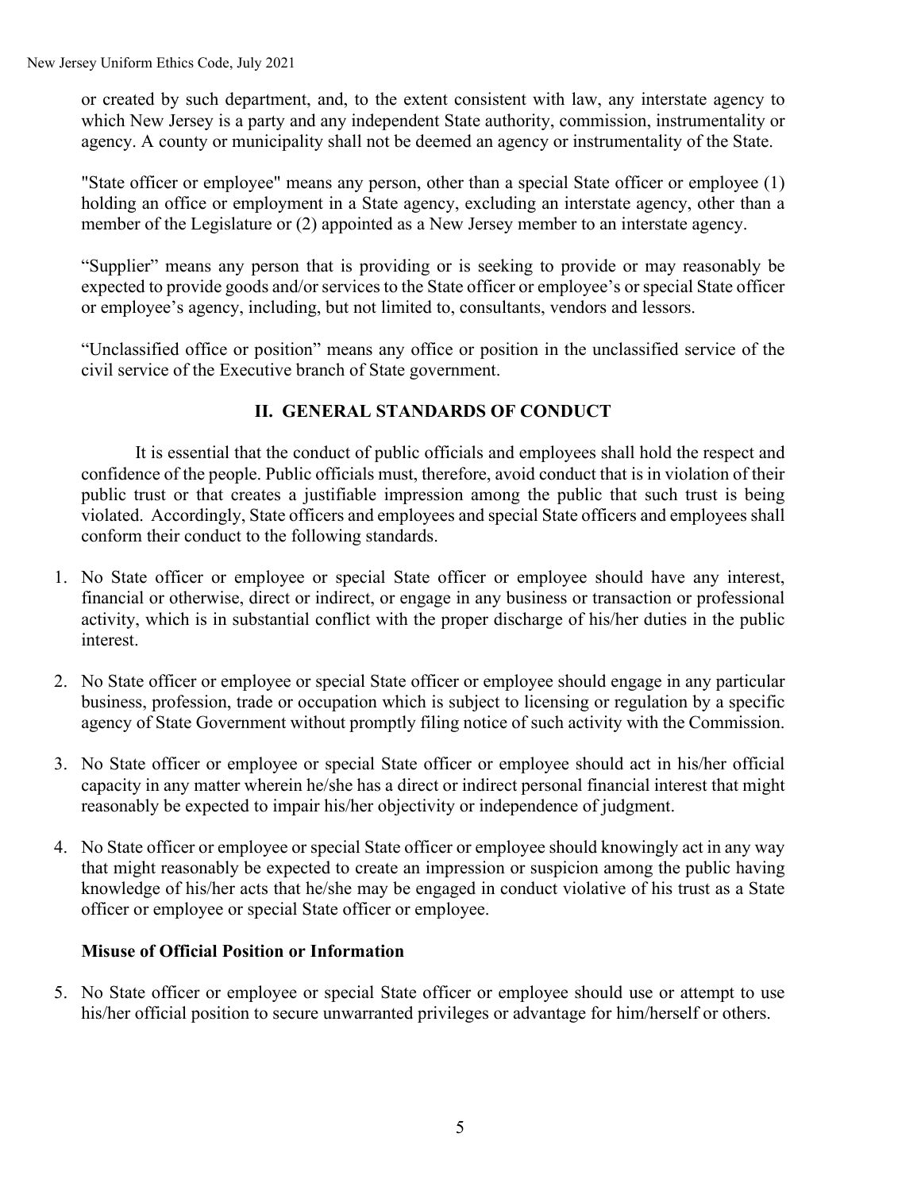or created by such department, and, to the extent consistent with law, any interstate agency to which New Jersey is a party and any independent State authority, commission, instrumentality or agency. A county or municipality shall not be deemed an agency or instrumentality of the State.

"State officer or employee" means any person, other than a special State officer or employee (1) holding an office or employment in a State agency, excluding an interstate agency, other than a member of the Legislature or (2) appointed as a New Jersey member to an interstate agency.

"Supplier" means any person that is providing or is seeking to provide or may reasonably be expected to provide goods and/or services to the State officer or employee's or special State officer or employee's agency, including, but not limited to, consultants, vendors and lessors.

"Unclassified office or position" means any office or position in the unclassified service of the civil service of the Executive branch of State government.

## II. GENERAL STANDARDS OF CONDUCT

It is essential that the conduct of public officials and employees shall hold the respect and confidence of the people. Public officials must, therefore, avoid conduct that is in violation of their public trust or that creates a justifiable impression among the public that such trust is being violated. Accordingly, State officers and employees and special State officers and employees shall conform their conduct to the following standards.

1. No State officer or employee or special State officer or employee should have any interest, financial or otherwise, direct or indirect, or engage in any business or transaction or professional activity, which is in substantial conflict with the proper discharge of his/her duties in the public interest.

2. No State officer or employee or special State officer or employee should engage in any particular business, profession, trade or occupation which is subject to licensing or regulation by a specific agency of State Government without promptly filing notice of such activity with the Commission.

3. No State officer or employee or special State officer or employee should act in his/her official capacity in any matter wherein he/she has a direct or indirect personal financial interest that might reasonably be expected to impair his/her objectivity or independence of judgment.

4. No State officer or employee or special State officer or employee should knowingly act in any way that might reasonably be expected to create an impression or suspicion among the public having knowledge of his/her acts that he/she may be engaged in conduct violative of his trust as a State officer or employee or special State officer or employee.

**Misuse of Official Position or Information**

5. No State officer or employee or special State officer or employee should use or attempt to use his/her official position to secure unwarranted privileges or advantage for him/herself or others.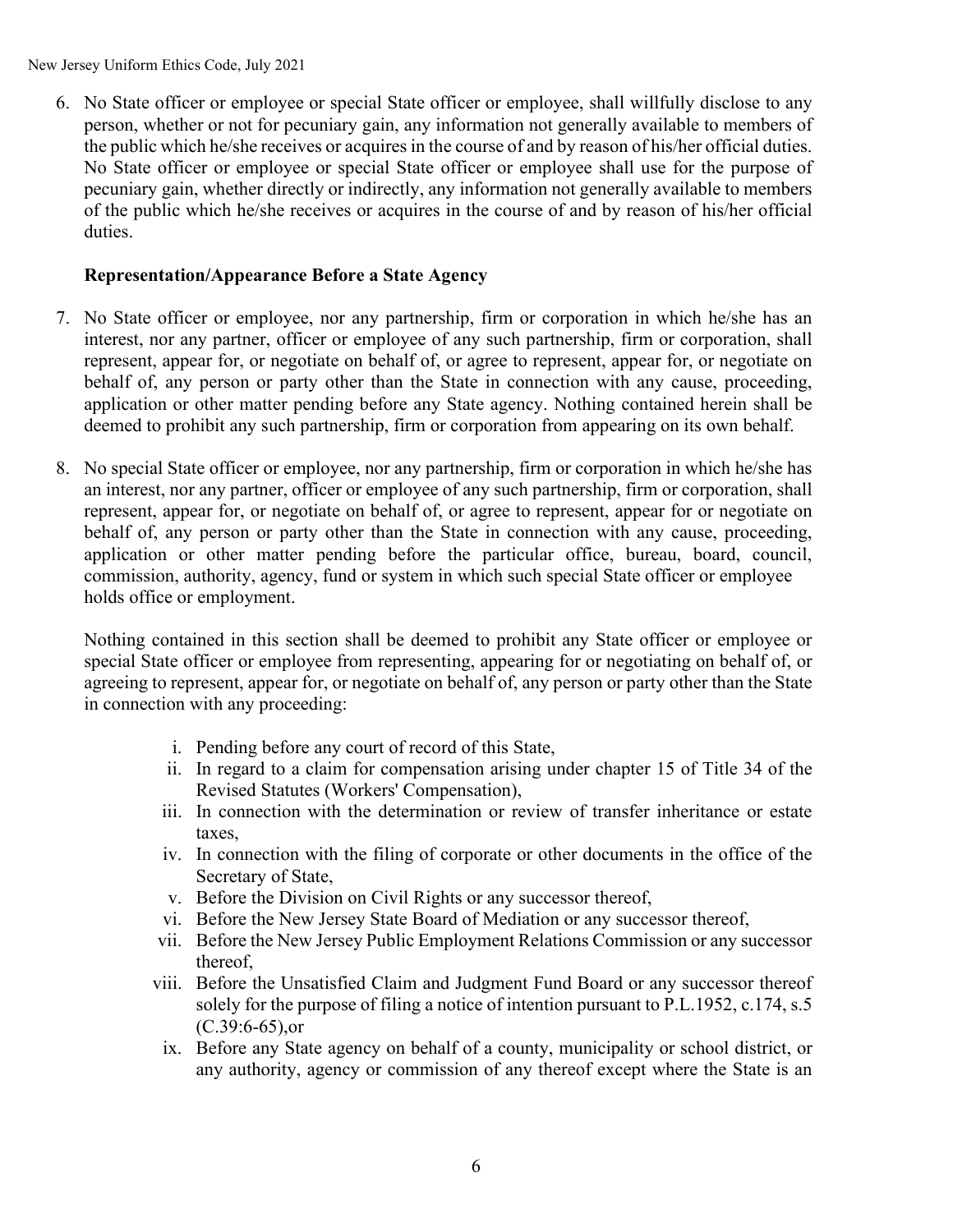6. No State officer or employee or special State officer or employee, shall willfully disclose to any person, whether or not for pecuniary gain, any information not generally available to members of the public which he/she receives or acquires in the course of and by reason of his/her official duties. No State officer or employee or special State officer or employee shall use for the purpose of pecuniary gain, whether directly or indirectly, any information not generally available to members of the public which he/she receives or acquires in the course of and by reason of his/her official duties.

**Representation/Appearance Before a State Agency**

7. No State officer or employee, nor any partnership, firm or corporation in which he/she has an interest, nor any partner, officer or employee of any such partnership, firm or corporation, shall represent, appear for, or negotiate on behalf of, or agree to represent, appear for, or negotiate on behalf of, any person or party other than the State in connection with any cause, proceeding, application or other matter pending before any State agency. Nothing contained herein shall be deemed to prohibit any such partnership, firm or corporation from appearing on its own behalf.

8. No special State officer or employee, nor any partnership, firm or corporation in which he/she has an interest, nor any partner, officer or employee of any such partnership, firm or corporation, shall represent, appear for, or negotiate on behalf of, or agree to represent, appear for or negotiate on behalf of, any person or party other than the State in connection with any cause, proceeding, application or other matter pending before the particular office, bureau, board, council, commission, authority, agency, fund or system in which such special State officer or employee holds office or employment.

   Nothing contained in this section shall be deemed to prohibit any State officer or employee or special State officer or employee from representing, appearing for or negotiating on behalf of, or agreeing to represent, appear for, or negotiate on behalf of, any person or party other than the State in connection with any proceeding:

   i. Pending before any court of record of this State,
   ii. In regard to a claim for compensation arising under chapter 15 of Title 34 of the Revised Statutes (Workers' Compensation),
   iii. In connection with the determination or review of transfer inheritance or estate taxes,
   iv. In connection with the filing of corporate or other documents in the office of the Secretary of State,
   v. Before the Division on Civil Rights or any successor thereof,
   vi. Before the New Jersey State Board of Mediation or any successor thereof,
   vii. Before the New Jersey Public Employment Relations Commission or any successor thereof,
   viii. Before the Unsatisfied Claim and Judgment Fund Board or any successor thereof solely for the purpose of filing a notice of intention pursuant to P.L.1952, c.174, s.5 (C.39:6-65),or
   ix. Before any State agency on behalf of a county, municipality or school district, or any authority, agency or commission of any thereof except where the State is an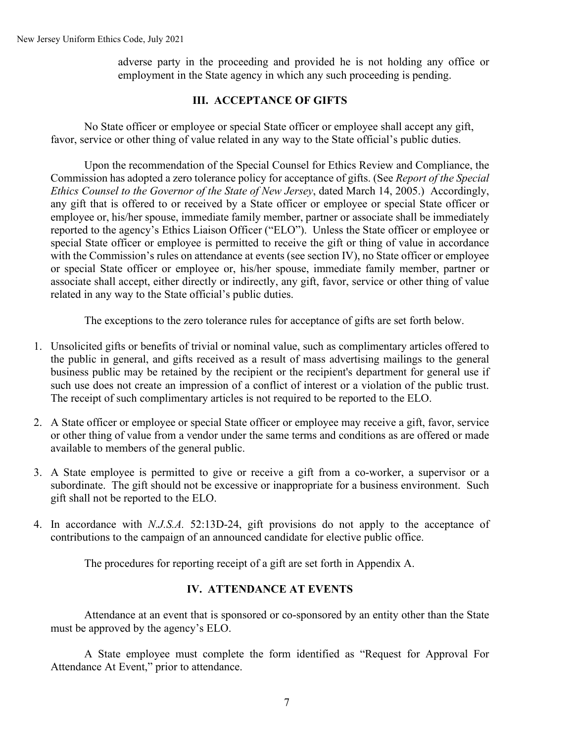adverse party in the proceeding and provided he is not holding any office or employment in the State agency in which any such proceeding is pending.

## III. ACCEPTANCE OF GIFTS

No State officer or employee or special State officer or employee shall accept any gift, favor, service or other thing of value related in any way to the State official's public duties.

Upon the recommendation of the Special Counsel for Ethics Review and Compliance, the Commission has adopted a zero tolerance policy for acceptance of gifts. (See *Report of the Special Ethics Counsel to the Governor of the State of New Jersey*, dated March 14, 2005.) Accordingly, any gift that is offered to or received by a State officer or employee or special State officer or employee or, his/her spouse, immediate family member, partner or associate shall be immediately reported to the agency's Ethics Liaison Officer ("ELO"). Unless the State officer or employee or special State officer or employee is permitted to receive the gift or thing of value in accordance with the Commission's rules on attendance at events (see section IV), no State officer or employee or special State officer or employee or, his/her spouse, immediate family member, partner or associate shall accept, either directly or indirectly, any gift, favor, service or other thing of value related in any way to the State official's public duties.

The exceptions to the zero tolerance rules for acceptance of gifts are set forth below.

1. Unsolicited gifts or benefits of trivial or nominal value, such as complimentary articles offered to the public in general, and gifts received as a result of mass advertising mailings to the general business public may be retained by the recipient or the recipient's department for general use if such use does not create an impression of a conflict of interest or a violation of the public trust. The receipt of such complimentary articles is not required to be reported to the ELO.
2. A State officer or employee or special State officer or employee may receive a gift, favor, service or other thing of value from a vendor under the same terms and conditions as are offered or made available to members of the general public.
3. A State employee is permitted to give or receive a gift from a co-worker, a supervisor or a subordinate. The gift should not be excessive or inappropriate for a business environment. Such gift shall not be reported to the ELO.
4. In accordance with *N.J.S.A.* 52:13D-24, gift provisions do not apply to the acceptance of contributions to the campaign of an announced candidate for elective public office.

The procedures for reporting receipt of a gift are set forth in Appendix A.

## IV. ATTENDANCE AT EVENTS

Attendance at an event that is sponsored or co-sponsored by an entity other than the State must be approved by the agency's ELO.

A State employee must complete the form identified as "Request for Approval For Attendance At Event," prior to attendance.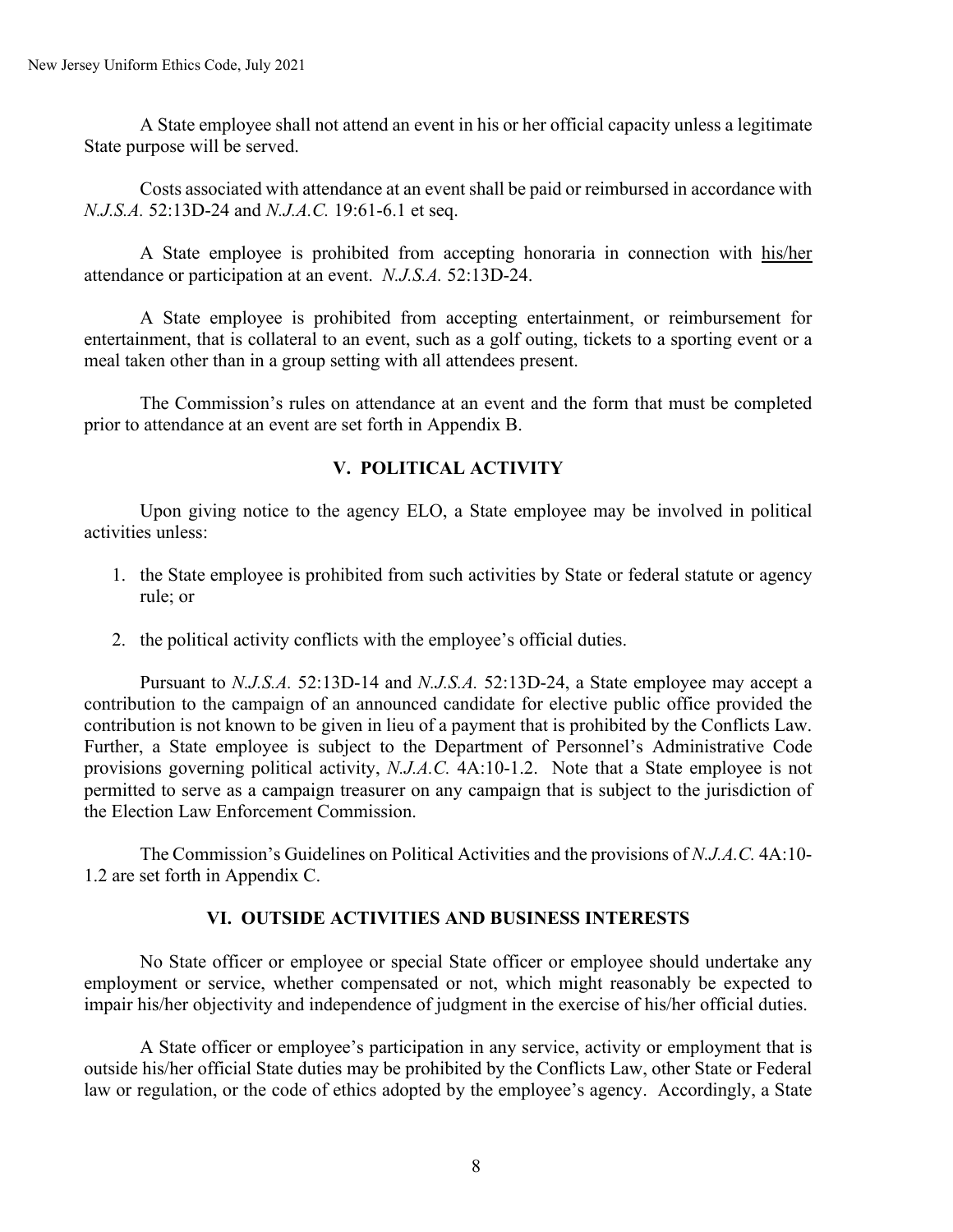A State employee shall not attend an event in his or her official capacity unless a legitimate State purpose will be served.

Costs associated with attendance at an event shall be paid or reimbursed in accordance with *N.J.S.A.* 52:13D-24 and *N.J.A.C.* 19:61-6.1 et seq.

A State employee is prohibited from accepting honoraria in connection with his/her attendance or participation at an event. *N.J.S.A.* 52:13D-24.

A State employee is prohibited from accepting entertainment, or reimbursement for entertainment, that is collateral to an event, such as a golf outing, tickets to a sporting event or a meal taken other than in a group setting with all attendees present.

The Commission's rules on attendance at an event and the form that must be completed prior to attendance at an event are set forth in Appendix B.

## V. POLITICAL ACTIVITY

Upon giving notice to the agency ELO, a State employee may be involved in political activities unless:

1. the State employee is prohibited from such activities by State or federal statute or agency rule; or
2. the political activity conflicts with the employee's official duties.

Pursuant to *N.J.S.A.* 52:13D-14 and *N.J.S.A.* 52:13D-24, a State employee may accept a contribution to the campaign of an announced candidate for elective public office provided the contribution is not known to be given in lieu of a payment that is prohibited by the Conflicts Law. Further, a State employee is subject to the Department of Personnel's Administrative Code provisions governing political activity, *N.J.A.C.* 4A:10-1.2. Note that a State employee is not permitted to serve as a campaign treasurer on any campaign that is subject to the jurisdiction of the Election Law Enforcement Commission.

The Commission's Guidelines on Political Activities and the provisions of *N.J.A.C.* 4A:10-1.2 are set forth in Appendix C.

## VI. OUTSIDE ACTIVITIES AND BUSINESS INTERESTS

No State officer or employee or special State officer or employee should undertake any employment or service, whether compensated or not, which might reasonably be expected to impair his/her objectivity and independence of judgment in the exercise of his/her official duties.

A State officer or employee's participation in any service, activity or employment that is outside his/her official State duties may be prohibited by the Conflicts Law, other State or Federal law or regulation, or the code of ethics adopted by the employee's agency. Accordingly, a State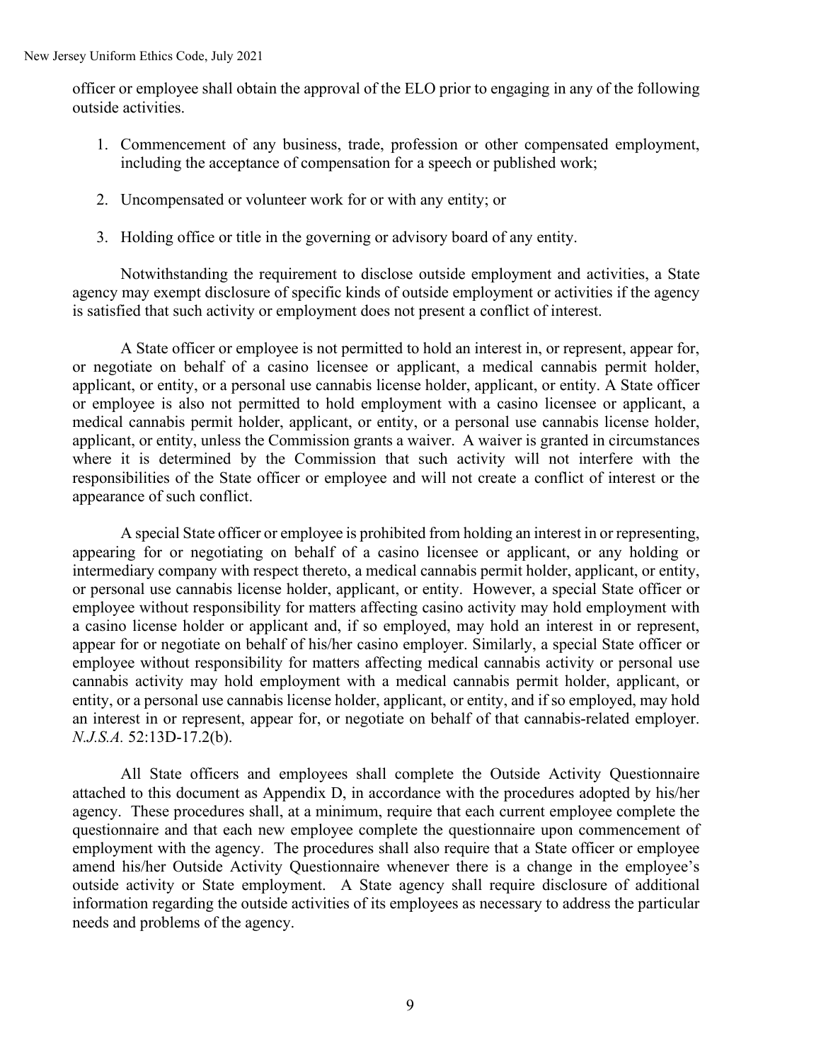officer or employee shall obtain the approval of the ELO prior to engaging in any of the following outside activities.

1. Commencement of any business, trade, profession or other compensated employment, including the acceptance of compensation for a speech or published work;

2. Uncompensated or volunteer work for or with any entity; or

3. Holding office or title in the governing or advisory board of any entity.

Notwithstanding the requirement to disclose outside employment and activities, a State agency may exempt disclosure of specific kinds of outside employment or activities if the agency is satisfied that such activity or employment does not present a conflict of interest.

A State officer or employee is not permitted to hold an interest in, or represent, appear for, or negotiate on behalf of a casino licensee or applicant, a medical cannabis permit holder, applicant, or entity, or a personal use cannabis license holder, applicant, or entity. A State officer or employee is also not permitted to hold employment with a casino licensee or applicant, a medical cannabis permit holder, applicant, or entity, or a personal use cannabis license holder, applicant, or entity, unless the Commission grants a waiver. A waiver is granted in circumstances where it is determined by the Commission that such activity will not interfere with the responsibilities of the State officer or employee and will not create a conflict of interest or the appearance of such conflict.

A special State officer or employee is prohibited from holding an interest in or representing, appearing for or negotiating on behalf of a casino licensee or applicant, or any holding or intermediary company with respect thereto, a medical cannabis permit holder, applicant, or entity, or personal use cannabis license holder, applicant, or entity. However, a special State officer or employee without responsibility for matters affecting casino activity may hold employment with a casino license holder or applicant and, if so employed, may hold an interest in or represent, appear for or negotiate on behalf of his/her casino employer. Similarly, a special State officer or employee without responsibility for matters affecting medical cannabis activity or personal use cannabis activity may hold employment with a medical cannabis permit holder, applicant, or entity, or a personal use cannabis license holder, applicant, or entity, and if so employed, may hold an interest in or represent, appear for, or negotiate on behalf of that cannabis-related employer. *N.J.S.A.* 52:13D-17.2(b).

All State officers and employees shall complete the Outside Activity Questionnaire attached to this document as Appendix D, in accordance with the procedures adopted by his/her agency. These procedures shall, at a minimum, require that each current employee complete the questionnaire and that each new employee complete the questionnaire upon commencement of employment with the agency. The procedures shall also require that a State officer or employee amend his/her Outside Activity Questionnaire whenever there is a change in the employee's outside activity or State employment. A State agency shall require disclosure of additional information regarding the outside activities of its employees as necessary to address the particular needs and problems of the agency.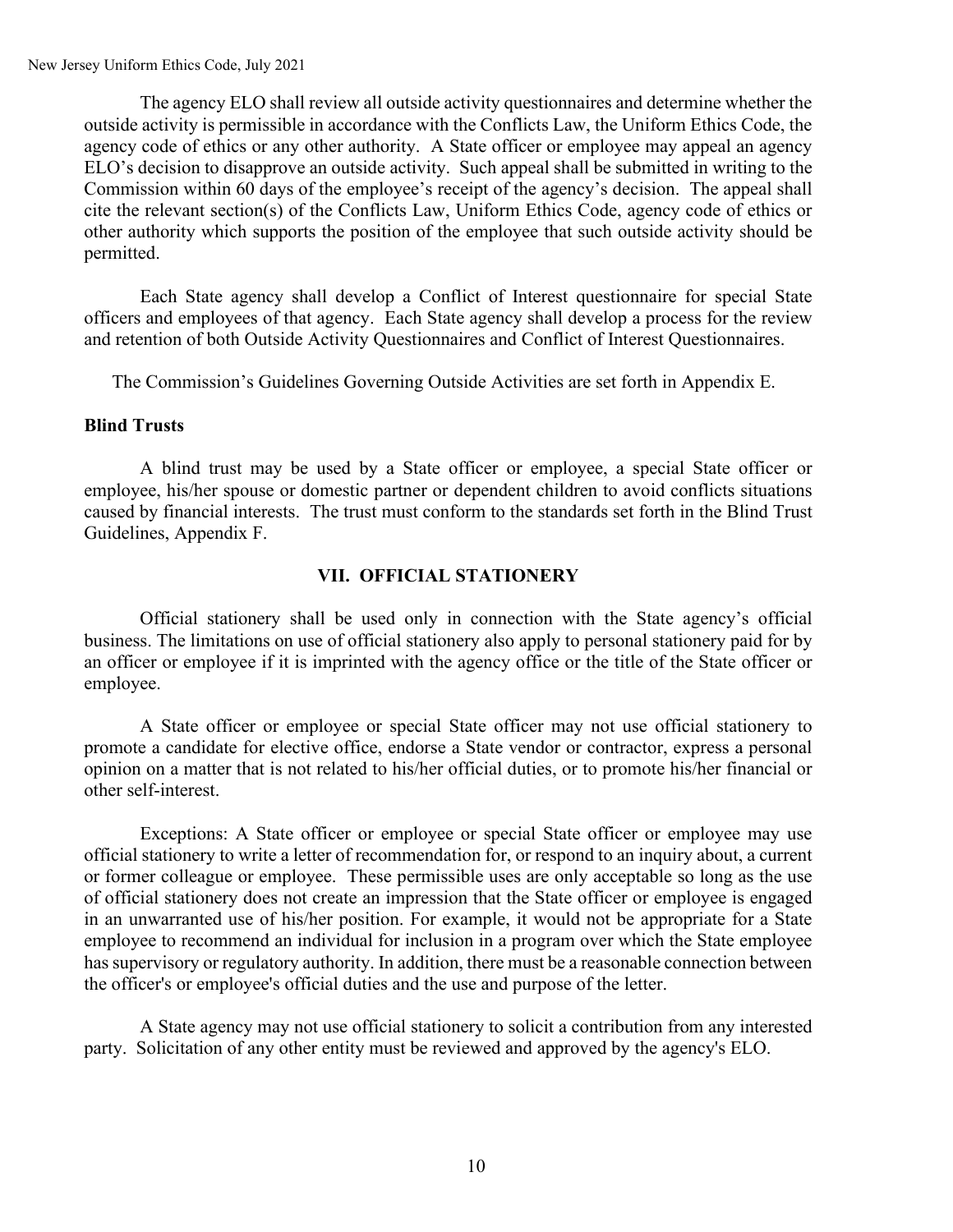The agency ELO shall review all outside activity questionnaires and determine whether the outside activity is permissible in accordance with the Conflicts Law, the Uniform Ethics Code, the agency code of ethics or any other authority. A State officer or employee may appeal an agency ELO's decision to disapprove an outside activity. Such appeal shall be submitted in writing to the Commission within 60 days of the employee's receipt of the agency's decision. The appeal shall cite the relevant section(s) of the Conflicts Law, Uniform Ethics Code, agency code of ethics or other authority which supports the position of the employee that such outside activity should be permitted.

Each State agency shall develop a Conflict of Interest questionnaire for special State officers and employees of that agency. Each State agency shall develop a process for the review and retention of both Outside Activity Questionnaires and Conflict of Interest Questionnaires.

The Commission's Guidelines Governing Outside Activities are set forth in Appendix E.

**Blind Trusts**

A blind trust may be used by a State officer or employee, a special State officer or employee, his/her spouse or domestic partner or dependent children to avoid conflicts situations caused by financial interests. The trust must conform to the standards set forth in the Blind Trust Guidelines, Appendix F.

## VII. OFFICIAL STATIONERY

Official stationery shall be used only in connection with the State agency's official business. The limitations on use of official stationery also apply to personal stationery paid for by an officer or employee if it is imprinted with the agency office or the title of the State officer or employee.

A State officer or employee or special State officer may not use official stationery to promote a candidate for elective office, endorse a State vendor or contractor, express a personal opinion on a matter that is not related to his/her official duties, or to promote his/her financial or other self-interest.

Exceptions: A State officer or employee or special State officer or employee may use official stationery to write a letter of recommendation for, or respond to an inquiry about, a current or former colleague or employee. These permissible uses are only acceptable so long as the use of official stationery does not create an impression that the State officer or employee is engaged in an unwarranted use of his/her position. For example, it would not be appropriate for a State employee to recommend an individual for inclusion in a program over which the State employee has supervisory or regulatory authority. In addition, there must be a reasonable connection between the officer's or employee's official duties and the use and purpose of the letter.

A State agency may not use official stationery to solicit a contribution from any interested party. Solicitation of any other entity must be reviewed and approved by the agency's ELO.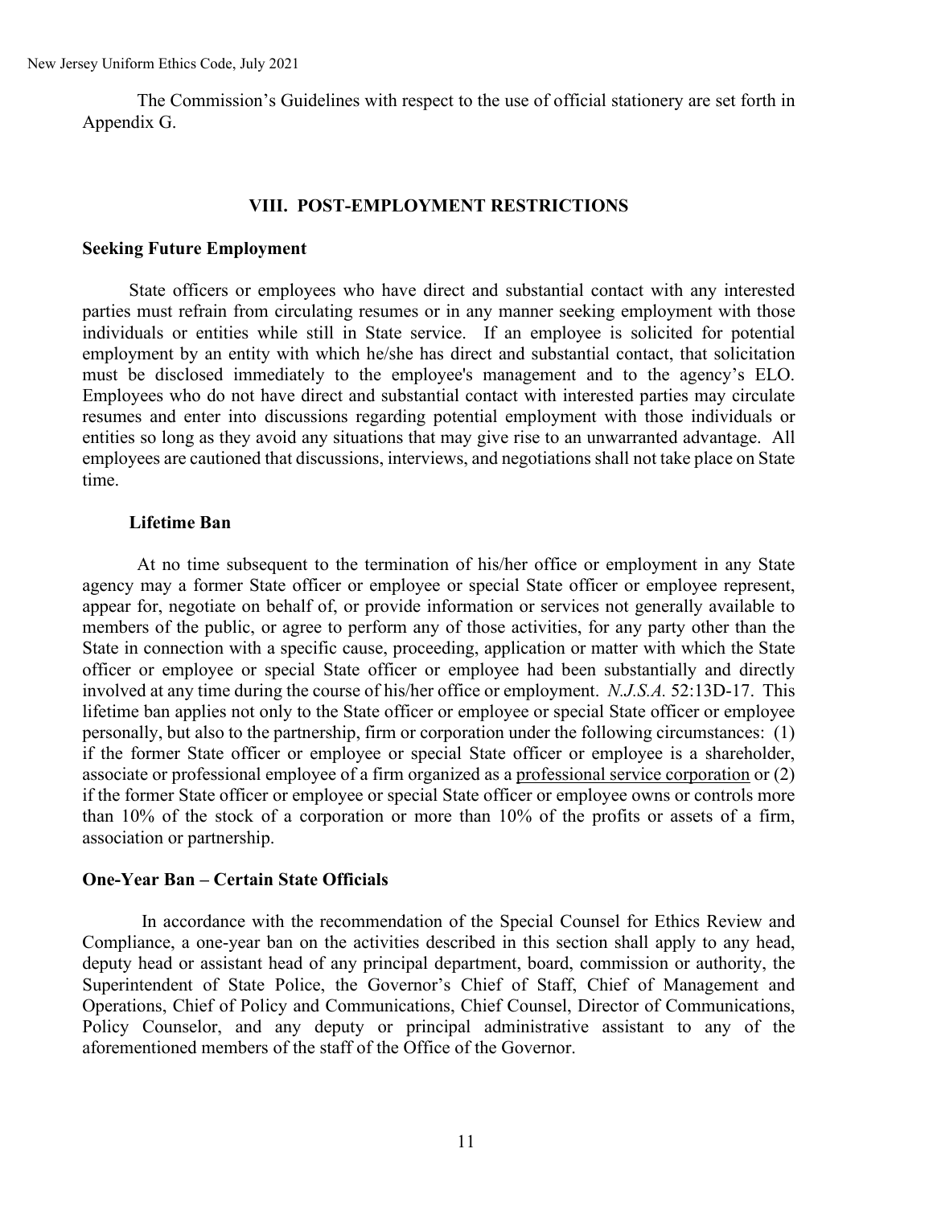The Commission's Guidelines with respect to the use of official stationery are set forth in Appendix G.

## VIII. POST-EMPLOYMENT RESTRICTIONS

### Seeking Future Employment

State officers or employees who have direct and substantial contact with any interested parties must refrain from circulating resumes or in any manner seeking employment with those individuals or entities while still in State service. If an employee is solicited for potential employment by an entity with which he/she has direct and substantial contact, that solicitation must be disclosed immediately to the employee's management and to the agency's ELO. Employees who do not have direct and substantial contact with interested parties may circulate resumes and enter into discussions regarding potential employment with those individuals or entities so long as they avoid any situations that may give rise to an unwarranted advantage. All employees are cautioned that discussions, interviews, and negotiations shall not take place on State time.

#### Lifetime Ban

At no time subsequent to the termination of his/her office or employment in any State agency may a former State officer or employee or special State officer or employee represent, appear for, negotiate on behalf of, or provide information or services not generally available to members of the public, or agree to perform any of those activities, for any party other than the State in connection with a specific cause, proceeding, application or matter with which the State officer or employee or special State officer or employee had been substantially and directly involved at any time during the course of his/her office or employment. *N.J.S.A.* 52:13D-17. This lifetime ban applies not only to the State officer or employee or special State officer or employee personally, but also to the partnership, firm or corporation under the following circumstances: (1) if the former State officer or employee or special State officer or employee is a shareholder, associate or professional employee of a firm organized as a <u>professional service corporation</u> or (2) if the former State officer or employee or special State officer or employee owns or controls more than 10% of the stock of a corporation or more than 10% of the profits or assets of a firm, association or partnership.

### One-Year Ban – Certain State Officials

In accordance with the recommendation of the Special Counsel for Ethics Review and Compliance, a one-year ban on the activities described in this section shall apply to any head, deputy head or assistant head of any principal department, board, commission or authority, the Superintendent of State Police, the Governor's Chief of Staff, Chief of Management and Operations, Chief of Policy and Communications, Chief Counsel, Director of Communications, Policy Counselor, and any deputy or principal administrative assistant to any of the aforementioned members of the staff of the Office of the Governor.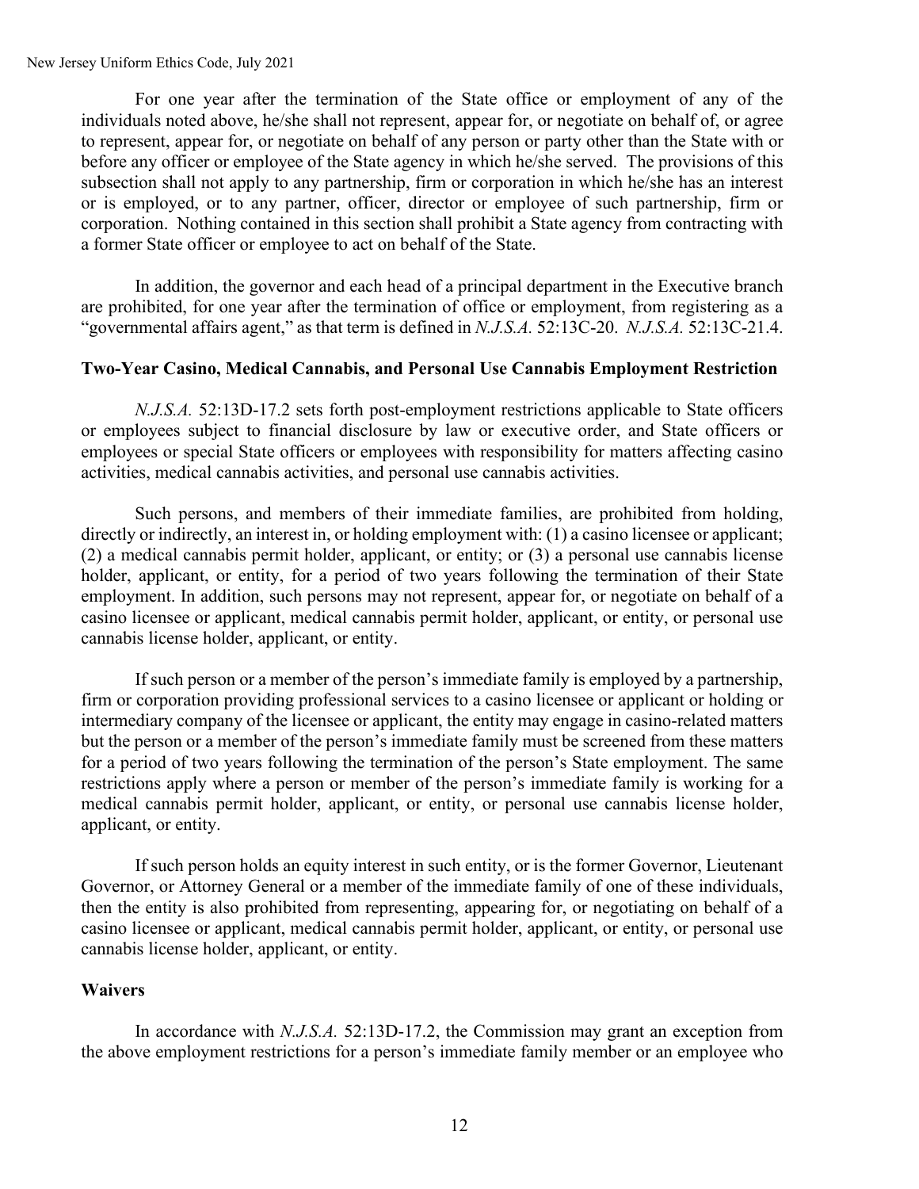For one year after the termination of the State office or employment of any of the individuals noted above, he/she shall not represent, appear for, or negotiate on behalf of, or agree to represent, appear for, or negotiate on behalf of any person or party other than the State with or before any officer or employee of the State agency in which he/she served. The provisions of this subsection shall not apply to any partnership, firm or corporation in which he/she has an interest or is employed, or to any partner, officer, director or employee of such partnership, firm or corporation. Nothing contained in this section shall prohibit a State agency from contracting with a former State officer or employee to act on behalf of the State.

In addition, the governor and each head of a principal department in the Executive branch are prohibited, for one year after the termination of office or employment, from registering as a "governmental affairs agent," as that term is defined in *N.J.S.A.* 52:13C-20. *N.J.S.A.* 52:13C-21.4.

**Two-Year Casino, Medical Cannabis, and Personal Use Cannabis Employment Restriction**

*N.J.S.A.* 52:13D-17.2 sets forth post-employment restrictions applicable to State officers or employees subject to financial disclosure by law or executive order, and State officers or employees or special State officers or employees with responsibility for matters affecting casino activities, medical cannabis activities, and personal use cannabis activities.

Such persons, and members of their immediate families, are prohibited from holding, directly or indirectly, an interest in, or holding employment with: (1) a casino licensee or applicant; (2) a medical cannabis permit holder, applicant, or entity; or (3) a personal use cannabis license holder, applicant, or entity, for a period of two years following the termination of their State employment. In addition, such persons may not represent, appear for, or negotiate on behalf of a casino licensee or applicant, medical cannabis permit holder, applicant, or entity, or personal use cannabis license holder, applicant, or entity.

If such person or a member of the person's immediate family is employed by a partnership, firm or corporation providing professional services to a casino licensee or applicant or holding or intermediary company of the licensee or applicant, the entity may engage in casino-related matters but the person or a member of the person's immediate family must be screened from these matters for a period of two years following the termination of the person's State employment. The same restrictions apply where a person or member of the person's immediate family is working for a medical cannabis permit holder, applicant, or entity, or personal use cannabis license holder, applicant, or entity.

If such person holds an equity interest in such entity, or is the former Governor, Lieutenant Governor, or Attorney General or a member of the immediate family of one of these individuals, then the entity is also prohibited from representing, appearing for, or negotiating on behalf of a casino licensee or applicant, medical cannabis permit holder, applicant, or entity, or personal use cannabis license holder, applicant, or entity.

**Waivers**

In accordance with *N.J.S.A.* 52:13D-17.2, the Commission may grant an exception from the above employment restrictions for a person's immediate family member or an employee who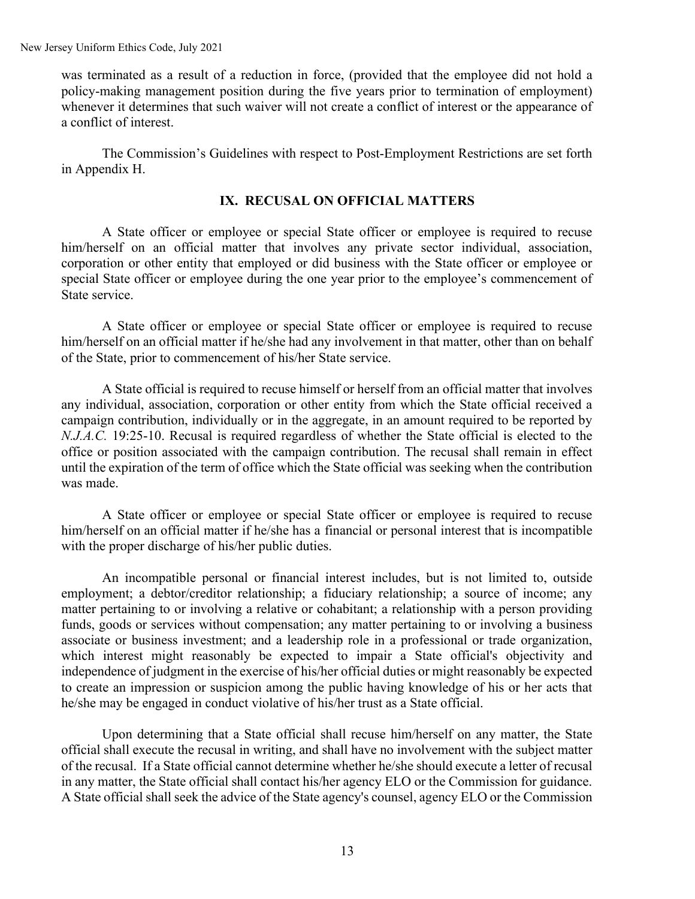was terminated as a result of a reduction in force, (provided that the employee did not hold a policy-making management position during the five years prior to termination of employment) whenever it determines that such waiver will not create a conflict of interest or the appearance of a conflict of interest.

The Commission's Guidelines with respect to Post-Employment Restrictions are set forth in Appendix H.

## IX. RECUSAL ON OFFICIAL MATTERS

A State officer or employee or special State officer or employee is required to recuse him/herself on an official matter that involves any private sector individual, association, corporation or other entity that employed or did business with the State officer or employee or special State officer or employee during the one year prior to the employee's commencement of State service.

A State officer or employee or special State officer or employee is required to recuse him/herself on an official matter if he/she had any involvement in that matter, other than on behalf of the State, prior to commencement of his/her State service.

A State official is required to recuse himself or herself from an official matter that involves any individual, association, corporation or other entity from which the State official received a campaign contribution, individually or in the aggregate, in an amount required to be reported by *N.J.A.C.* 19:25-10. Recusal is required regardless of whether the State official is elected to the office or position associated with the campaign contribution. The recusal shall remain in effect until the expiration of the term of office which the State official was seeking when the contribution was made.

A State officer or employee or special State officer or employee is required to recuse him/herself on an official matter if he/she has a financial or personal interest that is incompatible with the proper discharge of his/her public duties.

An incompatible personal or financial interest includes, but is not limited to, outside employment; a debtor/creditor relationship; a fiduciary relationship; a source of income; any matter pertaining to or involving a relative or cohabitant; a relationship with a person providing funds, goods or services without compensation; any matter pertaining to or involving a business associate or business investment; and a leadership role in a professional or trade organization, which interest might reasonably be expected to impair a State official's objectivity and independence of judgment in the exercise of his/her official duties or might reasonably be expected to create an impression or suspicion among the public having knowledge of his or her acts that he/she may be engaged in conduct violative of his/her trust as a State official.

Upon determining that a State official shall recuse him/herself on any matter, the State official shall execute the recusal in writing, and shall have no involvement with the subject matter of the recusal. If a State official cannot determine whether he/she should execute a letter of recusal in any matter, the State official shall contact his/her agency ELO or the Commission for guidance. A State official shall seek the advice of the State agency's counsel, agency ELO or the Commission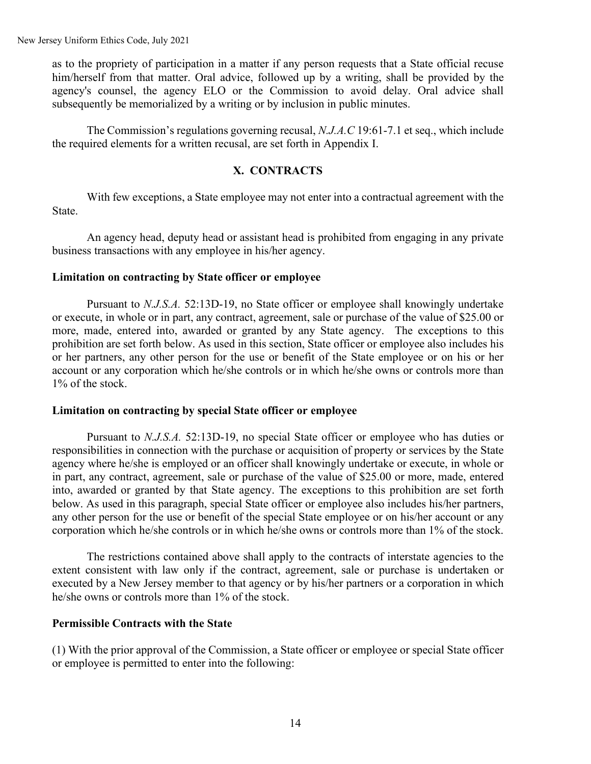as to the propriety of participation in a matter if any person requests that a State official recuse him/herself from that matter. Oral advice, followed up by a writing, shall be provided by the agency's counsel, the agency ELO or the Commission to avoid delay. Oral advice shall subsequently be memorialized by a writing or by inclusion in public minutes.

The Commission's regulations governing recusal, *N.J.A.C* 19:61-7.1 et seq., which include the required elements for a written recusal, are set forth in Appendix I.

## X. CONTRACTS

With few exceptions, a State employee may not enter into a contractual agreement with the State.

An agency head, deputy head or assistant head is prohibited from engaging in any private business transactions with any employee in his/her agency.

**Limitation on contracting by State officer or employee**

Pursuant to *N.J.S.A.* 52:13D-19, no State officer or employee shall knowingly undertake or execute, in whole or in part, any contract, agreement, sale or purchase of the value of $25.00 or more, made, entered into, awarded or granted by any State agency. The exceptions to this prohibition are set forth below. As used in this section, State officer or employee also includes his or her partners, any other person for the use or benefit of the State employee or on his or her account or any corporation which he/she controls or in which he/she owns or controls more than 1% of the stock.

**Limitation on contracting by special State officer or employee**

Pursuant to *N.J.S.A.* 52:13D-19, no special State officer or employee who has duties or responsibilities in connection with the purchase or acquisition of property or services by the State agency where he/she is employed or an officer shall knowingly undertake or execute, in whole or in part, any contract, agreement, sale or purchase of the value of $25.00 or more, made, entered into, awarded or granted by that State agency. The exceptions to this prohibition are set forth below. As used in this paragraph, special State officer or employee also includes his/her partners, any other person for the use or benefit of the special State employee or on his/her account or any corporation which he/she controls or in which he/she owns or controls more than 1% of the stock.

The restrictions contained above shall apply to the contracts of interstate agencies to the extent consistent with law only if the contract, agreement, sale or purchase is undertaken or executed by a New Jersey member to that agency or by his/her partners or a corporation in which he/she owns or controls more than 1% of the stock.

**Permissible Contracts with the State**

(1) With the prior approval of the Commission, a State officer or employee or special State officer or employee is permitted to enter into the following: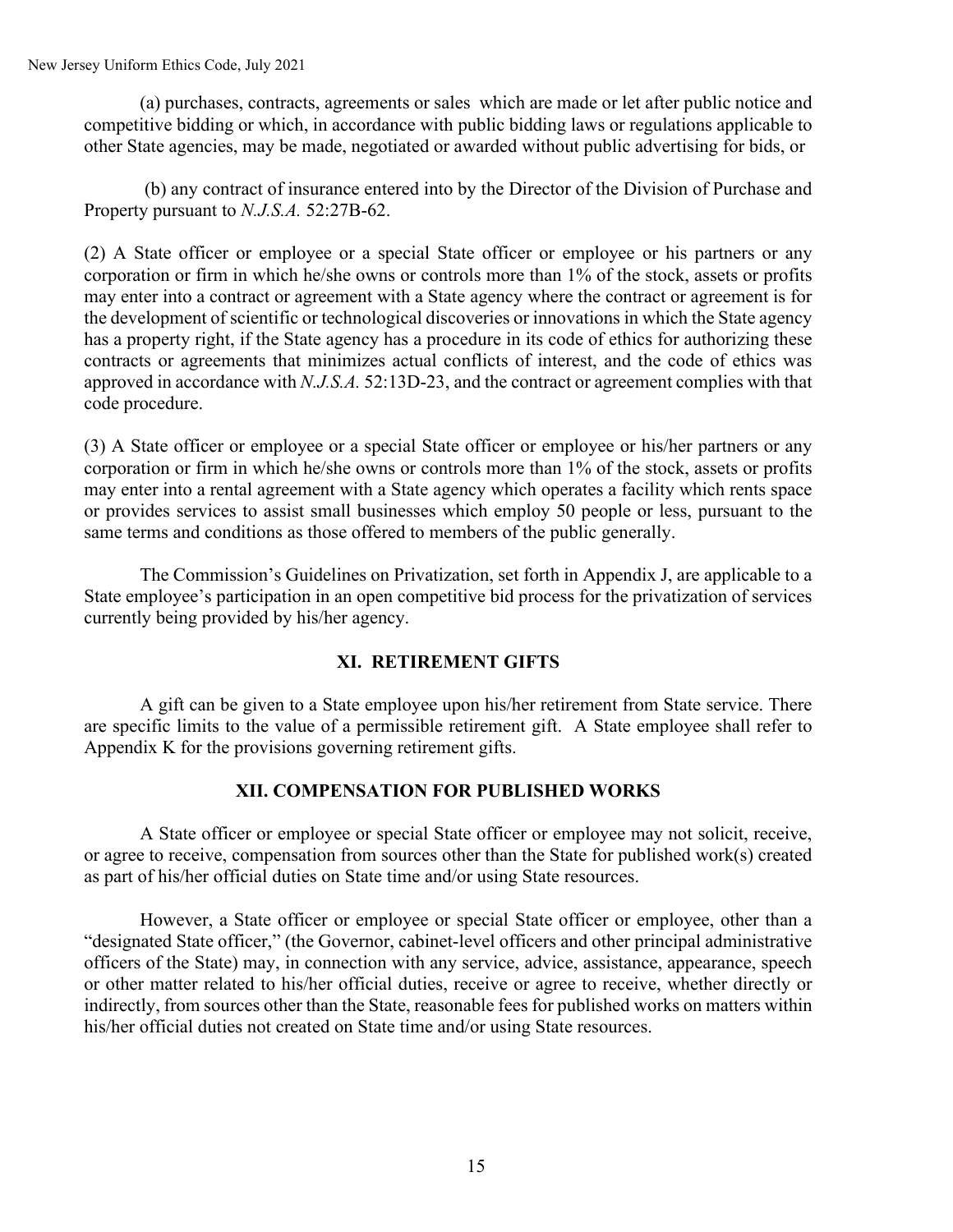(a) purchases, contracts, agreements or sales which are made or let after public notice and competitive bidding or which, in accordance with public bidding laws or regulations applicable to other State agencies, may be made, negotiated or awarded without public advertising for bids, or

(b) any contract of insurance entered into by the Director of the Division of Purchase and Property pursuant to *N.J.S.A.* 52:27B-62.

(2) A State officer or employee or a special State officer or employee or his partners or any corporation or firm in which he/she owns or controls more than 1% of the stock, assets or profits may enter into a contract or agreement with a State agency where the contract or agreement is for the development of scientific or technological discoveries or innovations in which the State agency has a property right, if the State agency has a procedure in its code of ethics for authorizing these contracts or agreements that minimizes actual conflicts of interest, and the code of ethics was approved in accordance with *N.J.S.A.* 52:13D-23, and the contract or agreement complies with that code procedure.

(3) A State officer or employee or a special State officer or employee or his/her partners or any corporation or firm in which he/she owns or controls more than 1% of the stock, assets or profits may enter into a rental agreement with a State agency which operates a facility which rents space or provides services to assist small businesses which employ 50 people or less, pursuant to the same terms and conditions as those offered to members of the public generally.

The Commission's Guidelines on Privatization, set forth in Appendix J, are applicable to a State employee's participation in an open competitive bid process for the privatization of services currently being provided by his/her agency.

## XI. RETIREMENT GIFTS

A gift can be given to a State employee upon his/her retirement from State service. There are specific limits to the value of a permissible retirement gift. A State employee shall refer to Appendix K for the provisions governing retirement gifts.

## XII. COMPENSATION FOR PUBLISHED WORKS

A State officer or employee or special State officer or employee may not solicit, receive, or agree to receive, compensation from sources other than the State for published work(s) created as part of his/her official duties on State time and/or using State resources.

However, a State officer or employee or special State officer or employee, other than a "designated State officer," (the Governor, cabinet-level officers and other principal administrative officers of the State) may, in connection with any service, advice, assistance, appearance, speech or other matter related to his/her official duties, receive or agree to receive, whether directly or indirectly, from sources other than the State, reasonable fees for published works on matters within his/her official duties not created on State time and/or using State resources.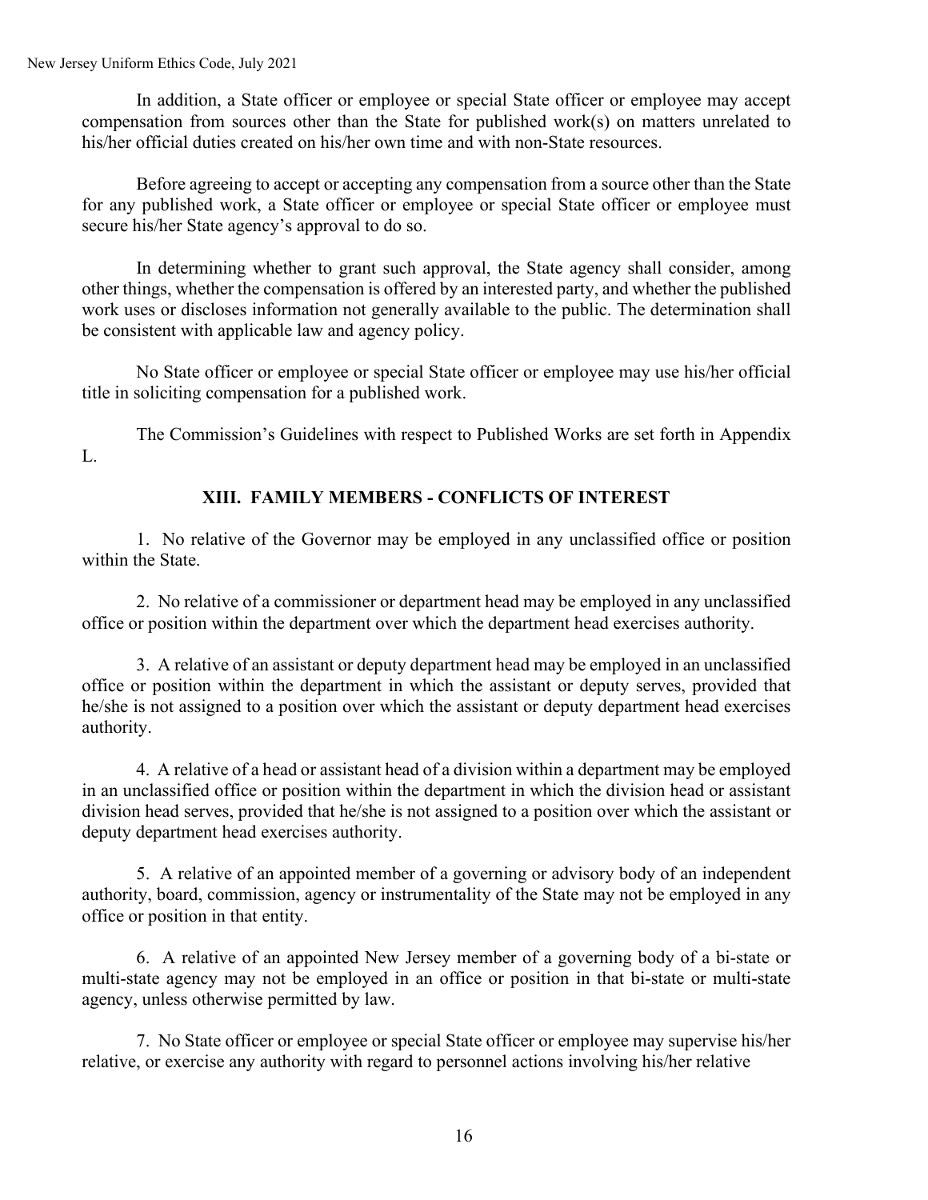In addition, a State officer or employee or special State officer or employee may accept compensation from sources other than the State for published work(s) on matters unrelated to his/her official duties created on his/her own time and with non-State resources.

Before agreeing to accept or accepting any compensation from a source other than the State for any published work, a State officer or employee or special State officer or employee must secure his/her State agency's approval to do so.

In determining whether to grant such approval, the State agency shall consider, among other things, whether the compensation is offered by an interested party, and whether the published work uses or discloses information not generally available to the public. The determination shall be consistent with applicable law and agency policy.

No State officer or employee or special State officer or employee may use his/her official title in soliciting compensation for a published work.

The Commission's Guidelines with respect to Published Works are set forth in Appendix L.

## XIII. FAMILY MEMBERS - CONFLICTS OF INTEREST

1. No relative of the Governor may be employed in any unclassified office or position within the State.

2. No relative of a commissioner or department head may be employed in any unclassified office or position within the department over which the department head exercises authority.

3. A relative of an assistant or deputy department head may be employed in an unclassified office or position within the department in which the assistant or deputy serves, provided that he/she is not assigned to a position over which the assistant or deputy department head exercises authority.

4. A relative of a head or assistant head of a division within a department may be employed in an unclassified office or position within the department in which the division head or assistant division head serves, provided that he/she is not assigned to a position over which the assistant or deputy department head exercises authority.

5. A relative of an appointed member of a governing or advisory body of an independent authority, board, commission, agency or instrumentality of the State may not be employed in any office or position in that entity.

6. A relative of an appointed New Jersey member of a governing body of a bi-state or multi-state agency may not be employed in an office or position in that bi-state or multi-state agency, unless otherwise permitted by law.

7. No State officer or employee or special State officer or employee may supervise his/her relative, or exercise any authority with regard to personnel actions involving his/her relative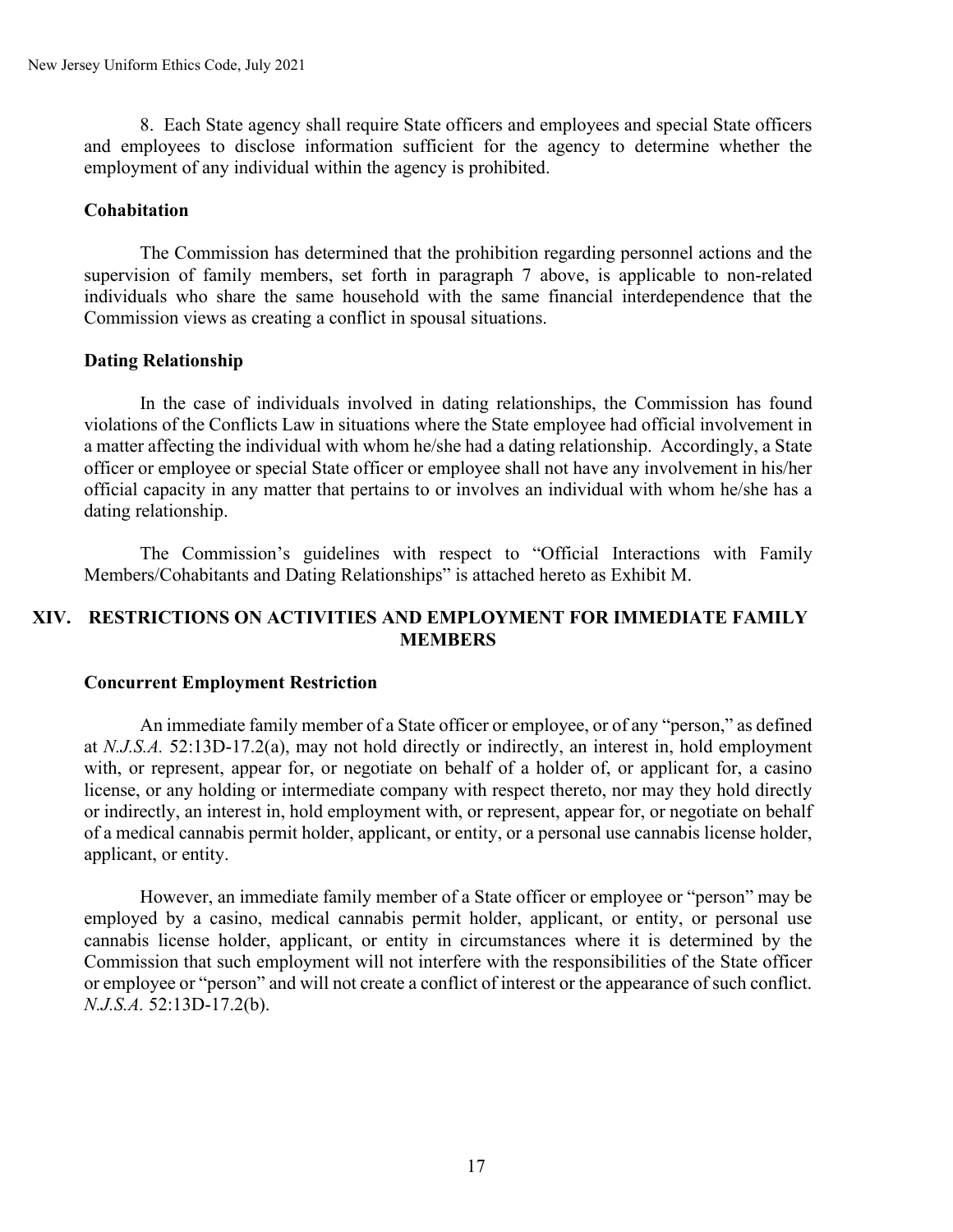8. Each State agency shall require State officers and employees and special State officers and employees to disclose information sufficient for the agency to determine whether the employment of any individual within the agency is prohibited.

**Cohabitation**

The Commission has determined that the prohibition regarding personnel actions and the supervision of family members, set forth in paragraph 7 above, is applicable to non-related individuals who share the same household with the same financial interdependence that the Commission views as creating a conflict in spousal situations.

**Dating Relationship**

In the case of individuals involved in dating relationships, the Commission has found violations of the Conflicts Law in situations where the State employee had official involvement in a matter affecting the individual with whom he/she had a dating relationship. Accordingly, a State officer or employee or special State officer or employee shall not have any involvement in his/her official capacity in any matter that pertains to or involves an individual with whom he/she has a dating relationship.

The Commission's guidelines with respect to "Official Interactions with Family Members/Cohabitants and Dating Relationships" is attached hereto as Exhibit M.

## XIV. RESTRICTIONS ON ACTIVITIES AND EMPLOYMENT FOR IMMEDIATE FAMILY MEMBERS

**Concurrent Employment Restriction**

An immediate family member of a State officer or employee, or of any "person," as defined at *N.J.S.A.* 52:13D-17.2(a), may not hold directly or indirectly, an interest in, hold employment with, or represent, appear for, or negotiate on behalf of a holder of, or applicant for, a casino license, or any holding or intermediate company with respect thereto, nor may they hold directly or indirectly, an interest in, hold employment with, or represent, appear for, or negotiate on behalf of a medical cannabis permit holder, applicant, or entity, or a personal use cannabis license holder, applicant, or entity.

However, an immediate family member of a State officer or employee or "person" may be employed by a casino, medical cannabis permit holder, applicant, or entity, or personal use cannabis license holder, applicant, or entity in circumstances where it is determined by the Commission that such employment will not interfere with the responsibilities of the State officer or employee or "person" and will not create a conflict of interest or the appearance of such conflict. *N.J.S.A.* 52:13D-17.2(b).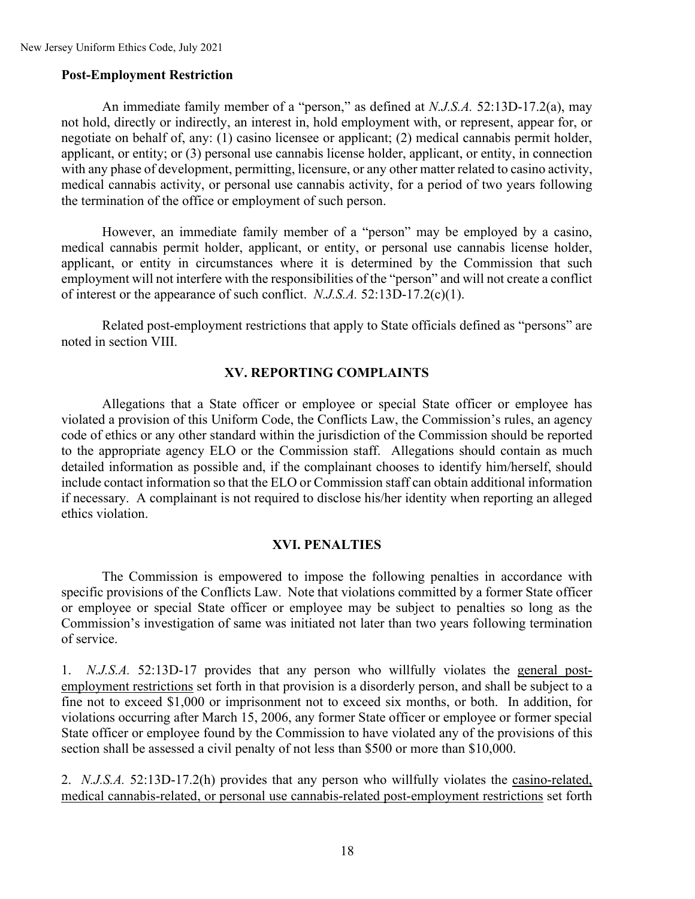**Post-Employment Restriction**

An immediate family member of a "person," as defined at *N.J.S.A.* 52:13D-17.2(a), may not hold, directly or indirectly, an interest in, hold employment with, or represent, appear for, or negotiate on behalf of, any: (1) casino licensee or applicant; (2) medical cannabis permit holder, applicant, or entity; or (3) personal use cannabis license holder, applicant, or entity, in connection with any phase of development, permitting, licensure, or any other matter related to casino activity, medical cannabis activity, or personal use cannabis activity, for a period of two years following the termination of the office or employment of such person.

However, an immediate family member of a "person" may be employed by a casino, medical cannabis permit holder, applicant, or entity, or personal use cannabis license holder, applicant, or entity in circumstances where it is determined by the Commission that such employment will not interfere with the responsibilities of the "person" and will not create a conflict of interest or the appearance of such conflict. *N.J.S.A.* 52:13D-17.2(c)(1).

Related post-employment restrictions that apply to State officials defined as "persons" are noted in section VIII.

## XV. REPORTING COMPLAINTS

Allegations that a State officer or employee or special State officer or employee has violated a provision of this Uniform Code, the Conflicts Law, the Commission's rules, an agency code of ethics or any other standard within the jurisdiction of the Commission should be reported to the appropriate agency ELO or the Commission staff. Allegations should contain as much detailed information as possible and, if the complainant chooses to identify him/herself, should include contact information so that the ELO or Commission staff can obtain additional information if necessary. A complainant is not required to disclose his/her identity when reporting an alleged ethics violation.

## XVI. PENALTIES

The Commission is empowered to impose the following penalties in accordance with specific provisions of the Conflicts Law. Note that violations committed by a former State officer or employee or special State officer or employee may be subject to penalties so long as the Commission's investigation of same was initiated not later than two years following termination of service.

1. *N.J.S.A.* 52:13D-17 provides that any person who willfully violates the <u>general post-employment restrictions</u> set forth in that provision is a disorderly person, and shall be subject to a fine not to exceed $1,000 or imprisonment not to exceed six months, or both. In addition, for violations occurring after March 15, 2006, any former State officer or employee or former special State officer or employee found by the Commission to have violated any of the provisions of this section shall be assessed a civil penalty of not less than $500 or more than $10,000.

2. *N.J.S.A.* 52:13D-17.2(h) provides that any person who willfully violates the <u>casino-related, medical cannabis-related, or personal use cannabis-related post-employment restrictions</u> set forth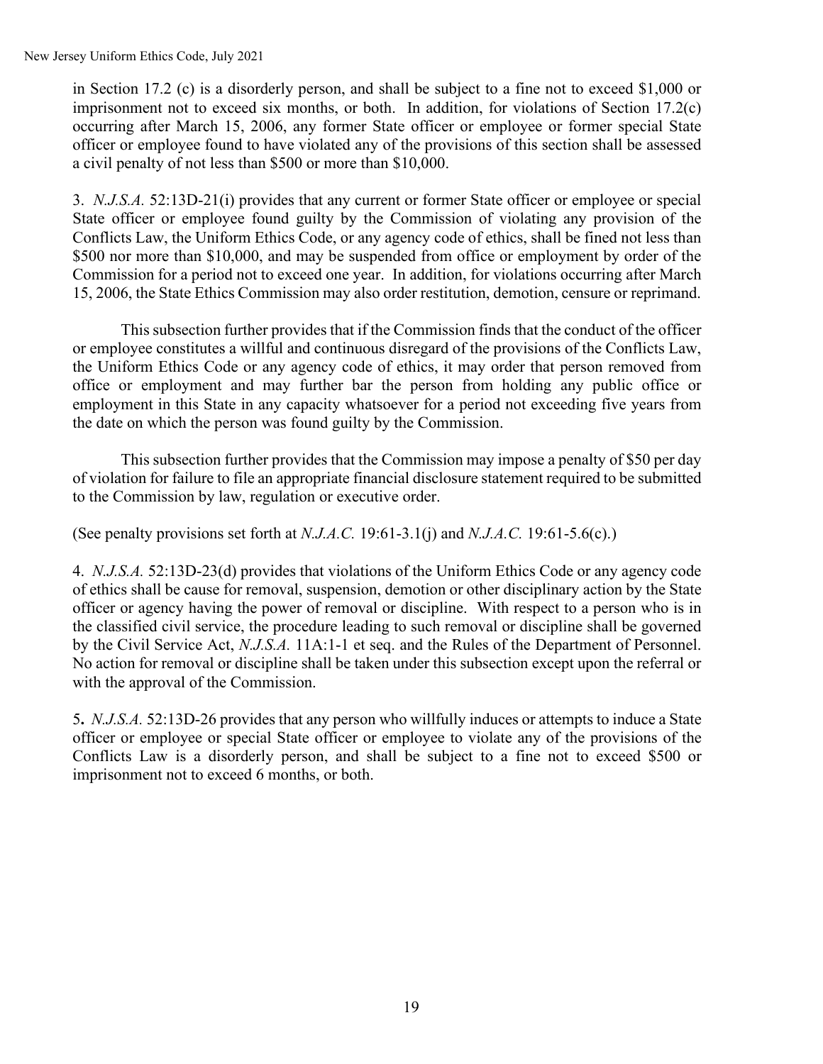in Section 17.2 (c) is a disorderly person, and shall be subject to a fine not to exceed $1,000 or imprisonment not to exceed six months, or both. In addition, for violations of Section 17.2(c) occurring after March 15, 2006, any former State officer or employee or former special State officer or employee found to have violated any of the provisions of this section shall be assessed a civil penalty of not less than $500 or more than $10,000.

3. *N.J.S.A.* 52:13D-21(i) provides that any current or former State officer or employee or special State officer or employee found guilty by the Commission of violating any provision of the Conflicts Law, the Uniform Ethics Code, or any agency code of ethics, shall be fined not less than $500 nor more than $10,000, and may be suspended from office or employment by order of the Commission for a period not to exceed one year. In addition, for violations occurring after March 15, 2006, the State Ethics Commission may also order restitution, demotion, censure or reprimand.

This subsection further provides that if the Commission finds that the conduct of the officer or employee constitutes a willful and continuous disregard of the provisions of the Conflicts Law, the Uniform Ethics Code or any agency code of ethics, it may order that person removed from office or employment and may further bar the person from holding any public office or employment in this State in any capacity whatsoever for a period not exceeding five years from the date on which the person was found guilty by the Commission.

This subsection further provides that the Commission may impose a penalty of $50 per day of violation for failure to file an appropriate financial disclosure statement required to be submitted to the Commission by law, regulation or executive order.

(See penalty provisions set forth at *N.J.A.C.* 19:61-3.1(j) and *N.J.A.C.* 19:61-5.6(c).)

4. *N.J.S.A.* 52:13D-23(d) provides that violations of the Uniform Ethics Code or any agency code of ethics shall be cause for removal, suspension, demotion or other disciplinary action by the State officer or agency having the power of removal or discipline. With respect to a person who is in the classified civil service, the procedure leading to such removal or discipline shall be governed by the Civil Service Act, *N.J.S.A.* 11A:1-1 et seq. and the Rules of the Department of Personnel. No action for removal or discipline shall be taken under this subsection except upon the referral or with the approval of the Commission.

**5.** *N.J.S.A.* 52:13D-26 provides that any person who willfully induces or attempts to induce a State officer or employee or special State officer or employee to violate any of the provisions of the Conflicts Law is a disorderly person, and shall be subject to a fine not to exceed $500 or imprisonment not to exceed 6 months, or both.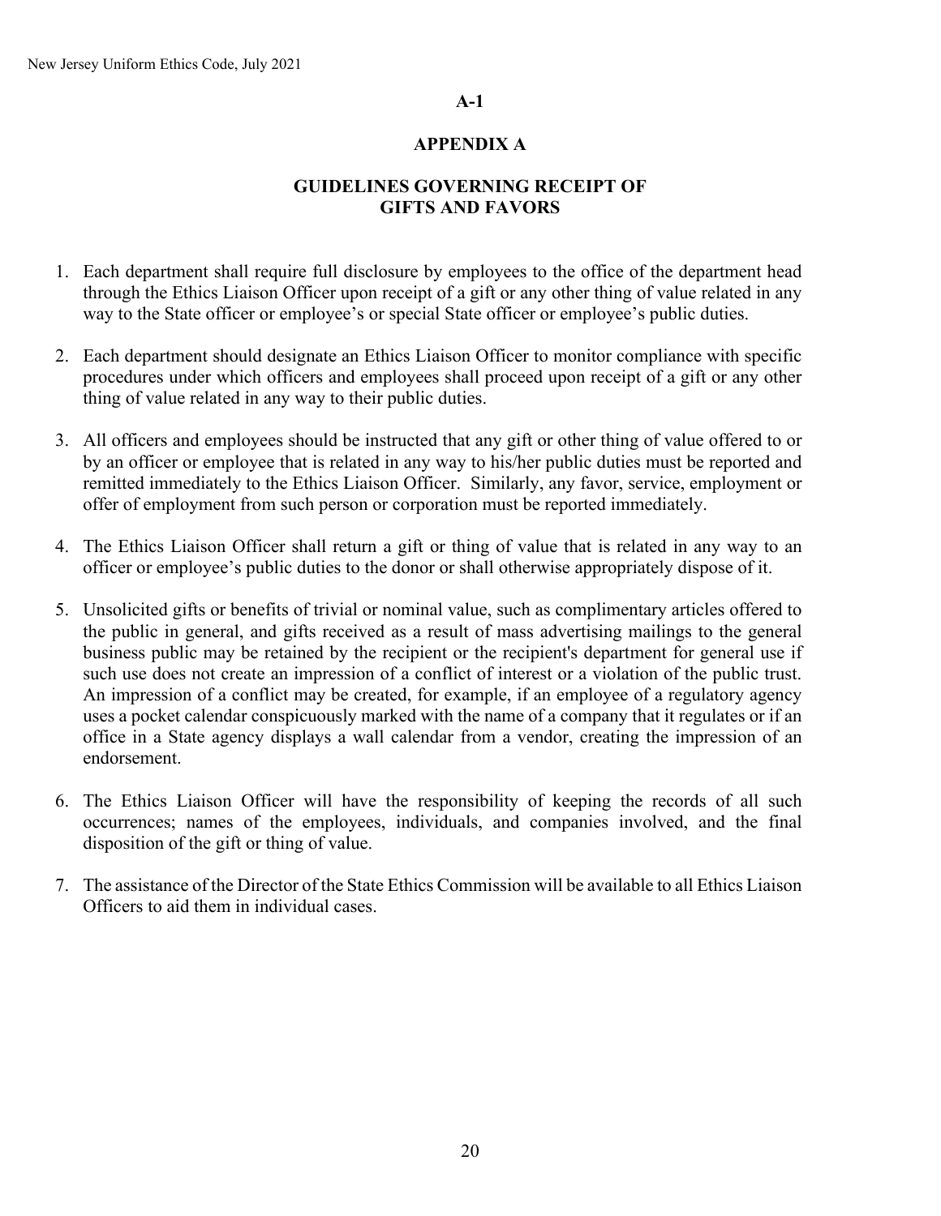**A-1**

# APPENDIX A

## GUIDELINES GOVERNING RECEIPT OF GIFTS AND FAVORS

1. Each department shall require full disclosure by employees to the office of the department head through the Ethics Liaison Officer upon receipt of a gift or any other thing of value related in any way to the State officer or employee's or special State officer or employee's public duties.

2. Each department should designate an Ethics Liaison Officer to monitor compliance with specific procedures under which officers and employees shall proceed upon receipt of a gift or any other thing of value related in any way to their public duties.

3. All officers and employees should be instructed that any gift or other thing of value offered to or by an officer or employee that is related in any way to his/her public duties must be reported and remitted immediately to the Ethics Liaison Officer. Similarly, any favor, service, employment or offer of employment from such person or corporation must be reported immediately.

4. The Ethics Liaison Officer shall return a gift or thing of value that is related in any way to an officer or employee's public duties to the donor or shall otherwise appropriately dispose of it.

5. Unsolicited gifts or benefits of trivial or nominal value, such as complimentary articles offered to the public in general, and gifts received as a result of mass advertising mailings to the general business public may be retained by the recipient or the recipient's department for general use if such use does not create an impression of a conflict of interest or a violation of the public trust. An impression of a conflict may be created, for example, if an employee of a regulatory agency uses a pocket calendar conspicuously marked with the name of a company that it regulates or if an office in a State agency displays a wall calendar from a vendor, creating the impression of an endorsement.

6. The Ethics Liaison Officer will have the responsibility of keeping the records of all such occurrences; names of the employees, individuals, and companies involved, and the final disposition of the gift or thing of value.

7. The assistance of the Director of the State Ethics Commission will be available to all Ethics Liaison Officers to aid them in individual cases.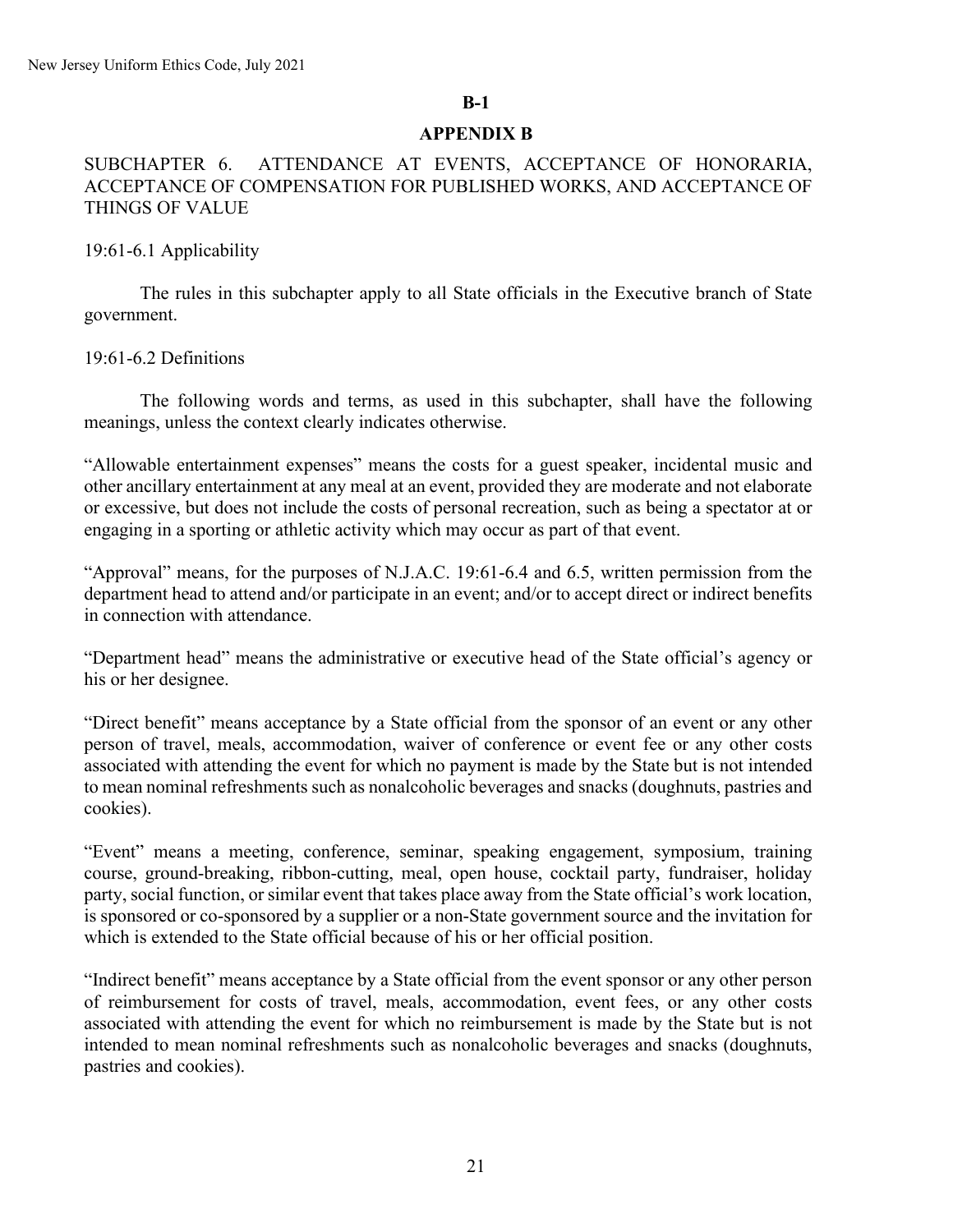**B-1**

## APPENDIX B

SUBCHAPTER 6. ATTENDANCE AT EVENTS, ACCEPTANCE OF HONORARIA, ACCEPTANCE OF COMPENSATION FOR PUBLISHED WORKS, AND ACCEPTANCE OF THINGS OF VALUE

19:61-6.1 Applicability

The rules in this subchapter apply to all State officials in the Executive branch of State government.

19:61-6.2 Definitions

The following words and terms, as used in this subchapter, shall have the following meanings, unless the context clearly indicates otherwise.

"Allowable entertainment expenses" means the costs for a guest speaker, incidental music and other ancillary entertainment at any meal at an event, provided they are moderate and not elaborate or excessive, but does not include the costs of personal recreation, such as being a spectator at or engaging in a sporting or athletic activity which may occur as part of that event.

"Approval" means, for the purposes of N.J.A.C. 19:61-6.4 and 6.5, written permission from the department head to attend and/or participate in an event; and/or to accept direct or indirect benefits in connection with attendance.

"Department head" means the administrative or executive head of the State official's agency or his or her designee.

"Direct benefit" means acceptance by a State official from the sponsor of an event or any other person of travel, meals, accommodation, waiver of conference or event fee or any other costs associated with attending the event for which no payment is made by the State but is not intended to mean nominal refreshments such as nonalcoholic beverages and snacks (doughnuts, pastries and cookies).

"Event" means a meeting, conference, seminar, speaking engagement, symposium, training course, ground-breaking, ribbon-cutting, meal, open house, cocktail party, fundraiser, holiday party, social function, or similar event that takes place away from the State official's work location, is sponsored or co-sponsored by a supplier or a non-State government source and the invitation for which is extended to the State official because of his or her official position.

"Indirect benefit" means acceptance by a State official from the event sponsor or any other person of reimbursement for costs of travel, meals, accommodation, event fees, or any other costs associated with attending the event for which no reimbursement is made by the State but is not intended to mean nominal refreshments such as nonalcoholic beverages and snacks (doughnuts, pastries and cookies).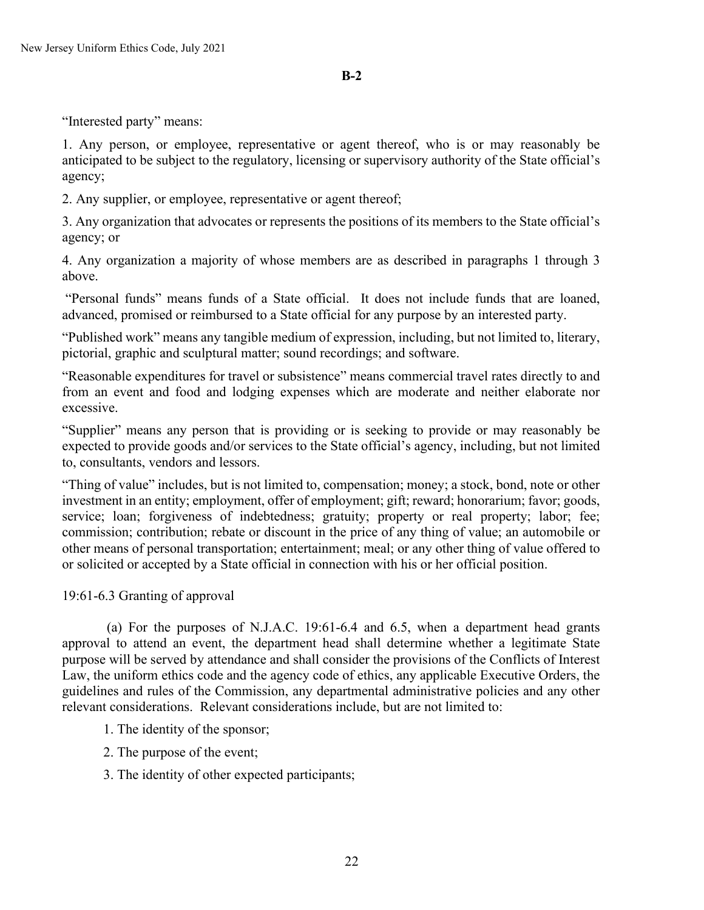**B-2**

"Interested party" means:

1. Any person, or employee, representative or agent thereof, who is or may reasonably be anticipated to be subject to the regulatory, licensing or supervisory authority of the State official's agency;

2. Any supplier, or employee, representative or agent thereof;

3. Any organization that advocates or represents the positions of its members to the State official's agency; or

4. Any organization a majority of whose members are as described in paragraphs 1 through 3 above.

"Personal funds" means funds of a State official. It does not include funds that are loaned, advanced, promised or reimbursed to a State official for any purpose by an interested party.

"Published work" means any tangible medium of expression, including, but not limited to, literary, pictorial, graphic and sculptural matter; sound recordings; and software.

"Reasonable expenditures for travel or subsistence" means commercial travel rates directly to and from an event and food and lodging expenses which are moderate and neither elaborate nor excessive.

"Supplier" means any person that is providing or is seeking to provide or may reasonably be expected to provide goods and/or services to the State official's agency, including, but not limited to, consultants, vendors and lessors.

"Thing of value" includes, but is not limited to, compensation; money; a stock, bond, note or other investment in an entity; employment, offer of employment; gift; reward; honorarium; favor; goods, service; loan; forgiveness of indebtedness; gratuity; property or real property; labor; fee; commission; contribution; rebate or discount in the price of any thing of value; an automobile or other means of personal transportation; entertainment; meal; or any other thing of value offered to or solicited or accepted by a State official in connection with his or her official position.

19:61-6.3 Granting of approval

(a) For the purposes of N.J.A.C. 19:61-6.4 and 6.5, when a department head grants approval to attend an event, the department head shall determine whether a legitimate State purpose will be served by attendance and shall consider the provisions of the Conflicts of Interest Law, the uniform ethics code and the agency code of ethics, any applicable Executive Orders, the guidelines and rules of the Commission, any departmental administrative policies and any other relevant considerations. Relevant considerations include, but are not limited to:

1. The identity of the sponsor;

2. The purpose of the event;

3. The identity of other expected participants;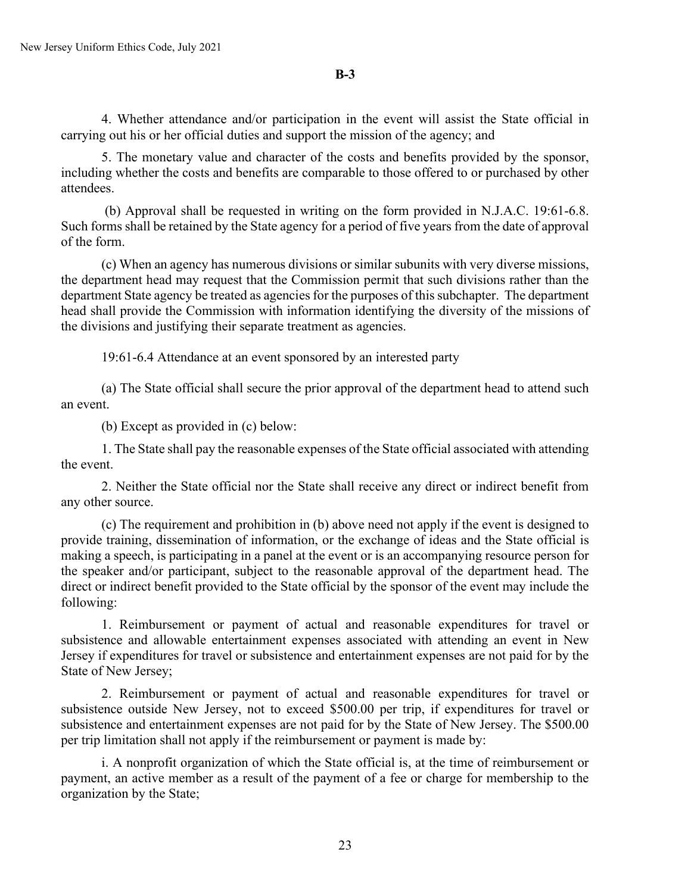**B-3**

4. Whether attendance and/or participation in the event will assist the State official in carrying out his or her official duties and support the mission of the agency; and

5. The monetary value and character of the costs and benefits provided by the sponsor, including whether the costs and benefits are comparable to those offered to or purchased by other attendees.

(b) Approval shall be requested in writing on the form provided in N.J.A.C. 19:61-6.8. Such forms shall be retained by the State agency for a period of five years from the date of approval of the form.

(c) When an agency has numerous divisions or similar subunits with very diverse missions, the department head may request that the Commission permit that such divisions rather than the department State agency be treated as agencies for the purposes of this subchapter. The department head shall provide the Commission with information identifying the diversity of the missions of the divisions and justifying their separate treatment as agencies.

19:61-6.4 Attendance at an event sponsored by an interested party

(a) The State official shall secure the prior approval of the department head to attend such an event.

(b) Except as provided in (c) below:

1. The State shall pay the reasonable expenses of the State official associated with attending the event.

2. Neither the State official nor the State shall receive any direct or indirect benefit from any other source.

(c) The requirement and prohibition in (b) above need not apply if the event is designed to provide training, dissemination of information, or the exchange of ideas and the State official is making a speech, is participating in a panel at the event or is an accompanying resource person for the speaker and/or participant, subject to the reasonable approval of the department head. The direct or indirect benefit provided to the State official by the sponsor of the event may include the following:

1. Reimbursement or payment of actual and reasonable expenditures for travel or subsistence and allowable entertainment expenses associated with attending an event in New Jersey if expenditures for travel or subsistence and entertainment expenses are not paid for by the State of New Jersey;

2. Reimbursement or payment of actual and reasonable expenditures for travel or subsistence outside New Jersey, not to exceed $500.00 per trip, if expenditures for travel or subsistence and entertainment expenses are not paid for by the State of New Jersey. The $500.00 per trip limitation shall not apply if the reimbursement or payment is made by:

i. A nonprofit organization of which the State official is, at the time of reimbursement or payment, an active member as a result of the payment of a fee or charge for membership to the organization by the State;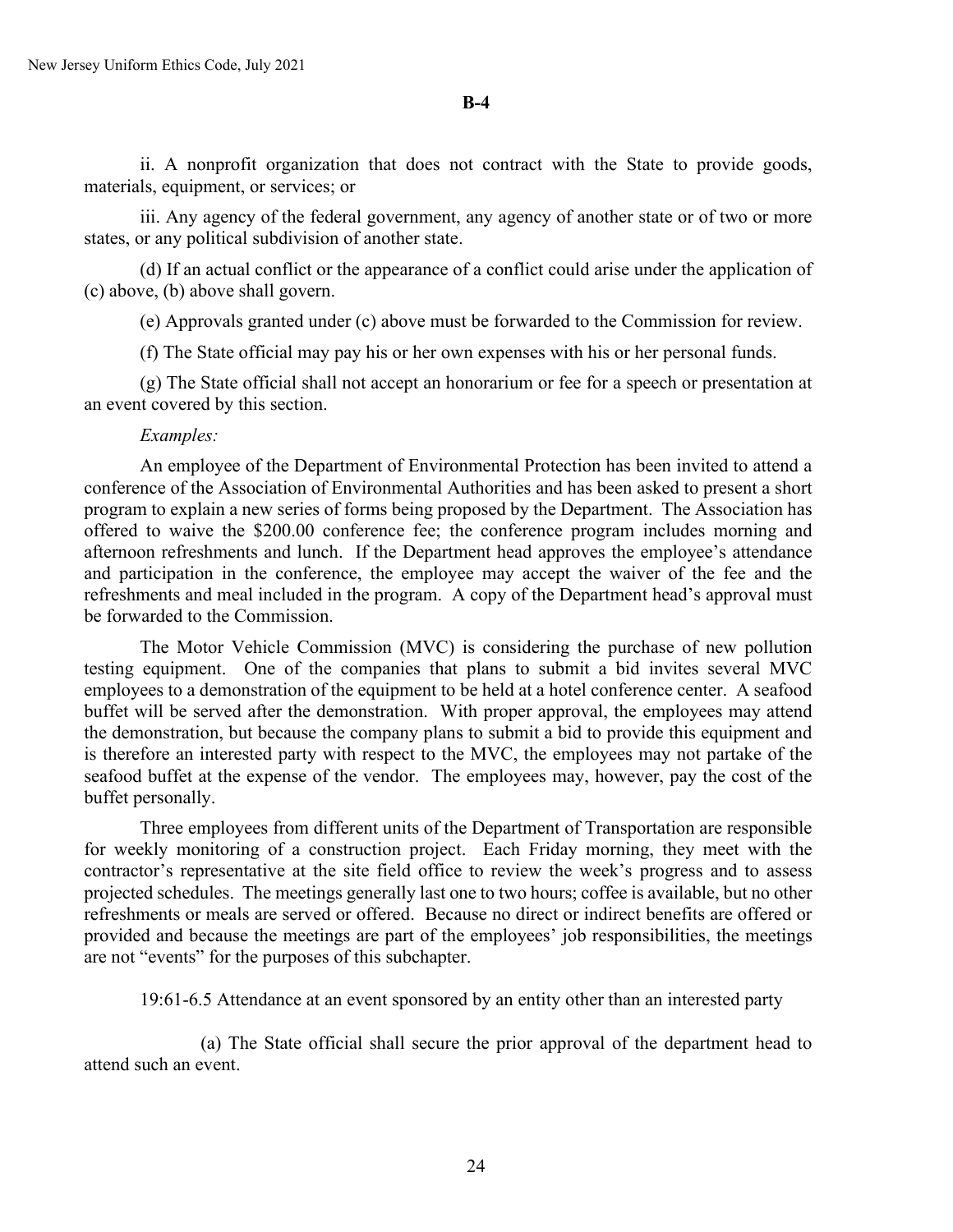**B-4**

ii. A nonprofit organization that does not contract with the State to provide goods, materials, equipment, or services; or

iii. Any agency of the federal government, any agency of another state or of two or more states, or any political subdivision of another state.

(d) If an actual conflict or the appearance of a conflict could arise under the application of (c) above, (b) above shall govern.

(e) Approvals granted under (c) above must be forwarded to the Commission for review.

(f) The State official may pay his or her own expenses with his or her personal funds.

(g) The State official shall not accept an honorarium or fee for a speech or presentation at an event covered by this section.

*Examples:*

An employee of the Department of Environmental Protection has been invited to attend a conference of the Association of Environmental Authorities and has been asked to present a short program to explain a new series of forms being proposed by the Department. The Association has offered to waive the $200.00 conference fee; the conference program includes morning and afternoon refreshments and lunch. If the Department head approves the employee's attendance and participation in the conference, the employee may accept the waiver of the fee and the refreshments and meal included in the program. A copy of the Department head's approval must be forwarded to the Commission.

The Motor Vehicle Commission (MVC) is considering the purchase of new pollution testing equipment. One of the companies that plans to submit a bid invites several MVC employees to a demonstration of the equipment to be held at a hotel conference center. A seafood buffet will be served after the demonstration. With proper approval, the employees may attend the demonstration, but because the company plans to submit a bid to provide this equipment and is therefore an interested party with respect to the MVC, the employees may not partake of the seafood buffet at the expense of the vendor. The employees may, however, pay the cost of the buffet personally.

Three employees from different units of the Department of Transportation are responsible for weekly monitoring of a construction project. Each Friday morning, they meet with the contractor's representative at the site field office to review the week's progress and to assess projected schedules. The meetings generally last one to two hours; coffee is available, but no other refreshments or meals are served or offered. Because no direct or indirect benefits are offered or provided and because the meetings are part of the employees' job responsibilities, the meetings are not "events" for the purposes of this subchapter.

19:61-6.5 Attendance at an event sponsored by an entity other than an interested party

(a) The State official shall secure the prior approval of the department head to attend such an event.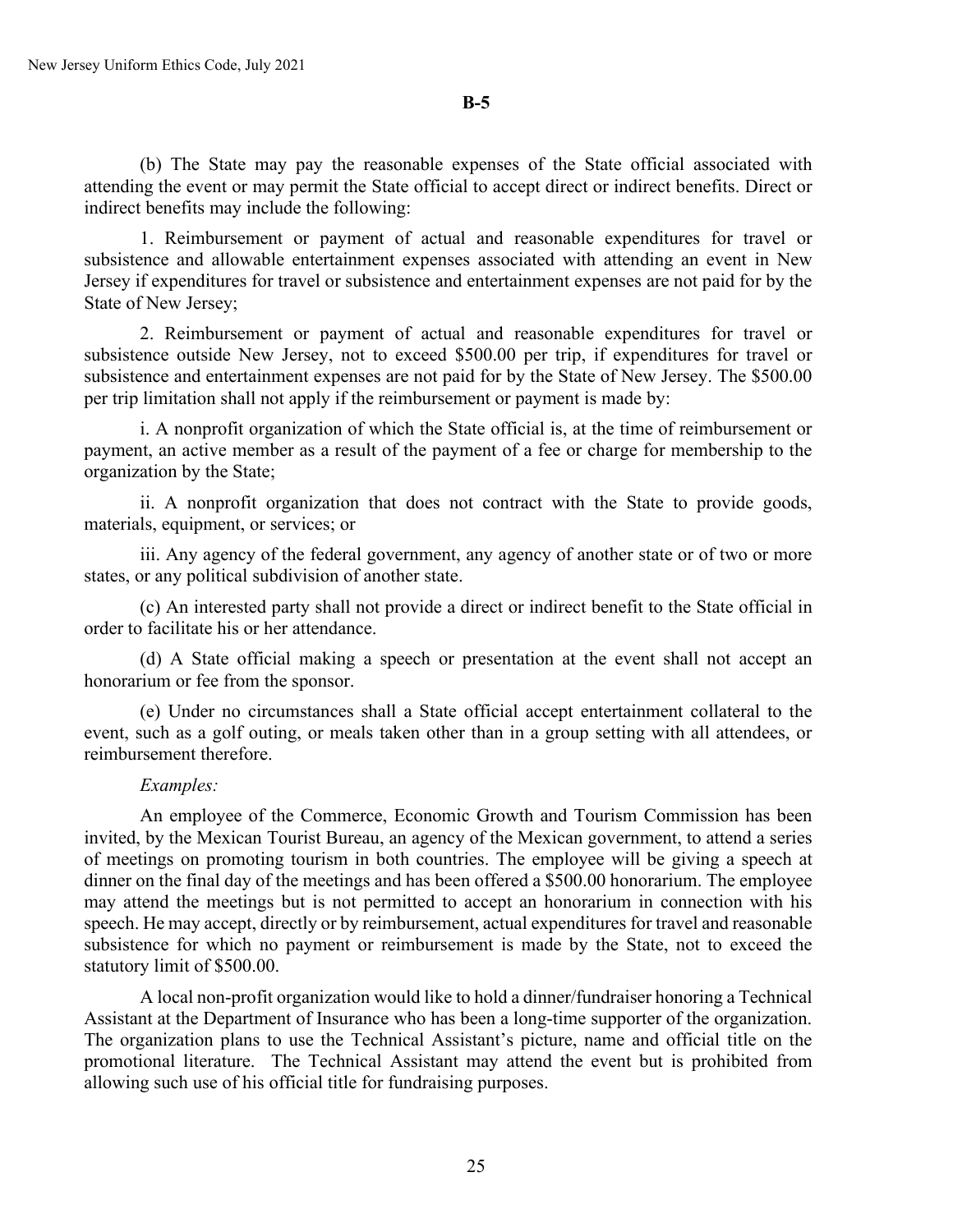**B-5**

(b) The State may pay the reasonable expenses of the State official associated with attending the event or may permit the State official to accept direct or indirect benefits. Direct or indirect benefits may include the following:

1. Reimbursement or payment of actual and reasonable expenditures for travel or subsistence and allowable entertainment expenses associated with attending an event in New Jersey if expenditures for travel or subsistence and entertainment expenses are not paid for by the State of New Jersey;

2. Reimbursement or payment of actual and reasonable expenditures for travel or subsistence outside New Jersey, not to exceed $500.00 per trip, if expenditures for travel or subsistence and entertainment expenses are not paid for by the State of New Jersey. The $500.00 per trip limitation shall not apply if the reimbursement or payment is made by:

i. A nonprofit organization of which the State official is, at the time of reimbursement or payment, an active member as a result of the payment of a fee or charge for membership to the organization by the State;

ii. A nonprofit organization that does not contract with the State to provide goods, materials, equipment, or services; or

iii. Any agency of the federal government, any agency of another state or of two or more states, or any political subdivision of another state.

(c) An interested party shall not provide a direct or indirect benefit to the State official in order to facilitate his or her attendance.

(d) A State official making a speech or presentation at the event shall not accept an honorarium or fee from the sponsor.

(e) Under no circumstances shall a State official accept entertainment collateral to the event, such as a golf outing, or meals taken other than in a group setting with all attendees, or reimbursement therefore.

*Examples:*

An employee of the Commerce, Economic Growth and Tourism Commission has been invited, by the Mexican Tourist Bureau, an agency of the Mexican government, to attend a series of meetings on promoting tourism in both countries. The employee will be giving a speech at dinner on the final day of the meetings and has been offered a $500.00 honorarium. The employee may attend the meetings but is not permitted to accept an honorarium in connection with his speech. He may accept, directly or by reimbursement, actual expenditures for travel and reasonable subsistence for which no payment or reimbursement is made by the State, not to exceed the statutory limit of $500.00.

A local non-profit organization would like to hold a dinner/fundraiser honoring a Technical Assistant at the Department of Insurance who has been a long-time supporter of the organization. The organization plans to use the Technical Assistant's picture, name and official title on the promotional literature. The Technical Assistant may attend the event but is prohibited from allowing such use of his official title for fundraising purposes.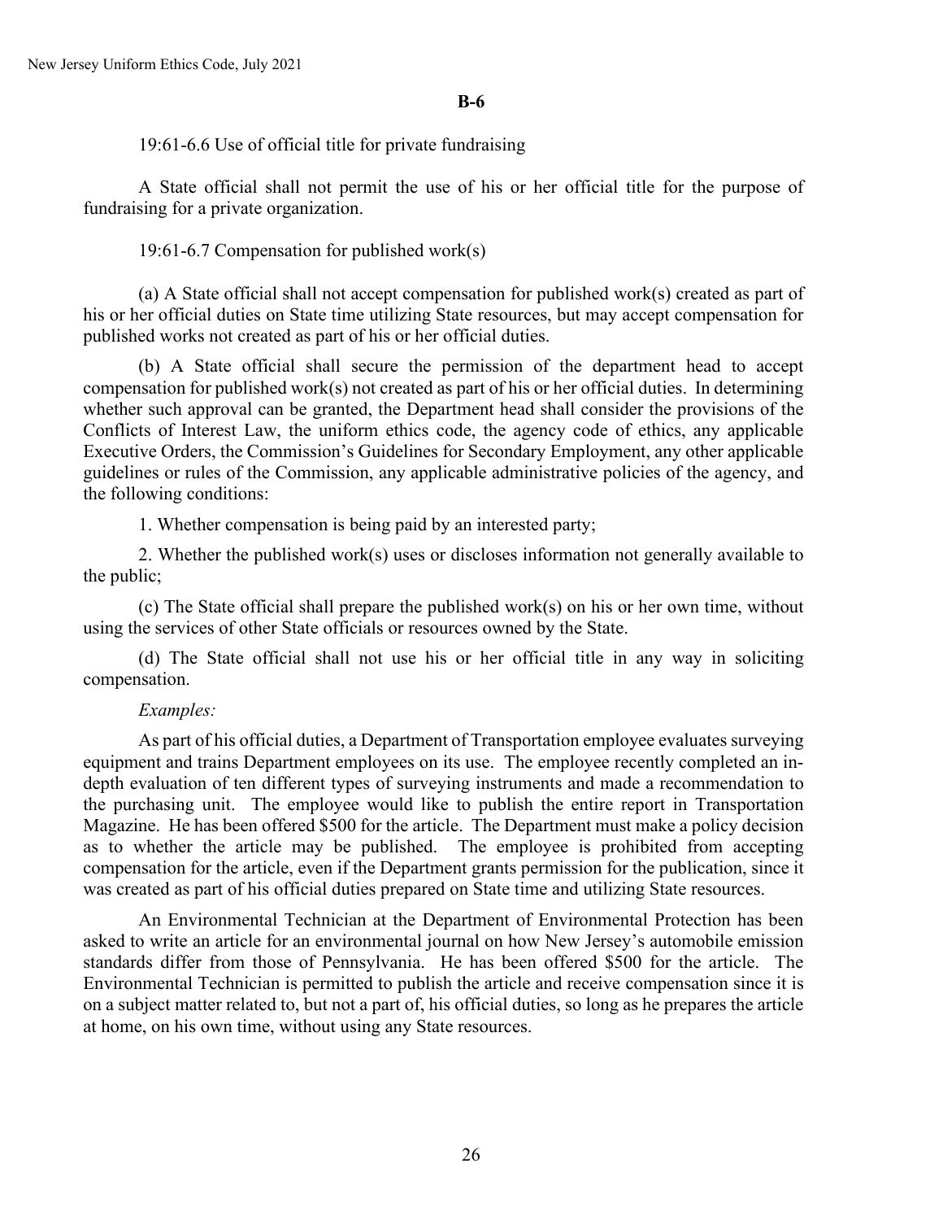**B-6**

19:61-6.6 Use of official title for private fundraising

A State official shall not permit the use of his or her official title for the purpose of fundraising for a private organization.

19:61-6.7 Compensation for published work(s)

(a) A State official shall not accept compensation for published work(s) created as part of his or her official duties on State time utilizing State resources, but may accept compensation for published works not created as part of his or her official duties.

(b) A State official shall secure the permission of the department head to accept compensation for published work(s) not created as part of his or her official duties. In determining whether such approval can be granted, the Department head shall consider the provisions of the Conflicts of Interest Law, the uniform ethics code, the agency code of ethics, any applicable Executive Orders, the Commission's Guidelines for Secondary Employment, any other applicable guidelines or rules of the Commission, any applicable administrative policies of the agency, and the following conditions:

1. Whether compensation is being paid by an interested party;

2. Whether the published work(s) uses or discloses information not generally available to the public;

(c) The State official shall prepare the published work(s) on his or her own time, without using the services of other State officials or resources owned by the State.

(d) The State official shall not use his or her official title in any way in soliciting compensation.

*Examples:*

As part of his official duties, a Department of Transportation employee evaluates surveying equipment and trains Department employees on its use. The employee recently completed an in-depth evaluation of ten different types of surveying instruments and made a recommendation to the purchasing unit. The employee would like to publish the entire report in Transportation Magazine. He has been offered $500 for the article. The Department must make a policy decision as to whether the article may be published. The employee is prohibited from accepting compensation for the article, even if the Department grants permission for the publication, since it was created as part of his official duties prepared on State time and utilizing State resources.

An Environmental Technician at the Department of Environmental Protection has been asked to write an article for an environmental journal on how New Jersey's automobile emission standards differ from those of Pennsylvania. He has been offered $500 for the article. The Environmental Technician is permitted to publish the article and receive compensation since it is on a subject matter related to, but not a part of, his official duties, so long as he prepares the article at home, on his own time, without using any State resources.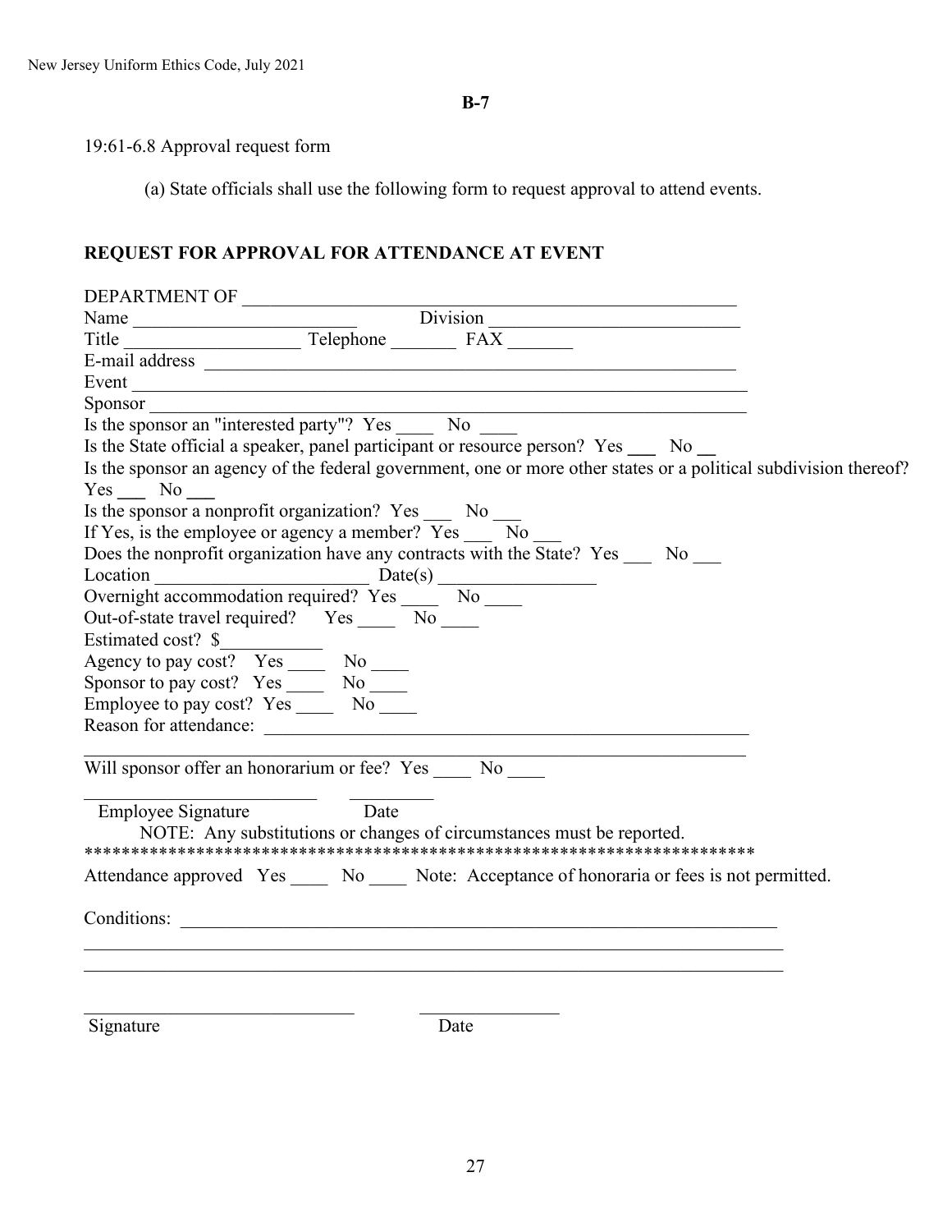**B-7**

19:61-6.8 Approval request form

(a) State officials shall use the following form to request approval to attend events.

**REQUEST FOR APPROVAL FOR ATTENDANCE AT EVENT**

DEPARTMENT OF ______________________________________________________

Name ________________________ Division ___________________________

Title __________________ Telephone _______ FAX _______

E-mail address ____________________________________________________________

Event _________________________________________________________________

Sponsor _______________________________________________________________

Is the sponsor an "interested party"? Yes ____ No ____

Is the State official a speaker, panel participant or resource person? Yes ___ No __

Is the sponsor an agency of the federal government, one or more other states or a political subdivision thereof? Yes ___ No ___

Is the sponsor a nonprofit organization? Yes ___ No ___

If Yes, is the employee or agency a member? Yes ___ No ___

Does the nonprofit organization have any contracts with the State? Yes ___ No ___

Location ______________________ Date(s) ________________

Overnight accommodation required? Yes ____ No ____

Out-of-state travel required? Yes ____ No ____

Estimated cost? $___________

Agency to pay cost? Yes ____ No ____

Sponsor to pay cost? Yes ____ No ____

Employee to pay cost? Yes ____ No ____

Reason for attendance: ______________________________________________________

_________________________________________________________________________

Will sponsor offer an honorarium or fee? Yes ____ No ____

_________________________ _________

Employee Signature Date

NOTE: Any substitutions or changes of circumstances must be reported.

************************************************************************

Attendance approved Yes ____ No ____ Note: Acceptance of honoraria or fees is not permitted.

Conditions: ______________________________________________________________

_________________________________________________________________________

_________________________________________________________________________

______________________________ _______________

Signature Date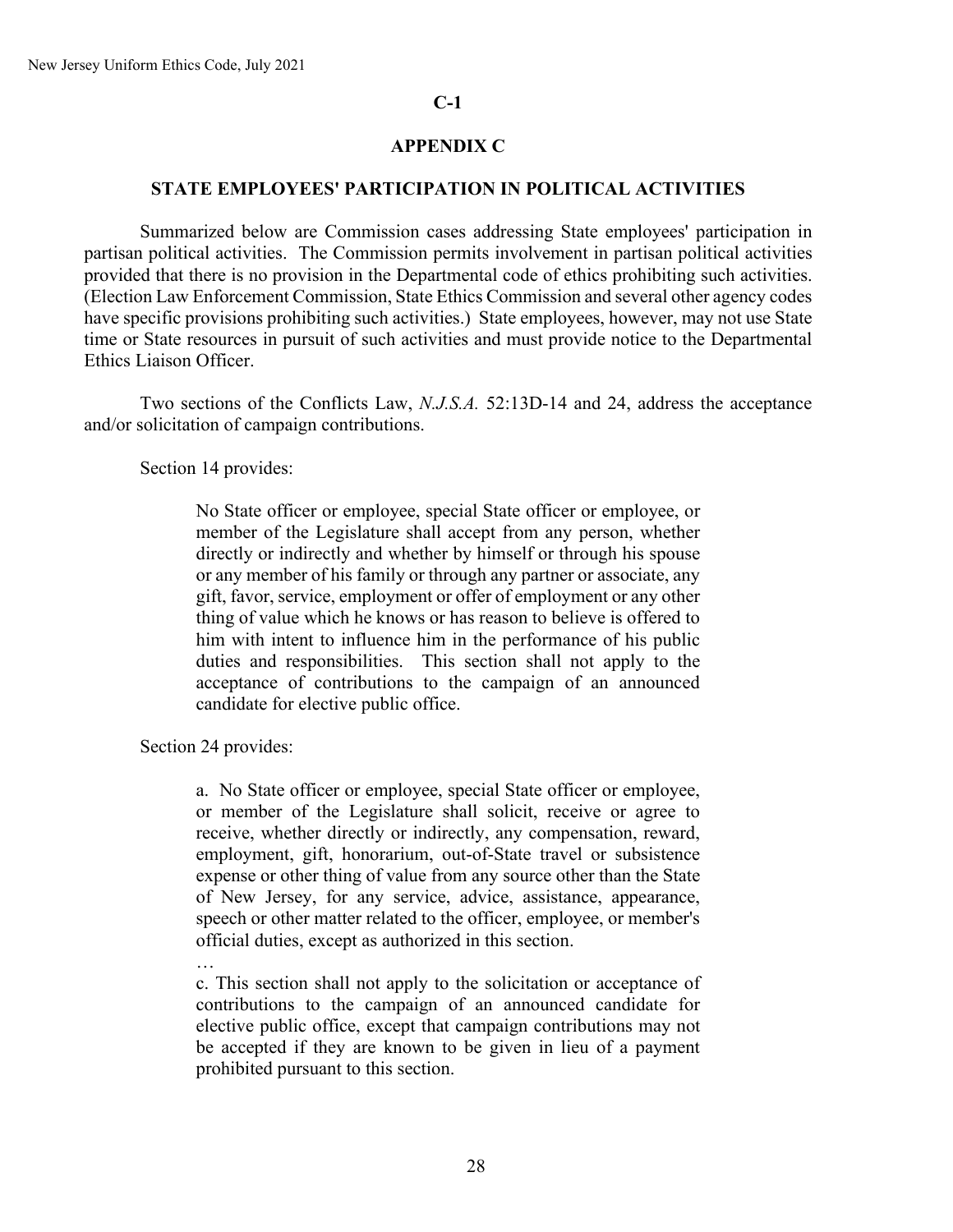**C-1**

## APPENDIX C

### STATE EMPLOYEES' PARTICIPATION IN POLITICAL ACTIVITIES

Summarized below are Commission cases addressing State employees' participation in partisan political activities. The Commission permits involvement in partisan political activities provided that there is no provision in the Departmental code of ethics prohibiting such activities. (Election Law Enforcement Commission, State Ethics Commission and several other agency codes have specific provisions prohibiting such activities.) State employees, however, may not use State time or State resources in pursuit of such activities and must provide notice to the Departmental Ethics Liaison Officer.

Two sections of the Conflicts Law, *N.J.S.A.* 52:13D-14 and 24, address the acceptance and/or solicitation of campaign contributions.

Section 14 provides:

> No State officer or employee, special State officer or employee, or member of the Legislature shall accept from any person, whether directly or indirectly and whether by himself or through his spouse or any member of his family or through any partner or associate, any gift, favor, service, employment or offer of employment or any other thing of value which he knows or has reason to believe is offered to him with intent to influence him in the performance of his public duties and responsibilities. This section shall not apply to the acceptance of contributions to the campaign of an announced candidate for elective public office.

Section 24 provides:

> a. No State officer or employee, special State officer or employee, or member of the Legislature shall solicit, receive or agree to receive, whether directly or indirectly, any compensation, reward, employment, gift, honorarium, out-of-State travel or subsistence expense or other thing of value from any source other than the State of New Jersey, for any service, advice, assistance, appearance, speech or other matter related to the officer, employee, or member's official duties, except as authorized in this section.
>
> …
>
> c. This section shall not apply to the solicitation or acceptance of contributions to the campaign of an announced candidate for elective public office, except that campaign contributions may not be accepted if they are known to be given in lieu of a payment prohibited pursuant to this section.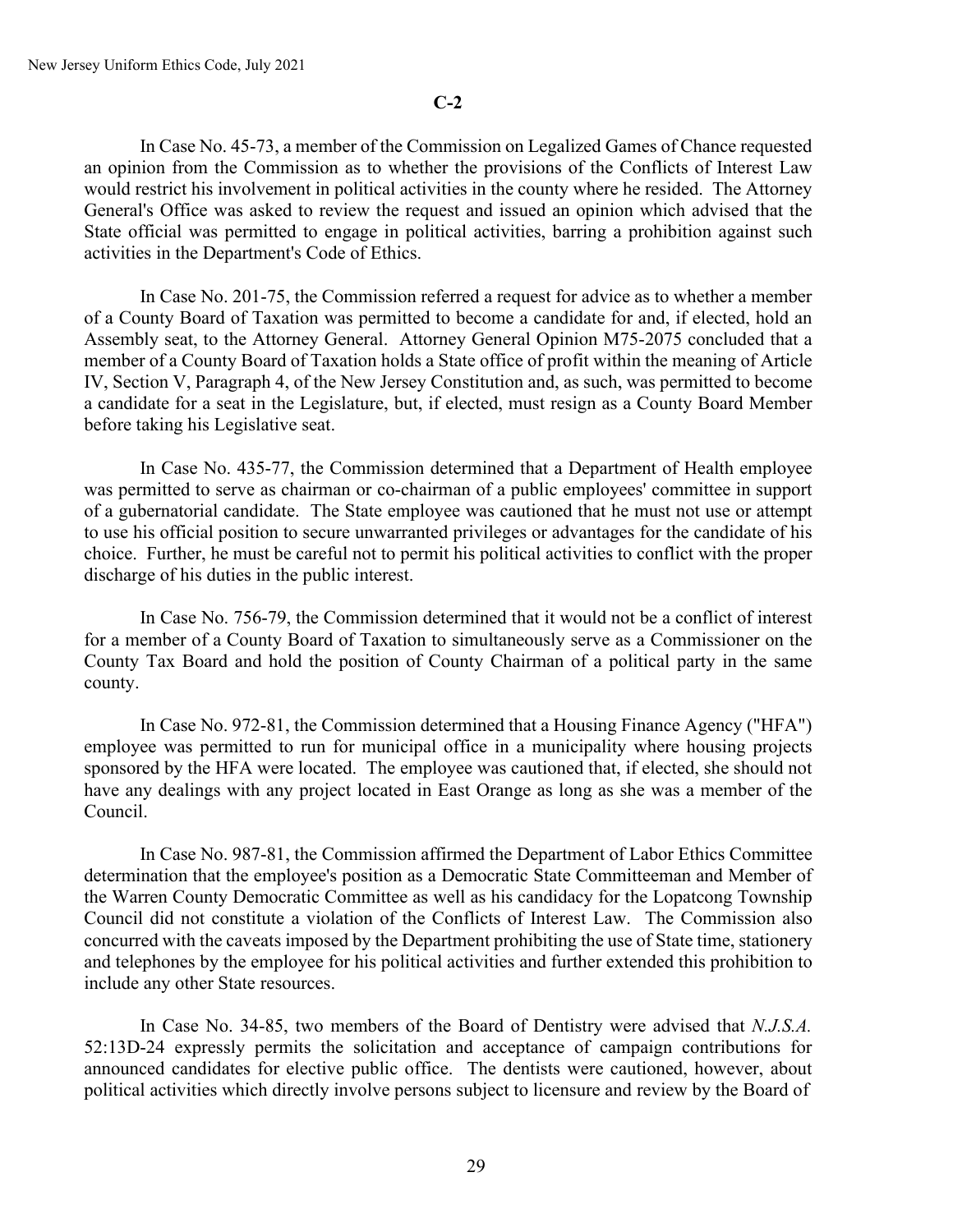**C-2**

In Case No. 45-73, a member of the Commission on Legalized Games of Chance requested an opinion from the Commission as to whether the provisions of the Conflicts of Interest Law would restrict his involvement in political activities in the county where he resided. The Attorney General's Office was asked to review the request and issued an opinion which advised that the State official was permitted to engage in political activities, barring a prohibition against such activities in the Department's Code of Ethics.

In Case No. 201-75, the Commission referred a request for advice as to whether a member of a County Board of Taxation was permitted to become a candidate for and, if elected, hold an Assembly seat, to the Attorney General. Attorney General Opinion M75-2075 concluded that a member of a County Board of Taxation holds a State office of profit within the meaning of Article IV, Section V, Paragraph 4, of the New Jersey Constitution and, as such, was permitted to become a candidate for a seat in the Legislature, but, if elected, must resign as a County Board Member before taking his Legislative seat.

In Case No. 435-77, the Commission determined that a Department of Health employee was permitted to serve as chairman or co-chairman of a public employees' committee in support of a gubernatorial candidate. The State employee was cautioned that he must not use or attempt to use his official position to secure unwarranted privileges or advantages for the candidate of his choice. Further, he must be careful not to permit his political activities to conflict with the proper discharge of his duties in the public interest.

In Case No. 756-79, the Commission determined that it would not be a conflict of interest for a member of a County Board of Taxation to simultaneously serve as a Commissioner on the County Tax Board and hold the position of County Chairman of a political party in the same county.

In Case No. 972-81, the Commission determined that a Housing Finance Agency ("HFA") employee was permitted to run for municipal office in a municipality where housing projects sponsored by the HFA were located. The employee was cautioned that, if elected, she should not have any dealings with any project located in East Orange as long as she was a member of the Council.

In Case No. 987-81, the Commission affirmed the Department of Labor Ethics Committee determination that the employee's position as a Democratic State Committeeman and Member of the Warren County Democratic Committee as well as his candidacy for the Lopatcong Township Council did not constitute a violation of the Conflicts of Interest Law. The Commission also concurred with the caveats imposed by the Department prohibiting the use of State time, stationery and telephones by the employee for his political activities and further extended this prohibition to include any other State resources.

In Case No. 34-85, two members of the Board of Dentistry were advised that *N.J.S.A.* 52:13D-24 expressly permits the solicitation and acceptance of campaign contributions for announced candidates for elective public office. The dentists were cautioned, however, about political activities which directly involve persons subject to licensure and review by the Board of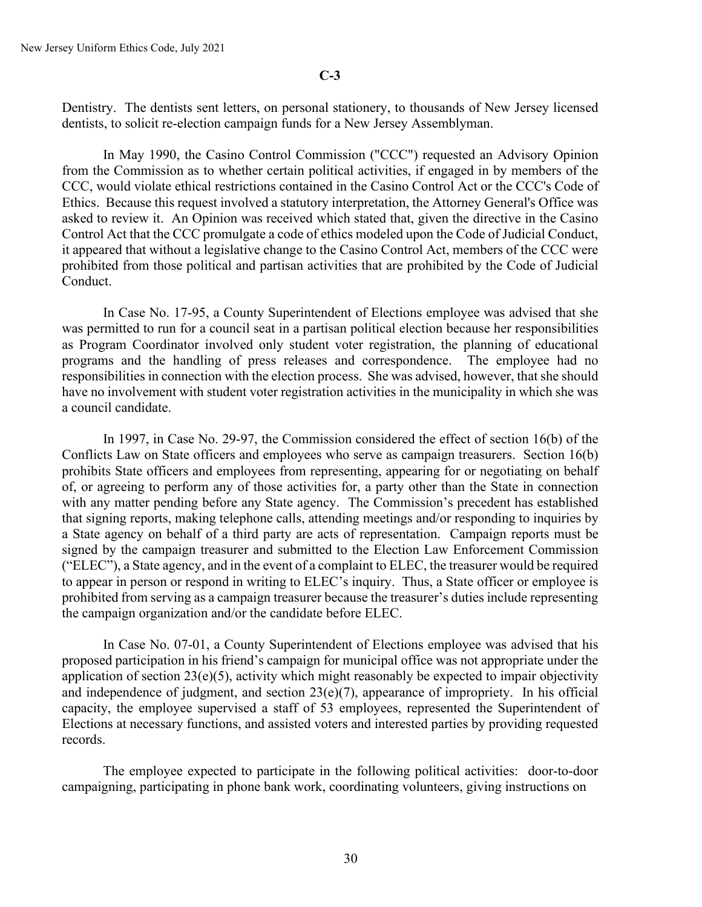**C-3**

Dentistry. The dentists sent letters, on personal stationery, to thousands of New Jersey licensed dentists, to solicit re-election campaign funds for a New Jersey Assemblyman.

In May 1990, the Casino Control Commission ("CCC") requested an Advisory Opinion from the Commission as to whether certain political activities, if engaged in by members of the CCC, would violate ethical restrictions contained in the Casino Control Act or the CCC's Code of Ethics. Because this request involved a statutory interpretation, the Attorney General's Office was asked to review it. An Opinion was received which stated that, given the directive in the Casino Control Act that the CCC promulgate a code of ethics modeled upon the Code of Judicial Conduct, it appeared that without a legislative change to the Casino Control Act, members of the CCC were prohibited from those political and partisan activities that are prohibited by the Code of Judicial Conduct.

In Case No. 17-95, a County Superintendent of Elections employee was advised that she was permitted to run for a council seat in a partisan political election because her responsibilities as Program Coordinator involved only student voter registration, the planning of educational programs and the handling of press releases and correspondence. The employee had no responsibilities in connection with the election process. She was advised, however, that she should have no involvement with student voter registration activities in the municipality in which she was a council candidate.

In 1997, in Case No. 29-97, the Commission considered the effect of section 16(b) of the Conflicts Law on State officers and employees who serve as campaign treasurers. Section 16(b) prohibits State officers and employees from representing, appearing for or negotiating on behalf of, or agreeing to perform any of those activities for, a party other than the State in connection with any matter pending before any State agency. The Commission's precedent has established that signing reports, making telephone calls, attending meetings and/or responding to inquiries by a State agency on behalf of a third party are acts of representation. Campaign reports must be signed by the campaign treasurer and submitted to the Election Law Enforcement Commission ("ELEC"), a State agency, and in the event of a complaint to ELEC, the treasurer would be required to appear in person or respond in writing to ELEC's inquiry. Thus, a State officer or employee is prohibited from serving as a campaign treasurer because the treasurer's duties include representing the campaign organization and/or the candidate before ELEC.

In Case No. 07-01, a County Superintendent of Elections employee was advised that his proposed participation in his friend's campaign for municipal office was not appropriate under the application of section 23(e)(5), activity which might reasonably be expected to impair objectivity and independence of judgment, and section 23(e)(7), appearance of impropriety. In his official capacity, the employee supervised a staff of 53 employees, represented the Superintendent of Elections at necessary functions, and assisted voters and interested parties by providing requested records.

The employee expected to participate in the following political activities: door-to-door campaigning, participating in phone bank work, coordinating volunteers, giving instructions on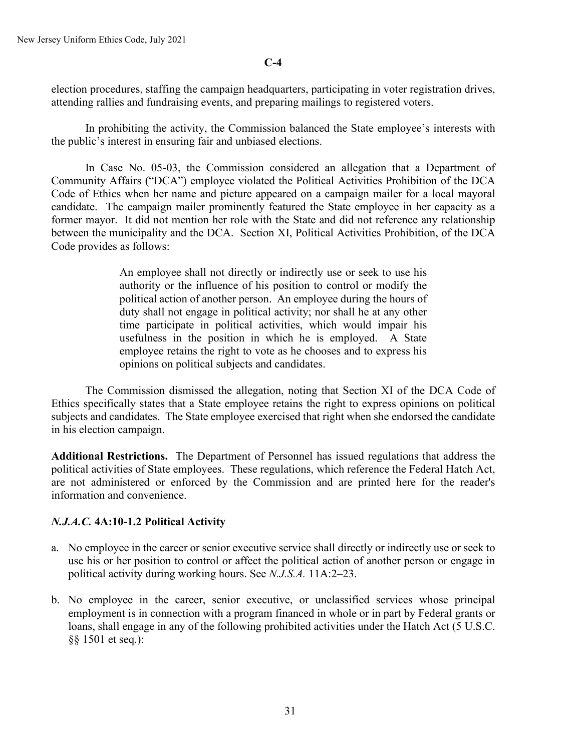**C-4**

election procedures, staffing the campaign headquarters, participating in voter registration drives, attending rallies and fundraising events, and preparing mailings to registered voters.

In prohibiting the activity, the Commission balanced the State employee's interests with the public's interest in ensuring fair and unbiased elections.

In Case No. 05-03, the Commission considered an allegation that a Department of Community Affairs ("DCA") employee violated the Political Activities Prohibition of the DCA Code of Ethics when her name and picture appeared on a campaign mailer for a local mayoral candidate. The campaign mailer prominently featured the State employee in her capacity as a former mayor. It did not mention her role with the State and did not reference any relationship between the municipality and the DCA. Section XI, Political Activities Prohibition, of the DCA Code provides as follows:

> An employee shall not directly or indirectly use or seek to use his authority or the influence of his position to control or modify the political action of another person. An employee during the hours of duty shall not engage in political activity; nor shall he at any other time participate in political activities, which would impair his usefulness in the position in which he is employed. A State employee retains the right to vote as he chooses and to express his opinions on political subjects and candidates.

The Commission dismissed the allegation, noting that Section XI of the DCA Code of Ethics specifically states that a State employee retains the right to express opinions on political subjects and candidates. The State employee exercised that right when she endorsed the candidate in his election campaign.

**Additional Restrictions.** The Department of Personnel has issued regulations that address the political activities of State employees. These regulations, which reference the Federal Hatch Act, are not administered or enforced by the Commission and are printed here for the reader's information and convenience.

### *N.J.A.C.* 4A:10-1.2 Political Activity

a. No employee in the career or senior executive service shall directly or indirectly use or seek to use his or her position to control or affect the political action of another person or engage in political activity during working hours. See *N.J.S.A.* 11A:2–23.

b. No employee in the career, senior executive, or unclassified services whose principal employment is in connection with a program financed in whole or in part by Federal grants or loans, shall engage in any of the following prohibited activities under the Hatch Act (5 U.S.C. §§ 1501 et seq.):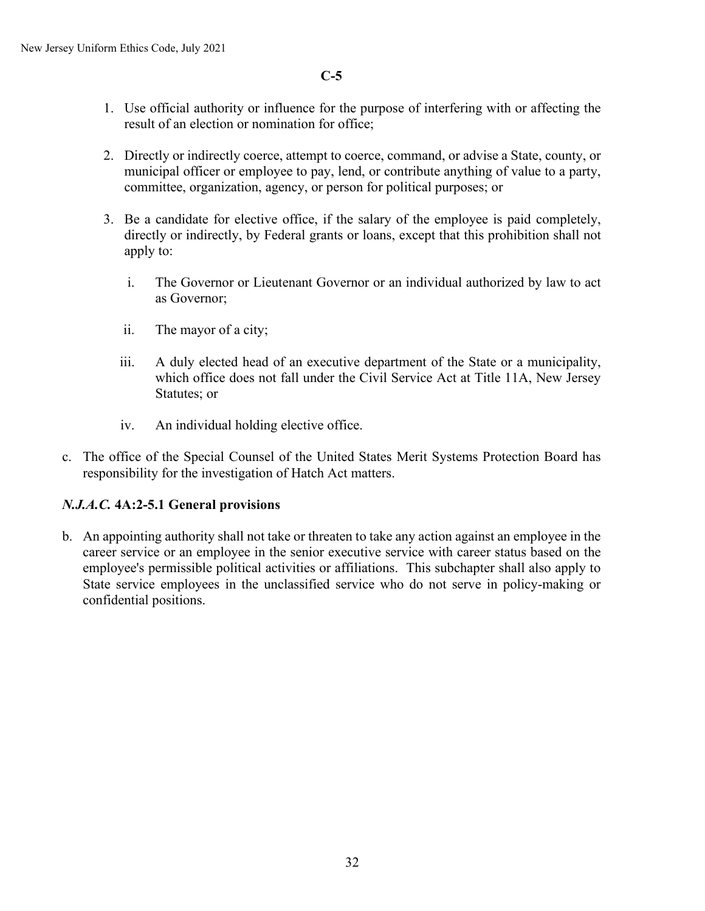**C-5**

1. Use official authority or influence for the purpose of interfering with or affecting the result of an election or nomination for office;

2. Directly or indirectly coerce, attempt to coerce, command, or advise a State, county, or municipal officer or employee to pay, lend, or contribute anything of value to a party, committee, organization, agency, or person for political purposes; or

3. Be a candidate for elective office, if the salary of the employee is paid completely, directly or indirectly, by Federal grants or loans, except that this prohibition shall not apply to:

   i. The Governor or Lieutenant Governor or an individual authorized by law to act as Governor;

   ii. The mayor of a city;

   iii. A duly elected head of an executive department of the State or a municipality, which office does not fall under the Civil Service Act at Title 11A, New Jersey Statutes; or

   iv. An individual holding elective office.

c. The office of the Special Counsel of the United States Merit Systems Protection Board has responsibility for the investigation of Hatch Act matters.

### *N.J.A.C.* 4A:2-5.1 General provisions

b. An appointing authority shall not take or threaten to take any action against an employee in the career service or an employee in the senior executive service with career status based on the employee's permissible political activities or affiliations. This subchapter shall also apply to State service employees in the unclassified service who do not serve in policy-making or confidential positions.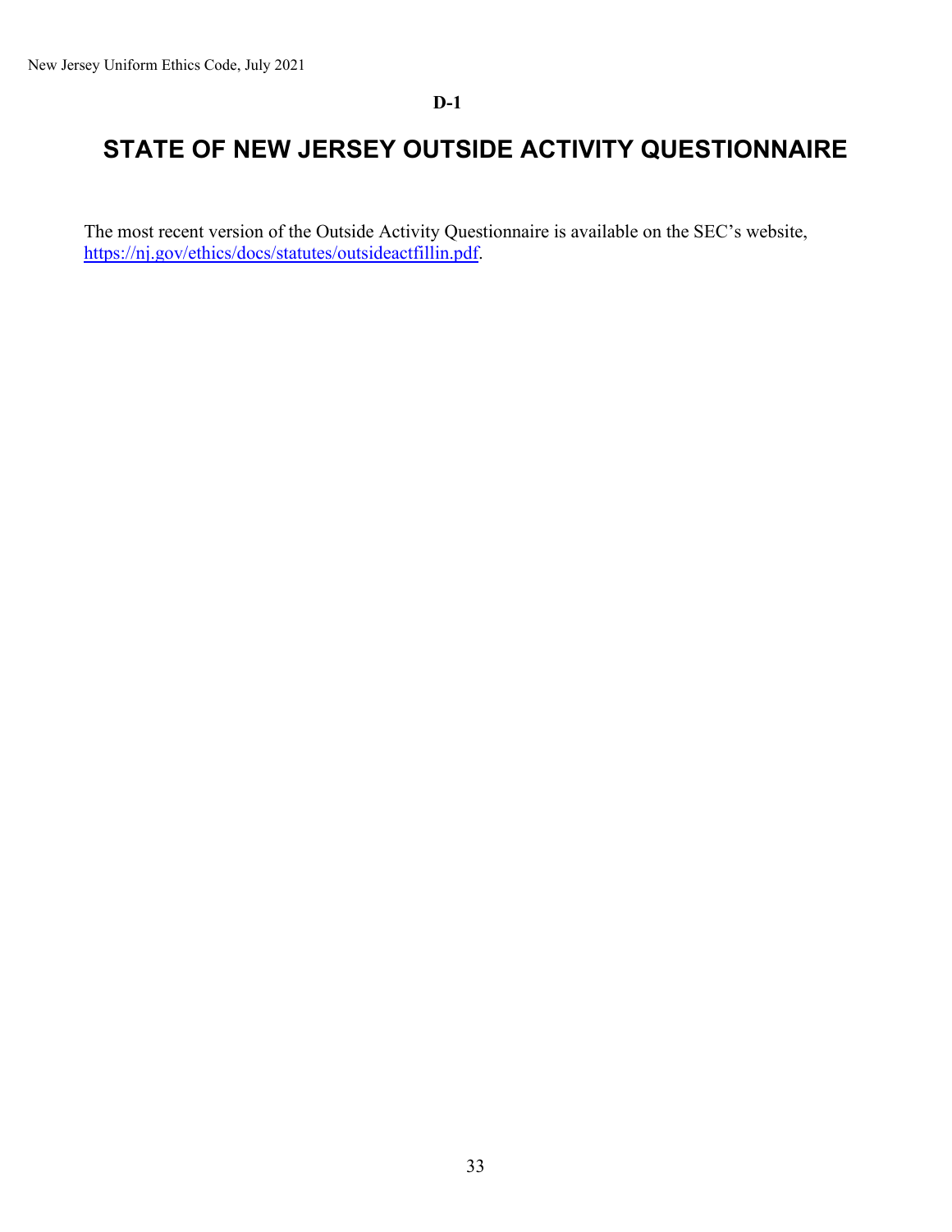**D-1**

# STATE OF NEW JERSEY OUTSIDE ACTIVITY QUESTIONNAIRE

The most recent version of the Outside Activity Questionnaire is available on the SEC's website, [https://nj.gov/ethics/docs/statutes/outsideactfillin.pdf](https://nj.gov/ethics/docs/statutes/outsideactfillin.pdf).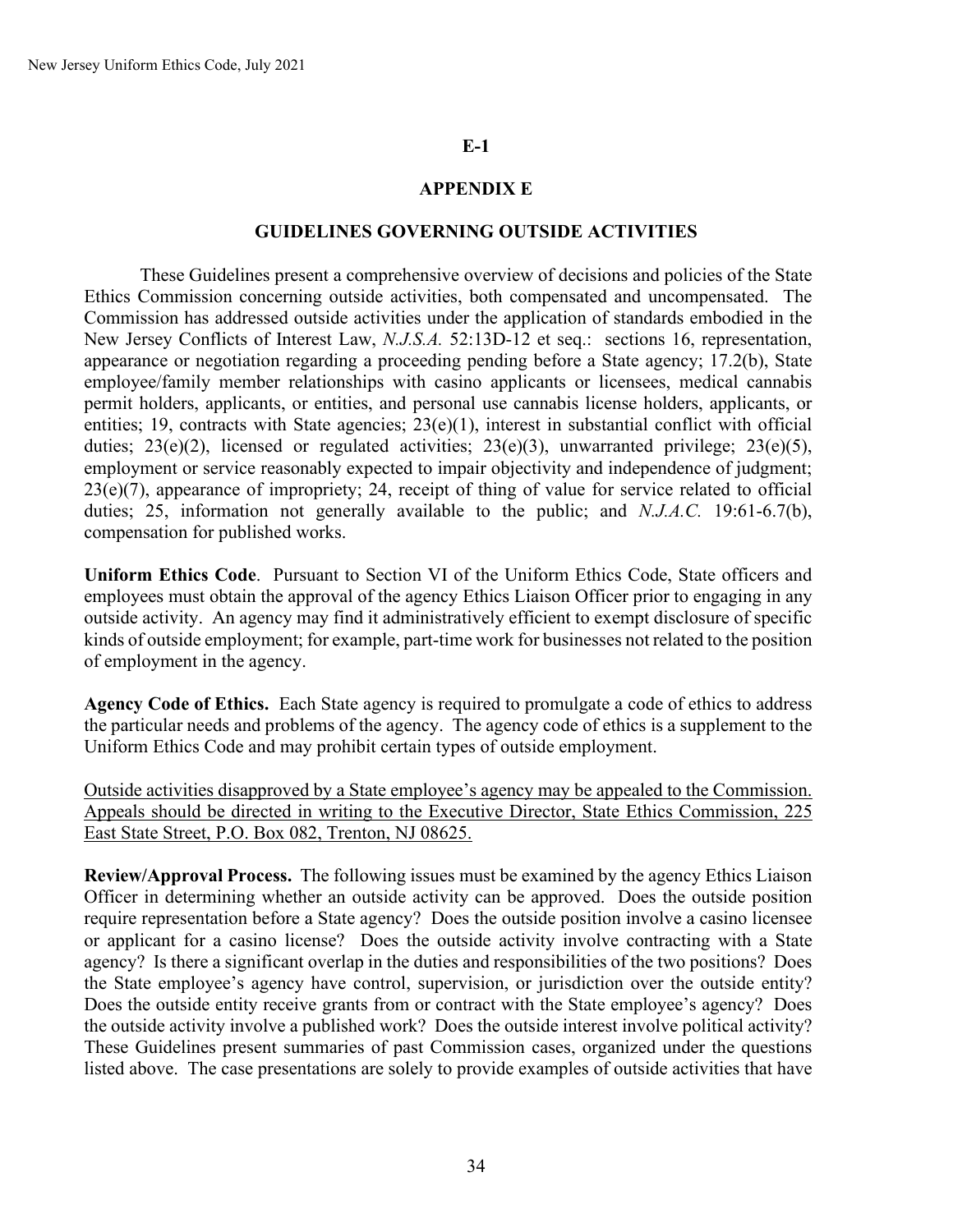**E-1**

## APPENDIX E

## GUIDELINES GOVERNING OUTSIDE ACTIVITIES

These Guidelines present a comprehensive overview of decisions and policies of the State Ethics Commission concerning outside activities, both compensated and uncompensated. The Commission has addressed outside activities under the application of standards embodied in the New Jersey Conflicts of Interest Law, *N.J.S.A.* 52:13D-12 et seq.: sections 16, representation, appearance or negotiation regarding a proceeding pending before a State agency; 17.2(b), State employee/family member relationships with casino applicants or licensees, medical cannabis permit holders, applicants, or entities, and personal use cannabis license holders, applicants, or entities; 19, contracts with State agencies; 23(e)(1), interest in substantial conflict with official duties; 23(e)(2), licensed or regulated activities; 23(e)(3), unwarranted privilege; 23(e)(5), employment or service reasonably expected to impair objectivity and independence of judgment; 23(e)(7), appearance of impropriety; 24, receipt of thing of value for service related to official duties; 25, information not generally available to the public; and *N.J.A.C.* 19:61-6.7(b), compensation for published works.

**Uniform Ethics Code**. Pursuant to Section VI of the Uniform Ethics Code, State officers and employees must obtain the approval of the agency Ethics Liaison Officer prior to engaging in any outside activity. An agency may find it administratively efficient to exempt disclosure of specific kinds of outside employment; for example, part-time work for businesses not related to the position of employment in the agency.

**Agency Code of Ethics.** Each State agency is required to promulgate a code of ethics to address the particular needs and problems of the agency. The agency code of ethics is a supplement to the Uniform Ethics Code and may prohibit certain types of outside employment.

<u>Outside activities disapproved by a State employee's agency may be appealed to the Commission. Appeals should be directed in writing to the Executive Director, State Ethics Commission, 225 East State Street, P.O. Box 082, Trenton, NJ 08625.</u>

**Review/Approval Process.** The following issues must be examined by the agency Ethics Liaison Officer in determining whether an outside activity can be approved. Does the outside position require representation before a State agency? Does the outside position involve a casino licensee or applicant for a casino license? Does the outside activity involve contracting with a State agency? Is there a significant overlap in the duties and responsibilities of the two positions? Does the State employee's agency have control, supervision, or jurisdiction over the outside entity? Does the outside entity receive grants from or contract with the State employee's agency? Does the outside activity involve a published work? Does the outside interest involve political activity? These Guidelines present summaries of past Commission cases, organized under the questions listed above. The case presentations are solely to provide examples of outside activities that have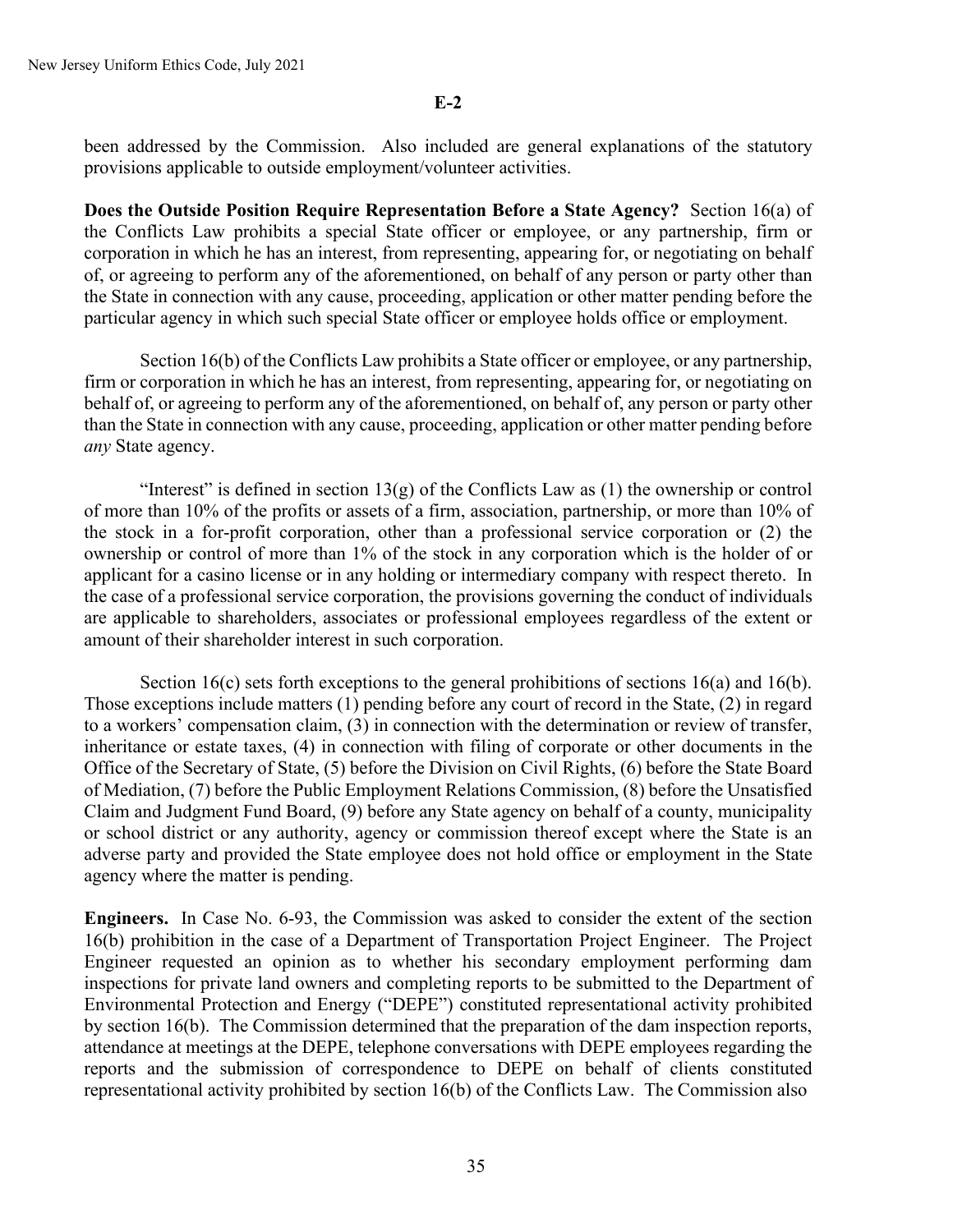**E-2**

been addressed by the Commission. Also included are general explanations of the statutory provisions applicable to outside employment/volunteer activities.

**Does the Outside Position Require Representation Before a State Agency?** Section 16(a) of the Conflicts Law prohibits a special State officer or employee, or any partnership, firm or corporation in which he has an interest, from representing, appearing for, or negotiating on behalf of, or agreeing to perform any of the aforementioned, on behalf of any person or party other than the State in connection with any cause, proceeding, application or other matter pending before the particular agency in which such special State officer or employee holds office or employment.

Section 16(b) of the Conflicts Law prohibits a State officer or employee, or any partnership, firm or corporation in which he has an interest, from representing, appearing for, or negotiating on behalf of, or agreeing to perform any of the aforementioned, on behalf of, any person or party other than the State in connection with any cause, proceeding, application or other matter pending before *any* State agency.

"Interest" is defined in section 13(g) of the Conflicts Law as (1) the ownership or control of more than 10% of the profits or assets of a firm, association, partnership, or more than 10% of the stock in a for-profit corporation, other than a professional service corporation or (2) the ownership or control of more than 1% of the stock in any corporation which is the holder of or applicant for a casino license or in any holding or intermediary company with respect thereto. In the case of a professional service corporation, the provisions governing the conduct of individuals are applicable to shareholders, associates or professional employees regardless of the extent or amount of their shareholder interest in such corporation.

Section 16(c) sets forth exceptions to the general prohibitions of sections 16(a) and 16(b). Those exceptions include matters (1) pending before any court of record in the State, (2) in regard to a workers' compensation claim, (3) in connection with the determination or review of transfer, inheritance or estate taxes, (4) in connection with filing of corporate or other documents in the Office of the Secretary of State, (5) before the Division on Civil Rights, (6) before the State Board of Mediation, (7) before the Public Employment Relations Commission, (8) before the Unsatisfied Claim and Judgment Fund Board, (9) before any State agency on behalf of a county, municipality or school district or any authority, agency or commission thereof except where the State is an adverse party and provided the State employee does not hold office or employment in the State agency where the matter is pending.

**Engineers.** In Case No. 6-93, the Commission was asked to consider the extent of the section 16(b) prohibition in the case of a Department of Transportation Project Engineer. The Project Engineer requested an opinion as to whether his secondary employment performing dam inspections for private land owners and completing reports to be submitted to the Department of Environmental Protection and Energy ("DEPE") constituted representational activity prohibited by section 16(b). The Commission determined that the preparation of the dam inspection reports, attendance at meetings at the DEPE, telephone conversations with DEPE employees regarding the reports and the submission of correspondence to DEPE on behalf of clients constituted representational activity prohibited by section 16(b) of the Conflicts Law. The Commission also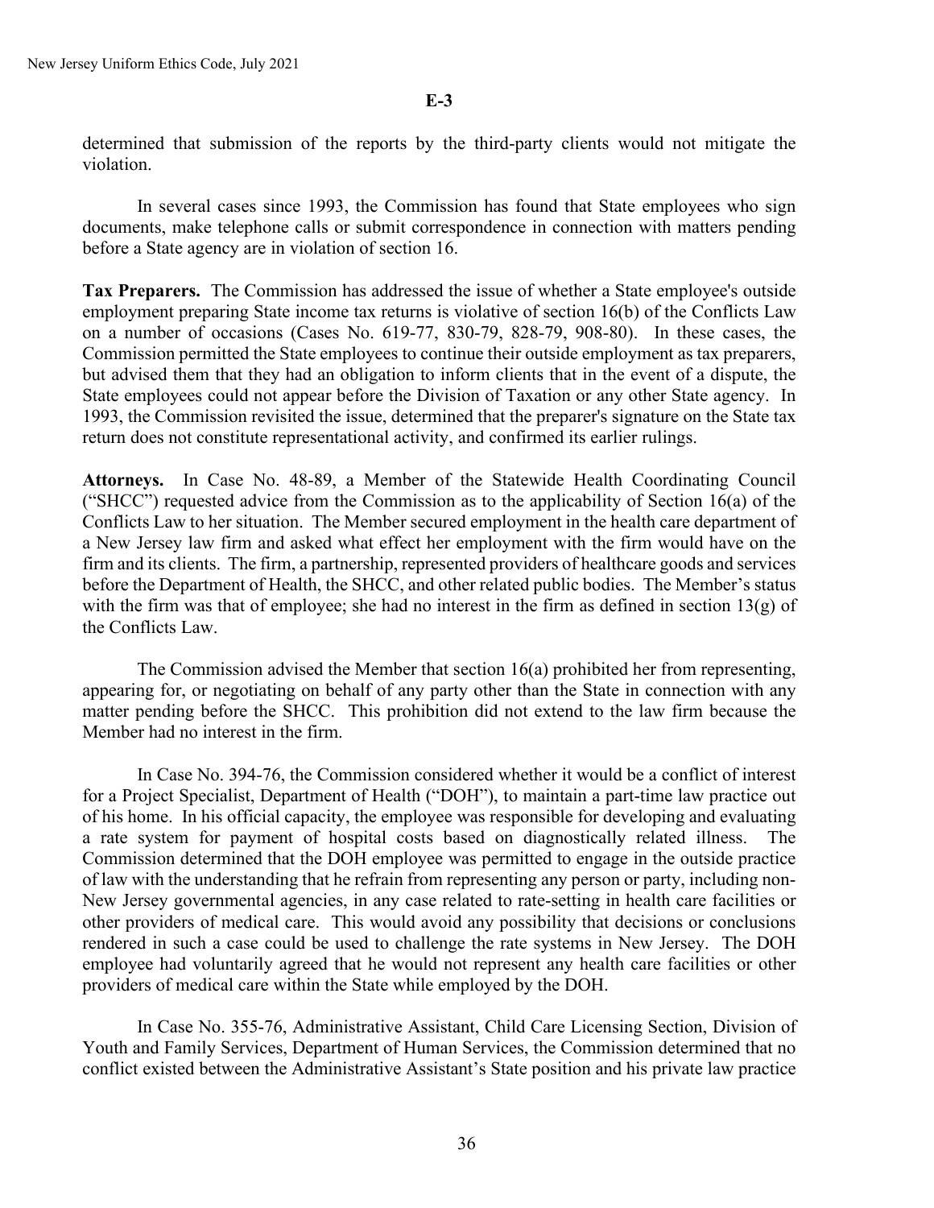**E-3**

determined that submission of the reports by the third-party clients would not mitigate the violation.

In several cases since 1993, the Commission has found that State employees who sign documents, make telephone calls or submit correspondence in connection with matters pending before a State agency are in violation of section 16.

**Tax Preparers.** The Commission has addressed the issue of whether a State employee's outside employment preparing State income tax returns is violative of section 16(b) of the Conflicts Law on a number of occasions (Cases No. 619-77, 830-79, 828-79, 908-80). In these cases, the Commission permitted the State employees to continue their outside employment as tax preparers, but advised them that they had an obligation to inform clients that in the event of a dispute, the State employees could not appear before the Division of Taxation or any other State agency. In 1993, the Commission revisited the issue, determined that the preparer's signature on the State tax return does not constitute representational activity, and confirmed its earlier rulings.

**Attorneys.** In Case No. 48-89, a Member of the Statewide Health Coordinating Council ("SHCC") requested advice from the Commission as to the applicability of Section 16(a) of the Conflicts Law to her situation. The Member secured employment in the health care department of a New Jersey law firm and asked what effect her employment with the firm would have on the firm and its clients. The firm, a partnership, represented providers of healthcare goods and services before the Department of Health, the SHCC, and other related public bodies. The Member's status with the firm was that of employee; she had no interest in the firm as defined in section 13(g) of the Conflicts Law.

The Commission advised the Member that section 16(a) prohibited her from representing, appearing for, or negotiating on behalf of any party other than the State in connection with any matter pending before the SHCC. This prohibition did not extend to the law firm because the Member had no interest in the firm.

In Case No. 394-76, the Commission considered whether it would be a conflict of interest for a Project Specialist, Department of Health ("DOH"), to maintain a part-time law practice out of his home. In his official capacity, the employee was responsible for developing and evaluating a rate system for payment of hospital costs based on diagnostically related illness. The Commission determined that the DOH employee was permitted to engage in the outside practice of law with the understanding that he refrain from representing any person or party, including non-New Jersey governmental agencies, in any case related to rate-setting in health care facilities or other providers of medical care. This would avoid any possibility that decisions or conclusions rendered in such a case could be used to challenge the rate systems in New Jersey. The DOH employee had voluntarily agreed that he would not represent any health care facilities or other providers of medical care within the State while employed by the DOH.

In Case No. 355-76, Administrative Assistant, Child Care Licensing Section, Division of Youth and Family Services, Department of Human Services, the Commission determined that no conflict existed between the Administrative Assistant's State position and his private law practice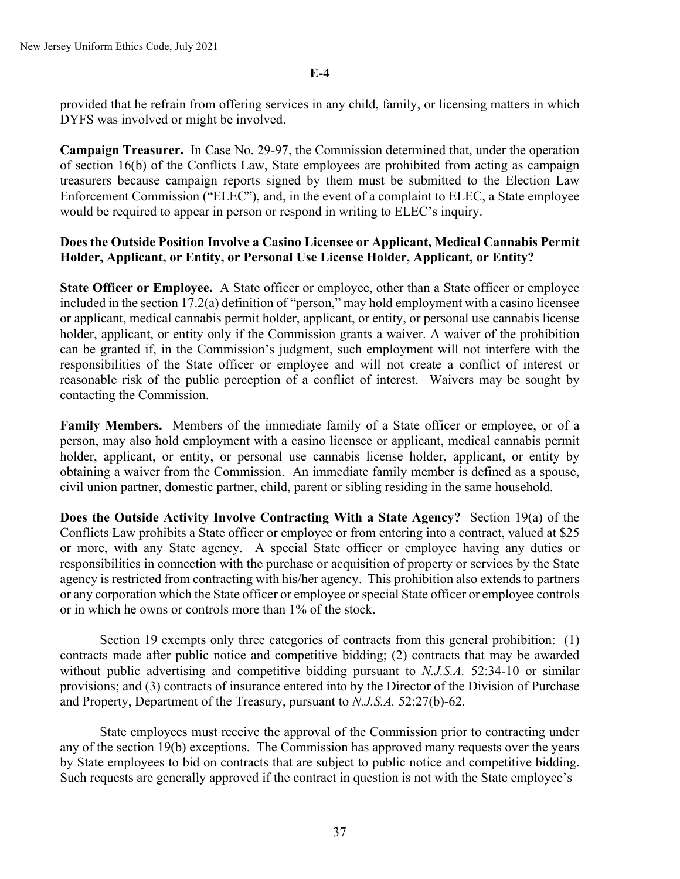**E-4**

provided that he refrain from offering services in any child, family, or licensing matters in which DYFS was involved or might be involved.

**Campaign Treasurer.** In Case No. 29-97, the Commission determined that, under the operation of section 16(b) of the Conflicts Law, State employees are prohibited from acting as campaign treasurers because campaign reports signed by them must be submitted to the Election Law Enforcement Commission ("ELEC"), and, in the event of a complaint to ELEC, a State employee would be required to appear in person or respond in writing to ELEC's inquiry.

**Does the Outside Position Involve a Casino Licensee or Applicant, Medical Cannabis Permit Holder, Applicant, or Entity, or Personal Use License Holder, Applicant, or Entity?**

**State Officer or Employee.** A State officer or employee, other than a State officer or employee included in the section 17.2(a) definition of "person," may hold employment with a casino licensee or applicant, medical cannabis permit holder, applicant, or entity, or personal use cannabis license holder, applicant, or entity only if the Commission grants a waiver. A waiver of the prohibition can be granted if, in the Commission's judgment, such employment will not interfere with the responsibilities of the State officer or employee and will not create a conflict of interest or reasonable risk of the public perception of a conflict of interest. Waivers may be sought by contacting the Commission.

**Family Members.** Members of the immediate family of a State officer or employee, or of a person, may also hold employment with a casino licensee or applicant, medical cannabis permit holder, applicant, or entity, or personal use cannabis license holder, applicant, or entity by obtaining a waiver from the Commission. An immediate family member is defined as a spouse, civil union partner, domestic partner, child, parent or sibling residing in the same household.

**Does the Outside Activity Involve Contracting With a State Agency?** Section 19(a) of the Conflicts Law prohibits a State officer or employee or from entering into a contract, valued at $25 or more, with any State agency. A special State officer or employee having any duties or responsibilities in connection with the purchase or acquisition of property or services by the State agency is restricted from contracting with his/her agency. This prohibition also extends to partners or any corporation which the State officer or employee or special State officer or employee controls or in which he owns or controls more than 1% of the stock.

Section 19 exempts only three categories of contracts from this general prohibition: (1) contracts made after public notice and competitive bidding; (2) contracts that may be awarded without public advertising and competitive bidding pursuant to *N.J.S.A.* 52:34-10 or similar provisions; and (3) contracts of insurance entered into by the Director of the Division of Purchase and Property, Department of the Treasury, pursuant to *N.J.S.A.* 52:27(b)-62.

State employees must receive the approval of the Commission prior to contracting under any of the section 19(b) exceptions. The Commission has approved many requests over the years by State employees to bid on contracts that are subject to public notice and competitive bidding. Such requests are generally approved if the contract in question is not with the State employee's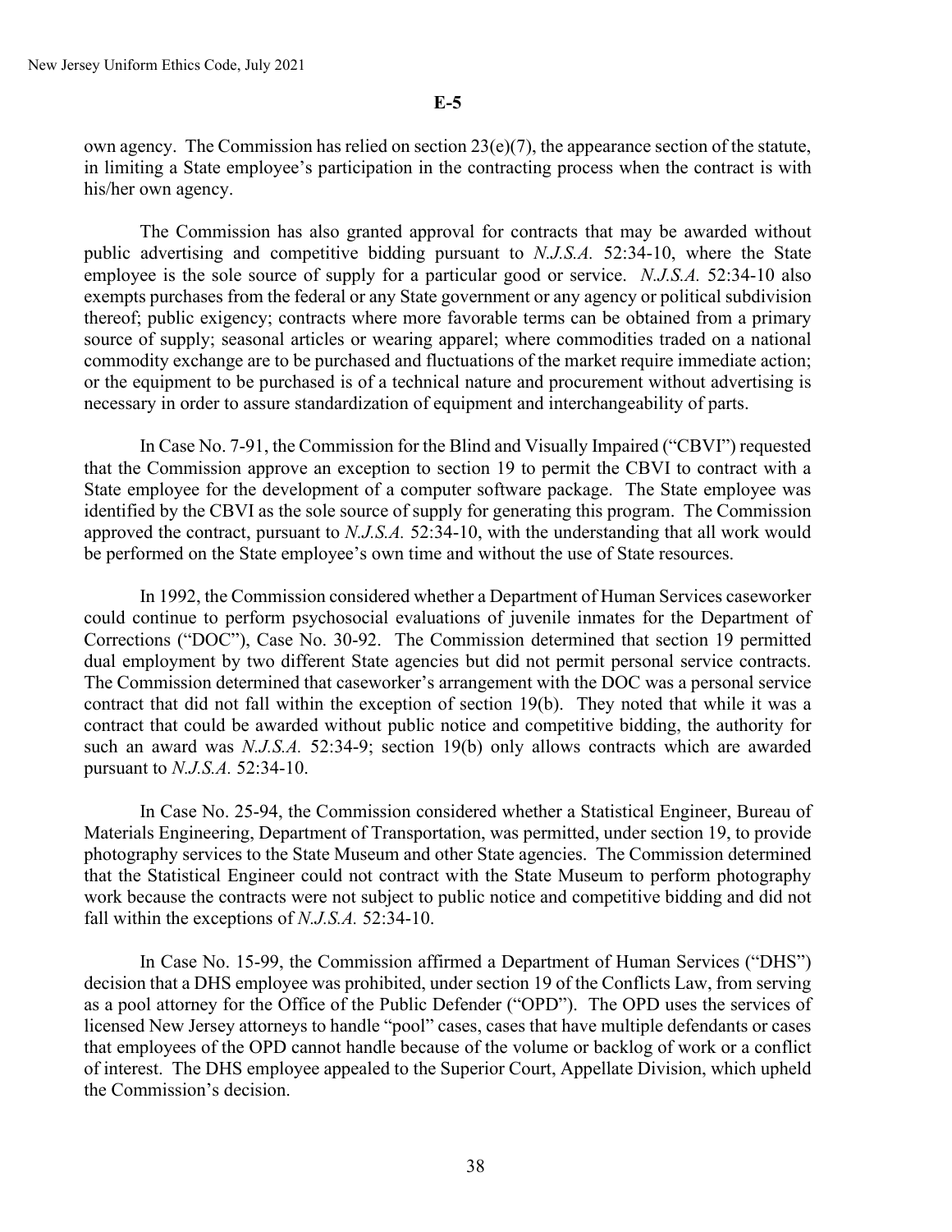**E-5**

own agency. The Commission has relied on section 23(e)(7), the appearance section of the statute, in limiting a State employee's participation in the contracting process when the contract is with his/her own agency.

The Commission has also granted approval for contracts that may be awarded without public advertising and competitive bidding pursuant to *N.J.S.A.* 52:34-10, where the State employee is the sole source of supply for a particular good or service. *N.J.S.A.* 52:34-10 also exempts purchases from the federal or any State government or any agency or political subdivision thereof; public exigency; contracts where more favorable terms can be obtained from a primary source of supply; seasonal articles or wearing apparel; where commodities traded on a national commodity exchange are to be purchased and fluctuations of the market require immediate action; or the equipment to be purchased is of a technical nature and procurement without advertising is necessary in order to assure standardization of equipment and interchangeability of parts.

In Case No. 7-91, the Commission for the Blind and Visually Impaired ("CBVI") requested that the Commission approve an exception to section 19 to permit the CBVI to contract with a State employee for the development of a computer software package. The State employee was identified by the CBVI as the sole source of supply for generating this program. The Commission approved the contract, pursuant to *N.J.S.A.* 52:34-10, with the understanding that all work would be performed on the State employee's own time and without the use of State resources.

In 1992, the Commission considered whether a Department of Human Services caseworker could continue to perform psychosocial evaluations of juvenile inmates for the Department of Corrections ("DOC"), Case No. 30-92. The Commission determined that section 19 permitted dual employment by two different State agencies but did not permit personal service contracts. The Commission determined that caseworker's arrangement with the DOC was a personal service contract that did not fall within the exception of section 19(b). They noted that while it was a contract that could be awarded without public notice and competitive bidding, the authority for such an award was *N.J.S.A.* 52:34-9; section 19(b) only allows contracts which are awarded pursuant to *N.J.S.A.* 52:34-10.

In Case No. 25-94, the Commission considered whether a Statistical Engineer, Bureau of Materials Engineering, Department of Transportation, was permitted, under section 19, to provide photography services to the State Museum and other State agencies. The Commission determined that the Statistical Engineer could not contract with the State Museum to perform photography work because the contracts were not subject to public notice and competitive bidding and did not fall within the exceptions of *N.J.S.A.* 52:34-10.

In Case No. 15-99, the Commission affirmed a Department of Human Services ("DHS") decision that a DHS employee was prohibited, under section 19 of the Conflicts Law, from serving as a pool attorney for the Office of the Public Defender ("OPD"). The OPD uses the services of licensed New Jersey attorneys to handle "pool" cases, cases that have multiple defendants or cases that employees of the OPD cannot handle because of the volume or backlog of work or a conflict of interest. The DHS employee appealed to the Superior Court, Appellate Division, which upheld the Commission's decision.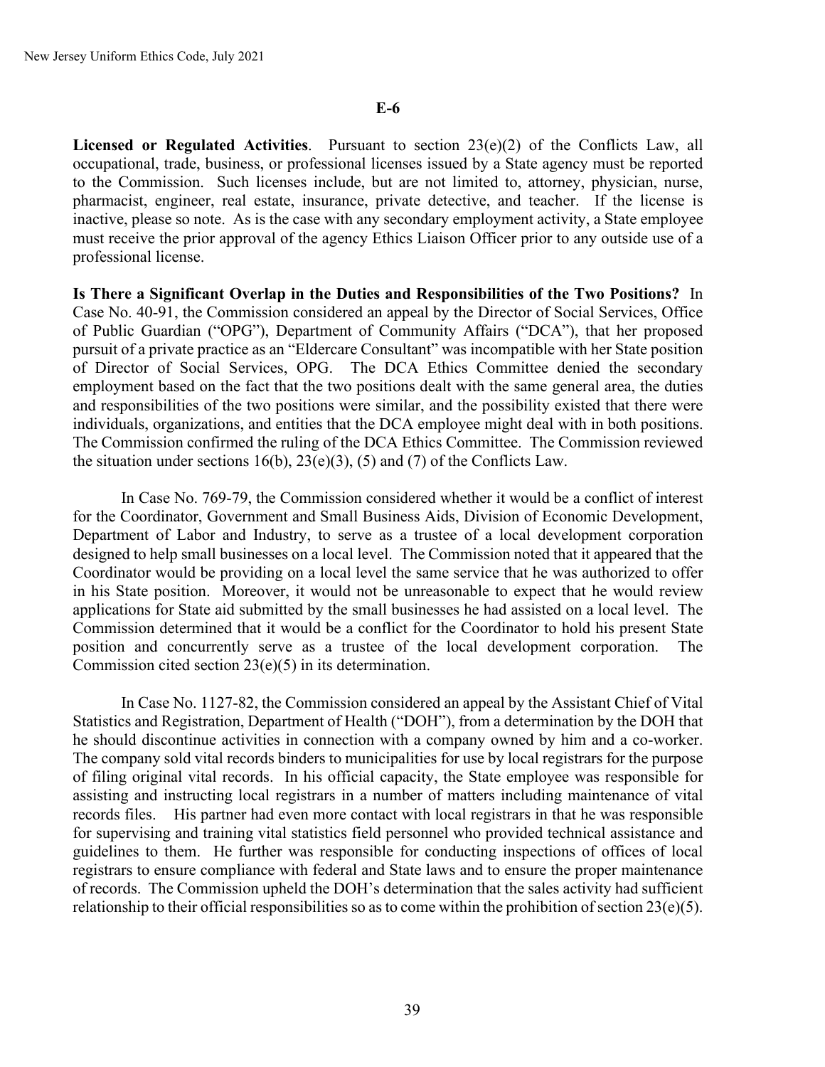**E-6**

**Licensed or Regulated Activities**. Pursuant to section 23(e)(2) of the Conflicts Law, all occupational, trade, business, or professional licenses issued by a State agency must be reported to the Commission. Such licenses include, but are not limited to, attorney, physician, nurse, pharmacist, engineer, real estate, insurance, private detective, and teacher. If the license is inactive, please so note. As is the case with any secondary employment activity, a State employee must receive the prior approval of the agency Ethics Liaison Officer prior to any outside use of a professional license.

**Is There a Significant Overlap in the Duties and Responsibilities of the Two Positions?** In Case No. 40-91, the Commission considered an appeal by the Director of Social Services, Office of Public Guardian ("OPG"), Department of Community Affairs ("DCA"), that her proposed pursuit of a private practice as an "Eldercare Consultant" was incompatible with her State position of Director of Social Services, OPG. The DCA Ethics Committee denied the secondary employment based on the fact that the two positions dealt with the same general area, the duties and responsibilities of the two positions were similar, and the possibility existed that there were individuals, organizations, and entities that the DCA employee might deal with in both positions. The Commission confirmed the ruling of the DCA Ethics Committee. The Commission reviewed the situation under sections 16(b), 23(e)(3), (5) and (7) of the Conflicts Law.

In Case No. 769-79, the Commission considered whether it would be a conflict of interest for the Coordinator, Government and Small Business Aids, Division of Economic Development, Department of Labor and Industry, to serve as a trustee of a local development corporation designed to help small businesses on a local level. The Commission noted that it appeared that the Coordinator would be providing on a local level the same service that he was authorized to offer in his State position. Moreover, it would not be unreasonable to expect that he would review applications for State aid submitted by the small businesses he had assisted on a local level. The Commission determined that it would be a conflict for the Coordinator to hold his present State position and concurrently serve as a trustee of the local development corporation. The Commission cited section 23(e)(5) in its determination.

In Case No. 1127-82, the Commission considered an appeal by the Assistant Chief of Vital Statistics and Registration, Department of Health ("DOH"), from a determination by the DOH that he should discontinue activities in connection with a company owned by him and a co-worker. The company sold vital records binders to municipalities for use by local registrars for the purpose of filing original vital records. In his official capacity, the State employee was responsible for assisting and instructing local registrars in a number of matters including maintenance of vital records files. His partner had even more contact with local registrars in that he was responsible for supervising and training vital statistics field personnel who provided technical assistance and guidelines to them. He further was responsible for conducting inspections of offices of local registrars to ensure compliance with federal and State laws and to ensure the proper maintenance of records. The Commission upheld the DOH's determination that the sales activity had sufficient relationship to their official responsibilities so as to come within the prohibition of section 23(e)(5).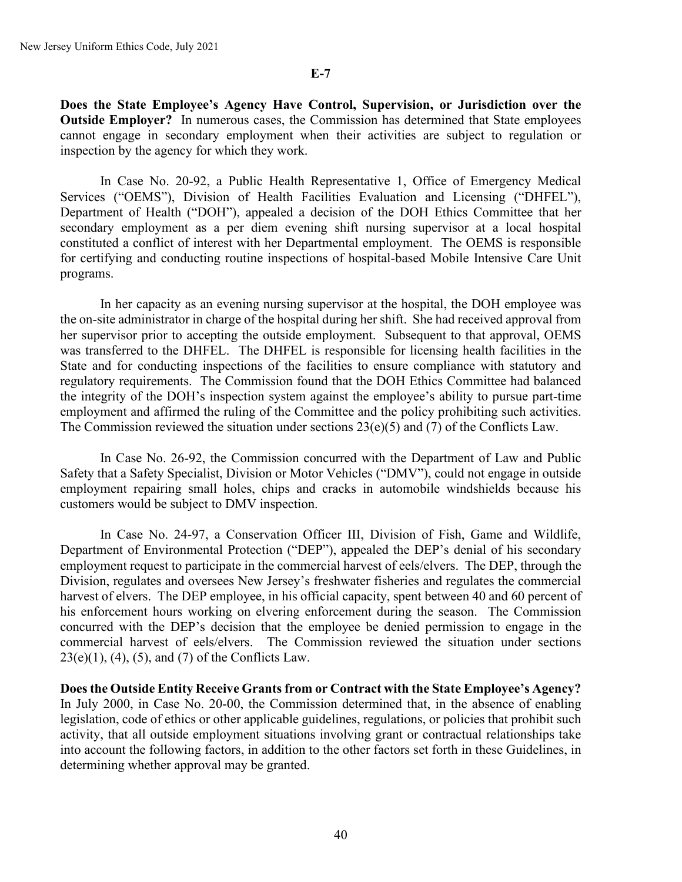**E-7**

**Does the State Employee's Agency Have Control, Supervision, or Jurisdiction over the Outside Employer?** In numerous cases, the Commission has determined that State employees cannot engage in secondary employment when their activities are subject to regulation or inspection by the agency for which they work.

In Case No. 20-92, a Public Health Representative 1, Office of Emergency Medical Services ("OEMS"), Division of Health Facilities Evaluation and Licensing ("DHFEL"), Department of Health ("DOH"), appealed a decision of the DOH Ethics Committee that her secondary employment as a per diem evening shift nursing supervisor at a local hospital constituted a conflict of interest with her Departmental employment. The OEMS is responsible for certifying and conducting routine inspections of hospital-based Mobile Intensive Care Unit programs.

In her capacity as an evening nursing supervisor at the hospital, the DOH employee was the on-site administrator in charge of the hospital during her shift. She had received approval from her supervisor prior to accepting the outside employment. Subsequent to that approval, OEMS was transferred to the DHFEL. The DHFEL is responsible for licensing health facilities in the State and for conducting inspections of the facilities to ensure compliance with statutory and regulatory requirements. The Commission found that the DOH Ethics Committee had balanced the integrity of the DOH's inspection system against the employee's ability to pursue part-time employment and affirmed the ruling of the Committee and the policy prohibiting such activities. The Commission reviewed the situation under sections 23(e)(5) and (7) of the Conflicts Law.

In Case No. 26-92, the Commission concurred with the Department of Law and Public Safety that a Safety Specialist, Division or Motor Vehicles ("DMV"), could not engage in outside employment repairing small holes, chips and cracks in automobile windshields because his customers would be subject to DMV inspection.

In Case No. 24-97, a Conservation Officer III, Division of Fish, Game and Wildlife, Department of Environmental Protection ("DEP"), appealed the DEP's denial of his secondary employment request to participate in the commercial harvest of eels/elvers. The DEP, through the Division, regulates and oversees New Jersey's freshwater fisheries and regulates the commercial harvest of elvers. The DEP employee, in his official capacity, spent between 40 and 60 percent of his enforcement hours working on elvering enforcement during the season. The Commission concurred with the DEP's decision that the employee be denied permission to engage in the commercial harvest of eels/elvers. The Commission reviewed the situation under sections 23(e)(1), (4), (5), and (7) of the Conflicts Law.

**Does the Outside Entity Receive Grants from or Contract with the State Employee's Agency?** In July 2000, in Case No. 20-00, the Commission determined that, in the absence of enabling legislation, code of ethics or other applicable guidelines, regulations, or policies that prohibit such activity, that all outside employment situations involving grant or contractual relationships take into account the following factors, in addition to the other factors set forth in these Guidelines, in determining whether approval may be granted.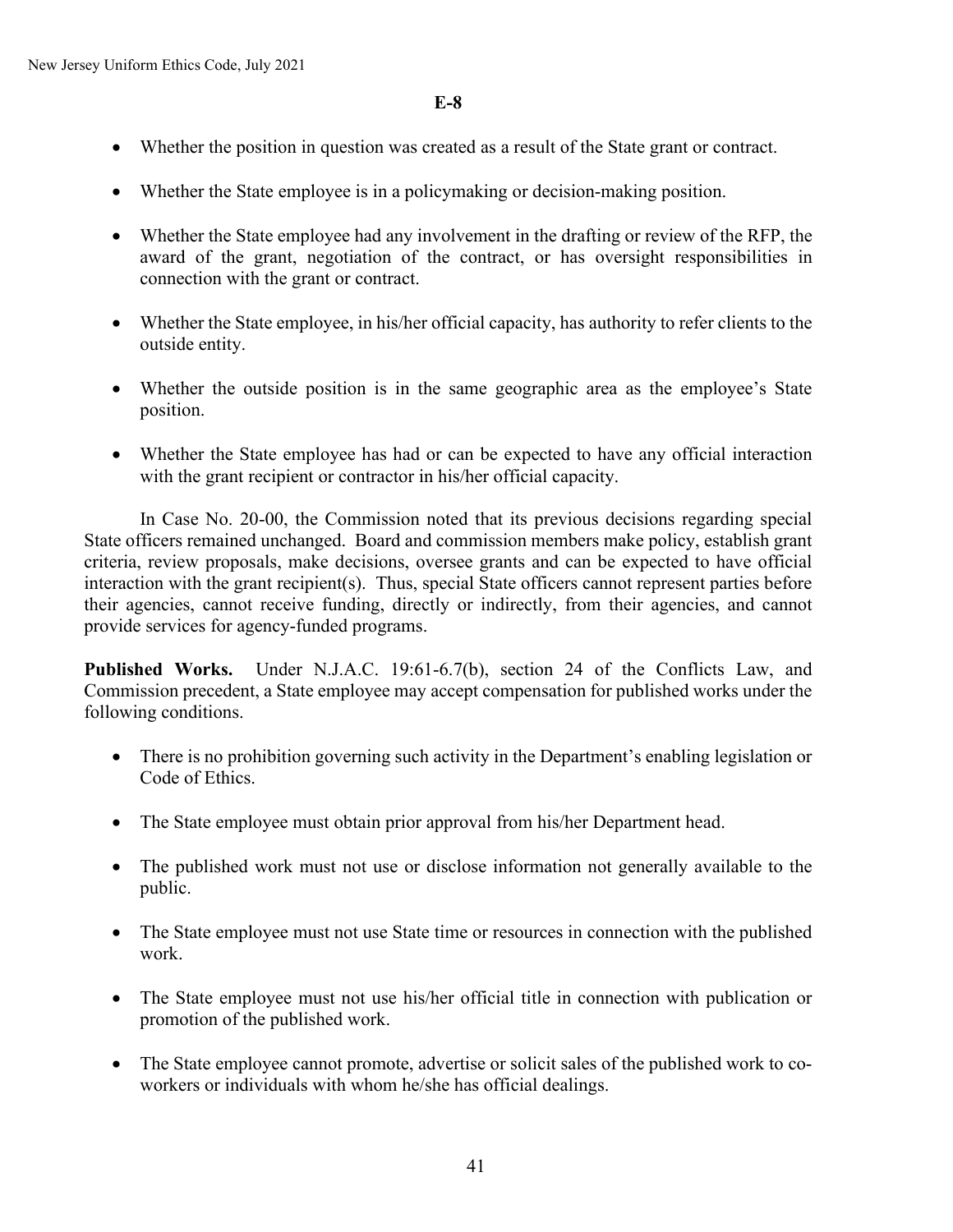**E-8**

- Whether the position in question was created as a result of the State grant or contract.
- Whether the State employee is in a policymaking or decision-making position.
- Whether the State employee had any involvement in the drafting or review of the RFP, the award of the grant, negotiation of the contract, or has oversight responsibilities in connection with the grant or contract.
- Whether the State employee, in his/her official capacity, has authority to refer clients to the outside entity.
- Whether the outside position is in the same geographic area as the employee's State position.
- Whether the State employee has had or can be expected to have any official interaction with the grant recipient or contractor in his/her official capacity.

In Case No. 20-00, the Commission noted that its previous decisions regarding special State officers remained unchanged. Board and commission members make policy, establish grant criteria, review proposals, make decisions, oversee grants and can be expected to have official interaction with the grant recipient(s). Thus, special State officers cannot represent parties before their agencies, cannot receive funding, directly or indirectly, from their agencies, and cannot provide services for agency-funded programs.

**Published Works.** Under N.J.A.C. 19:61-6.7(b), section 24 of the Conflicts Law, and Commission precedent, a State employee may accept compensation for published works under the following conditions.

- There is no prohibition governing such activity in the Department's enabling legislation or Code of Ethics.
- The State employee must obtain prior approval from his/her Department head.
- The published work must not use or disclose information not generally available to the public.
- The State employee must not use State time or resources in connection with the published work.
- The State employee must not use his/her official title in connection with publication or promotion of the published work.
- The State employee cannot promote, advertise or solicit sales of the published work to co-workers or individuals with whom he/she has official dealings.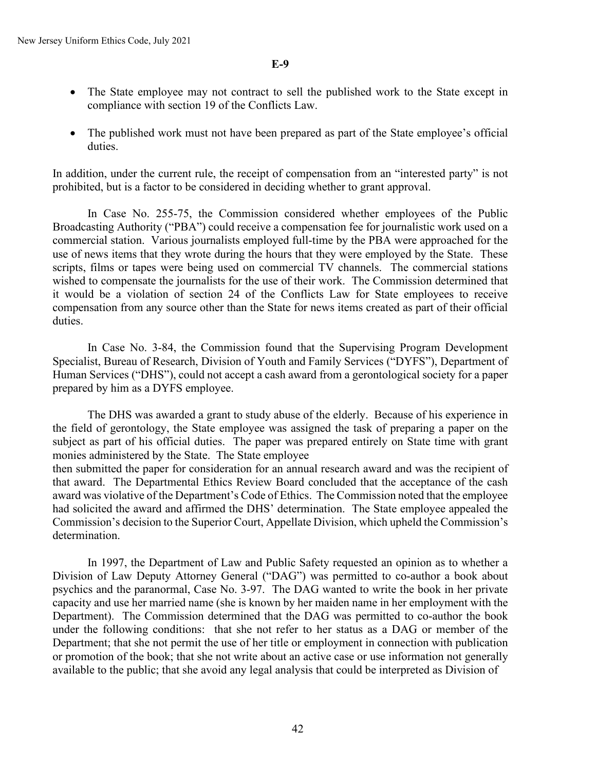**E-9**

- The State employee may not contract to sell the published work to the State except in compliance with section 19 of the Conflicts Law.

- The published work must not have been prepared as part of the State employee's official duties.

In addition, under the current rule, the receipt of compensation from an "interested party" is not prohibited, but is a factor to be considered in deciding whether to grant approval.

In Case No. 255-75, the Commission considered whether employees of the Public Broadcasting Authority ("PBA") could receive a compensation fee for journalistic work used on a commercial station. Various journalists employed full-time by the PBA were approached for the use of news items that they wrote during the hours that they were employed by the State. These scripts, films or tapes were being used on commercial TV channels. The commercial stations wished to compensate the journalists for the use of their work. The Commission determined that it would be a violation of section 24 of the Conflicts Law for State employees to receive compensation from any source other than the State for news items created as part of their official duties.

In Case No. 3-84, the Commission found that the Supervising Program Development Specialist, Bureau of Research, Division of Youth and Family Services ("DYFS"), Department of Human Services ("DHS"), could not accept a cash award from a gerontological society for a paper prepared by him as a DYFS employee.

The DHS was awarded a grant to study abuse of the elderly. Because of his experience in the field of gerontology, the State employee was assigned the task of preparing a paper on the subject as part of his official duties. The paper was prepared entirely on State time with grant monies administered by the State. The State employee then submitted the paper for consideration for an annual research award and was the recipient of that award. The Departmental Ethics Review Board concluded that the acceptance of the cash award was violative of the Department's Code of Ethics. The Commission noted that the employee had solicited the award and affirmed the DHS' determination. The State employee appealed the Commission's decision to the Superior Court, Appellate Division, which upheld the Commission's determination.

In 1997, the Department of Law and Public Safety requested an opinion as to whether a Division of Law Deputy Attorney General ("DAG") was permitted to co-author a book about psychics and the paranormal, Case No. 3-97. The DAG wanted to write the book in her private capacity and use her married name (she is known by her maiden name in her employment with the Department). The Commission determined that the DAG was permitted to co-author the book under the following conditions: that she not refer to her status as a DAG or member of the Department; that she not permit the use of her title or employment in connection with publication or promotion of the book; that she not write about an active case or use information not generally available to the public; that she avoid any legal analysis that could be interpreted as Division of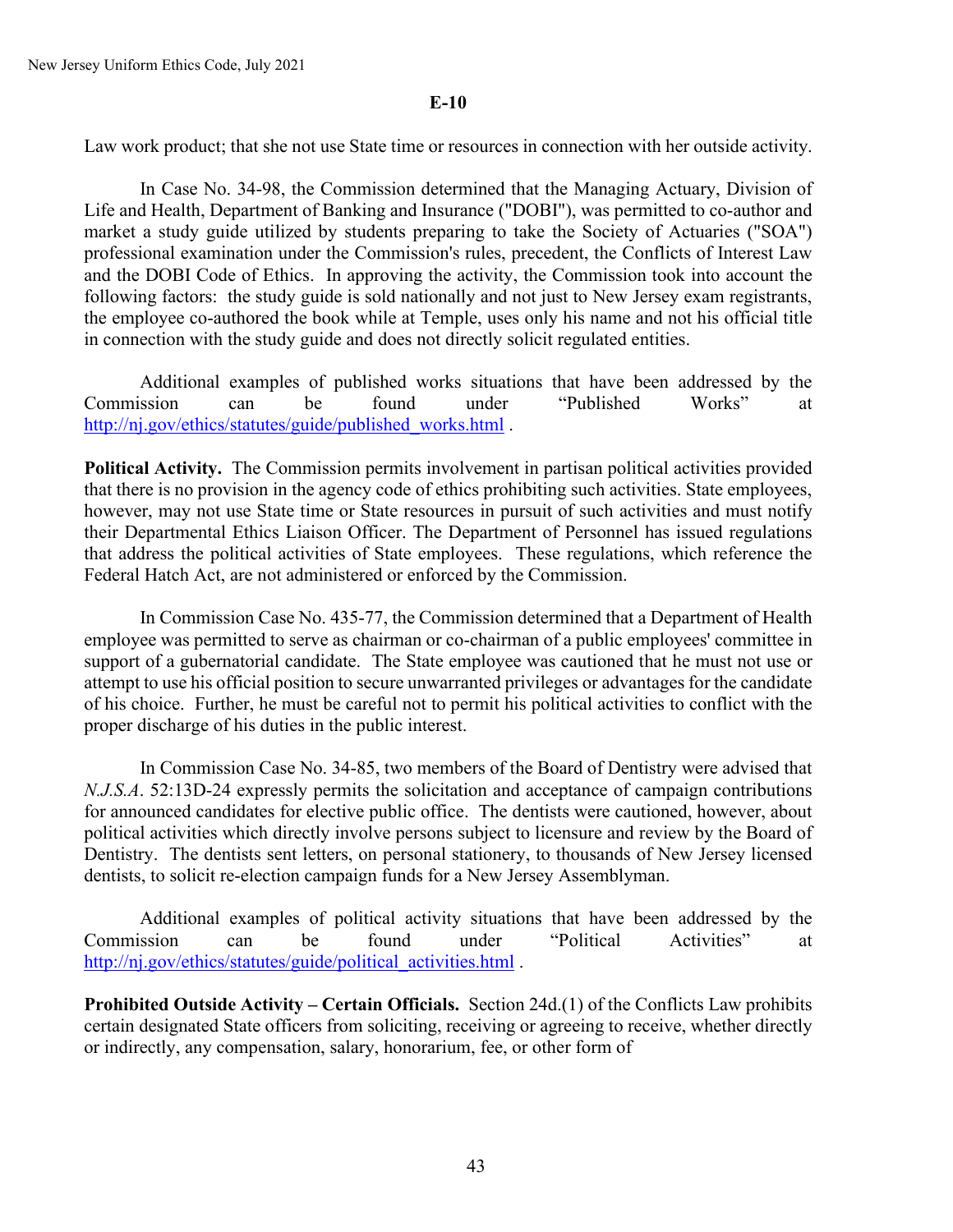**E-10**

Law work product; that she not use State time or resources in connection with her outside activity.

In Case No. 34-98, the Commission determined that the Managing Actuary, Division of Life and Health, Department of Banking and Insurance ("DOBI"), was permitted to co-author and market a study guide utilized by students preparing to take the Society of Actuaries ("SOA") professional examination under the Commission's rules, precedent, the Conflicts of Interest Law and the DOBI Code of Ethics. In approving the activity, the Commission took into account the following factors: the study guide is sold nationally and not just to New Jersey exam registrants, the employee co-authored the book while at Temple, uses only his name and not his official title in connection with the study guide and does not directly solicit regulated entities.

Additional examples of published works situations that have been addressed by the Commission can be found under "Published Works" at http://nj.gov/ethics/statutes/guide/published_works.html .

**Political Activity.** The Commission permits involvement in partisan political activities provided that there is no provision in the agency code of ethics prohibiting such activities. State employees, however, may not use State time or State resources in pursuit of such activities and must notify their Departmental Ethics Liaison Officer. The Department of Personnel has issued regulations that address the political activities of State employees. These regulations, which reference the Federal Hatch Act, are not administered or enforced by the Commission.

In Commission Case No. 435-77, the Commission determined that a Department of Health employee was permitted to serve as chairman or co-chairman of a public employees' committee in support of a gubernatorial candidate. The State employee was cautioned that he must not use or attempt to use his official position to secure unwarranted privileges or advantages for the candidate of his choice. Further, he must be careful not to permit his political activities to conflict with the proper discharge of his duties in the public interest.

In Commission Case No. 34-85, two members of the Board of Dentistry were advised that *N.J.S.A*. 52:13D-24 expressly permits the solicitation and acceptance of campaign contributions for announced candidates for elective public office. The dentists were cautioned, however, about political activities which directly involve persons subject to licensure and review by the Board of Dentistry. The dentists sent letters, on personal stationery, to thousands of New Jersey licensed dentists, to solicit re-election campaign funds for a New Jersey Assemblyman.

Additional examples of political activity situations that have been addressed by the Commission can be found under "Political Activities" at http://nj.gov/ethics/statutes/guide/political_activities.html .

**Prohibited Outside Activity – Certain Officials.** Section 24d.(1) of the Conflicts Law prohibits certain designated State officers from soliciting, receiving or agreeing to receive, whether directly or indirectly, any compensation, salary, honorarium, fee, or other form of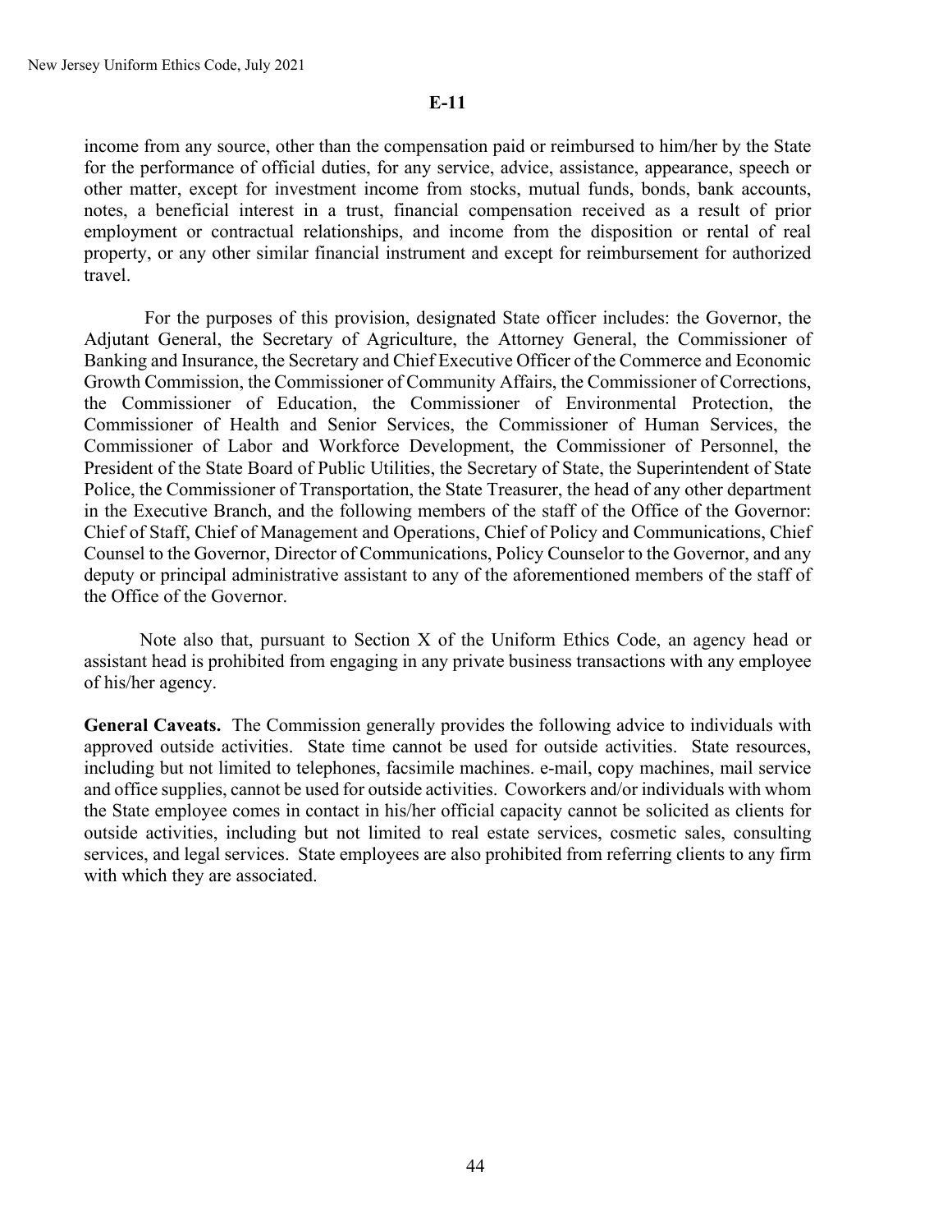**E-11**

income from any source, other than the compensation paid or reimbursed to him/her by the State for the performance of official duties, for any service, advice, assistance, appearance, speech or other matter, except for investment income from stocks, mutual funds, bonds, bank accounts, notes, a beneficial interest in a trust, financial compensation received as a result of prior employment or contractual relationships, and income from the disposition or rental of real property, or any other similar financial instrument and except for reimbursement for authorized travel.

For the purposes of this provision, designated State officer includes: the Governor, the Adjutant General, the Secretary of Agriculture, the Attorney General, the Commissioner of Banking and Insurance, the Secretary and Chief Executive Officer of the Commerce and Economic Growth Commission, the Commissioner of Community Affairs, the Commissioner of Corrections, the Commissioner of Education, the Commissioner of Environmental Protection, the Commissioner of Health and Senior Services, the Commissioner of Human Services, the Commissioner of Labor and Workforce Development, the Commissioner of Personnel, the President of the State Board of Public Utilities, the Secretary of State, the Superintendent of State Police, the Commissioner of Transportation, the State Treasurer, the head of any other department in the Executive Branch, and the following members of the staff of the Office of the Governor: Chief of Staff, Chief of Management and Operations, Chief of Policy and Communications, Chief Counsel to the Governor, Director of Communications, Policy Counselor to the Governor, and any deputy or principal administrative assistant to any of the aforementioned members of the staff of the Office of the Governor.

Note also that, pursuant to Section X of the Uniform Ethics Code, an agency head or assistant head is prohibited from engaging in any private business transactions with any employee of his/her agency.

**General Caveats.** The Commission generally provides the following advice to individuals with approved outside activities. State time cannot be used for outside activities. State resources, including but not limited to telephones, facsimile machines. e-mail, copy machines, mail service and office supplies, cannot be used for outside activities. Coworkers and/or individuals with whom the State employee comes in contact in his/her official capacity cannot be solicited as clients for outside activities, including but not limited to real estate services, cosmetic sales, consulting services, and legal services. State employees are also prohibited from referring clients to any firm with which they are associated.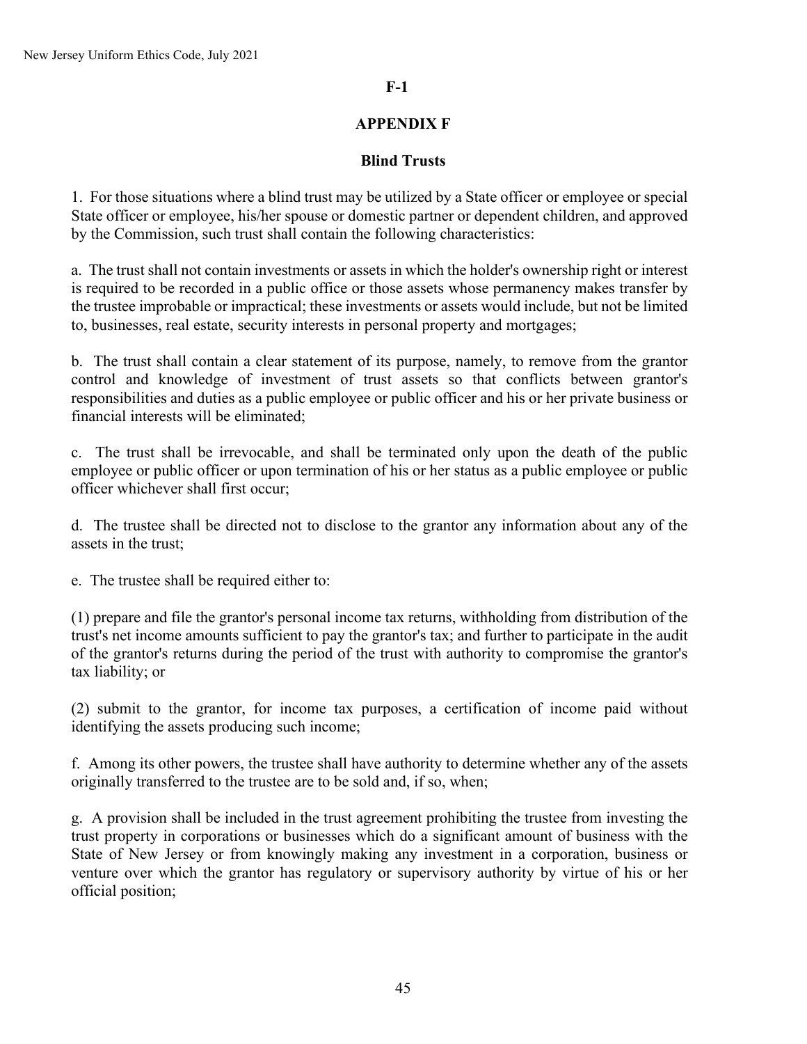**F-1**

## APPENDIX F

### Blind Trusts

1. For those situations where a blind trust may be utilized by a State officer or employee or special State officer or employee, his/her spouse or domestic partner or dependent children, and approved by the Commission, such trust shall contain the following characteristics:

a. The trust shall not contain investments or assets in which the holder's ownership right or interest is required to be recorded in a public office or those assets whose permanency makes transfer by the trustee improbable or impractical; these investments or assets would include, but not be limited to, businesses, real estate, security interests in personal property and mortgages;

b. The trust shall contain a clear statement of its purpose, namely, to remove from the grantor control and knowledge of investment of trust assets so that conflicts between grantor's responsibilities and duties as a public employee or public officer and his or her private business or financial interests will be eliminated;

c. The trust shall be irrevocable, and shall be terminated only upon the death of the public employee or public officer or upon termination of his or her status as a public employee or public officer whichever shall first occur;

d. The trustee shall be directed not to disclose to the grantor any information about any of the assets in the trust;

e. The trustee shall be required either to:

(1) prepare and file the grantor's personal income tax returns, withholding from distribution of the trust's net income amounts sufficient to pay the grantor's tax; and further to participate in the audit of the grantor's returns during the period of the trust with authority to compromise the grantor's tax liability; or

(2) submit to the grantor, for income tax purposes, a certification of income paid without identifying the assets producing such income;

f. Among its other powers, the trustee shall have authority to determine whether any of the assets originally transferred to the trustee are to be sold and, if so, when;

g. A provision shall be included in the trust agreement prohibiting the trustee from investing the trust property in corporations or businesses which do a significant amount of business with the State of New Jersey or from knowingly making any investment in a corporation, business or venture over which the grantor has regulatory or supervisory authority by virtue of his or her official position;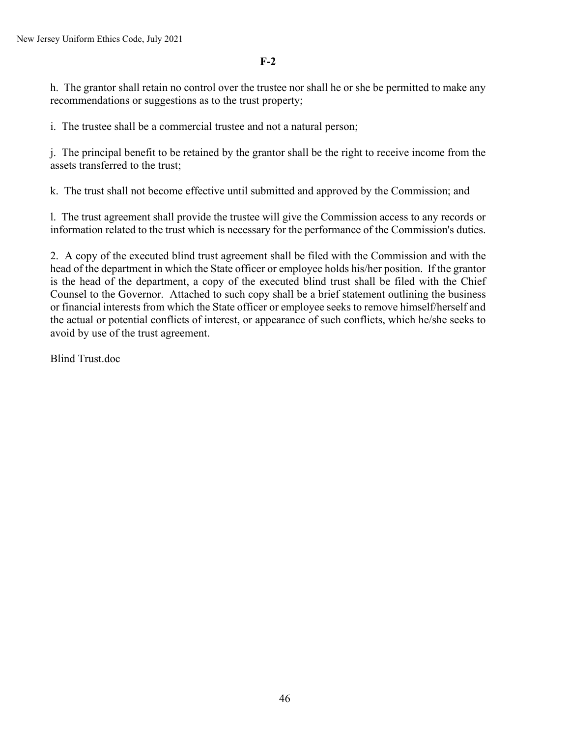**F-2**

h. The grantor shall retain no control over the trustee nor shall he or she be permitted to make any recommendations or suggestions as to the trust property;

i. The trustee shall be a commercial trustee and not a natural person;

j. The principal benefit to be retained by the grantor shall be the right to receive income from the assets transferred to the trust;

k. The trust shall not become effective until submitted and approved by the Commission; and

l. The trust agreement shall provide the trustee will give the Commission access to any records or information related to the trust which is necessary for the performance of the Commission's duties.

2. A copy of the executed blind trust agreement shall be filed with the Commission and with the head of the department in which the State officer or employee holds his/her position. If the grantor is the head of the department, a copy of the executed blind trust shall be filed with the Chief Counsel to the Governor. Attached to such copy shall be a brief statement outlining the business or financial interests from which the State officer or employee seeks to remove himself/herself and the actual or potential conflicts of interest, or appearance of such conflicts, which he/she seeks to avoid by use of the trust agreement.

Blind Trust.doc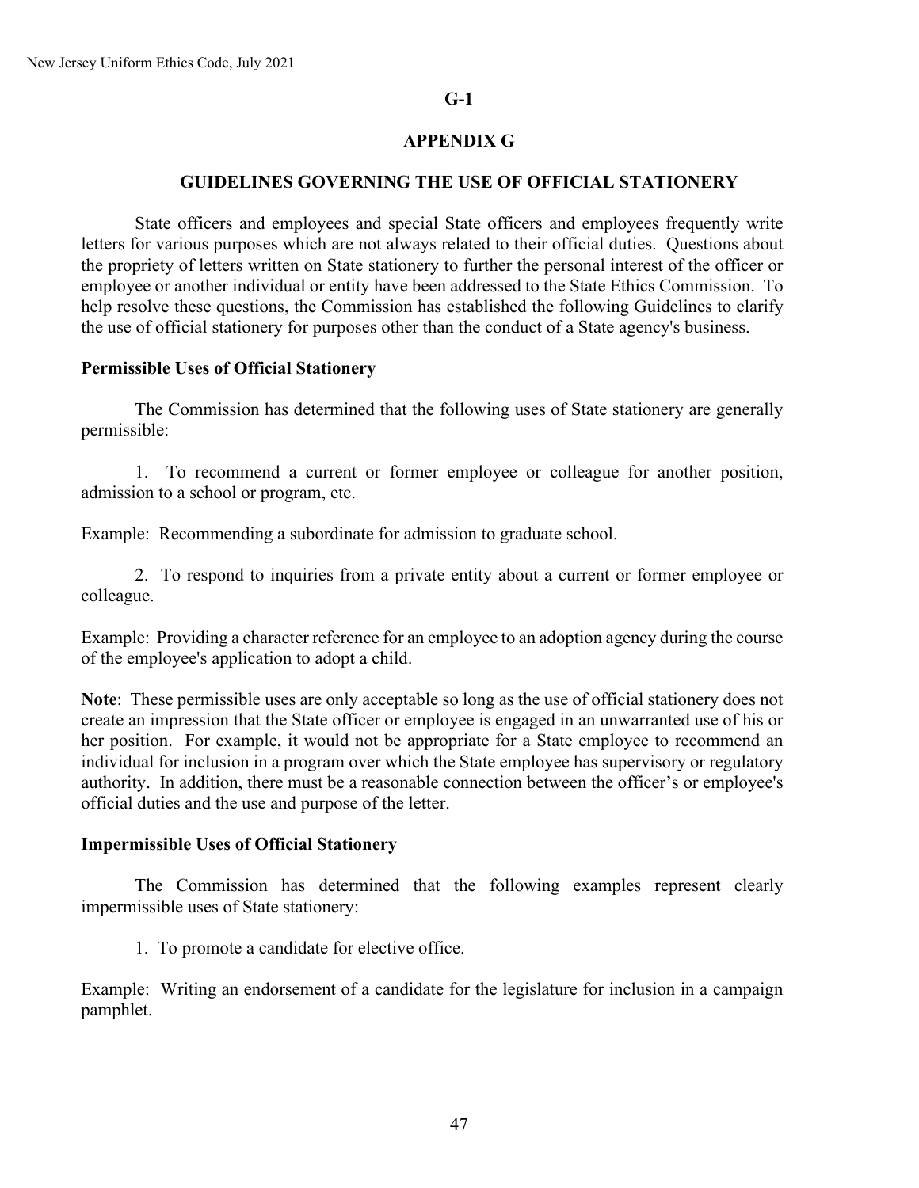**G-1**

# APPENDIX G

## GUIDELINES GOVERNING THE USE OF OFFICIAL STATIONERY

State officers and employees and special State officers and employees frequently write letters for various purposes which are not always related to their official duties. Questions about the propriety of letters written on State stationery to further the personal interest of the officer or employee or another individual or entity have been addressed to the State Ethics Commission. To help resolve these questions, the Commission has established the following Guidelines to clarify the use of official stationery for purposes other than the conduct of a State agency's business.

### Permissible Uses of Official Stationery

The Commission has determined that the following uses of State stationery are generally permissible:

1. To recommend a current or former employee or colleague for another position, admission to a school or program, etc.

Example: Recommending a subordinate for admission to graduate school.

2. To respond to inquiries from a private entity about a current or former employee or colleague.

Example: Providing a character reference for an employee to an adoption agency during the course of the employee's application to adopt a child.

**Note**: These permissible uses are only acceptable so long as the use of official stationery does not create an impression that the State officer or employee is engaged in an unwarranted use of his or her position. For example, it would not be appropriate for a State employee to recommend an individual for inclusion in a program over which the State employee has supervisory or regulatory authority. In addition, there must be a reasonable connection between the officer's or employee's official duties and the use and purpose of the letter.

### Impermissible Uses of Official Stationery

The Commission has determined that the following examples represent clearly impermissible uses of State stationery:

1. To promote a candidate for elective office.

Example: Writing an endorsement of a candidate for the legislature for inclusion in a campaign pamphlet.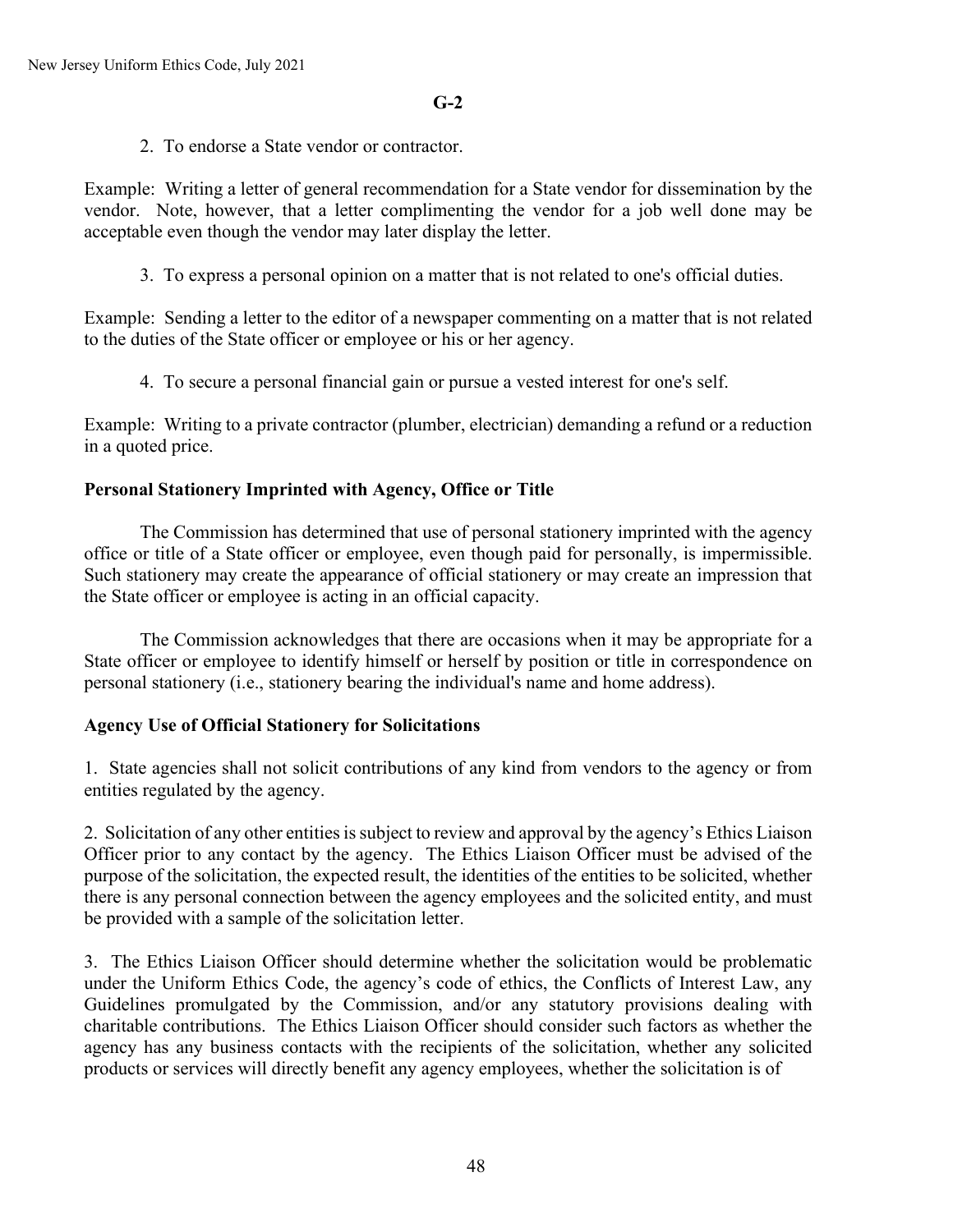**G-2**

2. To endorse a State vendor or contractor.

Example: Writing a letter of general recommendation for a State vendor for dissemination by the vendor. Note, however, that a letter complimenting the vendor for a job well done may be acceptable even though the vendor may later display the letter.

3. To express a personal opinion on a matter that is not related to one's official duties.

Example: Sending a letter to the editor of a newspaper commenting on a matter that is not related to the duties of the State officer or employee or his or her agency.

4. To secure a personal financial gain or pursue a vested interest for one's self.

Example: Writing to a private contractor (plumber, electrician) demanding a refund or a reduction in a quoted price.

**Personal Stationery Imprinted with Agency, Office or Title**

The Commission has determined that use of personal stationery imprinted with the agency office or title of a State officer or employee, even though paid for personally, is impermissible. Such stationery may create the appearance of official stationery or may create an impression that the State officer or employee is acting in an official capacity.

The Commission acknowledges that there are occasions when it may be appropriate for a State officer or employee to identify himself or herself by position or title in correspondence on personal stationery (i.e., stationery bearing the individual's name and home address).

**Agency Use of Official Stationery for Solicitations**

1. State agencies shall not solicit contributions of any kind from vendors to the agency or from entities regulated by the agency.

2. Solicitation of any other entities is subject to review and approval by the agency's Ethics Liaison Officer prior to any contact by the agency. The Ethics Liaison Officer must be advised of the purpose of the solicitation, the expected result, the identities of the entities to be solicited, whether there is any personal connection between the agency employees and the solicited entity, and must be provided with a sample of the solicitation letter.

3. The Ethics Liaison Officer should determine whether the solicitation would be problematic under the Uniform Ethics Code, the agency's code of ethics, the Conflicts of Interest Law, any Guidelines promulgated by the Commission, and/or any statutory provisions dealing with charitable contributions. The Ethics Liaison Officer should consider such factors as whether the agency has any business contacts with the recipients of the solicitation, whether any solicited products or services will directly benefit any agency employees, whether the solicitation is of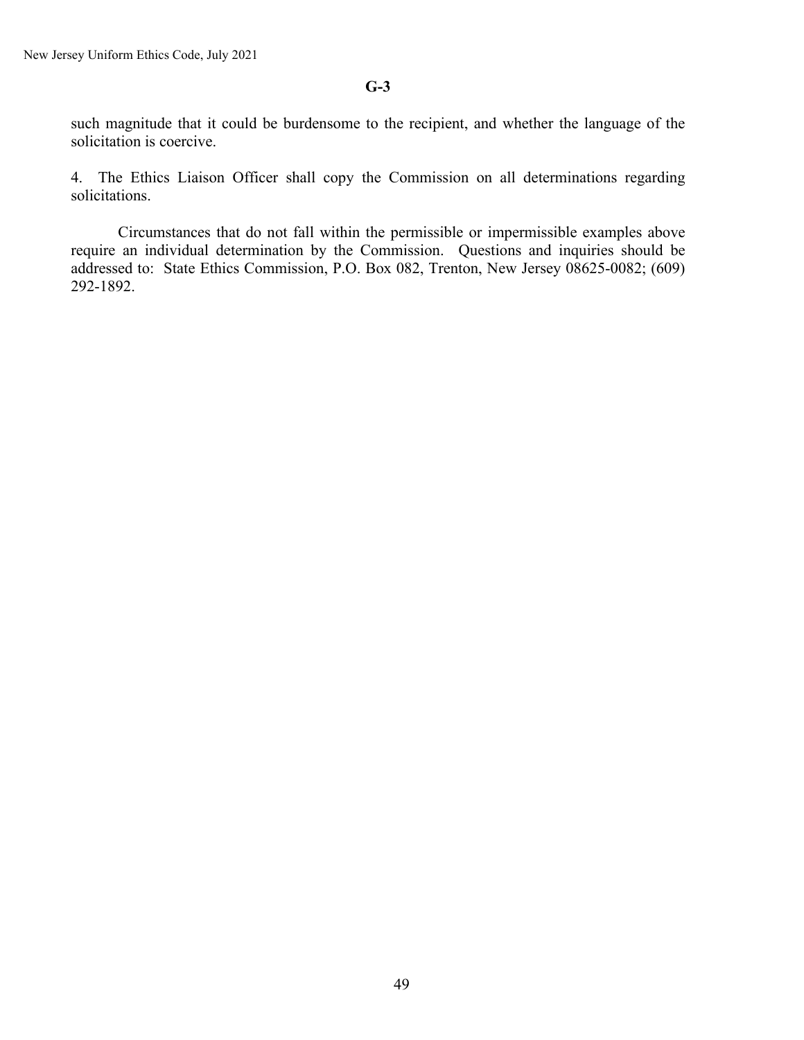**G-3**

such magnitude that it could be burdensome to the recipient, and whether the language of the solicitation is coercive.

4. The Ethics Liaison Officer shall copy the Commission on all determinations regarding solicitations.

Circumstances that do not fall within the permissible or impermissible examples above require an individual determination by the Commission. Questions and inquiries should be addressed to: State Ethics Commission, P.O. Box 082, Trenton, New Jersey 08625-0082; (609) 292-1892.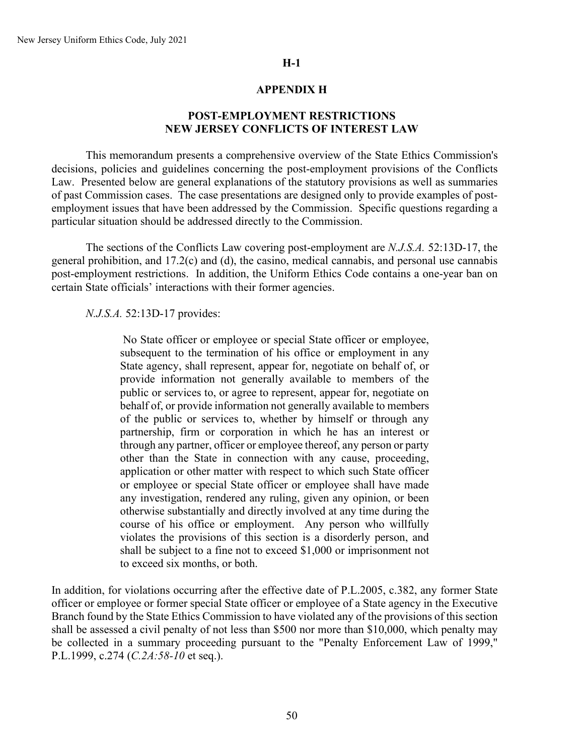**H-1**

# APPENDIX H

## POST-EMPLOYMENT RESTRICTIONS NEW JERSEY CONFLICTS OF INTEREST LAW

This memorandum presents a comprehensive overview of the State Ethics Commission's decisions, policies and guidelines concerning the post-employment provisions of the Conflicts Law. Presented below are general explanations of the statutory provisions as well as summaries of past Commission cases. The case presentations are designed only to provide examples of post-employment issues that have been addressed by the Commission. Specific questions regarding a particular situation should be addressed directly to the Commission.

The sections of the Conflicts Law covering post-employment are *N.J.S.A.* 52:13D-17, the general prohibition, and 17.2(c) and (d), the casino, medical cannabis, and personal use cannabis post-employment restrictions. In addition, the Uniform Ethics Code contains a one-year ban on certain State officials' interactions with their former agencies.

*N.J.S.A.* 52:13D-17 provides:

> No State officer or employee or special State officer or employee, subsequent to the termination of his office or employment in any State agency, shall represent, appear for, negotiate on behalf of, or provide information not generally available to members of the public or services to, or agree to represent, appear for, negotiate on behalf of, or provide information not generally available to members of the public or services to, whether by himself or through any partnership, firm or corporation in which he has an interest or through any partner, officer or employee thereof, any person or party other than the State in connection with any cause, proceeding, application or other matter with respect to which such State officer or employee or special State officer or employee shall have made any investigation, rendered any ruling, given any opinion, or been otherwise substantially and directly involved at any time during the course of his office or employment. Any person who willfully violates the provisions of this section is a disorderly person, and shall be subject to a fine not to exceed $1,000 or imprisonment not to exceed six months, or both.

In addition, for violations occurring after the effective date of P.L.2005, c.382, any former State officer or employee or former special State officer or employee of a State agency in the Executive Branch found by the State Ethics Commission to have violated any of the provisions of this section shall be assessed a civil penalty of not less than $500 nor more than $10,000, which penalty may be collected in a summary proceeding pursuant to the "Penalty Enforcement Law of 1999," P.L.1999, c.274 (*C.2A:58-10* et seq.).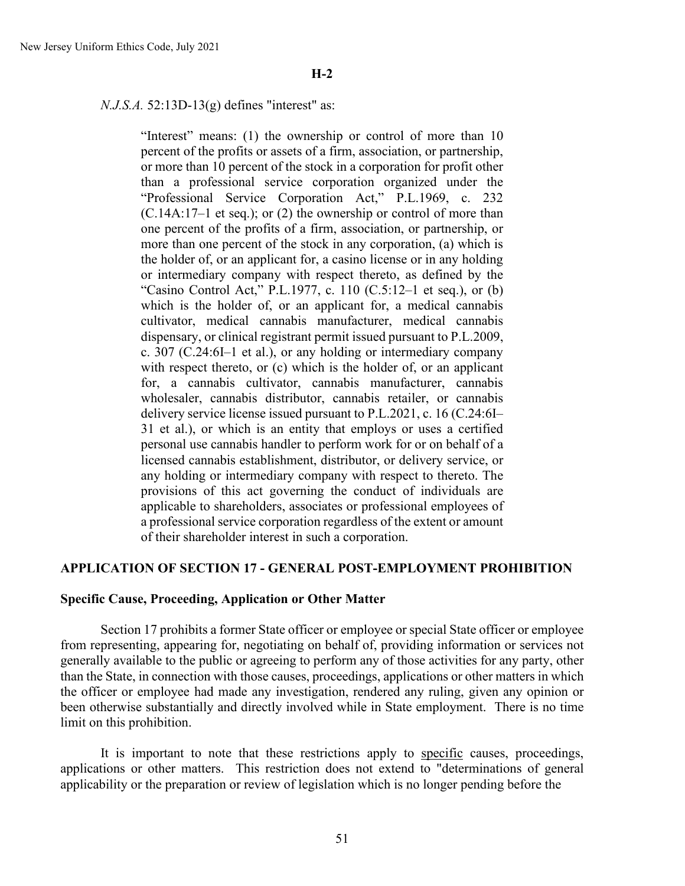**H-2**

*N.J.S.A.* 52:13D-13(g) defines "interest" as:

> "Interest" means: (1) the ownership or control of more than 10 percent of the profits or assets of a firm, association, or partnership, or more than 10 percent of the stock in a corporation for profit other than a professional service corporation organized under the "Professional Service Corporation Act," P.L.1969, c. 232 (C.14A:17–1 et seq.); or (2) the ownership or control of more than one percent of the profits of a firm, association, or partnership, or more than one percent of the stock in any corporation, (a) which is the holder of, or an applicant for, a casino license or in any holding or intermediary company with respect thereto, as defined by the "Casino Control Act," P.L.1977, c. 110 (C.5:12–1 et seq.), or (b) which is the holder of, or an applicant for, a medical cannabis cultivator, medical cannabis manufacturer, medical cannabis dispensary, or clinical registrant permit issued pursuant to P.L.2009, c. 307 (C.24:6I–1 et al.), or any holding or intermediary company with respect thereto, or (c) which is the holder of, or an applicant for, a cannabis cultivator, cannabis manufacturer, cannabis wholesaler, cannabis distributor, cannabis retailer, or cannabis delivery service license issued pursuant to P.L.2021, c. 16 (C.24:6I–31 et al.), or which is an entity that employs or uses a certified personal use cannabis handler to perform work for or on behalf of a licensed cannabis establishment, distributor, or delivery service, or any holding or intermediary company with respect to thereto. The provisions of this act governing the conduct of individuals are applicable to shareholders, associates or professional employees of a professional service corporation regardless of the extent or amount of their shareholder interest in such a corporation.

## APPLICATION OF SECTION 17 - GENERAL POST-EMPLOYMENT PROHIBITION

### Specific Cause, Proceeding, Application or Other Matter

Section 17 prohibits a former State officer or employee or special State officer or employee from representing, appearing for, negotiating on behalf of, providing information or services not generally available to the public or agreeing to perform any of those activities for any party, other than the State, in connection with those causes, proceedings, applications or other matters in which the officer or employee had made any investigation, rendered any ruling, given any opinion or been otherwise substantially and directly involved while in State employment. There is no time limit on this prohibition.

It is important to note that these restrictions apply to specific causes, proceedings, applications or other matters. This restriction does not extend to "determinations of general applicability or the preparation or review of legislation which is no longer pending before the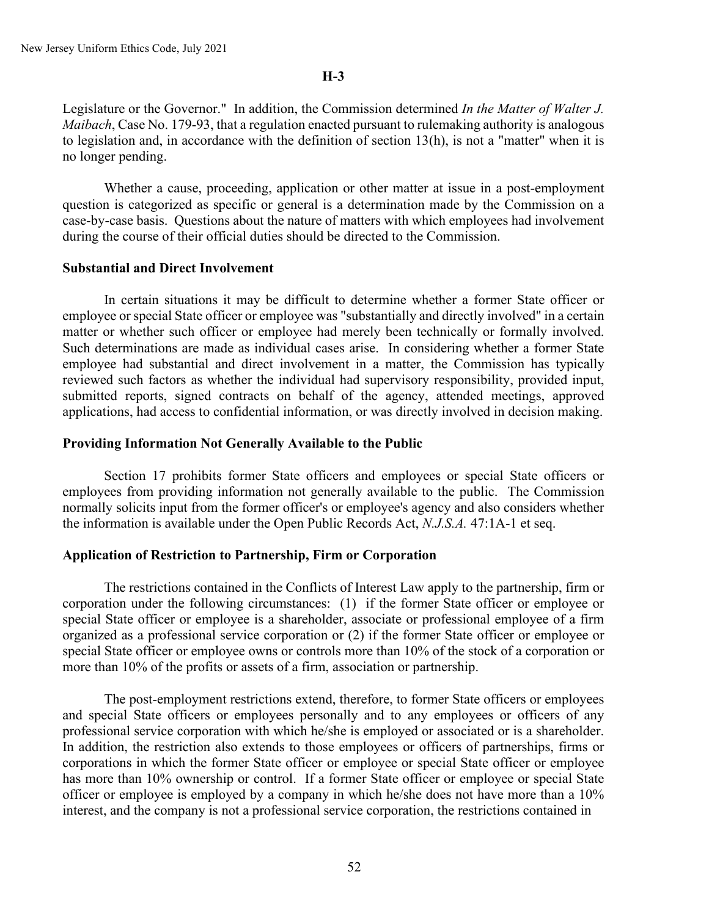**H-3**

Legislature or the Governor." In addition, the Commission determined *In the Matter of Walter J. Maibach*, Case No. 179-93, that a regulation enacted pursuant to rulemaking authority is analogous to legislation and, in accordance with the definition of section 13(h), is not a "matter" when it is no longer pending.

Whether a cause, proceeding, application or other matter at issue in a post-employment question is categorized as specific or general is a determination made by the Commission on a case-by-case basis. Questions about the nature of matters with which employees had involvement during the course of their official duties should be directed to the Commission.

**Substantial and Direct Involvement**

In certain situations it may be difficult to determine whether a former State officer or employee or special State officer or employee was "substantially and directly involved" in a certain matter or whether such officer or employee had merely been technically or formally involved. Such determinations are made as individual cases arise. In considering whether a former State employee had substantial and direct involvement in a matter, the Commission has typically reviewed such factors as whether the individual had supervisory responsibility, provided input, submitted reports, signed contracts on behalf of the agency, attended meetings, approved applications, had access to confidential information, or was directly involved in decision making.

**Providing Information Not Generally Available to the Public**

Section 17 prohibits former State officers and employees or special State officers or employees from providing information not generally available to the public. The Commission normally solicits input from the former officer's or employee's agency and also considers whether the information is available under the Open Public Records Act, *N.J.S.A.* 47:1A-1 et seq.

**Application of Restriction to Partnership, Firm or Corporation**

The restrictions contained in the Conflicts of Interest Law apply to the partnership, firm or corporation under the following circumstances: (1) if the former State officer or employee or special State officer or employee is a shareholder, associate or professional employee of a firm organized as a professional service corporation or (2) if the former State officer or employee or special State officer or employee owns or controls more than 10% of the stock of a corporation or more than 10% of the profits or assets of a firm, association or partnership.

The post-employment restrictions extend, therefore, to former State officers or employees and special State officers or employees personally and to any employees or officers of any professional service corporation with which he/she is employed or associated or is a shareholder. In addition, the restriction also extends to those employees or officers of partnerships, firms or corporations in which the former State officer or employee or special State officer or employee has more than 10% ownership or control. If a former State officer or employee or special State officer or employee is employed by a company in which he/she does not have more than a 10% interest, and the company is not a professional service corporation, the restrictions contained in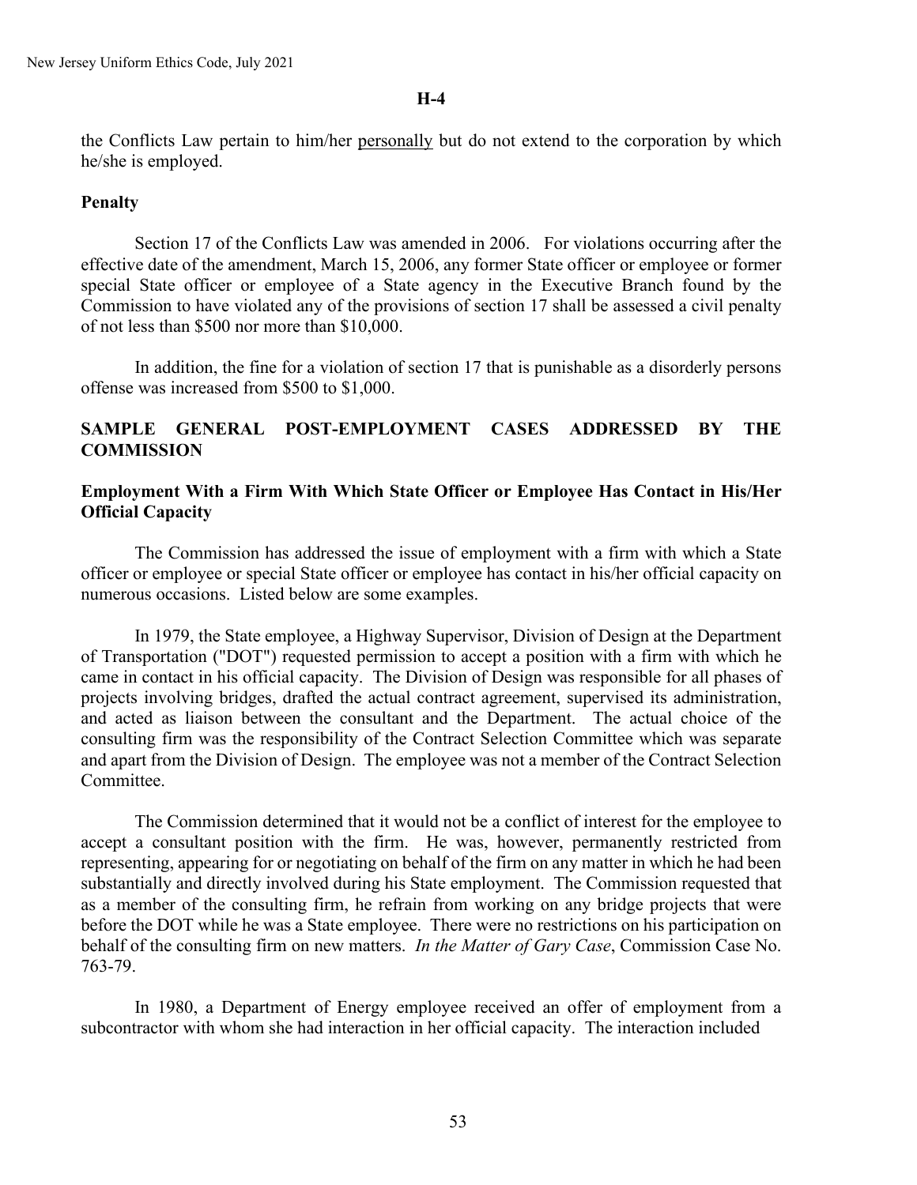**H-4**

the Conflicts Law pertain to him/her <u>personally</u> but do not extend to the corporation by which he/she is employed.

**Penalty**

Section 17 of the Conflicts Law was amended in 2006. For violations occurring after the effective date of the amendment, March 15, 2006, any former State officer or employee or former special State officer or employee of a State agency in the Executive Branch found by the Commission to have violated any of the provisions of section 17 shall be assessed a civil penalty of not less than $500 nor more than $10,000.

In addition, the fine for a violation of section 17 that is punishable as a disorderly persons offense was increased from $500 to $1,000.

## SAMPLE GENERAL POST-EMPLOYMENT CASES ADDRESSED BY THE COMMISSION

### Employment With a Firm With Which State Officer or Employee Has Contact in His/Her Official Capacity

The Commission has addressed the issue of employment with a firm with which a State officer or employee or special State officer or employee has contact in his/her official capacity on numerous occasions. Listed below are some examples.

In 1979, the State employee, a Highway Supervisor, Division of Design at the Department of Transportation ("DOT") requested permission to accept a position with a firm with which he came in contact in his official capacity. The Division of Design was responsible for all phases of projects involving bridges, drafted the actual contract agreement, supervised its administration, and acted as liaison between the consultant and the Department. The actual choice of the consulting firm was the responsibility of the Contract Selection Committee which was separate and apart from the Division of Design. The employee was not a member of the Contract Selection Committee.

The Commission determined that it would not be a conflict of interest for the employee to accept a consultant position with the firm. He was, however, permanently restricted from representing, appearing for or negotiating on behalf of the firm on any matter in which he had been substantially and directly involved during his State employment. The Commission requested that as a member of the consulting firm, he refrain from working on any bridge projects that were before the DOT while he was a State employee. There were no restrictions on his participation on behalf of the consulting firm on new matters. *In the Matter of Gary Case*, Commission Case No. 763-79.

In 1980, a Department of Energy employee received an offer of employment from a subcontractor with whom she had interaction in her official capacity. The interaction included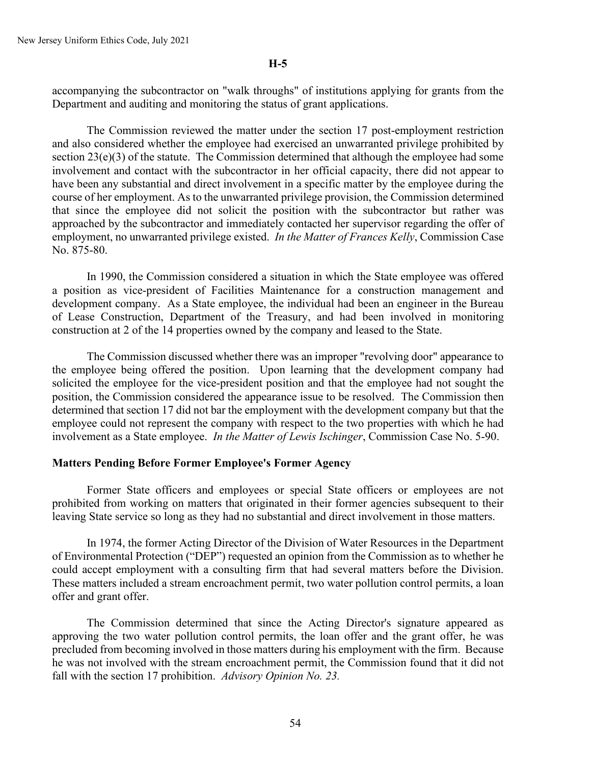**H-5**

accompanying the subcontractor on "walk throughs" of institutions applying for grants from the Department and auditing and monitoring the status of grant applications.

The Commission reviewed the matter under the section 17 post-employment restriction and also considered whether the employee had exercised an unwarranted privilege prohibited by section 23(e)(3) of the statute. The Commission determined that although the employee had some involvement and contact with the subcontractor in her official capacity, there did not appear to have been any substantial and direct involvement in a specific matter by the employee during the course of her employment. As to the unwarranted privilege provision, the Commission determined that since the employee did not solicit the position with the subcontractor but rather was approached by the subcontractor and immediately contacted her supervisor regarding the offer of employment, no unwarranted privilege existed. *In the Matter of Frances Kelly*, Commission Case No. 875-80.

In 1990, the Commission considered a situation in which the State employee was offered a position as vice-president of Facilities Maintenance for a construction management and development company. As a State employee, the individual had been an engineer in the Bureau of Lease Construction, Department of the Treasury, and had been involved in monitoring construction at 2 of the 14 properties owned by the company and leased to the State.

The Commission discussed whether there was an improper "revolving door" appearance to the employee being offered the position. Upon learning that the development company had solicited the employee for the vice-president position and that the employee had not sought the position, the Commission considered the appearance issue to be resolved. The Commission then determined that section 17 did not bar the employment with the development company but that the employee could not represent the company with respect to the two properties with which he had involvement as a State employee. *In the Matter of Lewis Ischinger*, Commission Case No. 5-90.

**Matters Pending Before Former Employee's Former Agency**

Former State officers and employees or special State officers or employees are not prohibited from working on matters that originated in their former agencies subsequent to their leaving State service so long as they had no substantial and direct involvement in those matters.

In 1974, the former Acting Director of the Division of Water Resources in the Department of Environmental Protection ("DEP") requested an opinion from the Commission as to whether he could accept employment with a consulting firm that had several matters before the Division. These matters included a stream encroachment permit, two water pollution control permits, a loan offer and grant offer.

The Commission determined that since the Acting Director's signature appeared as approving the two water pollution control permits, the loan offer and the grant offer, he was precluded from becoming involved in those matters during his employment with the firm. Because he was not involved with the stream encroachment permit, the Commission found that it did not fall with the section 17 prohibition. *Advisory Opinion No. 23.*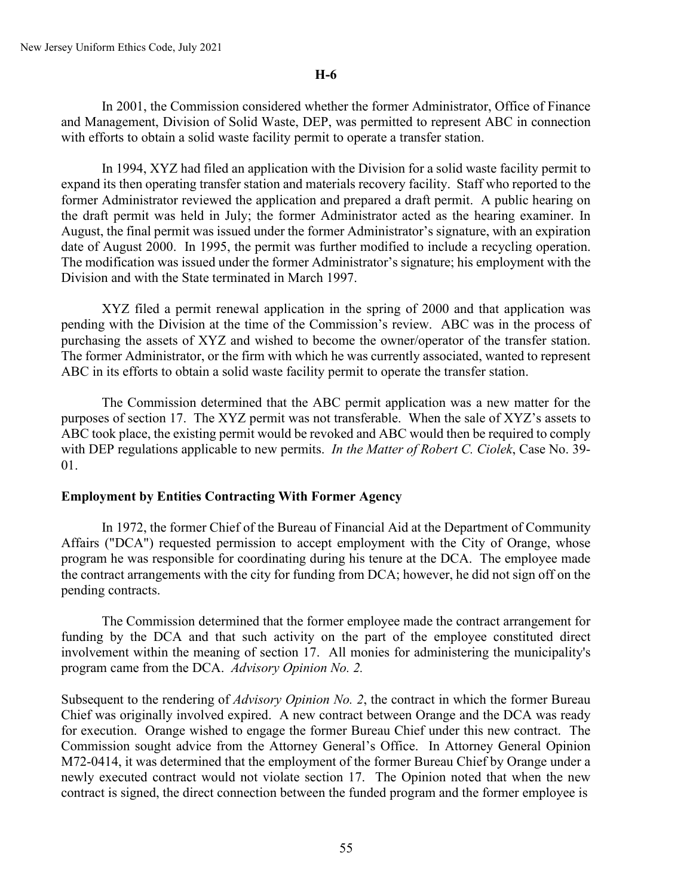**H-6**

In 2001, the Commission considered whether the former Administrator, Office of Finance and Management, Division of Solid Waste, DEP, was permitted to represent ABC in connection with efforts to obtain a solid waste facility permit to operate a transfer station.

In 1994, XYZ had filed an application with the Division for a solid waste facility permit to expand its then operating transfer station and materials recovery facility. Staff who reported to the former Administrator reviewed the application and prepared a draft permit. A public hearing on the draft permit was held in July; the former Administrator acted as the hearing examiner. In August, the final permit was issued under the former Administrator's signature, with an expiration date of August 2000. In 1995, the permit was further modified to include a recycling operation. The modification was issued under the former Administrator's signature; his employment with the Division and with the State terminated in March 1997.

XYZ filed a permit renewal application in the spring of 2000 and that application was pending with the Division at the time of the Commission's review. ABC was in the process of purchasing the assets of XYZ and wished to become the owner/operator of the transfer station. The former Administrator, or the firm with which he was currently associated, wanted to represent ABC in its efforts to obtain a solid waste facility permit to operate the transfer station.

The Commission determined that the ABC permit application was a new matter for the purposes of section 17. The XYZ permit was not transferable. When the sale of XYZ's assets to ABC took place, the existing permit would be revoked and ABC would then be required to comply with DEP regulations applicable to new permits. *In the Matter of Robert C. Ciolek*, Case No. 39-01.

**Employment by Entities Contracting With Former Agency**

In 1972, the former Chief of the Bureau of Financial Aid at the Department of Community Affairs ("DCA") requested permission to accept employment with the City of Orange, whose program he was responsible for coordinating during his tenure at the DCA. The employee made the contract arrangements with the city for funding from DCA; however, he did not sign off on the pending contracts.

The Commission determined that the former employee made the contract arrangement for funding by the DCA and that such activity on the part of the employee constituted direct involvement within the meaning of section 17. All monies for administering the municipality's program came from the DCA. *Advisory Opinion No. 2.*

Subsequent to the rendering of *Advisory Opinion No. 2*, the contract in which the former Bureau Chief was originally involved expired. A new contract between Orange and the DCA was ready for execution. Orange wished to engage the former Bureau Chief under this new contract. The Commission sought advice from the Attorney General's Office. In Attorney General Opinion M72-0414, it was determined that the employment of the former Bureau Chief by Orange under a newly executed contract would not violate section 17. The Opinion noted that when the new contract is signed, the direct connection between the funded program and the former employee is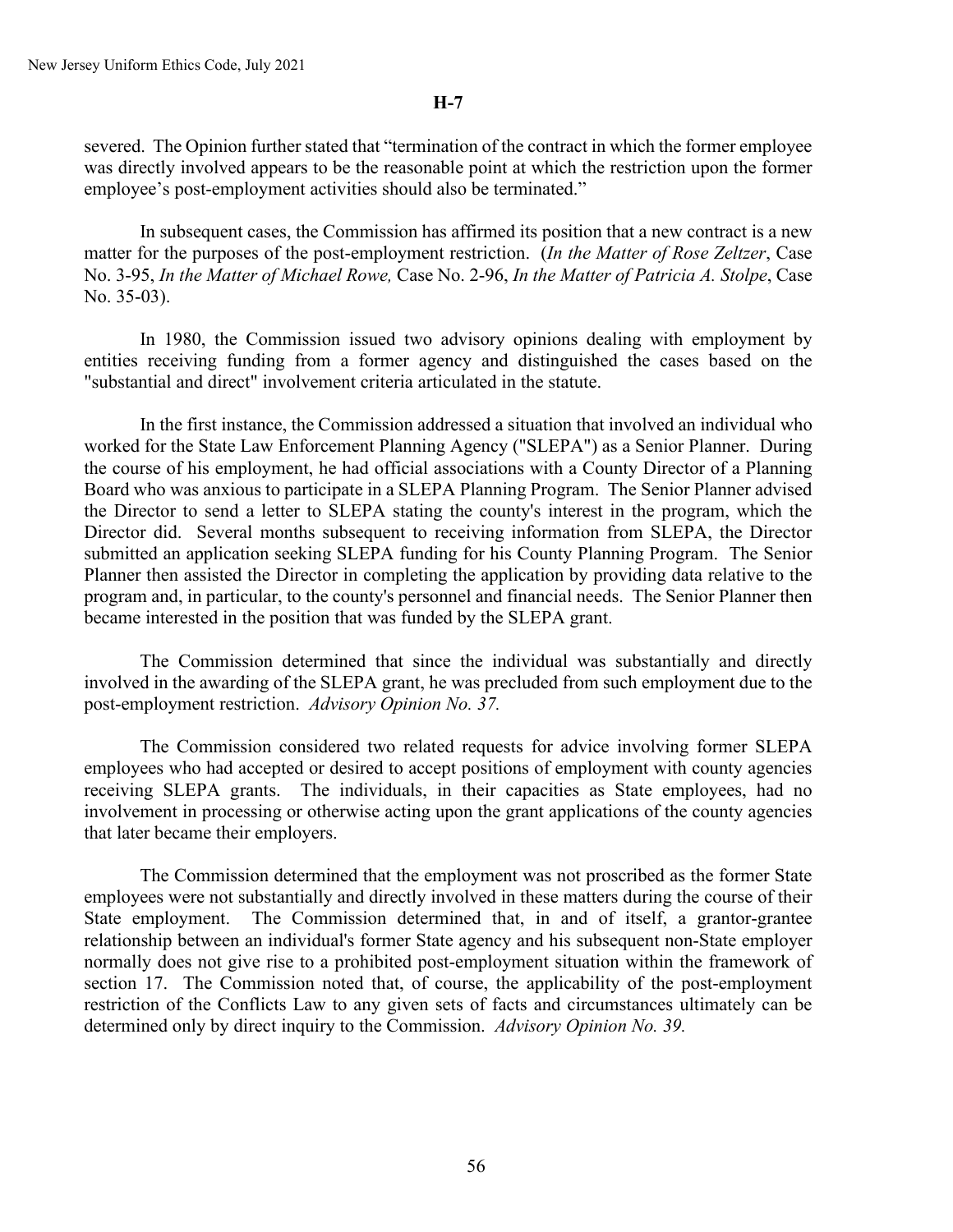**H-7**

severed. The Opinion further stated that "termination of the contract in which the former employee was directly involved appears to be the reasonable point at which the restriction upon the former employee's post-employment activities should also be terminated."

In subsequent cases, the Commission has affirmed its position that a new contract is a new matter for the purposes of the post-employment restriction. (*In the Matter of Rose Zeltzer*, Case No. 3-95, *In the Matter of Michael Rowe,* Case No. 2-96, *In the Matter of Patricia A. Stolpe*, Case No. 35-03).

In 1980, the Commission issued two advisory opinions dealing with employment by entities receiving funding from a former agency and distinguished the cases based on the "substantial and direct" involvement criteria articulated in the statute.

In the first instance, the Commission addressed a situation that involved an individual who worked for the State Law Enforcement Planning Agency ("SLEPA") as a Senior Planner. During the course of his employment, he had official associations with a County Director of a Planning Board who was anxious to participate in a SLEPA Planning Program. The Senior Planner advised the Director to send a letter to SLEPA stating the county's interest in the program, which the Director did. Several months subsequent to receiving information from SLEPA, the Director submitted an application seeking SLEPA funding for his County Planning Program. The Senior Planner then assisted the Director in completing the application by providing data relative to the program and, in particular, to the county's personnel and financial needs. The Senior Planner then became interested in the position that was funded by the SLEPA grant.

The Commission determined that since the individual was substantially and directly involved in the awarding of the SLEPA grant, he was precluded from such employment due to the post-employment restriction. *Advisory Opinion No. 37.*

The Commission considered two related requests for advice involving former SLEPA employees who had accepted or desired to accept positions of employment with county agencies receiving SLEPA grants. The individuals, in their capacities as State employees, had no involvement in processing or otherwise acting upon the grant applications of the county agencies that later became their employers.

The Commission determined that the employment was not proscribed as the former State employees were not substantially and directly involved in these matters during the course of their State employment. The Commission determined that, in and of itself, a grantor-grantee relationship between an individual's former State agency and his subsequent non-State employer normally does not give rise to a prohibited post-employment situation within the framework of section 17. The Commission noted that, of course, the applicability of the post-employment restriction of the Conflicts Law to any given sets of facts and circumstances ultimately can be determined only by direct inquiry to the Commission. *Advisory Opinion No. 39.*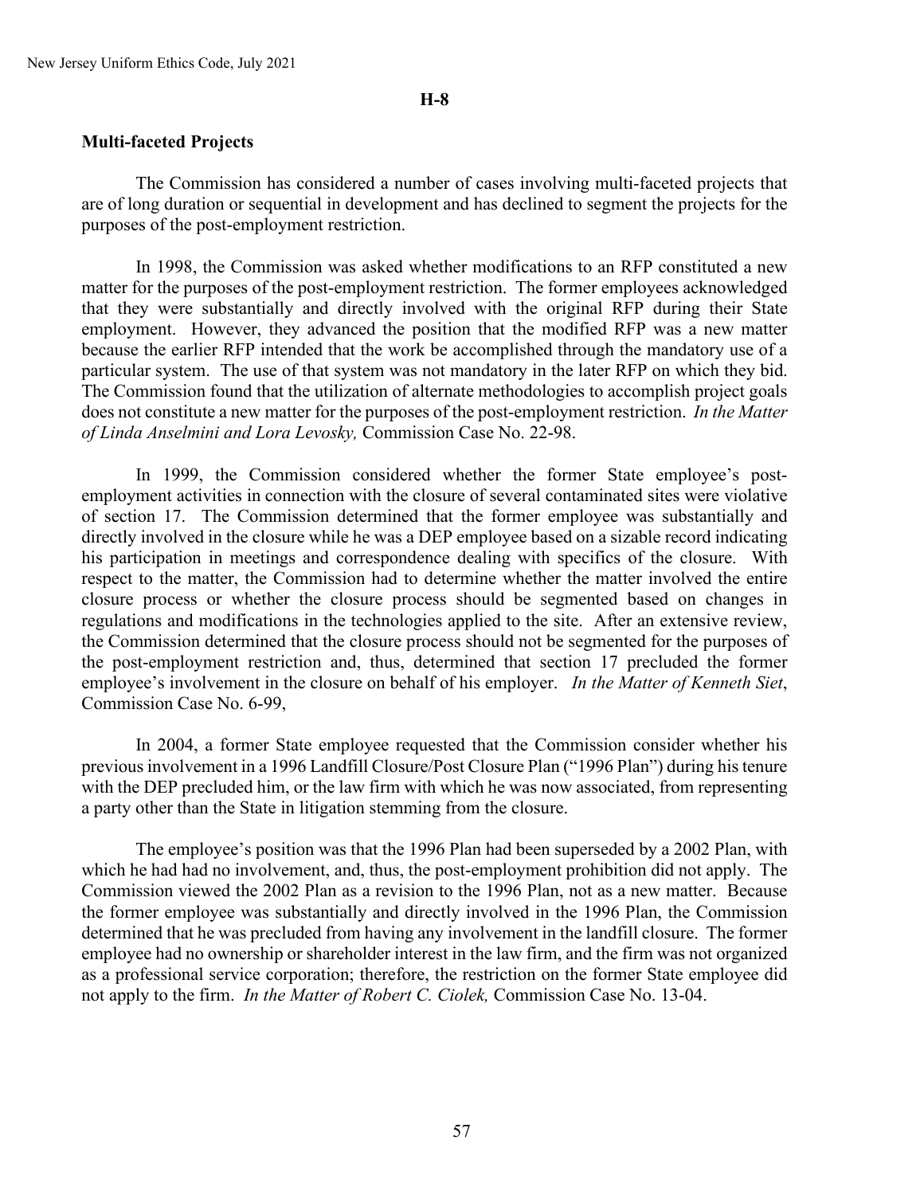**H-8**

**Multi-faceted Projects**

The Commission has considered a number of cases involving multi-faceted projects that are of long duration or sequential in development and has declined to segment the projects for the purposes of the post-employment restriction.

In 1998, the Commission was asked whether modifications to an RFP constituted a new matter for the purposes of the post-employment restriction. The former employees acknowledged that they were substantially and directly involved with the original RFP during their State employment. However, they advanced the position that the modified RFP was a new matter because the earlier RFP intended that the work be accomplished through the mandatory use of a particular system. The use of that system was not mandatory in the later RFP on which they bid. The Commission found that the utilization of alternate methodologies to accomplish project goals does not constitute a new matter for the purposes of the post-employment restriction. *In the Matter of Linda Anselmini and Lora Levosky,* Commission Case No. 22-98.

In 1999, the Commission considered whether the former State employee's post-employment activities in connection with the closure of several contaminated sites were violative of section 17. The Commission determined that the former employee was substantially and directly involved in the closure while he was a DEP employee based on a sizable record indicating his participation in meetings and correspondence dealing with specifics of the closure. With respect to the matter, the Commission had to determine whether the matter involved the entire closure process or whether the closure process should be segmented based on changes in regulations and modifications in the technologies applied to the site. After an extensive review, the Commission determined that the closure process should not be segmented for the purposes of the post-employment restriction and, thus, determined that section 17 precluded the former employee's involvement in the closure on behalf of his employer. *In the Matter of Kenneth Siet*, Commission Case No. 6-99,

In 2004, a former State employee requested that the Commission consider whether his previous involvement in a 1996 Landfill Closure/Post Closure Plan ("1996 Plan") during his tenure with the DEP precluded him, or the law firm with which he was now associated, from representing a party other than the State in litigation stemming from the closure.

The employee's position was that the 1996 Plan had been superseded by a 2002 Plan, with which he had had no involvement, and, thus, the post-employment prohibition did not apply. The Commission viewed the 2002 Plan as a revision to the 1996 Plan, not as a new matter. Because the former employee was substantially and directly involved in the 1996 Plan, the Commission determined that he was precluded from having any involvement in the landfill closure. The former employee had no ownership or shareholder interest in the law firm, and the firm was not organized as a professional service corporation; therefore, the restriction on the former State employee did not apply to the firm. *In the Matter of Robert C. Ciolek,* Commission Case No. 13-04.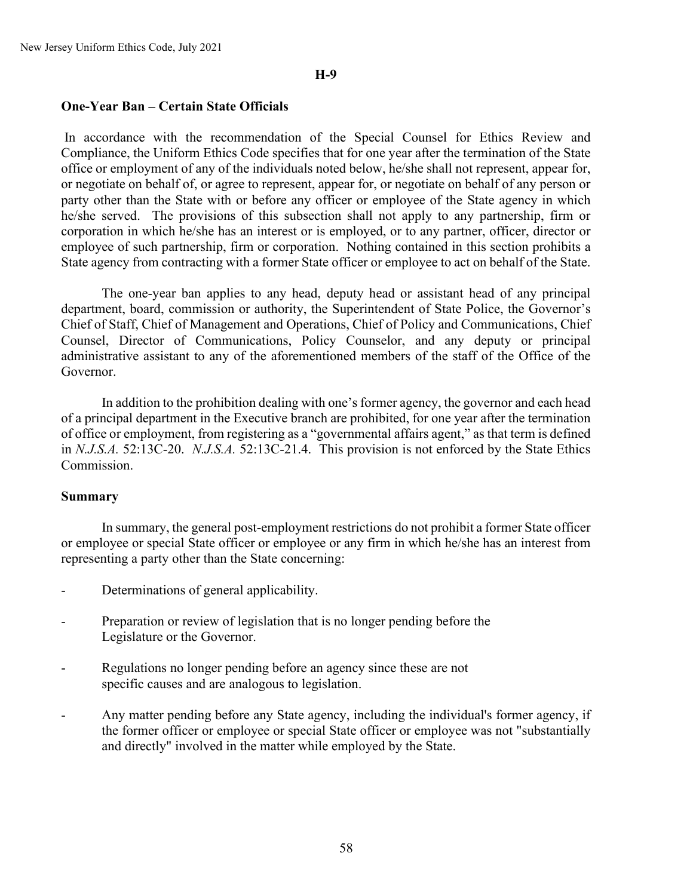**H-9**

## One-Year Ban – Certain State Officials

In accordance with the recommendation of the Special Counsel for Ethics Review and Compliance, the Uniform Ethics Code specifies that for one year after the termination of the State office or employment of any of the individuals noted below, he/she shall not represent, appear for, or negotiate on behalf of, or agree to represent, appear for, or negotiate on behalf of any person or party other than the State with or before any officer or employee of the State agency in which he/she served. The provisions of this subsection shall not apply to any partnership, firm or corporation in which he/she has an interest or is employed, or to any partner, officer, director or employee of such partnership, firm or corporation. Nothing contained in this section prohibits a State agency from contracting with a former State officer or employee to act on behalf of the State.

The one-year ban applies to any head, deputy head or assistant head of any principal department, board, commission or authority, the Superintendent of State Police, the Governor's Chief of Staff, Chief of Management and Operations, Chief of Policy and Communications, Chief Counsel, Director of Communications, Policy Counselor, and any deputy or principal administrative assistant to any of the aforementioned members of the staff of the Office of the Governor.

In addition to the prohibition dealing with one's former agency, the governor and each head of a principal department in the Executive branch are prohibited, for one year after the termination of office or employment, from registering as a "governmental affairs agent," as that term is defined in *N.J.S.A.* 52:13C-20. *N.J.S.A.* 52:13C-21.4. This provision is not enforced by the State Ethics Commission.

## Summary

In summary, the general post-employment restrictions do not prohibit a former State officer or employee or special State officer or employee or any firm in which he/she has an interest from representing a party other than the State concerning:

- Determinations of general applicability.
- Preparation or review of legislation that is no longer pending before the Legislature or the Governor.
- Regulations no longer pending before an agency since these are not specific causes and are analogous to legislation.
- Any matter pending before any State agency, including the individual's former agency, if the former officer or employee or special State officer or employee was not "substantially and directly" involved in the matter while employed by the State.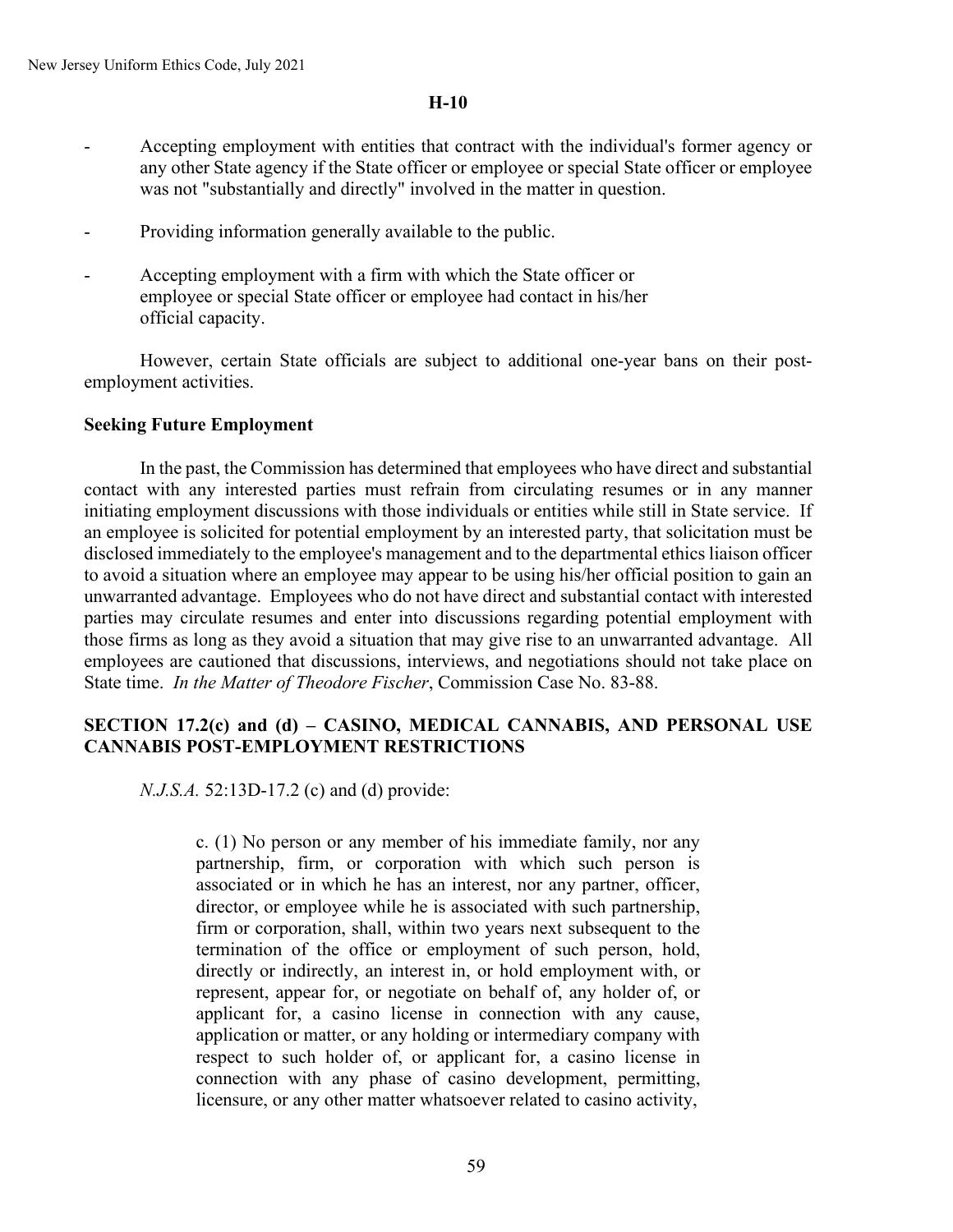**H-10**

- Accepting employment with entities that contract with the individual's former agency or any other State agency if the State officer or employee or special State officer or employee was not "substantially and directly" involved in the matter in question.

- Providing information generally available to the public.

- Accepting employment with a firm with which the State officer or employee or special State officer or employee had contact in his/her official capacity.

However, certain State officials are subject to additional one-year bans on their post-employment activities.

**Seeking Future Employment**

In the past, the Commission has determined that employees who have direct and substantial contact with any interested parties must refrain from circulating resumes or in any manner initiating employment discussions with those individuals or entities while still in State service. If an employee is solicited for potential employment by an interested party, that solicitation must be disclosed immediately to the employee's management and to the departmental ethics liaison officer to avoid a situation where an employee may appear to be using his/her official position to gain an unwarranted advantage. Employees who do not have direct and substantial contact with interested parties may circulate resumes and enter into discussions regarding potential employment with those firms as long as they avoid a situation that may give rise to an unwarranted advantage. All employees are cautioned that discussions, interviews, and negotiations should not take place on State time. *In the Matter of Theodore Fischer*, Commission Case No. 83-88.

**SECTION 17.2(c) and (d) – CASINO, MEDICAL CANNABIS, AND PERSONAL USE CANNABIS POST-EMPLOYMENT RESTRICTIONS**

*N.J.S.A.* 52:13D-17.2 (c) and (d) provide:

> c. (1) No person or any member of his immediate family, nor any partnership, firm, or corporation with which such person is associated or in which he has an interest, nor any partner, officer, director, or employee while he is associated with such partnership, firm or corporation, shall, within two years next subsequent to the termination of the office or employment of such person, hold, directly or indirectly, an interest in, or hold employment with, or represent, appear for, or negotiate on behalf of, any holder of, or applicant for, a casino license in connection with any cause, application or matter, or any holding or intermediary company with respect to such holder of, or applicant for, a casino license in connection with any phase of casino development, permitting, licensure, or any other matter whatsoever related to casino activity,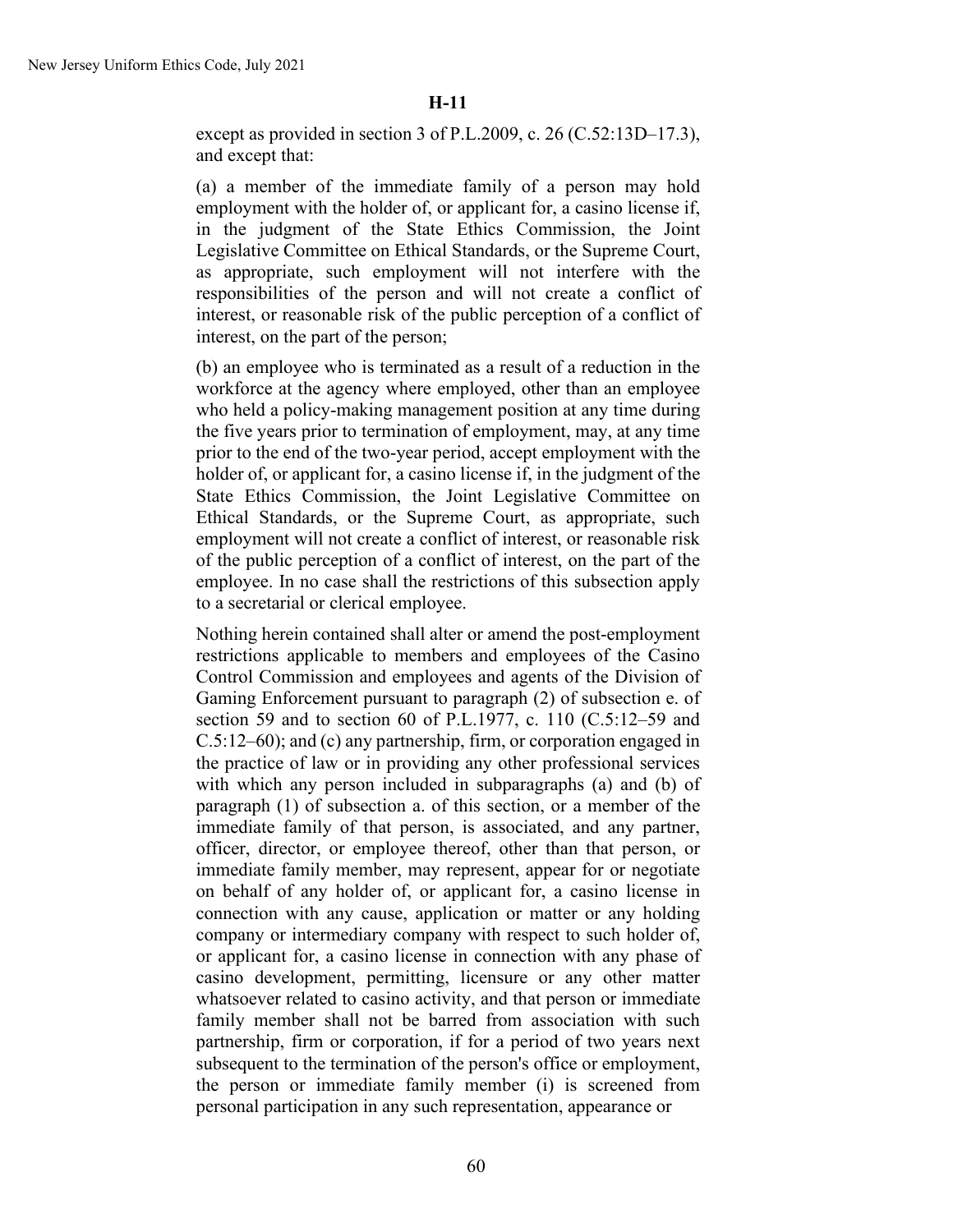**H-11**

except as provided in section 3 of P.L.2009, c. 26 (C.52:13D–17.3), and except that:

(a) a member of the immediate family of a person may hold employment with the holder of, or applicant for, a casino license if, in the judgment of the State Ethics Commission, the Joint Legislative Committee on Ethical Standards, or the Supreme Court, as appropriate, such employment will not interfere with the responsibilities of the person and will not create a conflict of interest, or reasonable risk of the public perception of a conflict of interest, on the part of the person;

(b) an employee who is terminated as a result of a reduction in the workforce at the agency where employed, other than an employee who held a policy-making management position at any time during the five years prior to termination of employment, may, at any time prior to the end of the two-year period, accept employment with the holder of, or applicant for, a casino license if, in the judgment of the State Ethics Commission, the Joint Legislative Committee on Ethical Standards, or the Supreme Court, as appropriate, such employment will not create a conflict of interest, or reasonable risk of the public perception of a conflict of interest, on the part of the employee. In no case shall the restrictions of this subsection apply to a secretarial or clerical employee.

Nothing herein contained shall alter or amend the post-employment restrictions applicable to members and employees of the Casino Control Commission and employees and agents of the Division of Gaming Enforcement pursuant to paragraph (2) of subsection e. of section 59 and to section 60 of P.L.1977, c. 110 (C.5:12–59 and C.5:12–60); and (c) any partnership, firm, or corporation engaged in the practice of law or in providing any other professional services with which any person included in subparagraphs (a) and (b) of paragraph (1) of subsection a. of this section, or a member of the immediate family of that person, is associated, and any partner, officer, director, or employee thereof, other than that person, or immediate family member, may represent, appear for or negotiate on behalf of any holder of, or applicant for, a casino license in connection with any cause, application or matter or any holding company or intermediary company with respect to such holder of, or applicant for, a casino license in connection with any phase of casino development, permitting, licensure or any other matter whatsoever related to casino activity, and that person or immediate family member shall not be barred from association with such partnership, firm or corporation, if for a period of two years next subsequent to the termination of the person's office or employment, the person or immediate family member (i) is screened from personal participation in any such representation, appearance or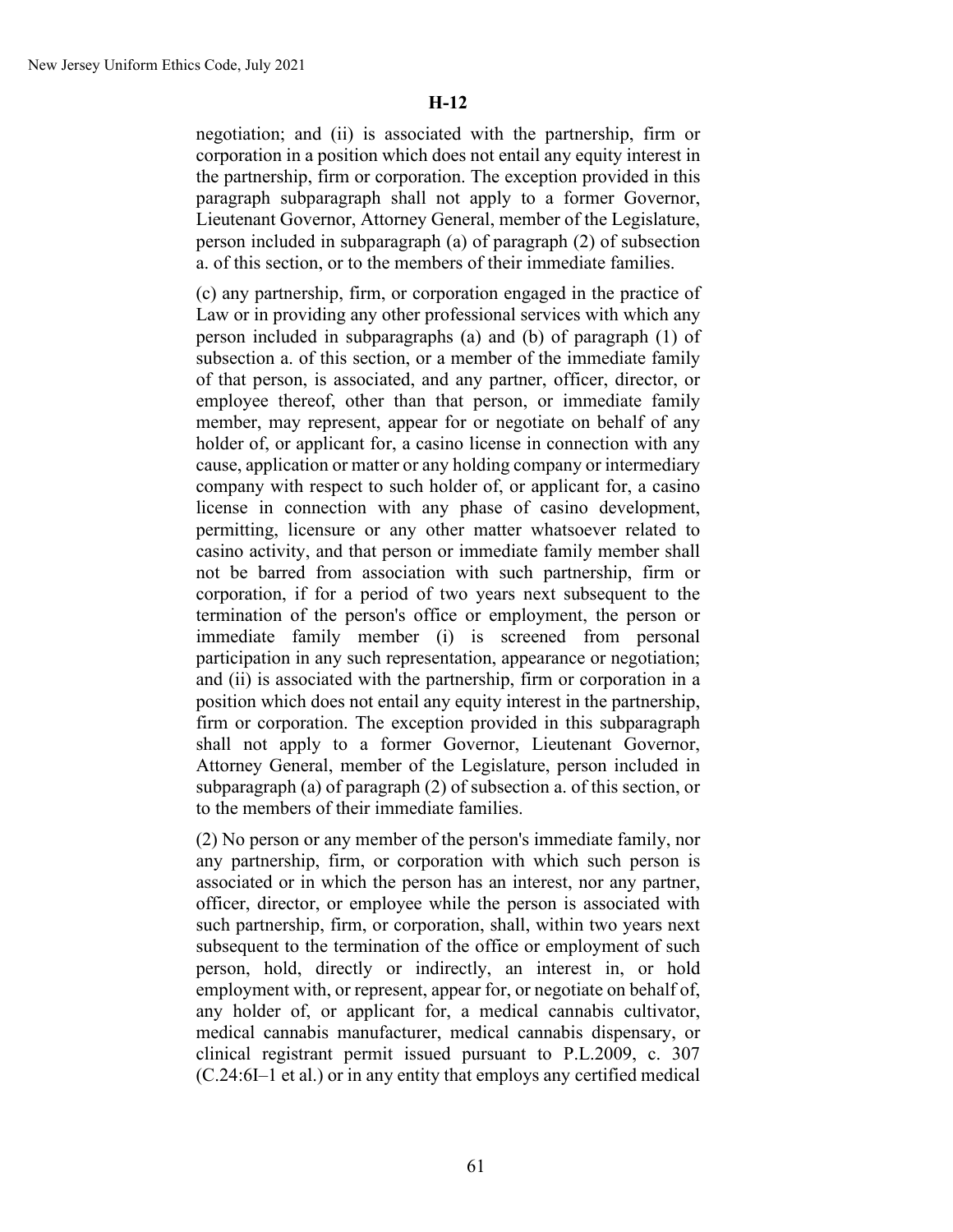**H-12**

negotiation; and (ii) is associated with the partnership, firm or corporation in a position which does not entail any equity interest in the partnership, firm or corporation. The exception provided in this paragraph subparagraph shall not apply to a former Governor, Lieutenant Governor, Attorney General, member of the Legislature, person included in subparagraph (a) of paragraph (2) of subsection a. of this section, or to the members of their immediate families.

(c) any partnership, firm, or corporation engaged in the practice of Law or in providing any other professional services with which any person included in subparagraphs (a) and (b) of paragraph (1) of subsection a. of this section, or a member of the immediate family of that person, is associated, and any partner, officer, director, or employee thereof, other than that person, or immediate family member, may represent, appear for or negotiate on behalf of any holder of, or applicant for, a casino license in connection with any cause, application or matter or any holding company or intermediary company with respect to such holder of, or applicant for, a casino license in connection with any phase of casino development, permitting, licensure or any other matter whatsoever related to casino activity, and that person or immediate family member shall not be barred from association with such partnership, firm or corporation, if for a period of two years next subsequent to the termination of the person's office or employment, the person or immediate family member (i) is screened from personal participation in any such representation, appearance or negotiation; and (ii) is associated with the partnership, firm or corporation in a position which does not entail any equity interest in the partnership, firm or corporation. The exception provided in this subparagraph shall not apply to a former Governor, Lieutenant Governor, Attorney General, member of the Legislature, person included in subparagraph (a) of paragraph (2) of subsection a. of this section, or to the members of their immediate families.

(2) No person or any member of the person's immediate family, nor any partnership, firm, or corporation with which such person is associated or in which the person has an interest, nor any partner, officer, director, or employee while the person is associated with such partnership, firm, or corporation, shall, within two years next subsequent to the termination of the office or employment of such person, hold, directly or indirectly, an interest in, or hold employment with, or represent, appear for, or negotiate on behalf of, any holder of, or applicant for, a medical cannabis cultivator, medical cannabis manufacturer, medical cannabis dispensary, or clinical registrant permit issued pursuant to P.L.2009, c. 307 (C.24:6I–1 et al.) or in any entity that employs any certified medical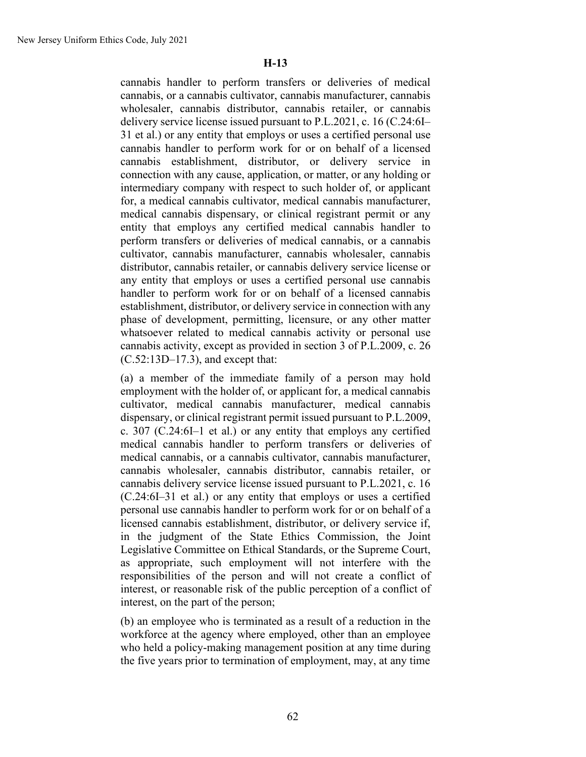**H-13**

cannabis handler to perform transfers or deliveries of medical cannabis, or a cannabis cultivator, cannabis manufacturer, cannabis wholesaler, cannabis distributor, cannabis retailer, or cannabis delivery service license issued pursuant to P.L.2021, c. 16 (C.24:6I–31 et al.) or any entity that employs or uses a certified personal use cannabis handler to perform work for or on behalf of a licensed cannabis establishment, distributor, or delivery service in connection with any cause, application, or matter, or any holding or intermediary company with respect to such holder of, or applicant for, a medical cannabis cultivator, medical cannabis manufacturer, medical cannabis dispensary, or clinical registrant permit or any entity that employs any certified medical cannabis handler to perform transfers or deliveries of medical cannabis, or a cannabis cultivator, cannabis manufacturer, cannabis wholesaler, cannabis distributor, cannabis retailer, or cannabis delivery service license or any entity that employs or uses a certified personal use cannabis handler to perform work for or on behalf of a licensed cannabis establishment, distributor, or delivery service in connection with any phase of development, permitting, licensure, or any other matter whatsoever related to medical cannabis activity or personal use cannabis activity, except as provided in section 3 of P.L.2009, c. 26 (C.52:13D–17.3), and except that:

(a) a member of the immediate family of a person may hold employment with the holder of, or applicant for, a medical cannabis cultivator, medical cannabis manufacturer, medical cannabis dispensary, or clinical registrant permit issued pursuant to P.L.2009, c. 307 (C.24:6I–1 et al.) or any entity that employs any certified medical cannabis handler to perform transfers or deliveries of medical cannabis, or a cannabis cultivator, cannabis manufacturer, cannabis wholesaler, cannabis distributor, cannabis retailer, or cannabis delivery service license issued pursuant to P.L.2021, c. 16 (C.24:6I–31 et al.) or any entity that employs or uses a certified personal use cannabis handler to perform work for or on behalf of a licensed cannabis establishment, distributor, or delivery service if, in the judgment of the State Ethics Commission, the Joint Legislative Committee on Ethical Standards, or the Supreme Court, as appropriate, such employment will not interfere with the responsibilities of the person and will not create a conflict of interest, or reasonable risk of the public perception of a conflict of interest, on the part of the person;

(b) an employee who is terminated as a result of a reduction in the workforce at the agency where employed, other than an employee who held a policy-making management position at any time during the five years prior to termination of employment, may, at any time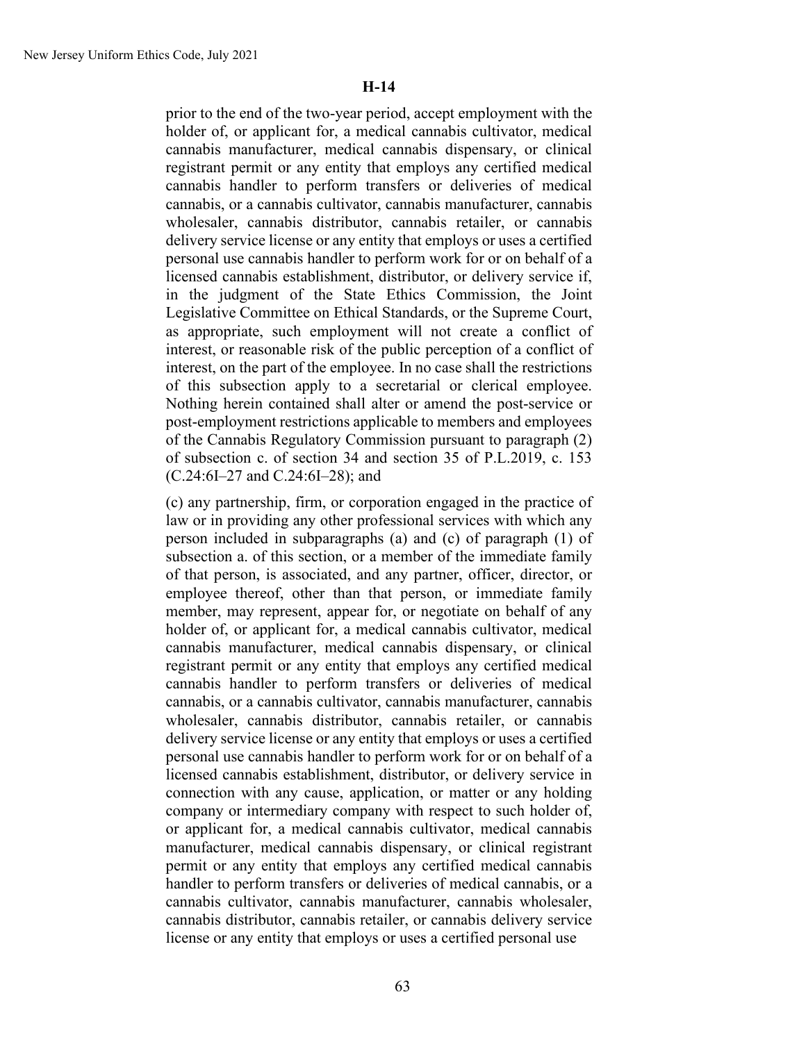**H-14**

prior to the end of the two-year period, accept employment with the holder of, or applicant for, a medical cannabis cultivator, medical cannabis manufacturer, medical cannabis dispensary, or clinical registrant permit or any entity that employs any certified medical cannabis handler to perform transfers or deliveries of medical cannabis, or a cannabis cultivator, cannabis manufacturer, cannabis wholesaler, cannabis distributor, cannabis retailer, or cannabis delivery service license or any entity that employs or uses a certified personal use cannabis handler to perform work for or on behalf of a licensed cannabis establishment, distributor, or delivery service if, in the judgment of the State Ethics Commission, the Joint Legislative Committee on Ethical Standards, or the Supreme Court, as appropriate, such employment will not create a conflict of interest, or reasonable risk of the public perception of a conflict of interest, on the part of the employee. In no case shall the restrictions of this subsection apply to a secretarial or clerical employee. Nothing herein contained shall alter or amend the post-service or post-employment restrictions applicable to members and employees of the Cannabis Regulatory Commission pursuant to paragraph (2) of subsection c. of section 34 and section 35 of P.L.2019, c. 153 (C.24:6I–27 and C.24:6I–28); and

(c) any partnership, firm, or corporation engaged in the practice of law or in providing any other professional services with which any person included in subparagraphs (a) and (c) of paragraph (1) of subsection a. of this section, or a member of the immediate family of that person, is associated, and any partner, officer, director, or employee thereof, other than that person, or immediate family member, may represent, appear for, or negotiate on behalf of any holder of, or applicant for, a medical cannabis cultivator, medical cannabis manufacturer, medical cannabis dispensary, or clinical registrant permit or any entity that employs any certified medical cannabis handler to perform transfers or deliveries of medical cannabis, or a cannabis cultivator, cannabis manufacturer, cannabis wholesaler, cannabis distributor, cannabis retailer, or cannabis delivery service license or any entity that employs or uses a certified personal use cannabis handler to perform work for or on behalf of a licensed cannabis establishment, distributor, or delivery service in connection with any cause, application, or matter or any holding company or intermediary company with respect to such holder of, or applicant for, a medical cannabis cultivator, medical cannabis manufacturer, medical cannabis dispensary, or clinical registrant permit or any entity that employs any certified medical cannabis handler to perform transfers or deliveries of medical cannabis, or a cannabis cultivator, cannabis manufacturer, cannabis wholesaler, cannabis distributor, cannabis retailer, or cannabis delivery service license or any entity that employs or uses a certified personal use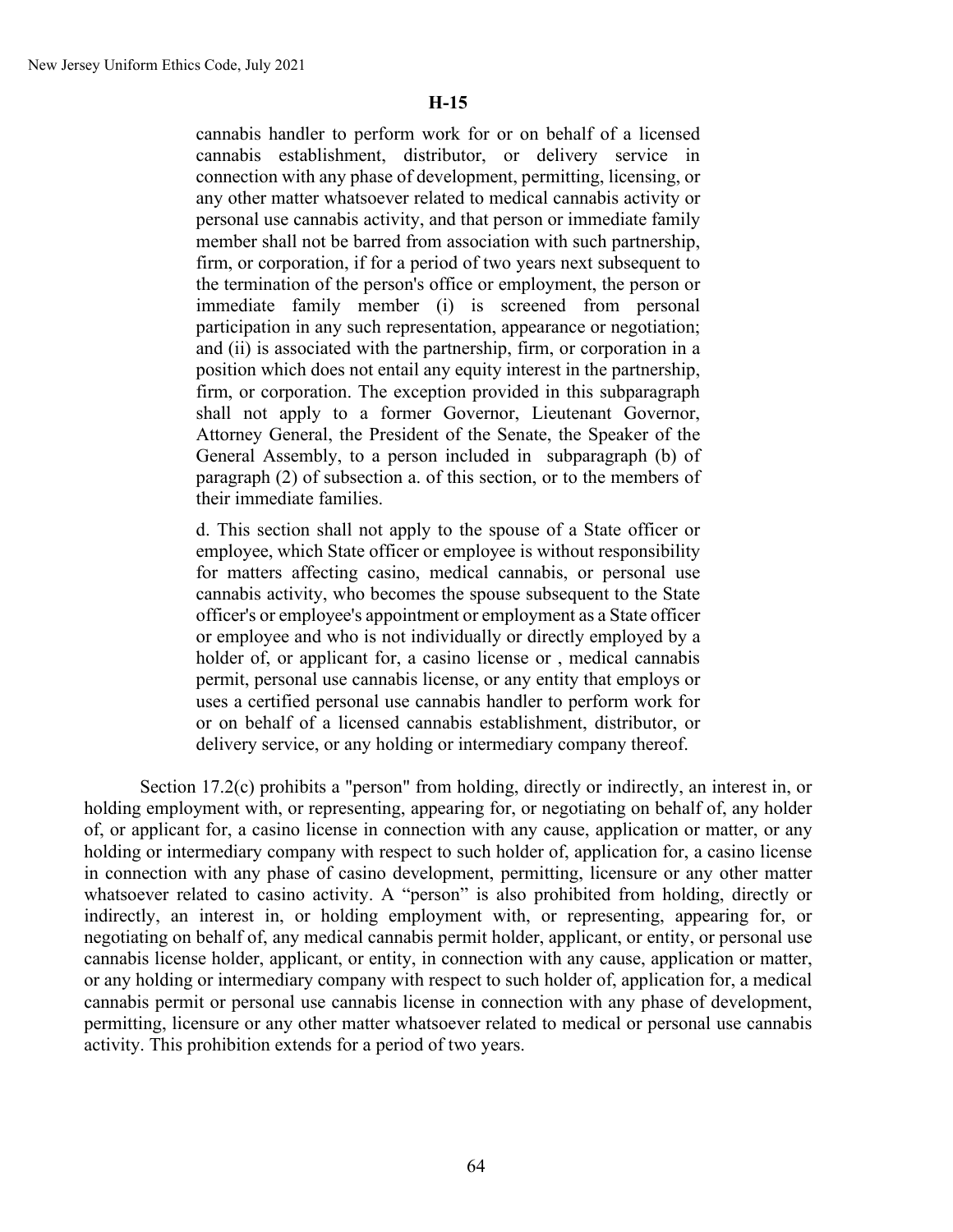**H-15**

cannabis handler to perform work for or on behalf of a licensed cannabis establishment, distributor, or delivery service in connection with any phase of development, permitting, licensing, or any other matter whatsoever related to medical cannabis activity or personal use cannabis activity, and that person or immediate family member shall not be barred from association with such partnership, firm, or corporation, if for a period of two years next subsequent to the termination of the person's office or employment, the person or immediate family member (i) is screened from personal participation in any such representation, appearance or negotiation; and (ii) is associated with the partnership, firm, or corporation in a position which does not entail any equity interest in the partnership, firm, or corporation. The exception provided in this subparagraph shall not apply to a former Governor, Lieutenant Governor, Attorney General, the President of the Senate, the Speaker of the General Assembly, to a person included in subparagraph (b) of paragraph (2) of subsection a. of this section, or to the members of their immediate families.

d. This section shall not apply to the spouse of a State officer or employee, which State officer or employee is without responsibility for matters affecting casino, medical cannabis, or personal use cannabis activity, who becomes the spouse subsequent to the State officer's or employee's appointment or employment as a State officer or employee and who is not individually or directly employed by a holder of, or applicant for, a casino license or , medical cannabis permit, personal use cannabis license, or any entity that employs or uses a certified personal use cannabis handler to perform work for or on behalf of a licensed cannabis establishment, distributor, or delivery service, or any holding or intermediary company thereof.

Section 17.2(c) prohibits a "person" from holding, directly or indirectly, an interest in, or holding employment with, or representing, appearing for, or negotiating on behalf of, any holder of, or applicant for, a casino license in connection with any cause, application or matter, or any holding or intermediary company with respect to such holder of, application for, a casino license in connection with any phase of casino development, permitting, licensure or any other matter whatsoever related to casino activity. A "person" is also prohibited from holding, directly or indirectly, an interest in, or holding employment with, or representing, appearing for, or negotiating on behalf of, any medical cannabis permit holder, applicant, or entity, or personal use cannabis license holder, applicant, or entity, in connection with any cause, application or matter, or any holding or intermediary company with respect to such holder of, application for, a medical cannabis permit or personal use cannabis license in connection with any phase of development, permitting, licensure or any other matter whatsoever related to medical or personal use cannabis activity. This prohibition extends for a period of two years.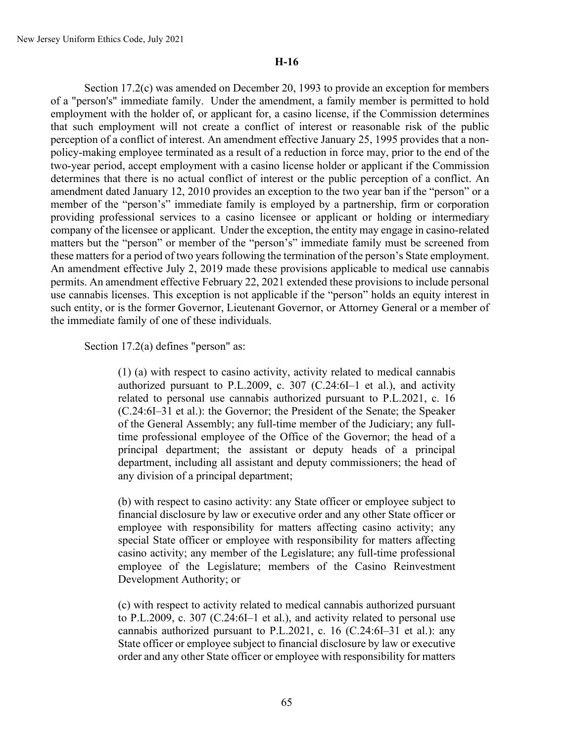**H-16**

Section 17.2(c) was amended on December 20, 1993 to provide an exception for members of a "person's" immediate family. Under the amendment, a family member is permitted to hold employment with the holder of, or applicant for, a casino license, if the Commission determines that such employment will not create a conflict of interest or reasonable risk of the public perception of a conflict of interest. An amendment effective January 25, 1995 provides that a non-policy-making employee terminated as a result of a reduction in force may, prior to the end of the two-year period, accept employment with a casino license holder or applicant if the Commission determines that there is no actual conflict of interest or the public perception of a conflict. An amendment dated January 12, 2010 provides an exception to the two year ban if the "person" or a member of the "person's" immediate family is employed by a partnership, firm or corporation providing professional services to a casino licensee or applicant or holding or intermediary company of the licensee or applicant. Under the exception, the entity may engage in casino-related matters but the "person" or member of the "person's" immediate family must be screened from these matters for a period of two years following the termination of the person's State employment. An amendment effective July 2, 2019 made these provisions applicable to medical use cannabis permits. An amendment effective February 22, 2021 extended these provisions to include personal use cannabis licenses. This exception is not applicable if the "person" holds an equity interest in such entity, or is the former Governor, Lieutenant Governor, or Attorney General or a member of the immediate family of one of these individuals.

Section 17.2(a) defines "person" as:

> (1) (a) with respect to casino activity, activity related to medical cannabis authorized pursuant to P.L.2009, c. 307 (C.24:6I–1 et al.), and activity related to personal use cannabis authorized pursuant to P.L.2021, c. 16 (C.24:6I–31 et al.): the Governor; the President of the Senate; the Speaker of the General Assembly; any full-time member of the Judiciary; any full-time professional employee of the Office of the Governor; the head of a principal department; the assistant or deputy heads of a principal department, including all assistant and deputy commissioners; the head of any division of a principal department;
>
> (b) with respect to casino activity: any State officer or employee subject to financial disclosure by law or executive order and any other State officer or employee with responsibility for matters affecting casino activity; any special State officer or employee with responsibility for matters affecting casino activity; any member of the Legislature; any full-time professional employee of the Legislature; members of the Casino Reinvestment Development Authority; or
>
> (c) with respect to activity related to medical cannabis authorized pursuant to P.L.2009, c. 307 (C.24:6I–1 et al.), and activity related to personal use cannabis authorized pursuant to P.L.2021, c. 16 (C.24:6I–31 et al.): any State officer or employee subject to financial disclosure by law or executive order and any other State officer or employee with responsibility for matters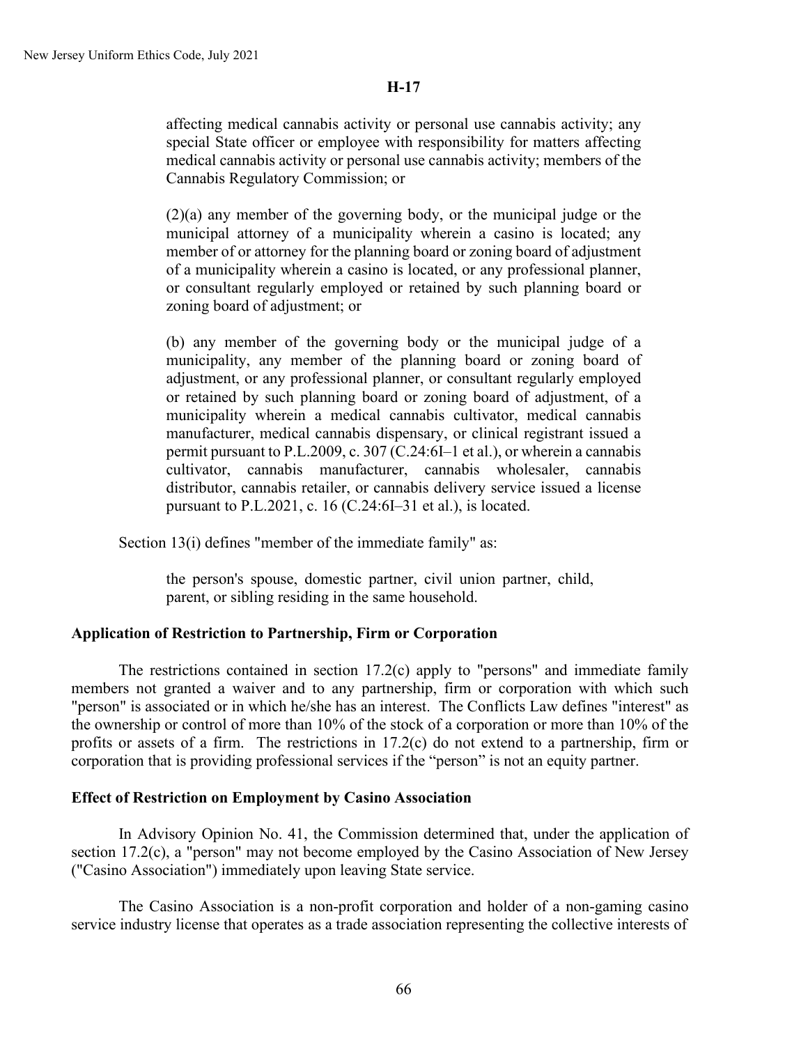**H-17**

> affecting medical cannabis activity or personal use cannabis activity; any special State officer or employee with responsibility for matters affecting medical cannabis activity or personal use cannabis activity; members of the Cannabis Regulatory Commission; or
>
> (2)(a) any member of the governing body, or the municipal judge or the municipal attorney of a municipality wherein a casino is located; any member of or attorney for the planning board or zoning board of adjustment of a municipality wherein a casino is located, or any professional planner, or consultant regularly employed or retained by such planning board or zoning board of adjustment; or
>
> (b) any member of the governing body or the municipal judge of a municipality, any member of the planning board or zoning board of adjustment, or any professional planner, or consultant regularly employed or retained by such planning board or zoning board of adjustment, of a municipality wherein a medical cannabis cultivator, medical cannabis manufacturer, medical cannabis dispensary, or clinical registrant issued a permit pursuant to P.L.2009, c. 307 (C.24:6I–1 et al.), or wherein a cannabis cultivator, cannabis manufacturer, cannabis wholesaler, cannabis distributor, cannabis retailer, or cannabis delivery service issued a license pursuant to P.L.2021, c. 16 (C.24:6I–31 et al.), is located.

Section 13(i) defines "member of the immediate family" as:

> the person's spouse, domestic partner, civil union partner, child, parent, or sibling residing in the same household.

**Application of Restriction to Partnership, Firm or Corporation**

The restrictions contained in section 17.2(c) apply to "persons" and immediate family members not granted a waiver and to any partnership, firm or corporation with which such "person" is associated or in which he/she has an interest. The Conflicts Law defines "interest" as the ownership or control of more than 10% of the stock of a corporation or more than 10% of the profits or assets of a firm. The restrictions in 17.2(c) do not extend to a partnership, firm or corporation that is providing professional services if the "person" is not an equity partner.

**Effect of Restriction on Employment by Casino Association**

In Advisory Opinion No. 41, the Commission determined that, under the application of section 17.2(c), a "person" may not become employed by the Casino Association of New Jersey ("Casino Association") immediately upon leaving State service.

The Casino Association is a non-profit corporation and holder of a non-gaming casino service industry license that operates as a trade association representing the collective interests of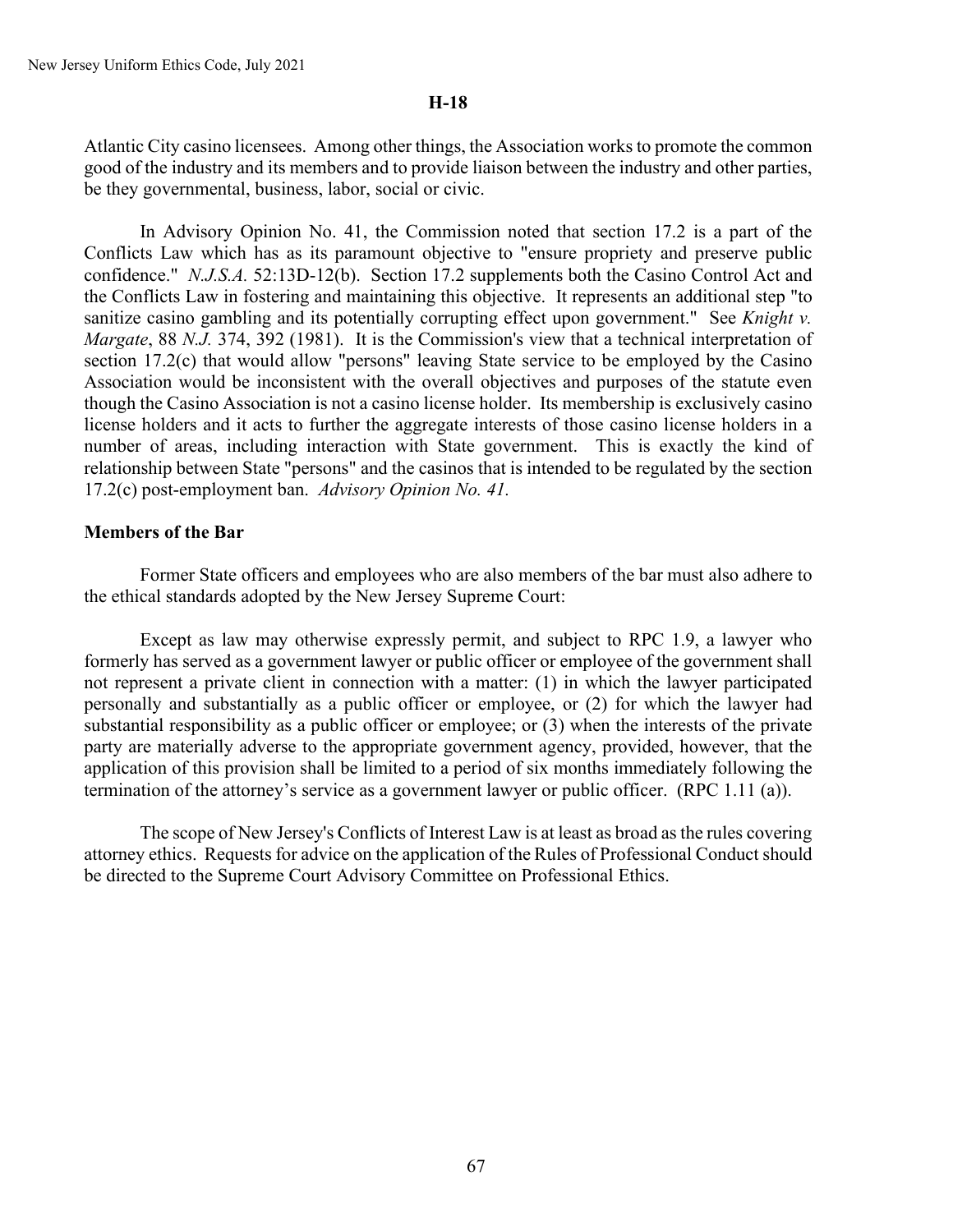Atlantic City casino licensees. Among other things, the Association works to promote the common good of the industry and its members and to provide liaison between the industry and other parties, be they governmental, business, labor, social or civic.

In Advisory Opinion No. 41, the Commission noted that section 17.2 is a part of the Conflicts Law which has as its paramount objective to "ensure propriety and preserve public confidence." *N.J.S.A.* 52:13D-12(b). Section 17.2 supplements both the Casino Control Act and the Conflicts Law in fostering and maintaining this objective. It represents an additional step "to sanitize casino gambling and its potentially corrupting effect upon government." See *Knight v. Margate*, 88 *N.J.* 374, 392 (1981). It is the Commission's view that a technical interpretation of section 17.2(c) that would allow "persons" leaving State service to be employed by the Casino Association would be inconsistent with the overall objectives and purposes of the statute even though the Casino Association is not a casino license holder. Its membership is exclusively casino license holders and it acts to further the aggregate interests of those casino license holders in a number of areas, including interaction with State government. This is exactly the kind of relationship between State "persons" and the casinos that is intended to be regulated by the section 17.2(c) post-employment ban. *Advisory Opinion No. 41.*

**Members of the Bar**

Former State officers and employees who are also members of the bar must also adhere to the ethical standards adopted by the New Jersey Supreme Court:

Except as law may otherwise expressly permit, and subject to RPC 1.9, a lawyer who formerly has served as a government lawyer or public officer or employee of the government shall not represent a private client in connection with a matter: (1) in which the lawyer participated personally and substantially as a public officer or employee, or (2) for which the lawyer had substantial responsibility as a public officer or employee; or (3) when the interests of the private party are materially adverse to the appropriate government agency, provided, however, that the application of this provision shall be limited to a period of six months immediately following the termination of the attorney's service as a government lawyer or public officer. (RPC 1.11 (a)).

The scope of New Jersey's Conflicts of Interest Law is at least as broad as the rules covering attorney ethics. Requests for advice on the application of the Rules of Professional Conduct should be directed to the Supreme Court Advisory Committee on Professional Ethics.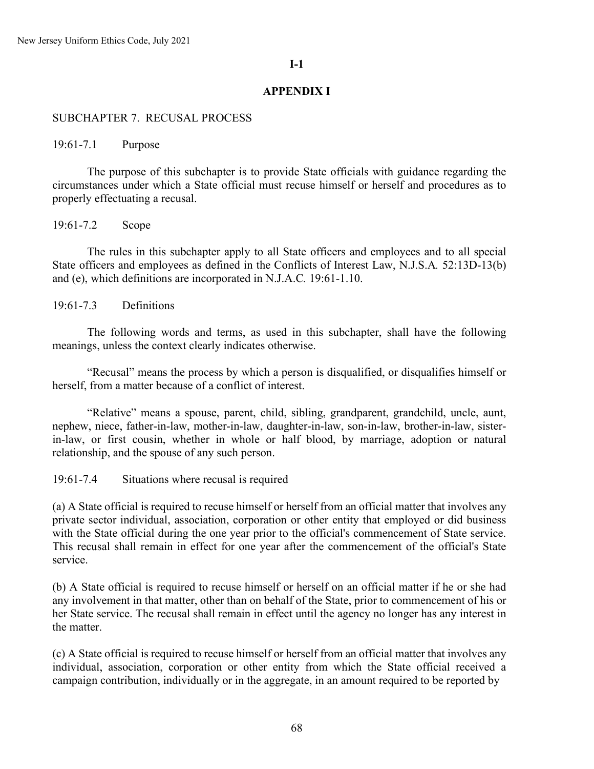**I-1**

## APPENDIX I

### SUBCHAPTER 7. RECUSAL PROCESS

19:61-7.1 Purpose

The purpose of this subchapter is to provide State officials with guidance regarding the circumstances under which a State official must recuse himself or herself and procedures as to properly effectuating a recusal.

19:61-7.2 Scope

The rules in this subchapter apply to all State officers and employees and to all special State officers and employees as defined in the Conflicts of Interest Law, N.J.S.A. 52:13D-13(b) and (e), which definitions are incorporated in N.J.A.C. 19:61-1.10.

19:61-7.3 Definitions

The following words and terms, as used in this subchapter, shall have the following meanings, unless the context clearly indicates otherwise.

"Recusal" means the process by which a person is disqualified, or disqualifies himself or herself, from a matter because of a conflict of interest.

"Relative" means a spouse, parent, child, sibling, grandparent, grandchild, uncle, aunt, nephew, niece, father-in-law, mother-in-law, daughter-in-law, son-in-law, brother-in-law, sister-in-law, or first cousin, whether in whole or half blood, by marriage, adoption or natural relationship, and the spouse of any such person.

19:61-7.4 Situations where recusal is required

(a) A State official is required to recuse himself or herself from an official matter that involves any private sector individual, association, corporation or other entity that employed or did business with the State official during the one year prior to the official's commencement of State service. This recusal shall remain in effect for one year after the commencement of the official's State service.

(b) A State official is required to recuse himself or herself on an official matter if he or she had any involvement in that matter, other than on behalf of the State, prior to commencement of his or her State service. The recusal shall remain in effect until the agency no longer has any interest in the matter.

(c) A State official is required to recuse himself or herself from an official matter that involves any individual, association, corporation or other entity from which the State official received a campaign contribution, individually or in the aggregate, in an amount required to be reported by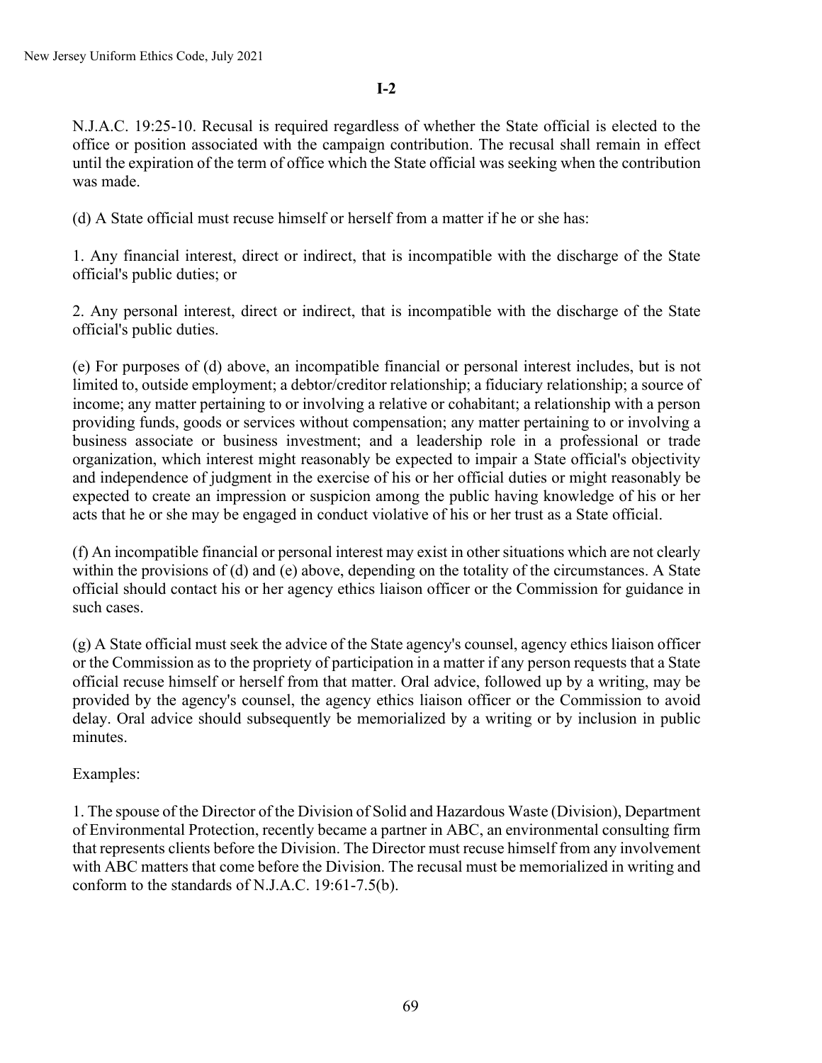**I-2**

N.J.A.C. 19:25-10. Recusal is required regardless of whether the State official is elected to the office or position associated with the campaign contribution. The recusal shall remain in effect until the expiration of the term of office which the State official was seeking when the contribution was made.

(d) A State official must recuse himself or herself from a matter if he or she has:

1. Any financial interest, direct or indirect, that is incompatible with the discharge of the State official's public duties; or

2. Any personal interest, direct or indirect, that is incompatible with the discharge of the State official's public duties.

(e) For purposes of (d) above, an incompatible financial or personal interest includes, but is not limited to, outside employment; a debtor/creditor relationship; a fiduciary relationship; a source of income; any matter pertaining to or involving a relative or cohabitant; a relationship with a person providing funds, goods or services without compensation; any matter pertaining to or involving a business associate or business investment; and a leadership role in a professional or trade organization, which interest might reasonably be expected to impair a State official's objectivity and independence of judgment in the exercise of his or her official duties or might reasonably be expected to create an impression or suspicion among the public having knowledge of his or her acts that he or she may be engaged in conduct violative of his or her trust as a State official.

(f) An incompatible financial or personal interest may exist in other situations which are not clearly within the provisions of (d) and (e) above, depending on the totality of the circumstances. A State official should contact his or her agency ethics liaison officer or the Commission for guidance in such cases.

(g) A State official must seek the advice of the State agency's counsel, agency ethics liaison officer or the Commission as to the propriety of participation in a matter if any person requests that a State official recuse himself or herself from that matter. Oral advice, followed up by a writing, may be provided by the agency's counsel, the agency ethics liaison officer or the Commission to avoid delay. Oral advice should subsequently be memorialized by a writing or by inclusion in public minutes.

Examples:

1. The spouse of the Director of the Division of Solid and Hazardous Waste (Division), Department of Environmental Protection, recently became a partner in ABC, an environmental consulting firm that represents clients before the Division. The Director must recuse himself from any involvement with ABC matters that come before the Division. The recusal must be memorialized in writing and conform to the standards of N.J.A.C. 19:61-7.5(b).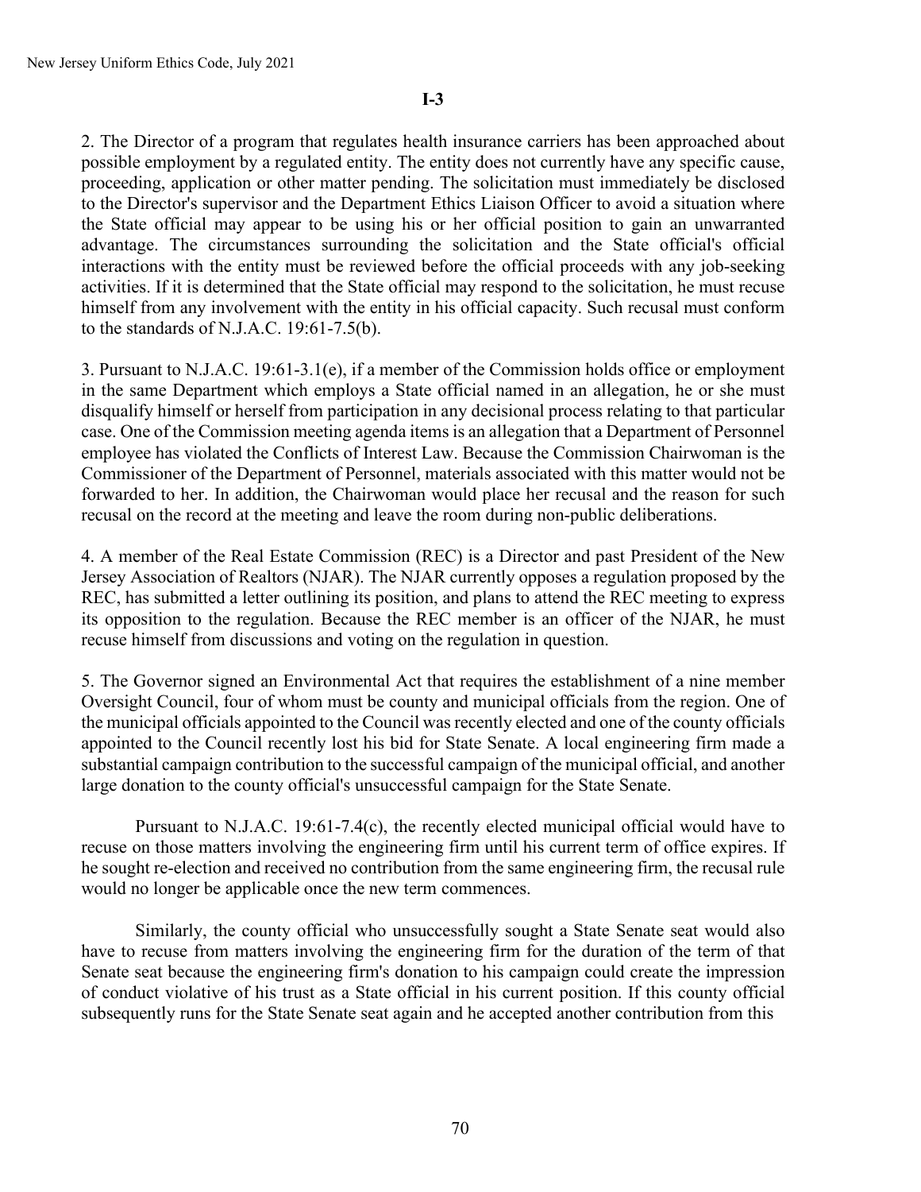**I-3**

2. The Director of a program that regulates health insurance carriers has been approached about possible employment by a regulated entity. The entity does not currently have any specific cause, proceeding, application or other matter pending. The solicitation must immediately be disclosed to the Director's supervisor and the Department Ethics Liaison Officer to avoid a situation where the State official may appear to be using his or her official position to gain an unwarranted advantage. The circumstances surrounding the solicitation and the State official's official interactions with the entity must be reviewed before the official proceeds with any job-seeking activities. If it is determined that the State official may respond to the solicitation, he must recuse himself from any involvement with the entity in his official capacity. Such recusal must conform to the standards of N.J.A.C. 19:61-7.5(b).

3. Pursuant to N.J.A.C. 19:61-3.1(e), if a member of the Commission holds office or employment in the same Department which employs a State official named in an allegation, he or she must disqualify himself or herself from participation in any decisional process relating to that particular case. One of the Commission meeting agenda items is an allegation that a Department of Personnel employee has violated the Conflicts of Interest Law. Because the Commission Chairwoman is the Commissioner of the Department of Personnel, materials associated with this matter would not be forwarded to her. In addition, the Chairwoman would place her recusal and the reason for such recusal on the record at the meeting and leave the room during non-public deliberations.

4. A member of the Real Estate Commission (REC) is a Director and past President of the New Jersey Association of Realtors (NJAR). The NJAR currently opposes a regulation proposed by the REC, has submitted a letter outlining its position, and plans to attend the REC meeting to express its opposition to the regulation. Because the REC member is an officer of the NJAR, he must recuse himself from discussions and voting on the regulation in question.

5. The Governor signed an Environmental Act that requires the establishment of a nine member Oversight Council, four of whom must be county and municipal officials from the region. One of the municipal officials appointed to the Council was recently elected and one of the county officials appointed to the Council recently lost his bid for State Senate. A local engineering firm made a substantial campaign contribution to the successful campaign of the municipal official, and another large donation to the county official's unsuccessful campaign for the State Senate.

Pursuant to N.J.A.C. 19:61-7.4(c), the recently elected municipal official would have to recuse on those matters involving the engineering firm until his current term of office expires. If he sought re-election and received no contribution from the same engineering firm, the recusal rule would no longer be applicable once the new term commences.

Similarly, the county official who unsuccessfully sought a State Senate seat would also have to recuse from matters involving the engineering firm for the duration of the term of that Senate seat because the engineering firm's donation to his campaign could create the impression of conduct violative of his trust as a State official in his current position. If this county official subsequently runs for the State Senate seat again and he accepted another contribution from this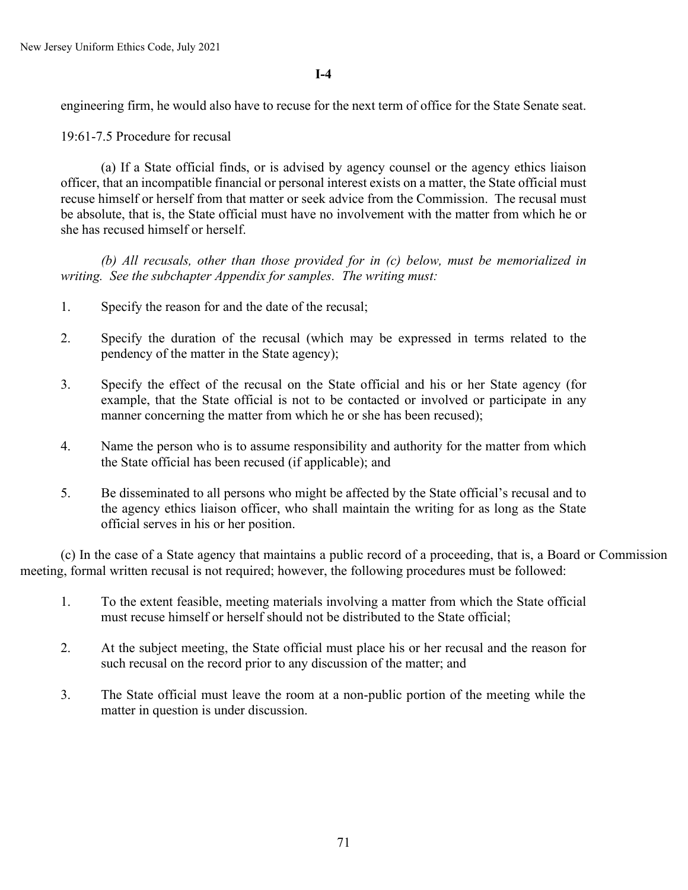**I-4**

engineering firm, he would also have to recuse for the next term of office for the State Senate seat.

19:61-7.5 Procedure for recusal

(a) If a State official finds, or is advised by agency counsel or the agency ethics liaison officer, that an incompatible financial or personal interest exists on a matter, the State official must recuse himself or herself from that matter or seek advice from the Commission. The recusal must be absolute, that is, the State official must have no involvement with the matter from which he or she has recused himself or herself.

*(b) All recusals, other than those provided for in (c) below, must be memorialized in writing. See the subchapter Appendix for samples. The writing must:*

1. Specify the reason for and the date of the recusal;
2. Specify the duration of the recusal (which may be expressed in terms related to the pendency of the matter in the State agency);
3. Specify the effect of the recusal on the State official and his or her State agency (for example, that the State official is not to be contacted or involved or participate in any manner concerning the matter from which he or she has been recused);
4. Name the person who is to assume responsibility and authority for the matter from which the State official has been recused (if applicable); and
5. Be disseminated to all persons who might be affected by the State official's recusal and to the agency ethics liaison officer, who shall maintain the writing for as long as the State official serves in his or her position.

(c) In the case of a State agency that maintains a public record of a proceeding, that is, a Board or Commission meeting, formal written recusal is not required; however, the following procedures must be followed:

1. To the extent feasible, meeting materials involving a matter from which the State official must recuse himself or herself should not be distributed to the State official;
2. At the subject meeting, the State official must place his or her recusal and the reason for such recusal on the record prior to any discussion of the matter; and
3. The State official must leave the room at a non-public portion of the meeting while the matter in question is under discussion.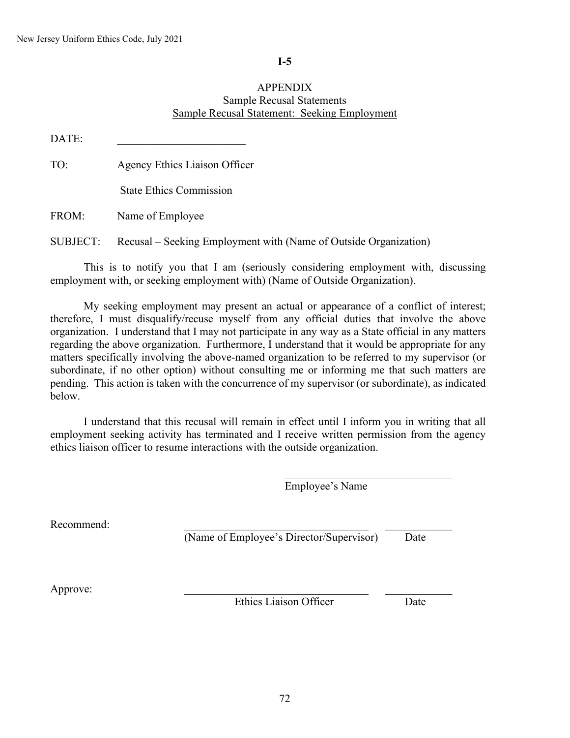**I-5**

APPENDIX
Sample Recusal Statements
Sample Recusal Statement: Seeking Employment

DATE: ______________________

TO: Agency Ethics Liaison Officer

State Ethics Commission

FROM: Name of Employee

SUBJECT: Recusal – Seeking Employment with (Name of Outside Organization)

This is to notify you that I am (seriously considering employment with, discussing employment with, or seeking employment with) (Name of Outside Organization).

My seeking employment may present an actual or appearance of a conflict of interest; therefore, I must disqualify/recuse myself from any official duties that involve the above organization. I understand that I may not participate in any way as a State official in any matters regarding the above organization. Furthermore, I understand that it would be appropriate for any matters specifically involving the above-named organization to be referred to my supervisor (or subordinate, if no other option) without consulting me or informing me that such matters are pending. This action is taken with the concurrence of my supervisor (or subordinate), as indicated below.

I understand that this recusal will remain in effect until I inform you in writing that all employment seeking activity has terminated and I receive written permission from the agency ethics liaison officer to resume interactions with the outside organization.

______________________________
Employee's Name

Recommend: ________________________________ ____________
(Name of Employee's Director/Supervisor) Date

Approve: ________________________________ ____________
Ethics Liaison Officer Date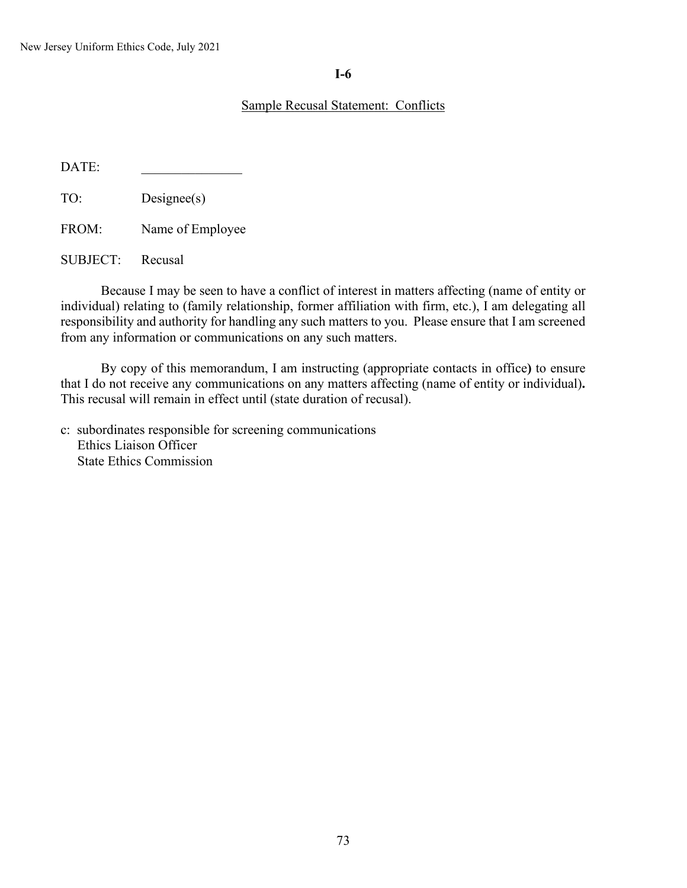# I-6

## Sample Recusal Statement: Conflicts

DATE: _______________

TO: Designee(s)

FROM: Name of Employee

SUBJECT: Recusal

Because I may be seen to have a conflict of interest in matters affecting (name of entity or individual) relating to (family relationship, former affiliation with firm, etc.), I am delegating all responsibility and authority for handling any such matters to you. Please ensure that I am screened from any information or communications on any such matters.

By copy of this memorandum, I am instructing (appropriate contacts in office**)** to ensure that I do not receive any communications on any matters affecting (name of entity or individual)**.** This recusal will remain in effect until (state duration of recusal).

c: subordinates responsible for screening communications
Ethics Liaison Officer
State Ethics Commission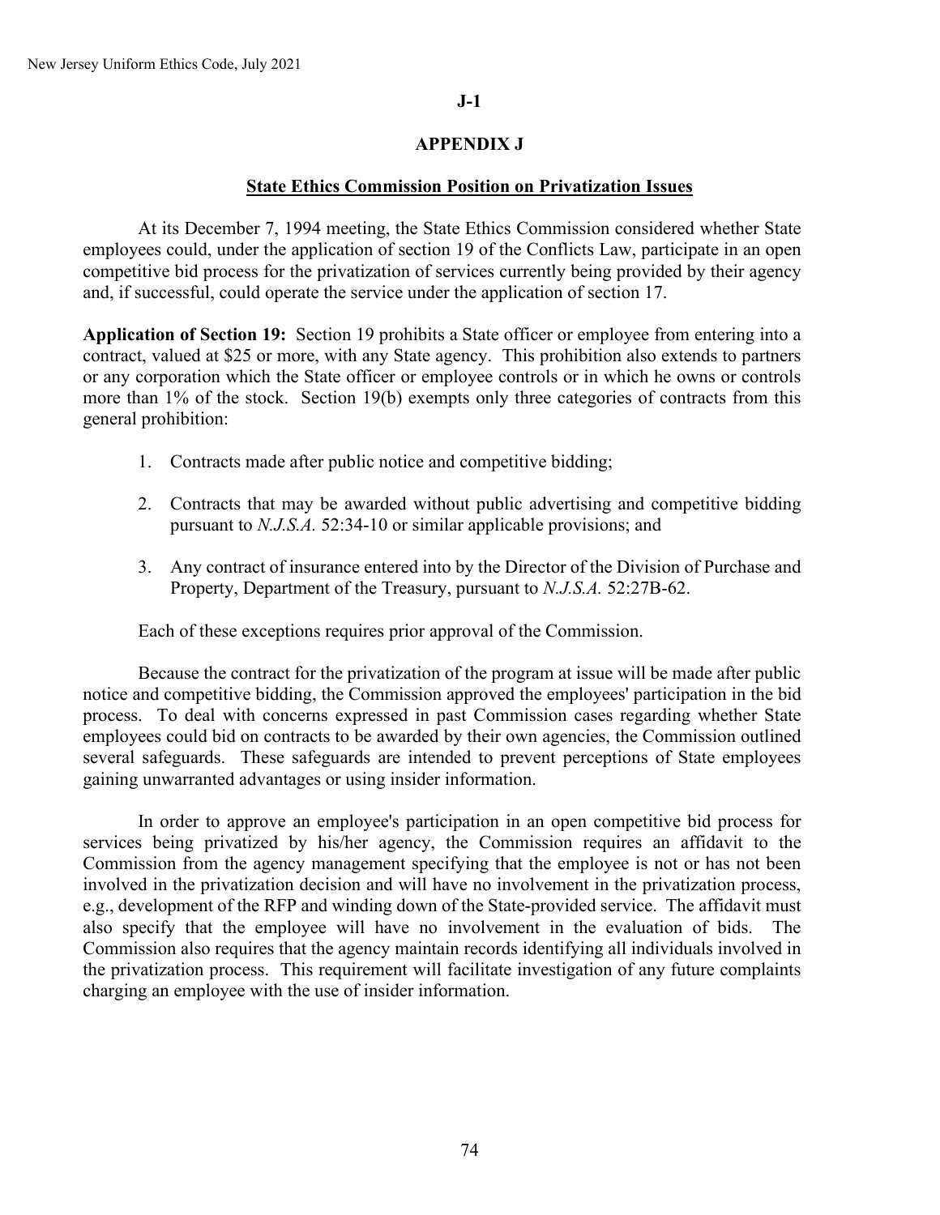**J-1**

## APPENDIX J

### State Ethics Commission Position on Privatization Issues

At its December 7, 1994 meeting, the State Ethics Commission considered whether State employees could, under the application of section 19 of the Conflicts Law, participate in an open competitive bid process for the privatization of services currently being provided by their agency and, if successful, could operate the service under the application of section 17.

**Application of Section 19:** Section 19 prohibits a State officer or employee from entering into a contract, valued at $25 or more, with any State agency. This prohibition also extends to partners or any corporation which the State officer or employee controls or in which he owns or controls more than 1% of the stock. Section 19(b) exempts only three categories of contracts from this general prohibition:

1. Contracts made after public notice and competitive bidding;
2. Contracts that may be awarded without public advertising and competitive bidding pursuant to *N.J.S.A.* 52:34-10 or similar applicable provisions; and
3. Any contract of insurance entered into by the Director of the Division of Purchase and Property, Department of the Treasury, pursuant to *N.J.S.A.* 52:27B-62.

Each of these exceptions requires prior approval of the Commission.

Because the contract for the privatization of the program at issue will be made after public notice and competitive bidding, the Commission approved the employees' participation in the bid process. To deal with concerns expressed in past Commission cases regarding whether State employees could bid on contracts to be awarded by their own agencies, the Commission outlined several safeguards. These safeguards are intended to prevent perceptions of State employees gaining unwarranted advantages or using insider information.

In order to approve an employee's participation in an open competitive bid process for services being privatized by his/her agency, the Commission requires an affidavit to the Commission from the agency management specifying that the employee is not or has not been involved in the privatization decision and will have no involvement in the privatization process, e.g., development of the RFP and winding down of the State-provided service. The affidavit must also specify that the employee will have no involvement in the evaluation of bids. The Commission also requires that the agency maintain records identifying all individuals involved in the privatization process. This requirement will facilitate investigation of any future complaints charging an employee with the use of insider information.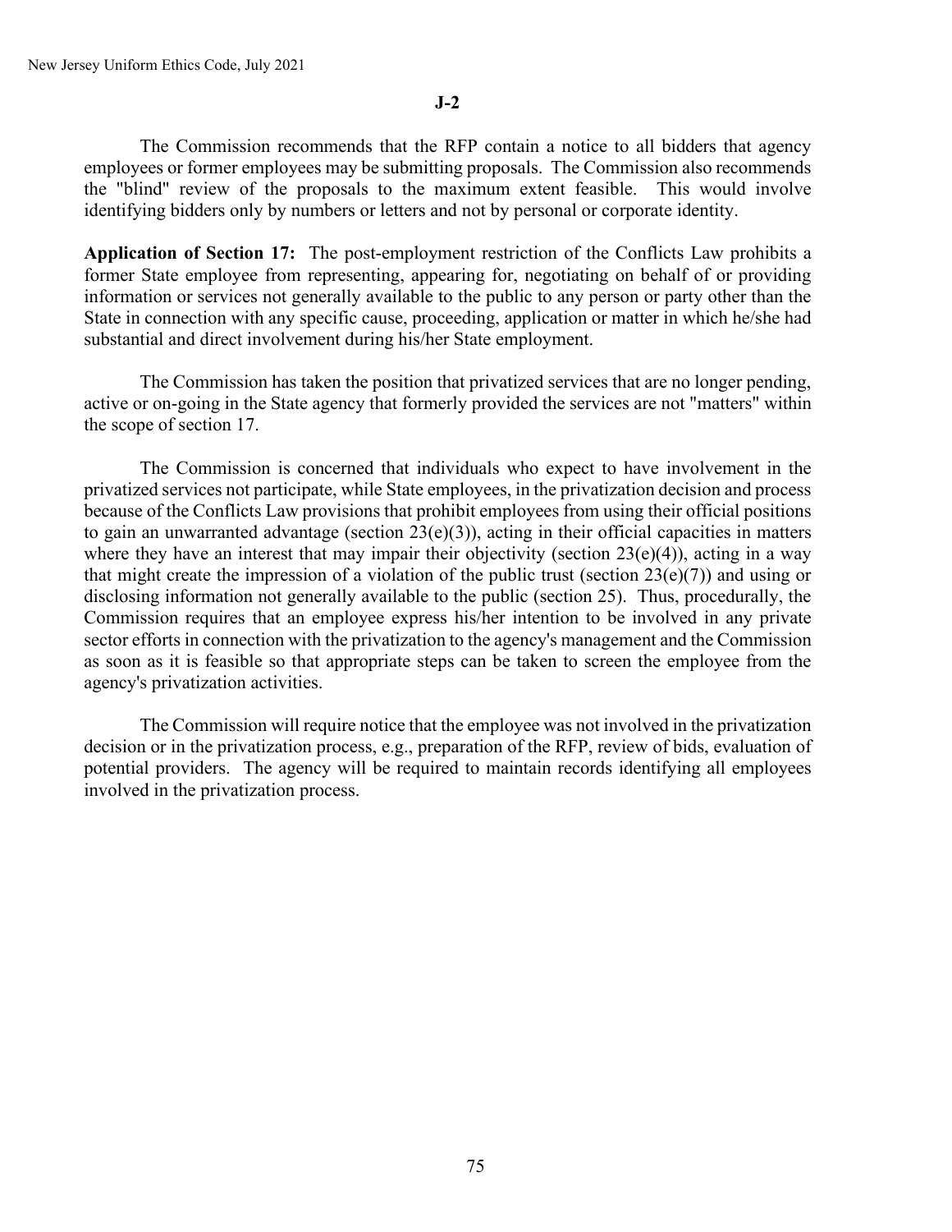**J-2**

The Commission recommends that the RFP contain a notice to all bidders that agency employees or former employees may be submitting proposals. The Commission also recommends the "blind" review of the proposals to the maximum extent feasible. This would involve identifying bidders only by numbers or letters and not by personal or corporate identity.

**Application of Section 17:** The post-employment restriction of the Conflicts Law prohibits a former State employee from representing, appearing for, negotiating on behalf of or providing information or services not generally available to the public to any person or party other than the State in connection with any specific cause, proceeding, application or matter in which he/she had substantial and direct involvement during his/her State employment.

The Commission has taken the position that privatized services that are no longer pending, active or on-going in the State agency that formerly provided the services are not "matters" within the scope of section 17.

The Commission is concerned that individuals who expect to have involvement in the privatized services not participate, while State employees, in the privatization decision and process because of the Conflicts Law provisions that prohibit employees from using their official positions to gain an unwarranted advantage (section 23(e)(3)), acting in their official capacities in matters where they have an interest that may impair their objectivity (section 23(e)(4)), acting in a way that might create the impression of a violation of the public trust (section 23(e)(7)) and using or disclosing information not generally available to the public (section 25). Thus, procedurally, the Commission requires that an employee express his/her intention to be involved in any private sector efforts in connection with the privatization to the agency's management and the Commission as soon as it is feasible so that appropriate steps can be taken to screen the employee from the agency's privatization activities.

The Commission will require notice that the employee was not involved in the privatization decision or in the privatization process, e.g., preparation of the RFP, review of bids, evaluation of potential providers. The agency will be required to maintain records identifying all employees involved in the privatization process.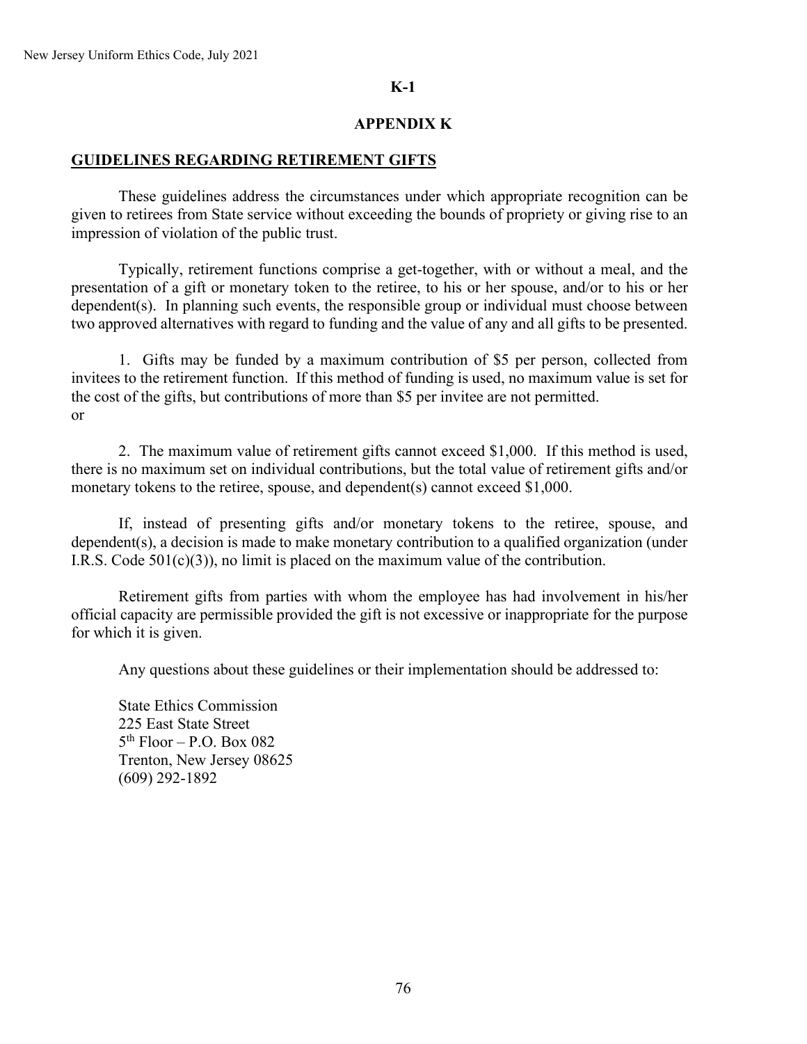**K-1**

**APPENDIX K**

## GUIDELINES REGARDING RETIREMENT GIFTS

These guidelines address the circumstances under which appropriate recognition can be given to retirees from State service without exceeding the bounds of propriety or giving rise to an impression of violation of the public trust.

Typically, retirement functions comprise a get-together, with or without a meal, and the presentation of a gift or monetary token to the retiree, to his or her spouse, and/or to his or her dependent(s). In planning such events, the responsible group or individual must choose between two approved alternatives with regard to funding and the value of any and all gifts to be presented.

1. Gifts may be funded by a maximum contribution of $5 per person, collected from invitees to the retirement function. If this method of funding is used, no maximum value is set for the cost of the gifts, but contributions of more than $5 per invitee are not permitted.

or

2. The maximum value of retirement gifts cannot exceed $1,000. If this method is used, there is no maximum set on individual contributions, but the total value of retirement gifts and/or monetary tokens to the retiree, spouse, and dependent(s) cannot exceed $1,000.

If, instead of presenting gifts and/or monetary tokens to the retiree, spouse, and dependent(s), a decision is made to make monetary contribution to a qualified organization (under I.R.S. Code 501(c)(3)), no limit is placed on the maximum value of the contribution.

Retirement gifts from parties with whom the employee has had involvement in his/her official capacity are permissible provided the gift is not excessive or inappropriate for the purpose for which it is given.

Any questions about these guidelines or their implementation should be addressed to:

State Ethics Commission  
225 East State Street  
5th Floor – P.O. Box 082  
Trenton, New Jersey 08625  
(609) 292-1892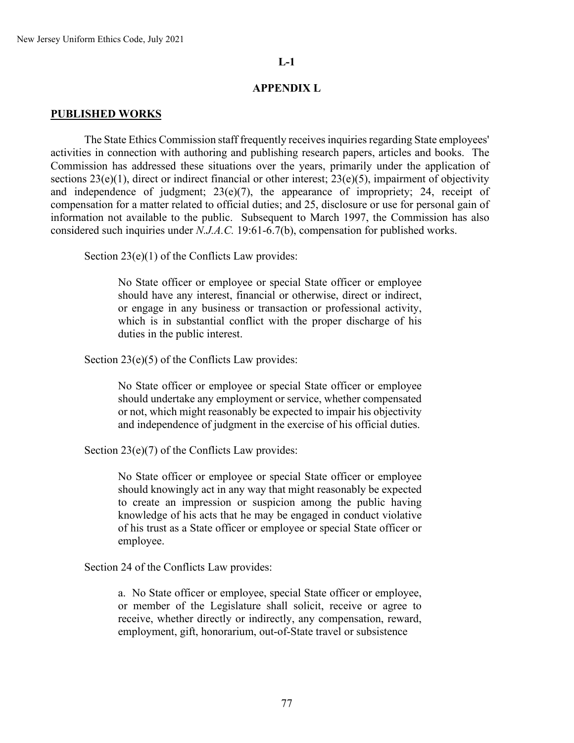**L-1**

**APPENDIX L**

**PUBLISHED WORKS**

The State Ethics Commission staff frequently receives inquiries regarding State employees' activities in connection with authoring and publishing research papers, articles and books. The Commission has addressed these situations over the years, primarily under the application of sections 23(e)(1), direct or indirect financial or other interest; 23(e)(5), impairment of objectivity and independence of judgment; 23(e)(7), the appearance of impropriety; 24, receipt of compensation for a matter related to official duties; and 25, disclosure or use for personal gain of information not available to the public. Subsequent to March 1997, the Commission has also considered such inquiries under *N.J.A.C.* 19:61-6.7(b), compensation for published works.

Section 23(e)(1) of the Conflicts Law provides:

> No State officer or employee or special State officer or employee should have any interest, financial or otherwise, direct or indirect, or engage in any business or transaction or professional activity, which is in substantial conflict with the proper discharge of his duties in the public interest.

Section 23(e)(5) of the Conflicts Law provides:

> No State officer or employee or special State officer or employee should undertake any employment or service, whether compensated or not, which might reasonably be expected to impair his objectivity and independence of judgment in the exercise of his official duties.

Section 23(e)(7) of the Conflicts Law provides:

> No State officer or employee or special State officer or employee should knowingly act in any way that might reasonably be expected to create an impression or suspicion among the public having knowledge of his acts that he may be engaged in conduct violative of his trust as a State officer or employee or special State officer or employee.

Section 24 of the Conflicts Law provides:

> a. No State officer or employee, special State officer or employee, or member of the Legislature shall solicit, receive or agree to receive, whether directly or indirectly, any compensation, reward, employment, gift, honorarium, out-of-State travel or subsistence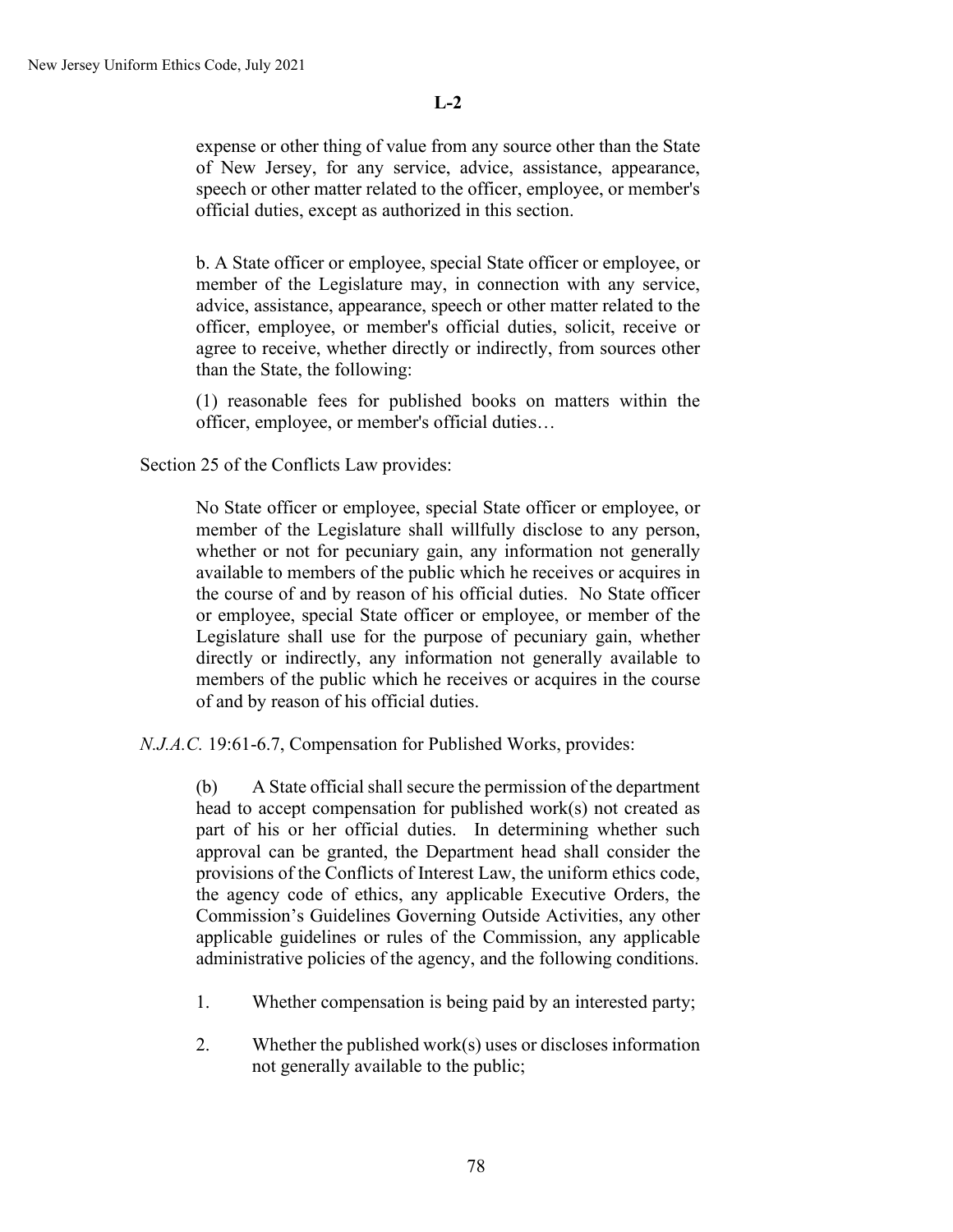**L-2**

> expense or other thing of value from any source other than the State of New Jersey, for any service, advice, assistance, appearance, speech or other matter related to the officer, employee, or member's official duties, except as authorized in this section.
>
> b. A State officer or employee, special State officer or employee, or member of the Legislature may, in connection with any service, advice, assistance, appearance, speech or other matter related to the officer, employee, or member's official duties, solicit, receive or agree to receive, whether directly or indirectly, from sources other than the State, the following:
>
> (1) reasonable fees for published books on matters within the officer, employee, or member's official duties…

Section 25 of the Conflicts Law provides:

> No State officer or employee, special State officer or employee, or member of the Legislature shall willfully disclose to any person, whether or not for pecuniary gain, any information not generally available to members of the public which he receives or acquires in the course of and by reason of his official duties. No State officer or employee, special State officer or employee, or member of the Legislature shall use for the purpose of pecuniary gain, whether directly or indirectly, any information not generally available to members of the public which he receives or acquires in the course of and by reason of his official duties.

*N.J.A.C.* 19:61-6.7, Compensation for Published Works, provides:

> (b) A State official shall secure the permission of the department head to accept compensation for published work(s) not created as part of his or her official duties. In determining whether such approval can be granted, the Department head shall consider the provisions of the Conflicts of Interest Law, the uniform ethics code, the agency code of ethics, any applicable Executive Orders, the Commission's Guidelines Governing Outside Activities, any other applicable guidelines or rules of the Commission, any applicable administrative policies of the agency, and the following conditions.
>
> 1. Whether compensation is being paid by an interested party;
>
> 2. Whether the published work(s) uses or discloses information not generally available to the public;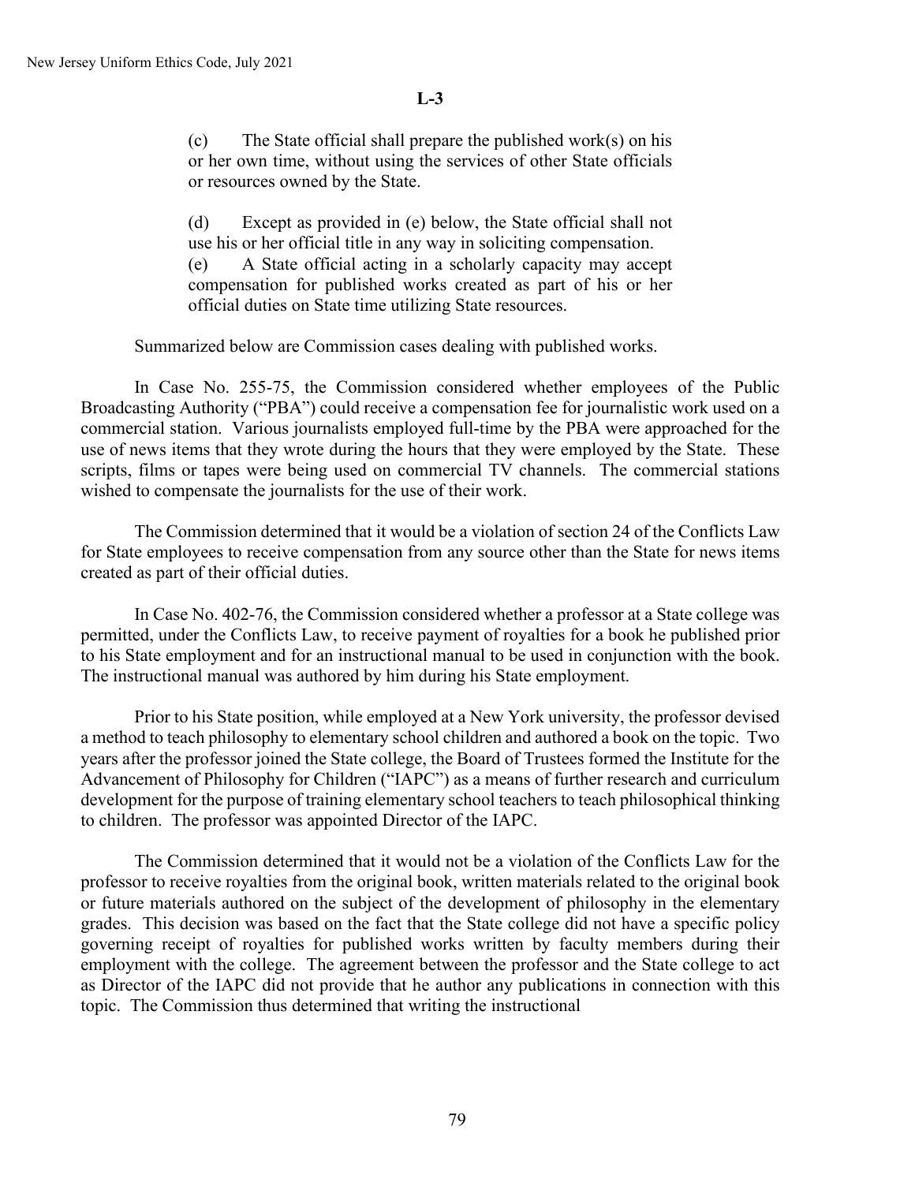**L-3**

(c) The State official shall prepare the published work(s) on his or her own time, without using the services of other State officials or resources owned by the State.

(d) Except as provided in (e) below, the State official shall not use his or her official title in any way in soliciting compensation.

(e) A State official acting in a scholarly capacity may accept compensation for published works created as part of his or her official duties on State time utilizing State resources.

Summarized below are Commission cases dealing with published works.

In Case No. 255-75, the Commission considered whether employees of the Public Broadcasting Authority ("PBA") could receive a compensation fee for journalistic work used on a commercial station. Various journalists employed full-time by the PBA were approached for the use of news items that they wrote during the hours that they were employed by the State. These scripts, films or tapes were being used on commercial TV channels. The commercial stations wished to compensate the journalists for the use of their work.

The Commission determined that it would be a violation of section 24 of the Conflicts Law for State employees to receive compensation from any source other than the State for news items created as part of their official duties.

In Case No. 402-76, the Commission considered whether a professor at a State college was permitted, under the Conflicts Law, to receive payment of royalties for a book he published prior to his State employment and for an instructional manual to be used in conjunction with the book. The instructional manual was authored by him during his State employment.

Prior to his State position, while employed at a New York university, the professor devised a method to teach philosophy to elementary school children and authored a book on the topic. Two years after the professor joined the State college, the Board of Trustees formed the Institute for the Advancement of Philosophy for Children ("IAPC") as a means of further research and curriculum development for the purpose of training elementary school teachers to teach philosophical thinking to children. The professor was appointed Director of the IAPC.

The Commission determined that it would not be a violation of the Conflicts Law for the professor to receive royalties from the original book, written materials related to the original book or future materials authored on the subject of the development of philosophy in the elementary grades. This decision was based on the fact that the State college did not have a specific policy governing receipt of royalties for published works written by faculty members during their employment with the college. The agreement between the professor and the State college to act as Director of the IAPC did not provide that he author any publications in connection with this topic. The Commission thus determined that writing the instructional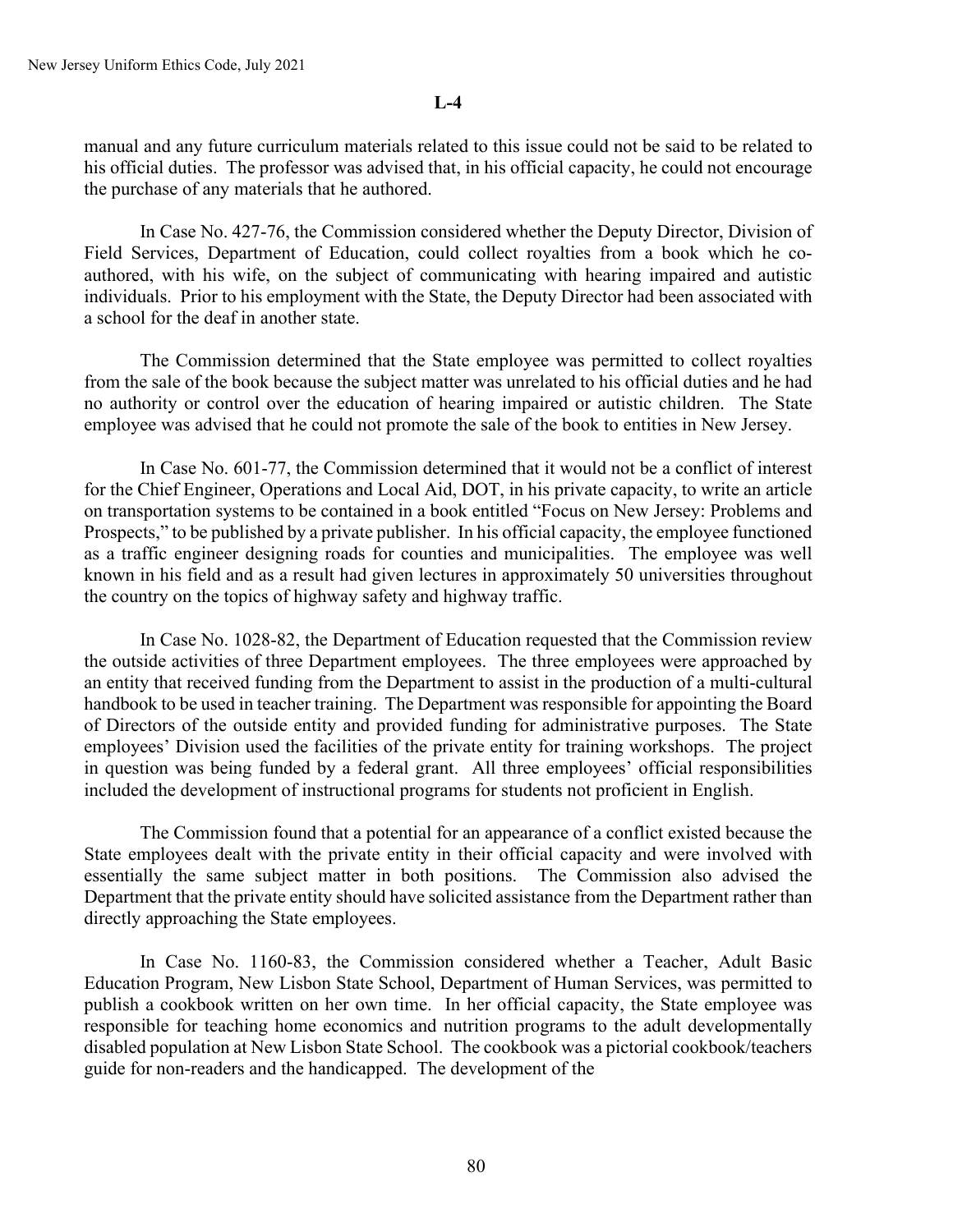**L-4**

manual and any future curriculum materials related to this issue could not be said to be related to his official duties. The professor was advised that, in his official capacity, he could not encourage the purchase of any materials that he authored.

In Case No. 427-76, the Commission considered whether the Deputy Director, Division of Field Services, Department of Education, could collect royalties from a book which he co-authored, with his wife, on the subject of communicating with hearing impaired and autistic individuals. Prior to his employment with the State, the Deputy Director had been associated with a school for the deaf in another state.

The Commission determined that the State employee was permitted to collect royalties from the sale of the book because the subject matter was unrelated to his official duties and he had no authority or control over the education of hearing impaired or autistic children. The State employee was advised that he could not promote the sale of the book to entities in New Jersey.

In Case No. 601-77, the Commission determined that it would not be a conflict of interest for the Chief Engineer, Operations and Local Aid, DOT, in his private capacity, to write an article on transportation systems to be contained in a book entitled "Focus on New Jersey: Problems and Prospects," to be published by a private publisher. In his official capacity, the employee functioned as a traffic engineer designing roads for counties and municipalities. The employee was well known in his field and as a result had given lectures in approximately 50 universities throughout the country on the topics of highway safety and highway traffic.

In Case No. 1028-82, the Department of Education requested that the Commission review the outside activities of three Department employees. The three employees were approached by an entity that received funding from the Department to assist in the production of a multi-cultural handbook to be used in teacher training. The Department was responsible for appointing the Board of Directors of the outside entity and provided funding for administrative purposes. The State employees' Division used the facilities of the private entity for training workshops. The project in question was being funded by a federal grant. All three employees' official responsibilities included the development of instructional programs for students not proficient in English.

The Commission found that a potential for an appearance of a conflict existed because the State employees dealt with the private entity in their official capacity and were involved with essentially the same subject matter in both positions. The Commission also advised the Department that the private entity should have solicited assistance from the Department rather than directly approaching the State employees.

In Case No. 1160-83, the Commission considered whether a Teacher, Adult Basic Education Program, New Lisbon State School, Department of Human Services, was permitted to publish a cookbook written on her own time. In her official capacity, the State employee was responsible for teaching home economics and nutrition programs to the adult developmentally disabled population at New Lisbon State School. The cookbook was a pictorial cookbook/teachers guide for non-readers and the handicapped. The development of the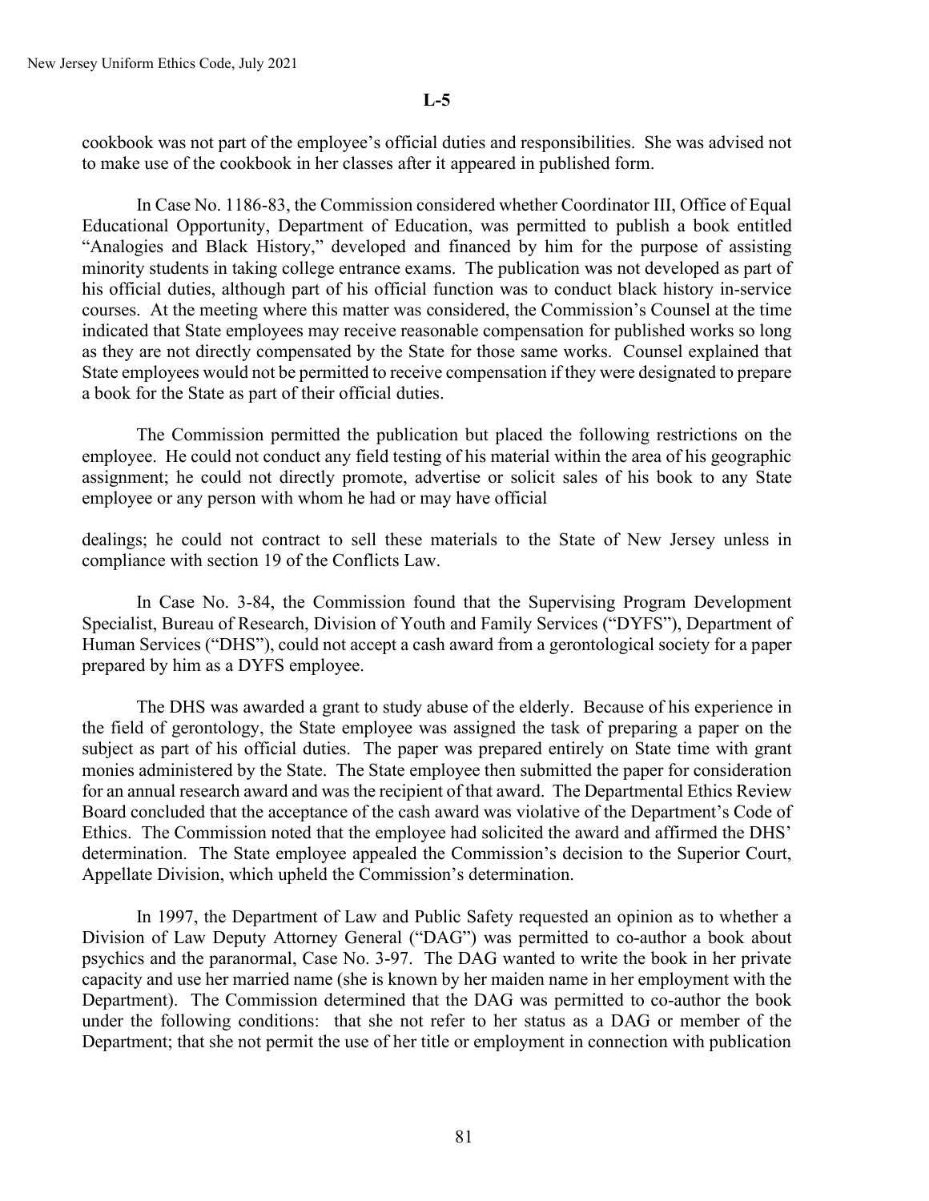**L-5**

cookbook was not part of the employee's official duties and responsibilities. She was advised not to make use of the cookbook in her classes after it appeared in published form.

In Case No. 1186-83, the Commission considered whether Coordinator III, Office of Equal Educational Opportunity, Department of Education, was permitted to publish a book entitled "Analogies and Black History," developed and financed by him for the purpose of assisting minority students in taking college entrance exams. The publication was not developed as part of his official duties, although part of his official function was to conduct black history in-service courses. At the meeting where this matter was considered, the Commission's Counsel at the time indicated that State employees may receive reasonable compensation for published works so long as they are not directly compensated by the State for those same works. Counsel explained that State employees would not be permitted to receive compensation if they were designated to prepare a book for the State as part of their official duties.

The Commission permitted the publication but placed the following restrictions on the employee. He could not conduct any field testing of his material within the area of his geographic assignment; he could not directly promote, advertise or solicit sales of his book to any State employee or any person with whom he had or may have official dealings; he could not contract to sell these materials to the State of New Jersey unless in compliance with section 19 of the Conflicts Law.

In Case No. 3-84, the Commission found that the Supervising Program Development Specialist, Bureau of Research, Division of Youth and Family Services ("DYFS"), Department of Human Services ("DHS"), could not accept a cash award from a gerontological society for a paper prepared by him as a DYFS employee.

The DHS was awarded a grant to study abuse of the elderly. Because of his experience in the field of gerontology, the State employee was assigned the task of preparing a paper on the subject as part of his official duties. The paper was prepared entirely on State time with grant monies administered by the State. The State employee then submitted the paper for consideration for an annual research award and was the recipient of that award. The Departmental Ethics Review Board concluded that the acceptance of the cash award was violative of the Department's Code of Ethics. The Commission noted that the employee had solicited the award and affirmed the DHS' determination. The State employee appealed the Commission's decision to the Superior Court, Appellate Division, which upheld the Commission's determination.

In 1997, the Department of Law and Public Safety requested an opinion as to whether a Division of Law Deputy Attorney General ("DAG") was permitted to co-author a book about psychics and the paranormal, Case No. 3-97. The DAG wanted to write the book in her private capacity and use her married name (she is known by her maiden name in her employment with the Department). The Commission determined that the DAG was permitted to co-author the book under the following conditions: that she not refer to her status as a DAG or member of the Department; that she not permit the use of her title or employment in connection with publication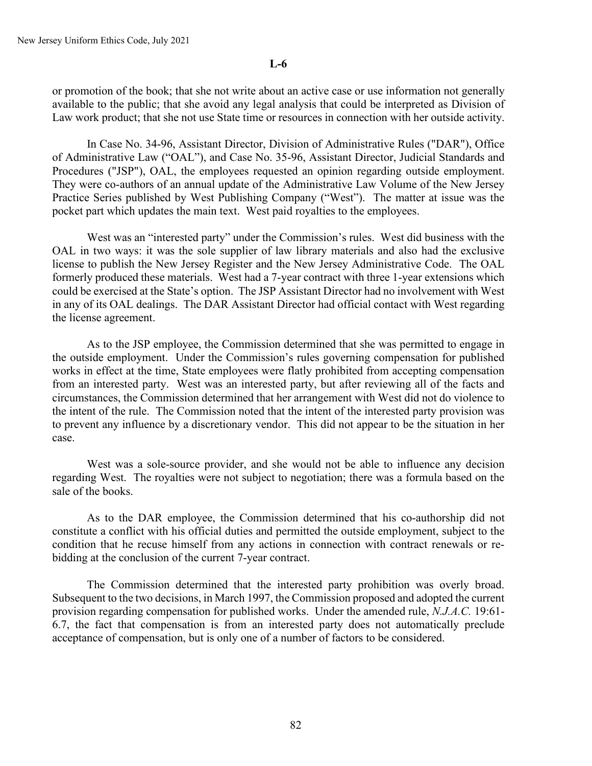## L-6

or promotion of the book; that she not write about an active case or use information not generally available to the public; that she avoid any legal analysis that could be interpreted as Division of Law work product; that she not use State time or resources in connection with her outside activity.

In Case No. 34-96, Assistant Director, Division of Administrative Rules ("DAR"), Office of Administrative Law ("OAL"), and Case No. 35-96, Assistant Director, Judicial Standards and Procedures ("JSP"), OAL, the employees requested an opinion regarding outside employment. They were co-authors of an annual update of the Administrative Law Volume of the New Jersey Practice Series published by West Publishing Company ("West"). The matter at issue was the pocket part which updates the main text. West paid royalties to the employees.

West was an "interested party" under the Commission's rules. West did business with the OAL in two ways: it was the sole supplier of law library materials and also had the exclusive license to publish the New Jersey Register and the New Jersey Administrative Code. The OAL formerly produced these materials. West had a 7-year contract with three 1-year extensions which could be exercised at the State's option. The JSP Assistant Director had no involvement with West in any of its OAL dealings. The DAR Assistant Director had official contact with West regarding the license agreement.

As to the JSP employee, the Commission determined that she was permitted to engage in the outside employment. Under the Commission's rules governing compensation for published works in effect at the time, State employees were flatly prohibited from accepting compensation from an interested party. West was an interested party, but after reviewing all of the facts and circumstances, the Commission determined that her arrangement with West did not do violence to the intent of the rule. The Commission noted that the intent of the interested party provision was to prevent any influence by a discretionary vendor. This did not appear to be the situation in her case.

West was a sole-source provider, and she would not be able to influence any decision regarding West. The royalties were not subject to negotiation; there was a formula based on the sale of the books.

As to the DAR employee, the Commission determined that his co-authorship did not constitute a conflict with his official duties and permitted the outside employment, subject to the condition that he recuse himself from any actions in connection with contract renewals or re-bidding at the conclusion of the current 7-year contract.

The Commission determined that the interested party prohibition was overly broad. Subsequent to the two decisions, in March 1997, the Commission proposed and adopted the current provision regarding compensation for published works. Under the amended rule, *N.J.A.C.* 19:61-6.7, the fact that compensation is from an interested party does not automatically preclude acceptance of compensation, but is only one of a number of factors to be considered.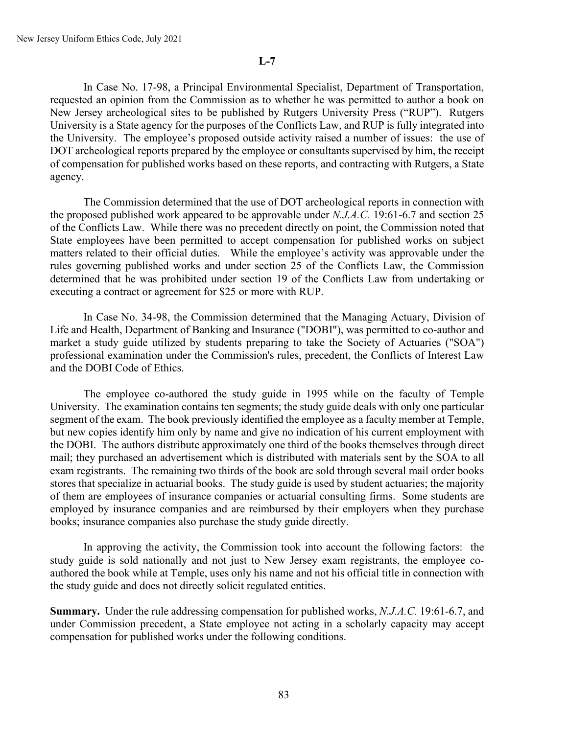**L-7**

In Case No. 17-98, a Principal Environmental Specialist, Department of Transportation, requested an opinion from the Commission as to whether he was permitted to author a book on New Jersey archeological sites to be published by Rutgers University Press ("RUP"). Rutgers University is a State agency for the purposes of the Conflicts Law, and RUP is fully integrated into the University. The employee's proposed outside activity raised a number of issues: the use of DOT archeological reports prepared by the employee or consultants supervised by him, the receipt of compensation for published works based on these reports, and contracting with Rutgers, a State agency.

The Commission determined that the use of DOT archeological reports in connection with the proposed published work appeared to be approvable under *N.J.A.C.* 19:61-6.7 and section 25 of the Conflicts Law. While there was no precedent directly on point, the Commission noted that State employees have been permitted to accept compensation for published works on subject matters related to their official duties. While the employee's activity was approvable under the rules governing published works and under section 25 of the Conflicts Law, the Commission determined that he was prohibited under section 19 of the Conflicts Law from undertaking or executing a contract or agreement for $25 or more with RUP.

In Case No. 34-98, the Commission determined that the Managing Actuary, Division of Life and Health, Department of Banking and Insurance ("DOBI"), was permitted to co-author and market a study guide utilized by students preparing to take the Society of Actuaries ("SOA") professional examination under the Commission's rules, precedent, the Conflicts of Interest Law and the DOBI Code of Ethics.

The employee co-authored the study guide in 1995 while on the faculty of Temple University. The examination contains ten segments; the study guide deals with only one particular segment of the exam. The book previously identified the employee as a faculty member at Temple, but new copies identify him only by name and give no indication of his current employment with the DOBI. The authors distribute approximately one third of the books themselves through direct mail; they purchased an advertisement which is distributed with materials sent by the SOA to all exam registrants. The remaining two thirds of the book are sold through several mail order books stores that specialize in actuarial books. The study guide is used by student actuaries; the majority of them are employees of insurance companies or actuarial consulting firms. Some students are employed by insurance companies and are reimbursed by their employers when they purchase books; insurance companies also purchase the study guide directly.

In approving the activity, the Commission took into account the following factors: the study guide is sold nationally and not just to New Jersey exam registrants, the employee co-authored the book while at Temple, uses only his name and not his official title in connection with the study guide and does not directly solicit regulated entities.

**Summary.** Under the rule addressing compensation for published works, *N.J.A.C.* 19:61-6.7, and under Commission precedent, a State employee not acting in a scholarly capacity may accept compensation for published works under the following conditions.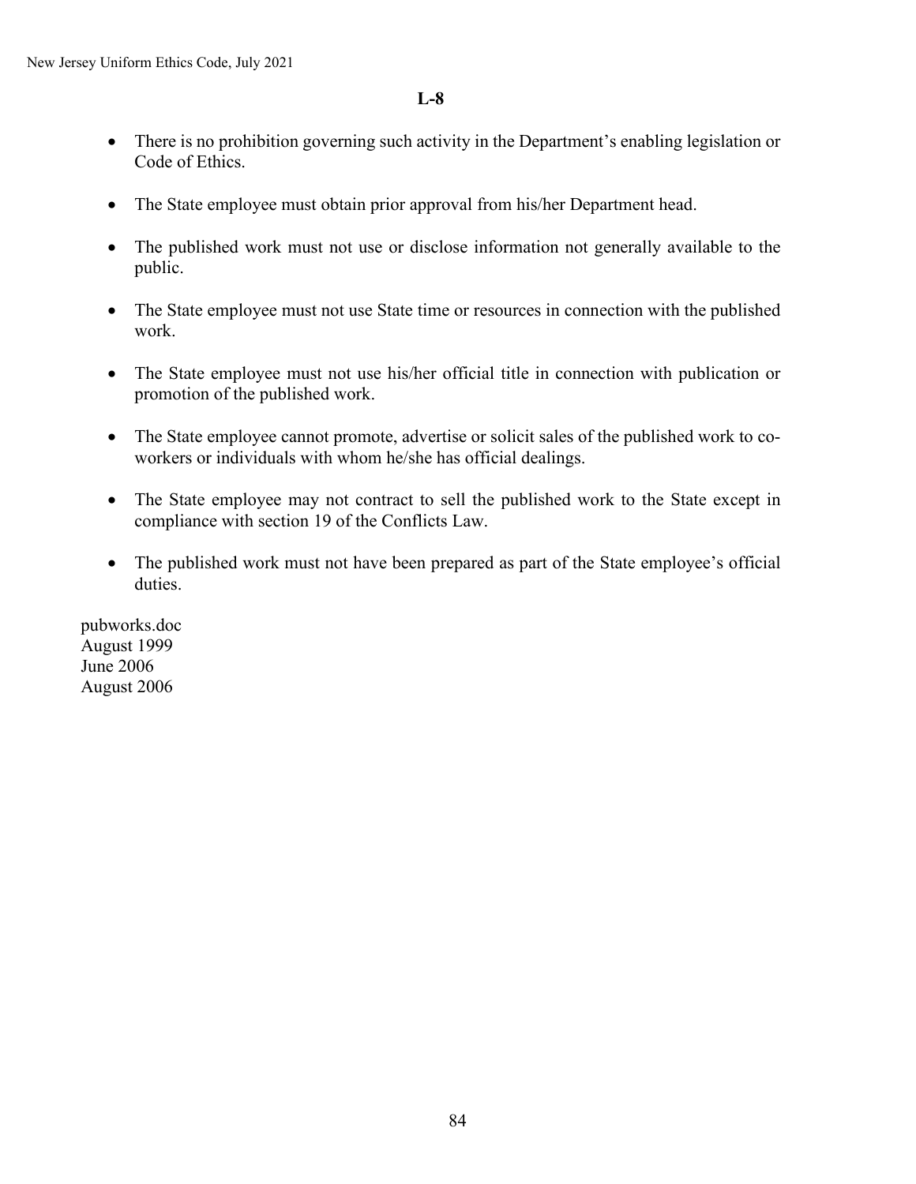**L-8**

- There is no prohibition governing such activity in the Department's enabling legislation or Code of Ethics.
- The State employee must obtain prior approval from his/her Department head.
- The published work must not use or disclose information not generally available to the public.
- The State employee must not use State time or resources in connection with the published work.
- The State employee must not use his/her official title in connection with publication or promotion of the published work.
- The State employee cannot promote, advertise or solicit sales of the published work to co-workers or individuals with whom he/she has official dealings.
- The State employee may not contract to sell the published work to the State except in compliance with section 19 of the Conflicts Law.
- The published work must not have been prepared as part of the State employee's official duties.

pubworks.doc
August 1999
June 2006
August 2006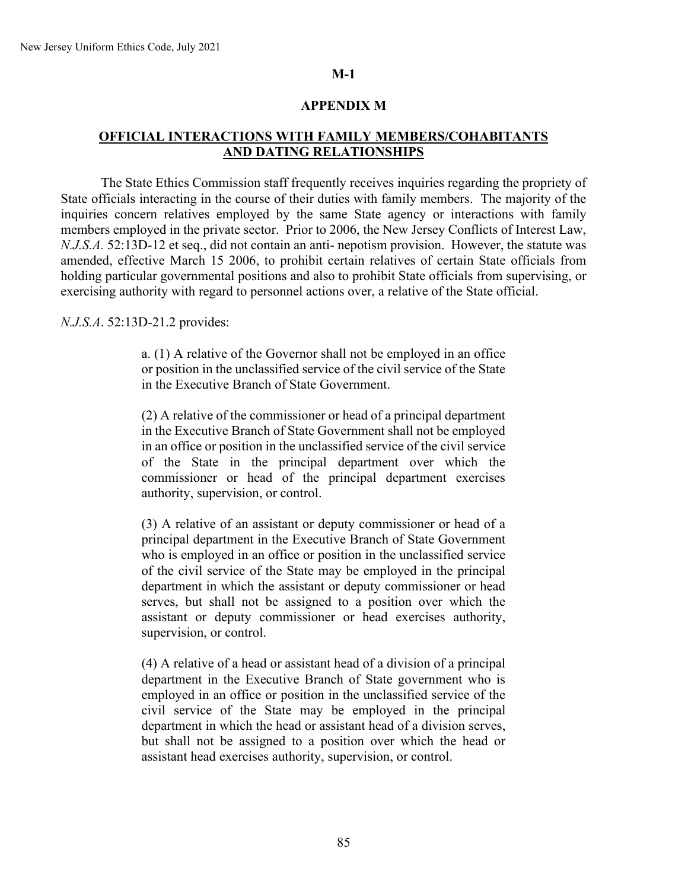**M-1**

## APPENDIX M

## OFFICIAL INTERACTIONS WITH FAMILY MEMBERS/COHABITANTS AND DATING RELATIONSHIPS

The State Ethics Commission staff frequently receives inquiries regarding the propriety of State officials interacting in the course of their duties with family members. The majority of the inquiries concern relatives employed by the same State agency or interactions with family members employed in the private sector. Prior to 2006, the New Jersey Conflicts of Interest Law, *N.J.S.A.* 52:13D-12 et seq., did not contain an anti- nepotism provision. However, the statute was amended, effective March 15 2006, to prohibit certain relatives of certain State officials from holding particular governmental positions and also to prohibit State officials from supervising, or exercising authority with regard to personnel actions over, a relative of the State official.

*N.J.S.A*. 52:13D-21.2 provides:

> a. (1) A relative of the Governor shall not be employed in an office or position in the unclassified service of the civil service of the State in the Executive Branch of State Government.
>
> (2) A relative of the commissioner or head of a principal department in the Executive Branch of State Government shall not be employed in an office or position in the unclassified service of the civil service of the State in the principal department over which the commissioner or head of the principal department exercises authority, supervision, or control.
>
> (3) A relative of an assistant or deputy commissioner or head of a principal department in the Executive Branch of State Government who is employed in an office or position in the unclassified service of the civil service of the State may be employed in the principal department in which the assistant or deputy commissioner or head serves, but shall not be assigned to a position over which the assistant or deputy commissioner or head exercises authority, supervision, or control.
>
> (4) A relative of a head or assistant head of a division of a principal department in the Executive Branch of State government who is employed in an office or position in the unclassified service of the civil service of the State may be employed in the principal department in which the head or assistant head of a division serves, but shall not be assigned to a position over which the head or assistant head exercises authority, supervision, or control.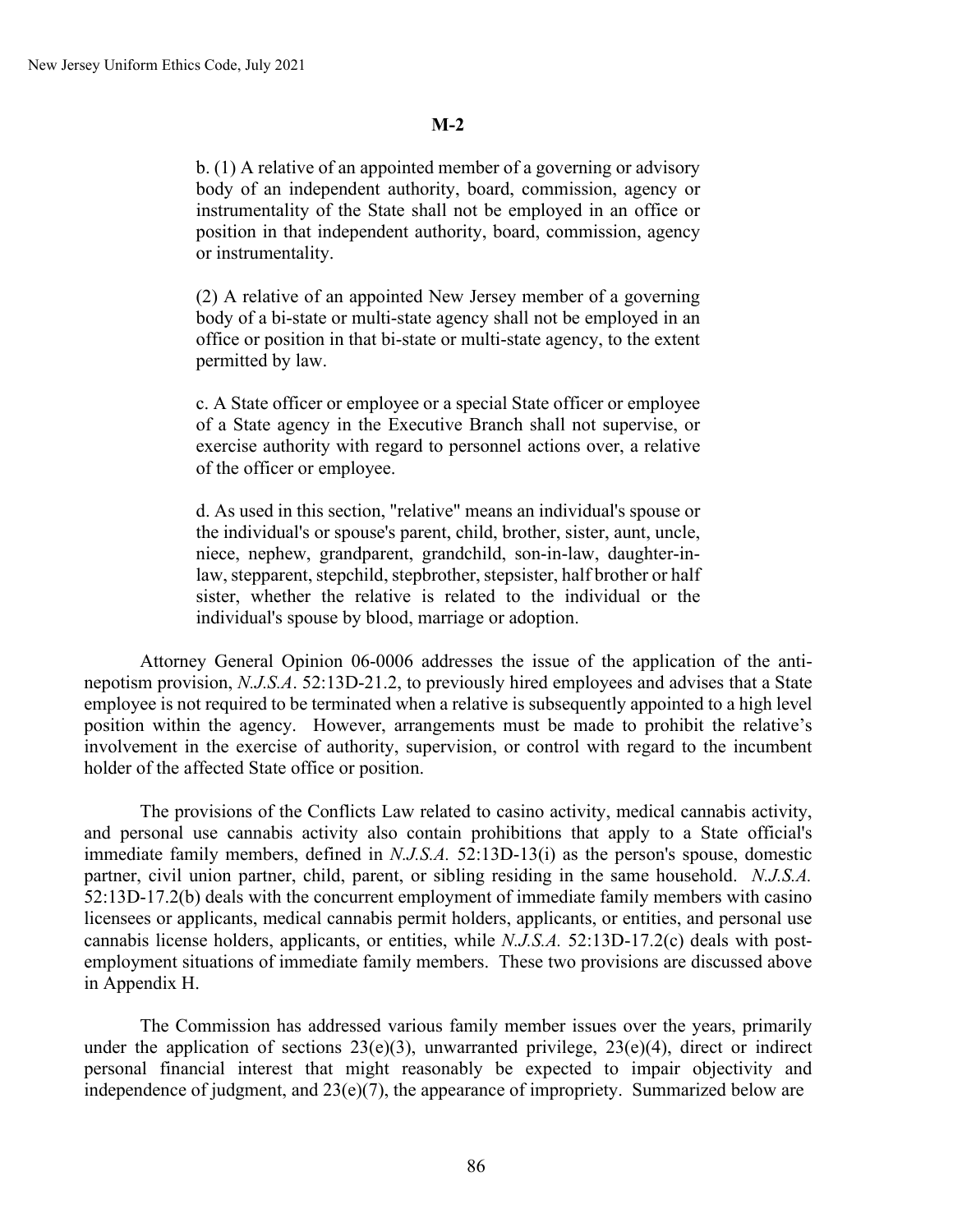**M-2**

> b. (1) A relative of an appointed member of a governing or advisory body of an independent authority, board, commission, agency or instrumentality of the State shall not be employed in an office or position in that independent authority, board, commission, agency or instrumentality.
>
> (2) A relative of an appointed New Jersey member of a governing body of a bi-state or multi-state agency shall not be employed in an office or position in that bi-state or multi-state agency, to the extent permitted by law.
>
> c. A State officer or employee or a special State officer or employee of a State agency in the Executive Branch shall not supervise, or exercise authority with regard to personnel actions over, a relative of the officer or employee.
>
> d. As used in this section, "relative" means an individual's spouse or the individual's or spouse's parent, child, brother, sister, aunt, uncle, niece, nephew, grandparent, grandchild, son-in-law, daughter-in-law, stepparent, stepchild, stepbrother, stepsister, half brother or half sister, whether the relative is related to the individual or the individual's spouse by blood, marriage or adoption.

Attorney General Opinion 06-0006 addresses the issue of the application of the anti-nepotism provision, *N.J.S.A*. 52:13D-21.2, to previously hired employees and advises that a State employee is not required to be terminated when a relative is subsequently appointed to a high level position within the agency. However, arrangements must be made to prohibit the relative's involvement in the exercise of authority, supervision, or control with regard to the incumbent holder of the affected State office or position.

The provisions of the Conflicts Law related to casino activity, medical cannabis activity, and personal use cannabis activity also contain prohibitions that apply to a State official's immediate family members, defined in *N.J.S.A.* 52:13D-13(i) as the person's spouse, domestic partner, civil union partner, child, parent, or sibling residing in the same household. *N.J.S.A.* 52:13D-17.2(b) deals with the concurrent employment of immediate family members with casino licensees or applicants, medical cannabis permit holders, applicants, or entities, and personal use cannabis license holders, applicants, or entities, while *N.J.S.A.* 52:13D-17.2(c) deals with post-employment situations of immediate family members. These two provisions are discussed above in Appendix H.

The Commission has addressed various family member issues over the years, primarily under the application of sections 23(e)(3), unwarranted privilege, 23(e)(4), direct or indirect personal financial interest that might reasonably be expected to impair objectivity and independence of judgment, and 23(e)(7), the appearance of impropriety. Summarized below are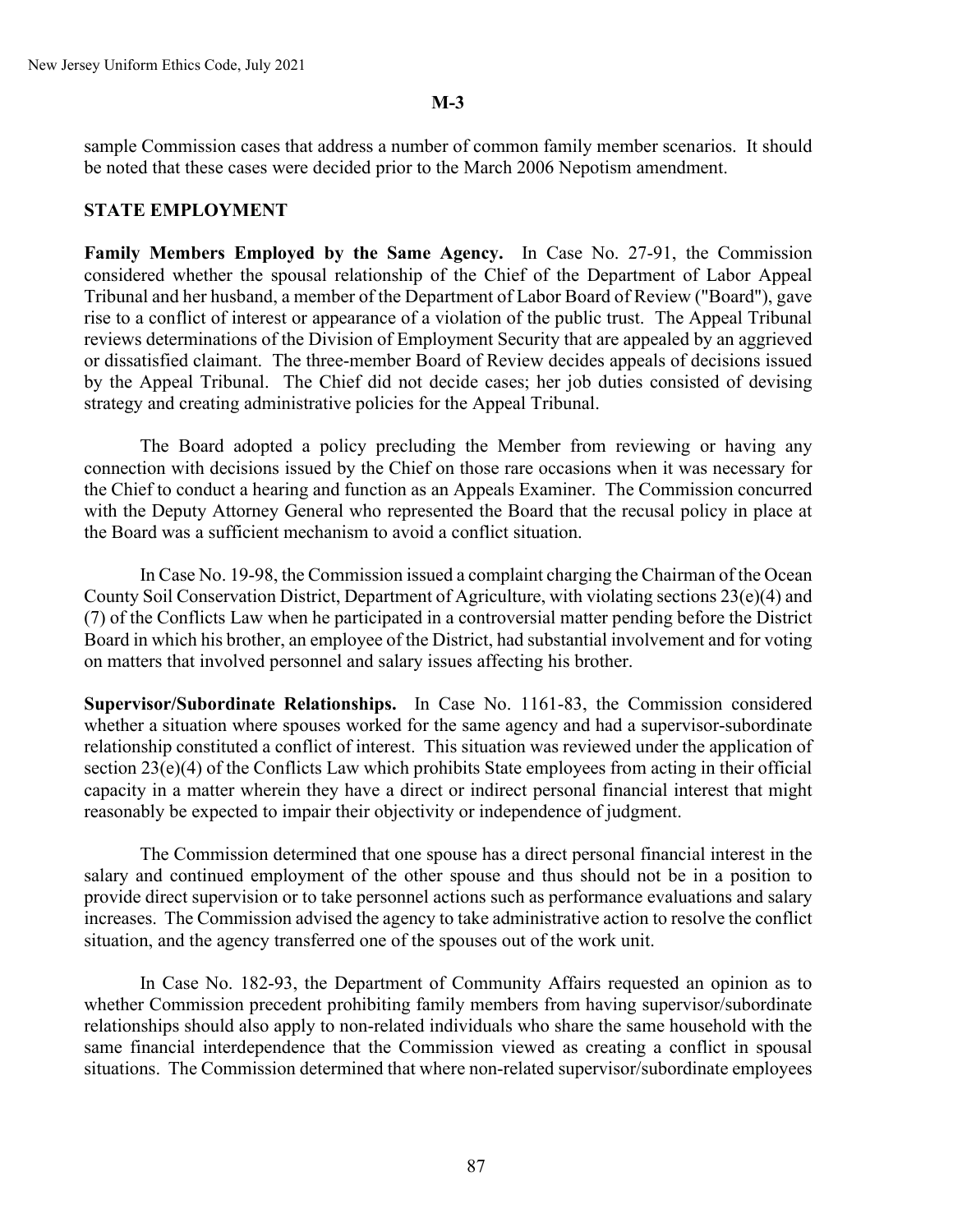**M-3**

sample Commission cases that address a number of common family member scenarios. It should be noted that these cases were decided prior to the March 2006 Nepotism amendment.

## STATE EMPLOYMENT

**Family Members Employed by the Same Agency.** In Case No. 27-91, the Commission considered whether the spousal relationship of the Chief of the Department of Labor Appeal Tribunal and her husband, a member of the Department of Labor Board of Review ("Board"), gave rise to a conflict of interest or appearance of a violation of the public trust. The Appeal Tribunal reviews determinations of the Division of Employment Security that are appealed by an aggrieved or dissatisfied claimant. The three-member Board of Review decides appeals of decisions issued by the Appeal Tribunal. The Chief did not decide cases; her job duties consisted of devising strategy and creating administrative policies for the Appeal Tribunal.

The Board adopted a policy precluding the Member from reviewing or having any connection with decisions issued by the Chief on those rare occasions when it was necessary for the Chief to conduct a hearing and function as an Appeals Examiner. The Commission concurred with the Deputy Attorney General who represented the Board that the recusal policy in place at the Board was a sufficient mechanism to avoid a conflict situation.

In Case No. 19-98, the Commission issued a complaint charging the Chairman of the Ocean County Soil Conservation District, Department of Agriculture, with violating sections 23(e)(4) and (7) of the Conflicts Law when he participated in a controversial matter pending before the District Board in which his brother, an employee of the District, had substantial involvement and for voting on matters that involved personnel and salary issues affecting his brother.

**Supervisor/Subordinate Relationships.** In Case No. 1161-83, the Commission considered whether a situation where spouses worked for the same agency and had a supervisor-subordinate relationship constituted a conflict of interest. This situation was reviewed under the application of section 23(e)(4) of the Conflicts Law which prohibits State employees from acting in their official capacity in a matter wherein they have a direct or indirect personal financial interest that might reasonably be expected to impair their objectivity or independence of judgment.

The Commission determined that one spouse has a direct personal financial interest in the salary and continued employment of the other spouse and thus should not be in a position to provide direct supervision or to take personnel actions such as performance evaluations and salary increases. The Commission advised the agency to take administrative action to resolve the conflict situation, and the agency transferred one of the spouses out of the work unit.

In Case No. 182-93, the Department of Community Affairs requested an opinion as to whether Commission precedent prohibiting family members from having supervisor/subordinate relationships should also apply to non-related individuals who share the same household with the same financial interdependence that the Commission viewed as creating a conflict in spousal situations. The Commission determined that where non-related supervisor/subordinate employees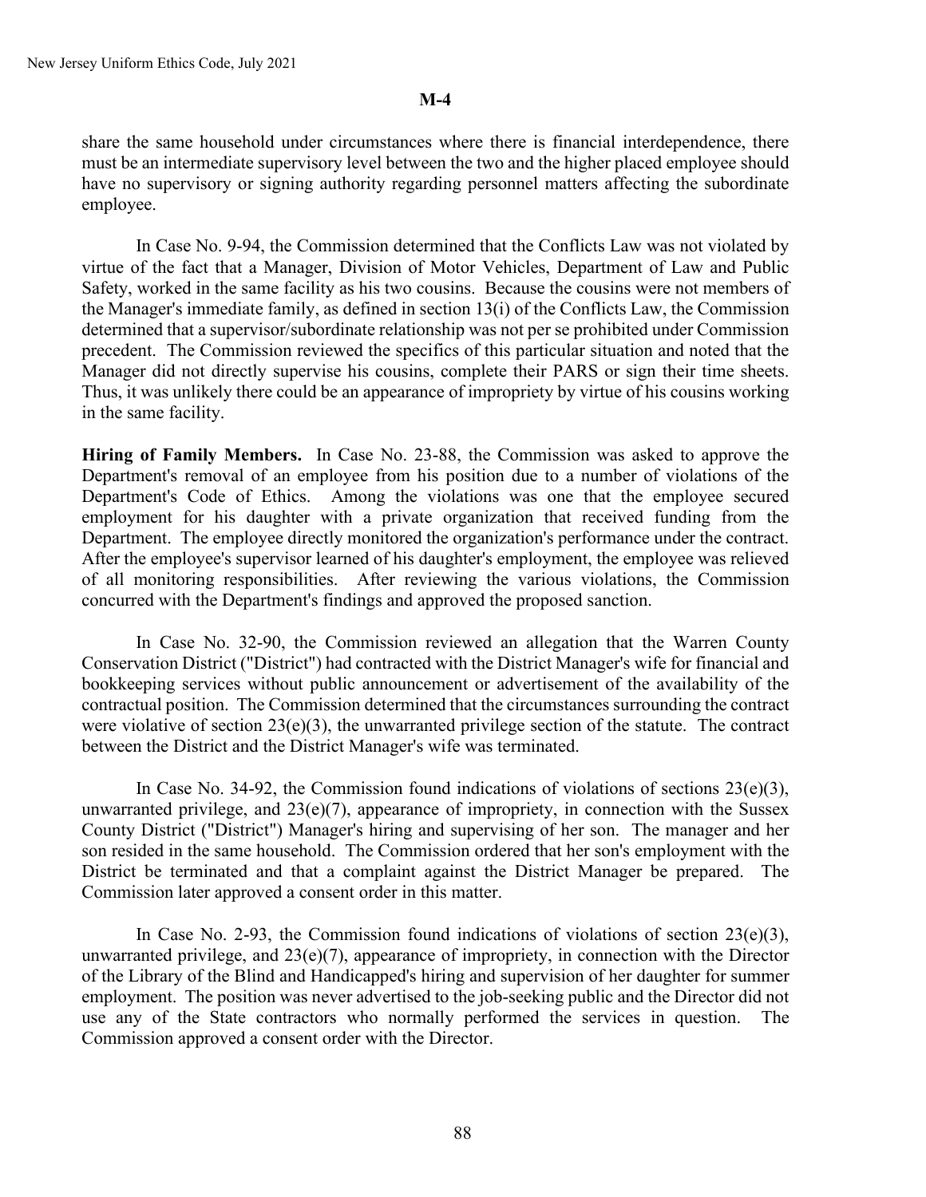**M-4**

share the same household under circumstances where there is financial interdependence, there must be an intermediate supervisory level between the two and the higher placed employee should have no supervisory or signing authority regarding personnel matters affecting the subordinate employee.

In Case No. 9-94, the Commission determined that the Conflicts Law was not violated by virtue of the fact that a Manager, Division of Motor Vehicles, Department of Law and Public Safety, worked in the same facility as his two cousins. Because the cousins were not members of the Manager's immediate family, as defined in section 13(i) of the Conflicts Law, the Commission determined that a supervisor/subordinate relationship was not per se prohibited under Commission precedent. The Commission reviewed the specifics of this particular situation and noted that the Manager did not directly supervise his cousins, complete their PARS or sign their time sheets. Thus, it was unlikely there could be an appearance of impropriety by virtue of his cousins working in the same facility.

**Hiring of Family Members.** In Case No. 23-88, the Commission was asked to approve the Department's removal of an employee from his position due to a number of violations of the Department's Code of Ethics. Among the violations was one that the employee secured employment for his daughter with a private organization that received funding from the Department. The employee directly monitored the organization's performance under the contract. After the employee's supervisor learned of his daughter's employment, the employee was relieved of all monitoring responsibilities. After reviewing the various violations, the Commission concurred with the Department's findings and approved the proposed sanction.

In Case No. 32-90, the Commission reviewed an allegation that the Warren County Conservation District ("District") had contracted with the District Manager's wife for financial and bookkeeping services without public announcement or advertisement of the availability of the contractual position. The Commission determined that the circumstances surrounding the contract were violative of section 23(e)(3), the unwarranted privilege section of the statute. The contract between the District and the District Manager's wife was terminated.

In Case No. 34-92, the Commission found indications of violations of sections 23(e)(3), unwarranted privilege, and 23(e)(7), appearance of impropriety, in connection with the Sussex County District ("District") Manager's hiring and supervising of her son. The manager and her son resided in the same household. The Commission ordered that her son's employment with the District be terminated and that a complaint against the District Manager be prepared. The Commission later approved a consent order in this matter.

In Case No. 2-93, the Commission found indications of violations of section 23(e)(3), unwarranted privilege, and 23(e)(7), appearance of impropriety, in connection with the Director of the Library of the Blind and Handicapped's hiring and supervision of her daughter for summer employment. The position was never advertised to the job-seeking public and the Director did not use any of the State contractors who normally performed the services in question. The Commission approved a consent order with the Director.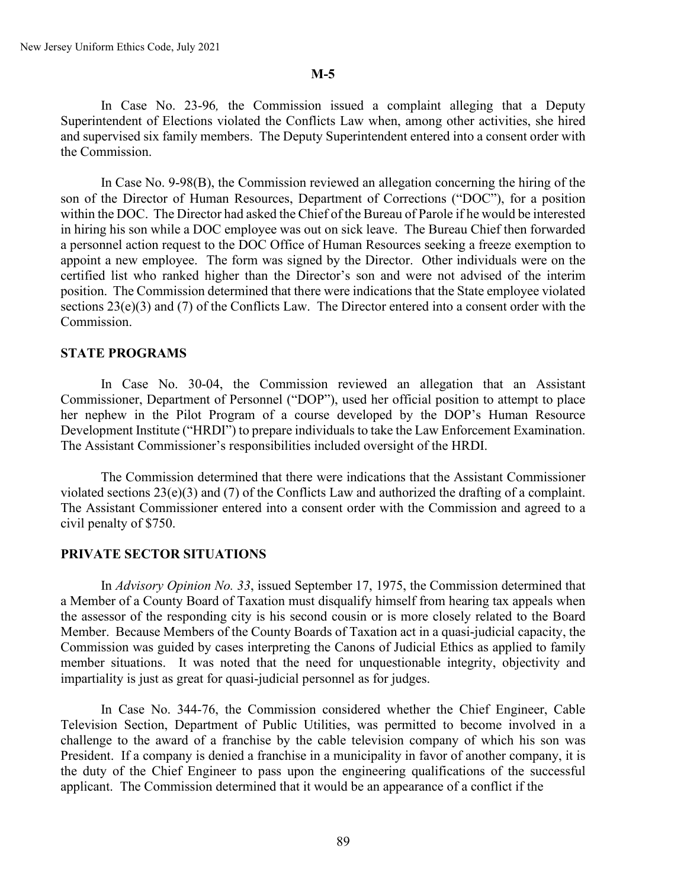**M-5**

In Case No. 23-96*,* the Commission issued a complaint alleging that a Deputy Superintendent of Elections violated the Conflicts Law when, among other activities, she hired and supervised six family members. The Deputy Superintendent entered into a consent order with the Commission.

In Case No. 9-98(B), the Commission reviewed an allegation concerning the hiring of the son of the Director of Human Resources, Department of Corrections ("DOC"), for a position within the DOC. The Director had asked the Chief of the Bureau of Parole if he would be interested in hiring his son while a DOC employee was out on sick leave. The Bureau Chief then forwarded a personnel action request to the DOC Office of Human Resources seeking a freeze exemption to appoint a new employee. The form was signed by the Director. Other individuals were on the certified list who ranked higher than the Director's son and were not advised of the interim position. The Commission determined that there were indications that the State employee violated sections 23(e)(3) and (7) of the Conflicts Law. The Director entered into a consent order with the Commission.

## STATE PROGRAMS

In Case No. 30-04, the Commission reviewed an allegation that an Assistant Commissioner, Department of Personnel ("DOP"), used her official position to attempt to place her nephew in the Pilot Program of a course developed by the DOP's Human Resource Development Institute ("HRDI") to prepare individuals to take the Law Enforcement Examination. The Assistant Commissioner's responsibilities included oversight of the HRDI.

The Commission determined that there were indications that the Assistant Commissioner violated sections 23(e)(3) and (7) of the Conflicts Law and authorized the drafting of a complaint. The Assistant Commissioner entered into a consent order with the Commission and agreed to a civil penalty of $750.

## PRIVATE SECTOR SITUATIONS

In *Advisory Opinion No. 33*, issued September 17, 1975, the Commission determined that a Member of a County Board of Taxation must disqualify himself from hearing tax appeals when the assessor of the responding city is his second cousin or is more closely related to the Board Member. Because Members of the County Boards of Taxation act in a quasi-judicial capacity, the Commission was guided by cases interpreting the Canons of Judicial Ethics as applied to family member situations. It was noted that the need for unquestionable integrity, objectivity and impartiality is just as great for quasi-judicial personnel as for judges.

In Case No. 344-76, the Commission considered whether the Chief Engineer, Cable Television Section, Department of Public Utilities, was permitted to become involved in a challenge to the award of a franchise by the cable television company of which his son was President. If a company is denied a franchise in a municipality in favor of another company, it is the duty of the Chief Engineer to pass upon the engineering qualifications of the successful applicant. The Commission determined that it would be an appearance of a conflict if the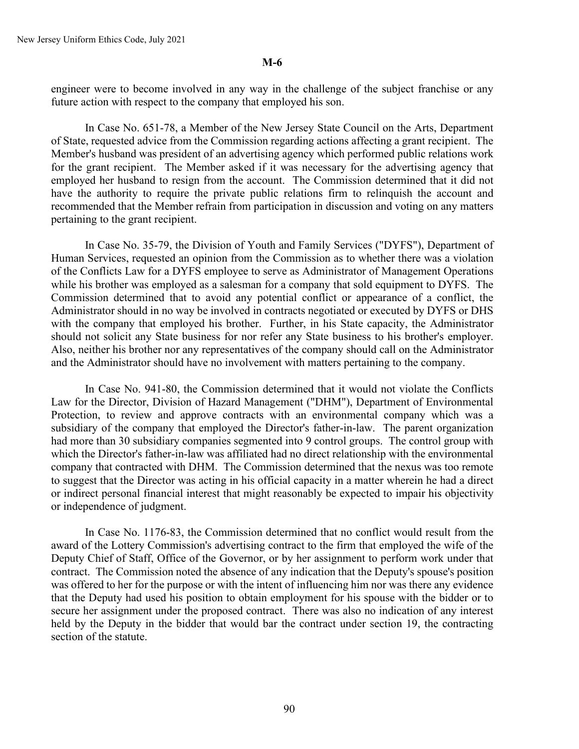**M-6**

engineer were to become involved in any way in the challenge of the subject franchise or any future action with respect to the company that employed his son.

In Case No. 651-78, a Member of the New Jersey State Council on the Arts, Department of State, requested advice from the Commission regarding actions affecting a grant recipient. The Member's husband was president of an advertising agency which performed public relations work for the grant recipient. The Member asked if it was necessary for the advertising agency that employed her husband to resign from the account. The Commission determined that it did not have the authority to require the private public relations firm to relinquish the account and recommended that the Member refrain from participation in discussion and voting on any matters pertaining to the grant recipient.

In Case No. 35-79, the Division of Youth and Family Services ("DYFS"), Department of Human Services, requested an opinion from the Commission as to whether there was a violation of the Conflicts Law for a DYFS employee to serve as Administrator of Management Operations while his brother was employed as a salesman for a company that sold equipment to DYFS. The Commission determined that to avoid any potential conflict or appearance of a conflict, the Administrator should in no way be involved in contracts negotiated or executed by DYFS or DHS with the company that employed his brother. Further, in his State capacity, the Administrator should not solicit any State business for nor refer any State business to his brother's employer. Also, neither his brother nor any representatives of the company should call on the Administrator and the Administrator should have no involvement with matters pertaining to the company.

In Case No. 941-80, the Commission determined that it would not violate the Conflicts Law for the Director, Division of Hazard Management ("DHM"), Department of Environmental Protection, to review and approve contracts with an environmental company which was a subsidiary of the company that employed the Director's father-in-law. The parent organization had more than 30 subsidiary companies segmented into 9 control groups. The control group with which the Director's father-in-law was affiliated had no direct relationship with the environmental company that contracted with DHM. The Commission determined that the nexus was too remote to suggest that the Director was acting in his official capacity in a matter wherein he had a direct or indirect personal financial interest that might reasonably be expected to impair his objectivity or independence of judgment.

In Case No. 1176-83, the Commission determined that no conflict would result from the award of the Lottery Commission's advertising contract to the firm that employed the wife of the Deputy Chief of Staff, Office of the Governor, or by her assignment to perform work under that contract. The Commission noted the absence of any indication that the Deputy's spouse's position was offered to her for the purpose or with the intent of influencing him nor was there any evidence that the Deputy had used his position to obtain employment for his spouse with the bidder or to secure her assignment under the proposed contract. There was also no indication of any interest held by the Deputy in the bidder that would bar the contract under section 19, the contracting section of the statute.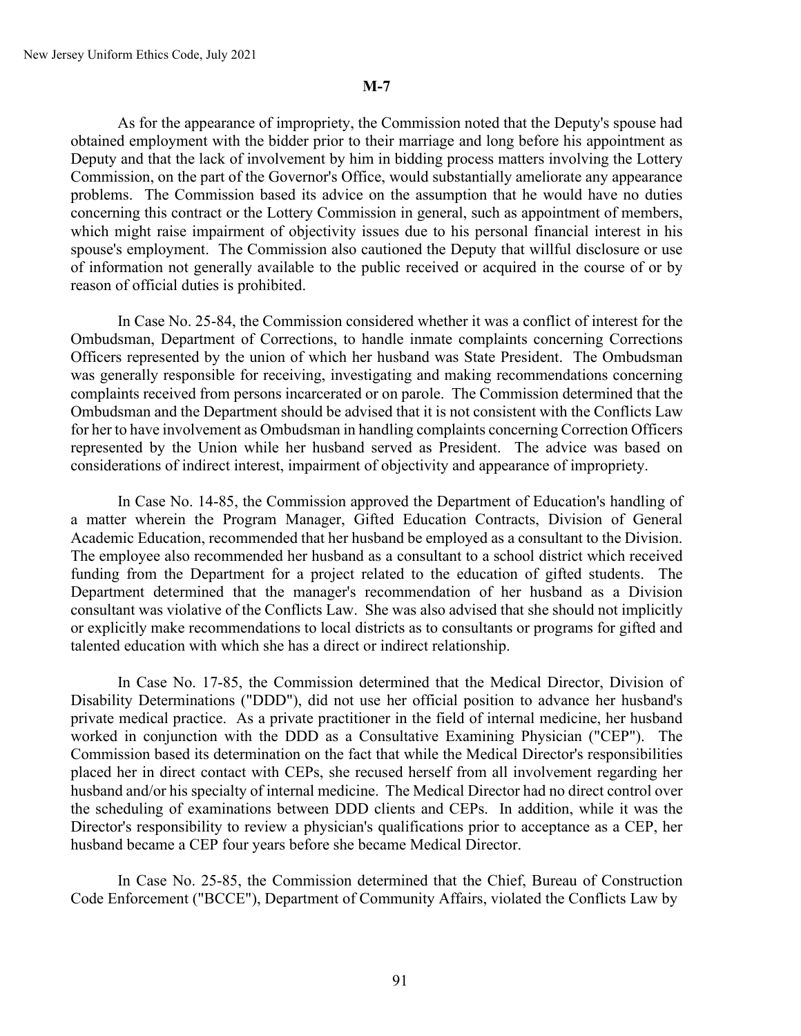**M-7**

As for the appearance of impropriety, the Commission noted that the Deputy's spouse had obtained employment with the bidder prior to their marriage and long before his appointment as Deputy and that the lack of involvement by him in bidding process matters involving the Lottery Commission, on the part of the Governor's Office, would substantially ameliorate any appearance problems. The Commission based its advice on the assumption that he would have no duties concerning this contract or the Lottery Commission in general, such as appointment of members, which might raise impairment of objectivity issues due to his personal financial interest in his spouse's employment. The Commission also cautioned the Deputy that willful disclosure or use of information not generally available to the public received or acquired in the course of or by reason of official duties is prohibited.

In Case No. 25-84, the Commission considered whether it was a conflict of interest for the Ombudsman, Department of Corrections, to handle inmate complaints concerning Corrections Officers represented by the union of which her husband was State President. The Ombudsman was generally responsible for receiving, investigating and making recommendations concerning complaints received from persons incarcerated or on parole. The Commission determined that the Ombudsman and the Department should be advised that it is not consistent with the Conflicts Law for her to have involvement as Ombudsman in handling complaints concerning Correction Officers represented by the Union while her husband served as President. The advice was based on considerations of indirect interest, impairment of objectivity and appearance of impropriety.

In Case No. 14-85, the Commission approved the Department of Education's handling of a matter wherein the Program Manager, Gifted Education Contracts, Division of General Academic Education, recommended that her husband be employed as a consultant to the Division. The employee also recommended her husband as a consultant to a school district which received funding from the Department for a project related to the education of gifted students. The Department determined that the manager's recommendation of her husband as a Division consultant was violative of the Conflicts Law. She was also advised that she should not implicitly or explicitly make recommendations to local districts as to consultants or programs for gifted and talented education with which she has a direct or indirect relationship.

In Case No. 17-85, the Commission determined that the Medical Director, Division of Disability Determinations ("DDD"), did not use her official position to advance her husband's private medical practice. As a private practitioner in the field of internal medicine, her husband worked in conjunction with the DDD as a Consultative Examining Physician ("CEP"). The Commission based its determination on the fact that while the Medical Director's responsibilities placed her in direct contact with CEPs, she recused herself from all involvement regarding her husband and/or his specialty of internal medicine. The Medical Director had no direct control over the scheduling of examinations between DDD clients and CEPs. In addition, while it was the Director's responsibility to review a physician's qualifications prior to acceptance as a CEP, her husband became a CEP four years before she became Medical Director.

In Case No. 25-85, the Commission determined that the Chief, Bureau of Construction Code Enforcement ("BCCE"), Department of Community Affairs, violated the Conflicts Law by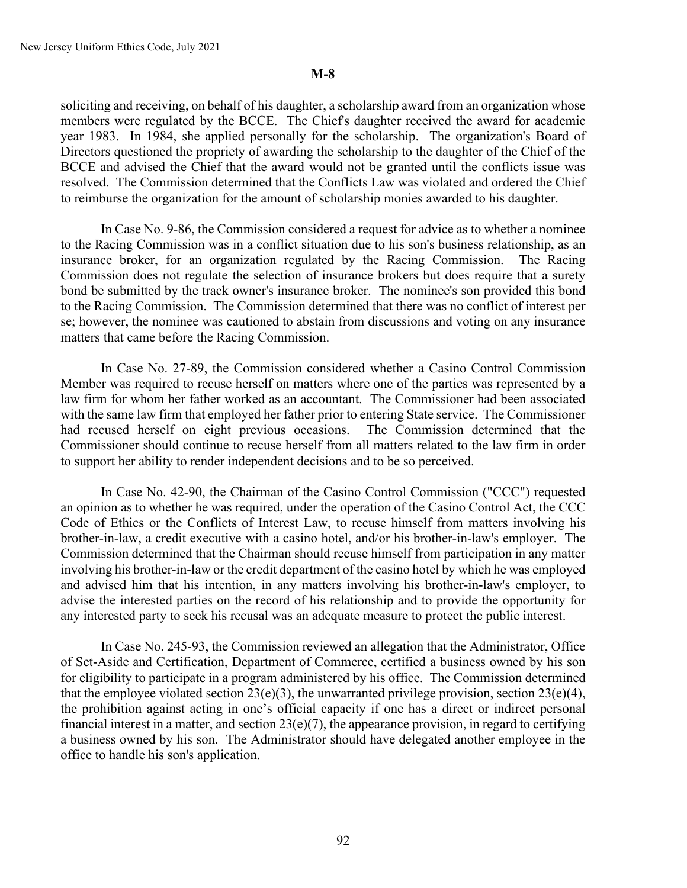**M-8**

soliciting and receiving, on behalf of his daughter, a scholarship award from an organization whose members were regulated by the BCCE. The Chief's daughter received the award for academic year 1983. In 1984, she applied personally for the scholarship. The organization's Board of Directors questioned the propriety of awarding the scholarship to the daughter of the Chief of the BCCE and advised the Chief that the award would not be granted until the conflicts issue was resolved. The Commission determined that the Conflicts Law was violated and ordered the Chief to reimburse the organization for the amount of scholarship monies awarded to his daughter.

In Case No. 9-86, the Commission considered a request for advice as to whether a nominee to the Racing Commission was in a conflict situation due to his son's business relationship, as an insurance broker, for an organization regulated by the Racing Commission. The Racing Commission does not regulate the selection of insurance brokers but does require that a surety bond be submitted by the track owner's insurance broker. The nominee's son provided this bond to the Racing Commission. The Commission determined that there was no conflict of interest per se; however, the nominee was cautioned to abstain from discussions and voting on any insurance matters that came before the Racing Commission.

In Case No. 27-89, the Commission considered whether a Casino Control Commission Member was required to recuse herself on matters where one of the parties was represented by a law firm for whom her father worked as an accountant. The Commissioner had been associated with the same law firm that employed her father prior to entering State service. The Commissioner had recused herself on eight previous occasions. The Commission determined that the Commissioner should continue to recuse herself from all matters related to the law firm in order to support her ability to render independent decisions and to be so perceived.

In Case No. 42-90, the Chairman of the Casino Control Commission ("CCC") requested an opinion as to whether he was required, under the operation of the Casino Control Act, the CCC Code of Ethics or the Conflicts of Interest Law, to recuse himself from matters involving his brother-in-law, a credit executive with a casino hotel, and/or his brother-in-law's employer. The Commission determined that the Chairman should recuse himself from participation in any matter involving his brother-in-law or the credit department of the casino hotel by which he was employed and advised him that his intention, in any matters involving his brother-in-law's employer, to advise the interested parties on the record of his relationship and to provide the opportunity for any interested party to seek his recusal was an adequate measure to protect the public interest.

In Case No. 245-93, the Commission reviewed an allegation that the Administrator, Office of Set-Aside and Certification, Department of Commerce, certified a business owned by his son for eligibility to participate in a program administered by his office. The Commission determined that the employee violated section 23(e)(3), the unwarranted privilege provision, section 23(e)(4), the prohibition against acting in one's official capacity if one has a direct or indirect personal financial interest in a matter, and section 23(e)(7), the appearance provision, in regard to certifying a business owned by his son. The Administrator should have delegated another employee in the office to handle his son's application.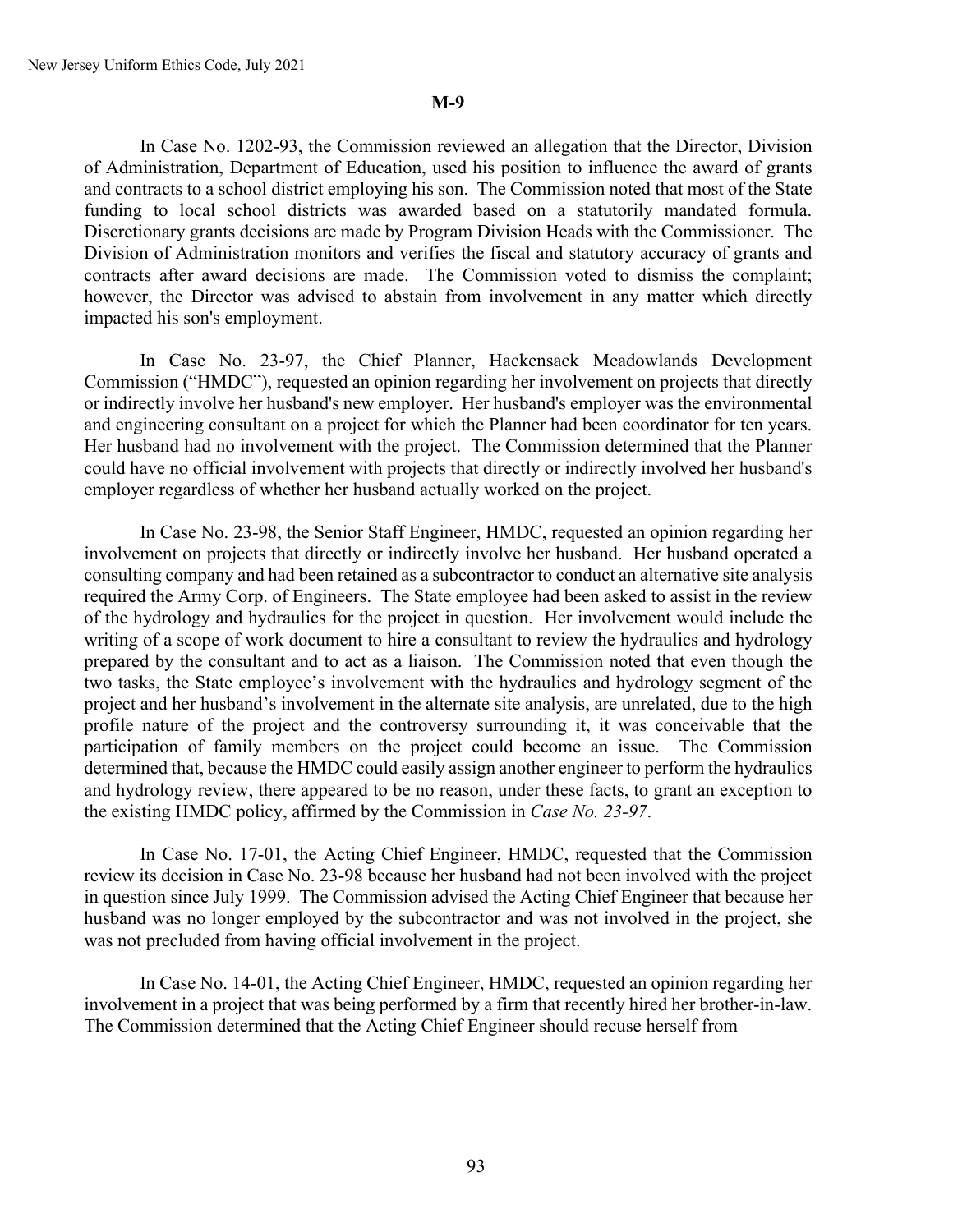**M-9**

In Case No. 1202-93, the Commission reviewed an allegation that the Director, Division of Administration, Department of Education, used his position to influence the award of grants and contracts to a school district employing his son. The Commission noted that most of the State funding to local school districts was awarded based on a statutorily mandated formula. Discretionary grants decisions are made by Program Division Heads with the Commissioner. The Division of Administration monitors and verifies the fiscal and statutory accuracy of grants and contracts after award decisions are made. The Commission voted to dismiss the complaint; however, the Director was advised to abstain from involvement in any matter which directly impacted his son's employment.

In Case No. 23-97, the Chief Planner, Hackensack Meadowlands Development Commission ("HMDC"), requested an opinion regarding her involvement on projects that directly or indirectly involve her husband's new employer. Her husband's employer was the environmental and engineering consultant on a project for which the Planner had been coordinator for ten years. Her husband had no involvement with the project. The Commission determined that the Planner could have no official involvement with projects that directly or indirectly involved her husband's employer regardless of whether her husband actually worked on the project.

In Case No. 23-98, the Senior Staff Engineer, HMDC, requested an opinion regarding her involvement on projects that directly or indirectly involve her husband. Her husband operated a consulting company and had been retained as a subcontractor to conduct an alternative site analysis required the Army Corp. of Engineers. The State employee had been asked to assist in the review of the hydrology and hydraulics for the project in question. Her involvement would include the writing of a scope of work document to hire a consultant to review the hydraulics and hydrology prepared by the consultant and to act as a liaison. The Commission noted that even though the two tasks, the State employee's involvement with the hydraulics and hydrology segment of the project and her husband's involvement in the alternate site analysis, are unrelated, due to the high profile nature of the project and the controversy surrounding it, it was conceivable that the participation of family members on the project could become an issue. The Commission determined that, because the HMDC could easily assign another engineer to perform the hydraulics and hydrology review, there appeared to be no reason, under these facts, to grant an exception to the existing HMDC policy, affirmed by the Commission in *Case No. 23-97*.

In Case No. 17-01, the Acting Chief Engineer, HMDC, requested that the Commission review its decision in Case No. 23-98 because her husband had not been involved with the project in question since July 1999. The Commission advised the Acting Chief Engineer that because her husband was no longer employed by the subcontractor and was not involved in the project, she was not precluded from having official involvement in the project.

In Case No. 14-01, the Acting Chief Engineer, HMDC, requested an opinion regarding her involvement in a project that was being performed by a firm that recently hired her brother-in-law. The Commission determined that the Acting Chief Engineer should recuse herself from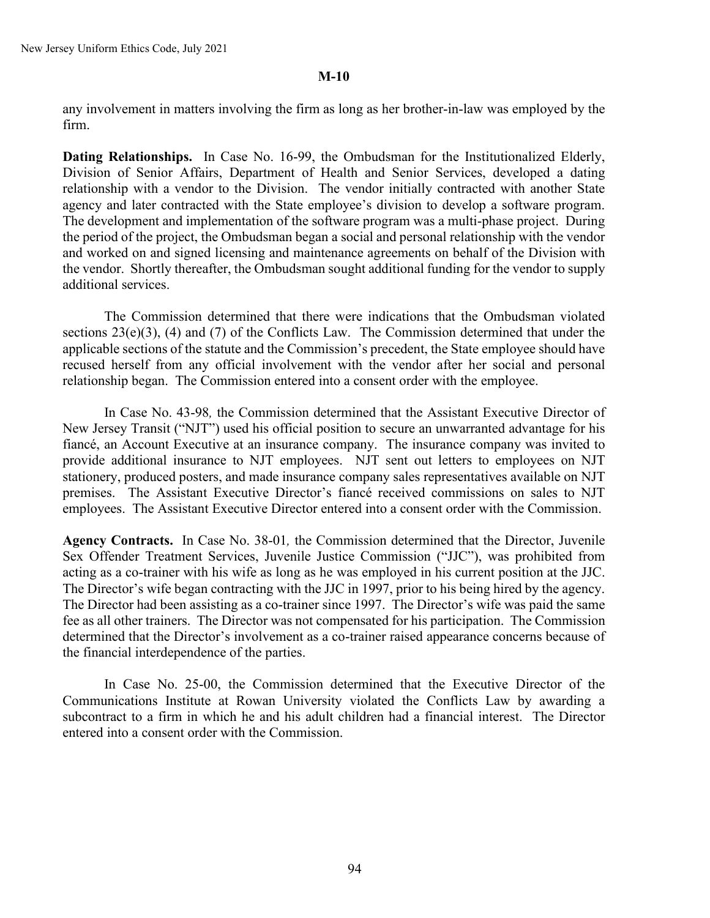any involvement in matters involving the firm as long as her brother-in-law was employed by the firm.

**Dating Relationships.** In Case No. 16-99, the Ombudsman for the Institutionalized Elderly, Division of Senior Affairs, Department of Health and Senior Services, developed a dating relationship with a vendor to the Division. The vendor initially contracted with another State agency and later contracted with the State employee's division to develop a software program. The development and implementation of the software program was a multi-phase project. During the period of the project, the Ombudsman began a social and personal relationship with the vendor and worked on and signed licensing and maintenance agreements on behalf of the Division with the vendor. Shortly thereafter, the Ombudsman sought additional funding for the vendor to supply additional services.

The Commission determined that there were indications that the Ombudsman violated sections 23(e)(3), (4) and (7) of the Conflicts Law. The Commission determined that under the applicable sections of the statute and the Commission's precedent, the State employee should have recused herself from any official involvement with the vendor after her social and personal relationship began. The Commission entered into a consent order with the employee.

In Case No. 43-98*,* the Commission determined that the Assistant Executive Director of New Jersey Transit ("NJT") used his official position to secure an unwarranted advantage for his fiancé, an Account Executive at an insurance company. The insurance company was invited to provide additional insurance to NJT employees. NJT sent out letters to employees on NJT stationery, produced posters, and made insurance company sales representatives available on NJT premises. The Assistant Executive Director's fiancé received commissions on sales to NJT employees. The Assistant Executive Director entered into a consent order with the Commission.

**Agency Contracts.** In Case No. 38-01*,* the Commission determined that the Director, Juvenile Sex Offender Treatment Services, Juvenile Justice Commission ("JJC"), was prohibited from acting as a co-trainer with his wife as long as he was employed in his current position at the JJC. The Director's wife began contracting with the JJC in 1997, prior to his being hired by the agency. The Director had been assisting as a co-trainer since 1997. The Director's wife was paid the same fee as all other trainers. The Director was not compensated for his participation. The Commission determined that the Director's involvement as a co-trainer raised appearance concerns because of the financial interdependence of the parties.

In Case No. 25-00, the Commission determined that the Executive Director of the Communications Institute at Rowan University violated the Conflicts Law by awarding a subcontract to a firm in which he and his adult children had a financial interest. The Director entered into a consent order with the Commission.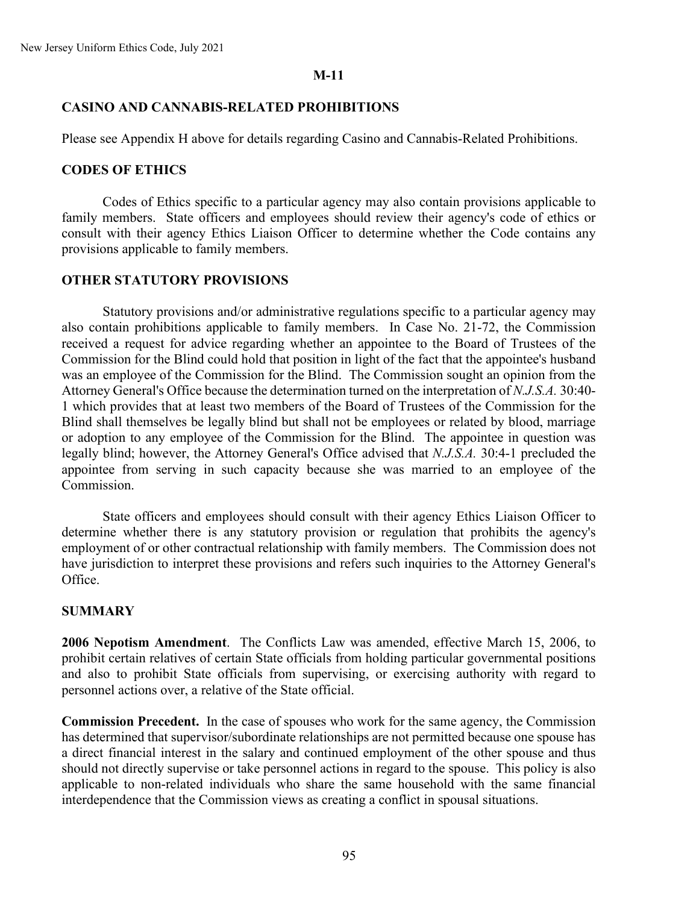**M-11**

## CASINO AND CANNABIS-RELATED PROHIBITIONS

Please see Appendix H above for details regarding Casino and Cannabis-Related Prohibitions.

## CODES OF ETHICS

Codes of Ethics specific to a particular agency may also contain provisions applicable to family members. State officers and employees should review their agency's code of ethics or consult with their agency Ethics Liaison Officer to determine whether the Code contains any provisions applicable to family members.

## OTHER STATUTORY PROVISIONS

Statutory provisions and/or administrative regulations specific to a particular agency may also contain prohibitions applicable to family members. In Case No. 21-72, the Commission received a request for advice regarding whether an appointee to the Board of Trustees of the Commission for the Blind could hold that position in light of the fact that the appointee's husband was an employee of the Commission for the Blind. The Commission sought an opinion from the Attorney General's Office because the determination turned on the interpretation of *N.J.S.A.* 30:40-1 which provides that at least two members of the Board of Trustees of the Commission for the Blind shall themselves be legally blind but shall not be employees or related by blood, marriage or adoption to any employee of the Commission for the Blind. The appointee in question was legally blind; however, the Attorney General's Office advised that *N.J.S.A.* 30:4-1 precluded the appointee from serving in such capacity because she was married to an employee of the Commission.

State officers and employees should consult with their agency Ethics Liaison Officer to determine whether there is any statutory provision or regulation that prohibits the agency's employment of or other contractual relationship with family members. The Commission does not have jurisdiction to interpret these provisions and refers such inquiries to the Attorney General's Office.

## SUMMARY

**2006 Nepotism Amendment**. The Conflicts Law was amended, effective March 15, 2006, to prohibit certain relatives of certain State officials from holding particular governmental positions and also to prohibit State officials from supervising, or exercising authority with regard to personnel actions over, a relative of the State official.

**Commission Precedent.** In the case of spouses who work for the same agency, the Commission has determined that supervisor/subordinate relationships are not permitted because one spouse has a direct financial interest in the salary and continued employment of the other spouse and thus should not directly supervise or take personnel actions in regard to the spouse. This policy is also applicable to non-related individuals who share the same household with the same financial interdependence that the Commission views as creating a conflict in spousal situations.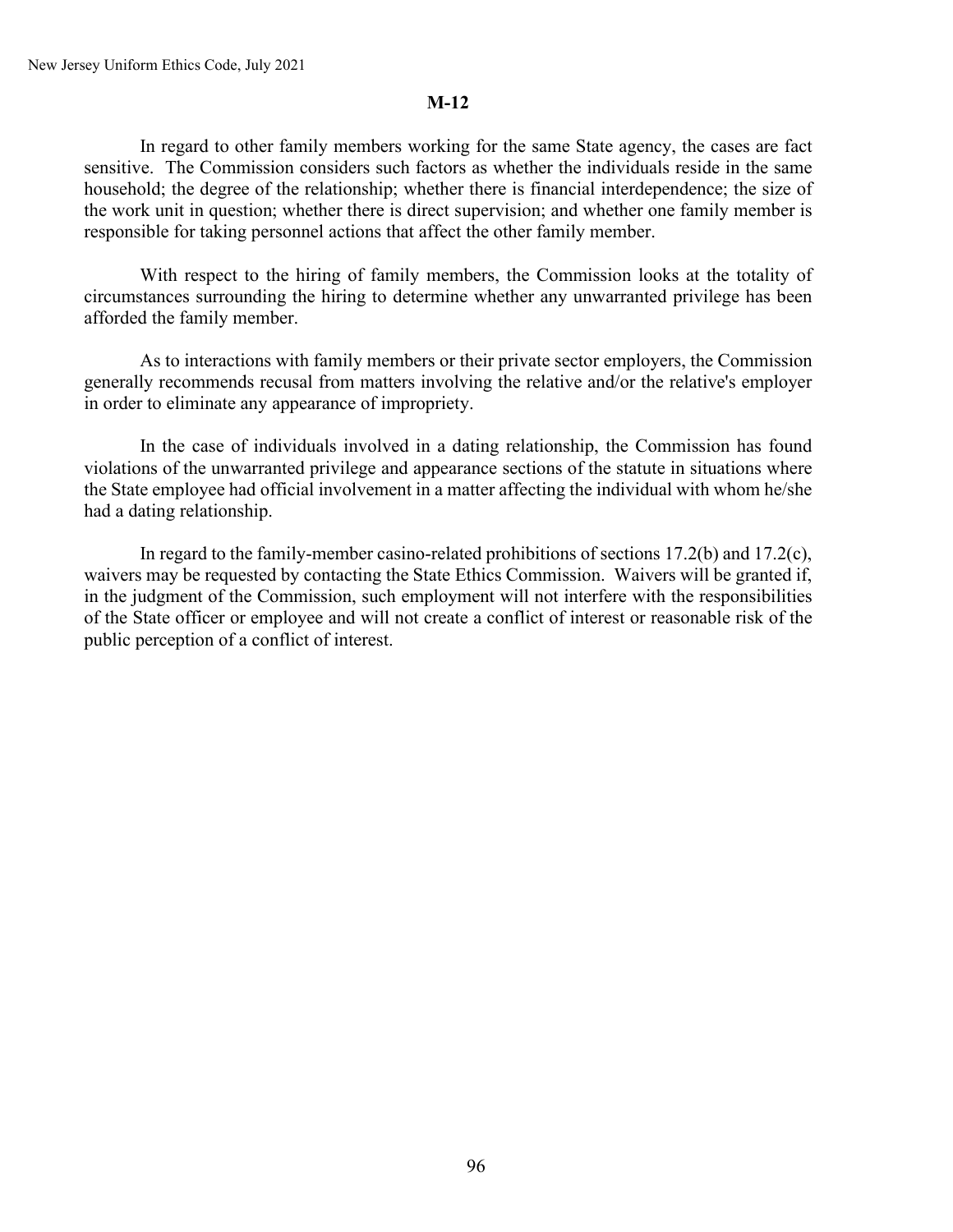## M-12

In regard to other family members working for the same State agency, the cases are fact sensitive. The Commission considers such factors as whether the individuals reside in the same household; the degree of the relationship; whether there is financial interdependence; the size of the work unit in question; whether there is direct supervision; and whether one family member is responsible for taking personnel actions that affect the other family member.

With respect to the hiring of family members, the Commission looks at the totality of circumstances surrounding the hiring to determine whether any unwarranted privilege has been afforded the family member.

As to interactions with family members or their private sector employers, the Commission generally recommends recusal from matters involving the relative and/or the relative's employer in order to eliminate any appearance of impropriety.

In the case of individuals involved in a dating relationship, the Commission has found violations of the unwarranted privilege and appearance sections of the statute in situations where the State employee had official involvement in a matter affecting the individual with whom he/she had a dating relationship.

In regard to the family-member casino-related prohibitions of sections 17.2(b) and 17.2(c), waivers may be requested by contacting the State Ethics Commission. Waivers will be granted if, in the judgment of the Commission, such employment will not interfere with the responsibilities of the State officer or employee and will not create a conflict of interest or reasonable risk of the public perception of a conflict of interest.